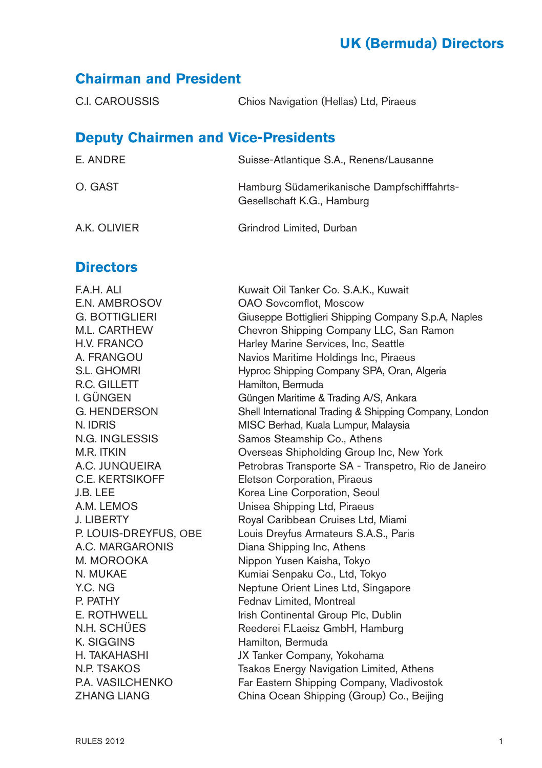# UK (Bermuda) Directors

## Chairman and President

| | |
|---|---|
| C.I. CAROUSSIS | Chios Navigation (Hellas) Ltd, Piraeus |

## Deputy Chairmen and Vice-Presidents

| | |
|---|---|
| E. ANDRE | Suisse-Atlantique S.A., Renens/Lausanne |
| O. GAST | Hamburg Südamerikanische Dampfschifffahrts-Gesellschaft K.G., Hamburg |
| A.K. OLIVIER | Grindrod Limited, Durban |

## Directors

| | |
|---|---|
| F.A.H. ALI | Kuwait Oil Tanker Co. S.A.K., Kuwait |
| E.N. AMBROSOV | OAO Sovcomflot, Moscow |
| G. BOTTIGLIERI | Giuseppe Bottiglieri Shipping Company S.p.A, Naples |
| M.L. CARTHEW | Chevron Shipping Company LLC, San Ramon |
| H.V. FRANCO | Harley Marine Services, Inc, Seattle |
| A. FRANGOU | Navios Maritime Holdings Inc, Piraeus |
| S.L. GHOMRI | Hyproc Shipping Company SPA, Oran, Algeria |
| R.C. GILLETT | Hamilton, Bermuda |
| I. GÜNGEN | Güngen Maritime & Trading A/S, Ankara |
| G. HENDERSON | Shell International Trading & Shipping Company, London |
| N. IDRIS | MISC Berhad, Kuala Lumpur, Malaysia |
| N.G. INGLESSIS | Samos Steamship Co., Athens |
| M.R. ITKIN | Overseas Shipholding Group Inc, New York |
| A.C. JUNQUEIRA | Petrobras Transporte SA - Transpetro, Rio de Janeiro |
| C.E. KERTSIKOFF | Eletson Corporation, Piraeus |
| J.B. LEE | Korea Line Corporation, Seoul |
| A.M. LEMOS | Unisea Shipping Ltd, Piraeus |
| J. LIBERTY | Royal Caribbean Cruises Ltd, Miami |
| P. LOUIS-DREYFUS, OBE | Louis Dreyfus Armateurs S.A.S., Paris |
| A.C. MARGARONIS | Diana Shipping Inc, Athens |
| M. MOROOKA | Nippon Yusen Kaisha, Tokyo |
| N. MUKAE | Kumiai Senpaku Co., Ltd, Tokyo |
| Y.C. NG | Neptune Orient Lines Ltd, Singapore |
| P. PATHY | Fednav Limited, Montreal |
| E. ROTHWELL | Irish Continental Group Plc, Dublin |
| N.H. SCHÜES | Reederei F.Laeisz GmbH, Hamburg |
| K. SIGGINS | Hamilton, Bermuda |
| H. TAKAHASHI | JX Tanker Company, Yokohama |
| N.P. TSAKOS | Tsakos Energy Navigation Limited, Athens |
| P.A. VASILCHENKO | Far Eastern Shipping Company, Vladivostok |
| ZHANG LIANG | China Ocean Shipping (Group) Co., Beijing |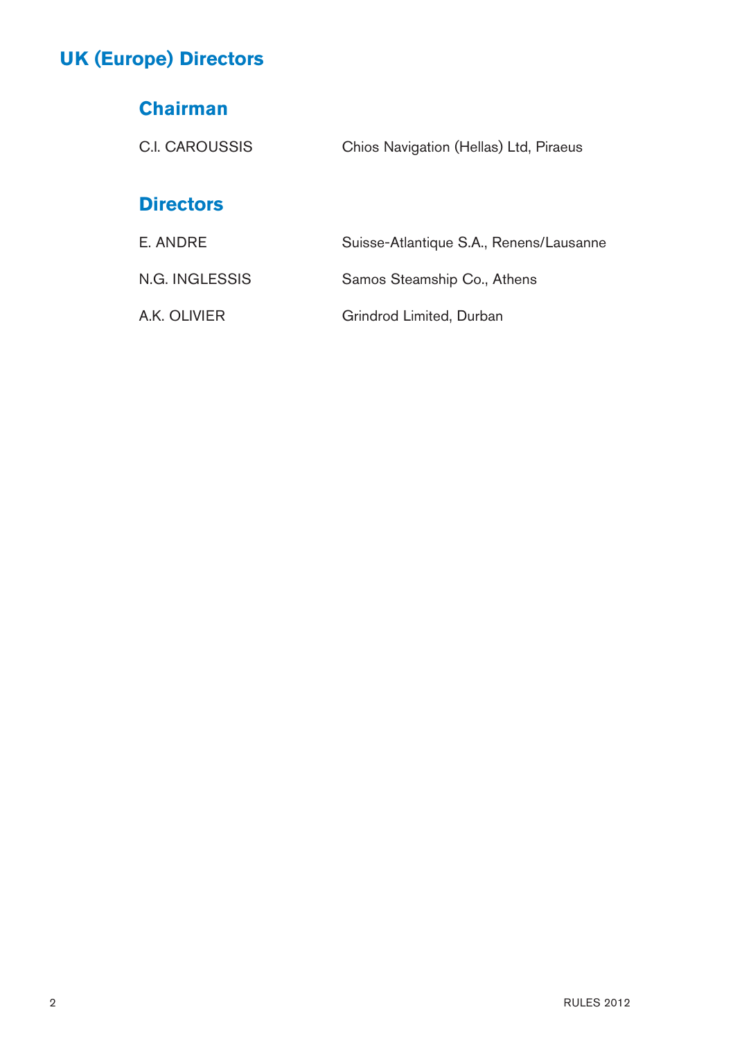# UK (Europe) Directors

## Chairman

| | |
|---|---|
| C.I. CAROUSSIS | Chios Navigation (Hellas) Ltd, Piraeus |

## Directors

| | |
|---|---|
| E. ANDRE | Suisse-Atlantique S.A., Renens/Lausanne |
| N.G. INGLESSIS | Samos Steamship Co., Athens |
| A.K. OLIVIER | Grindrod Limited, Durban |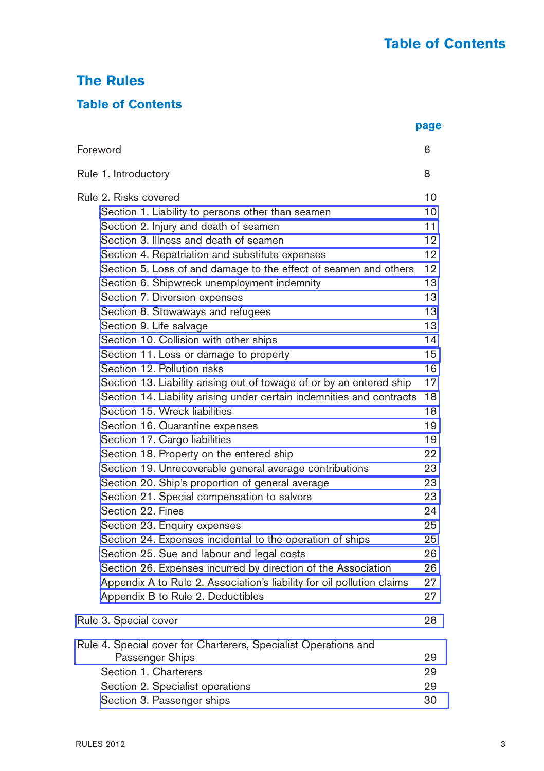# Table of Contents

## The Rules

### Table of Contents

| | page |
|---|---|
| Foreword | 6 |
| Rule 1. Introductory | 8 |
| Rule 2. Risks covered | 10 |
| Section 1. Liability to persons other than seamen | 10 |
| Section 2. Injury and death of seamen | 11 |
| Section 3. Illness and death of seamen | 12 |
| Section 4. Repatriation and substitute expenses | 12 |
| Section 5. Loss of and damage to the effect of seamen and others | 12 |
| Section 6. Shipwreck unemployment indemnity | 13 |
| Section 7. Diversion expenses | 13 |
| Section 8. Stowaways and refugees | 13 |
| Section 9. Life salvage | 13 |
| Section 10. Collision with other ships | 14 |
| Section 11. Loss or damage to property | 15 |
| Section 12. Pollution risks | 16 |
| Section 13. Liability arising out of towage of or by an entered ship | 17 |
| Section 14. Liability arising under certain indemnities and contracts | 18 |
| Section 15. Wreck liabilities | 18 |
| Section 16. Quarantine expenses | 19 |
| Section 17. Cargo liabilities | 19 |
| Section 18. Property on the entered ship | 22 |
| Section 19. Unrecoverable general average contributions | 23 |
| Section 20. Ship's proportion of general average | 23 |
| Section 21. Special compensation to salvors | 23 |
| Section 22. Fines | 24 |
| Section 23. Enquiry expenses | 25 |
| Section 24. Expenses incidental to the operation of ships | 25 |
| Section 25. Sue and labour and legal costs | 26 |
| Section 26. Expenses incurred by direction of the Association | 26 |
| Appendix A to Rule 2. Association's liability for oil pollution claims | 27 |
| Appendix B to Rule 2. Deductibles | 27 |
| Rule 3. Special cover | 28 |
| Rule 4. Special cover for Charterers, Specialist Operations and Passenger Ships | 29 |
| Section 1. Charterers | 29 |
| Section 2. Specialist operations | 29 |
| Section 3. Passenger ships | 30 |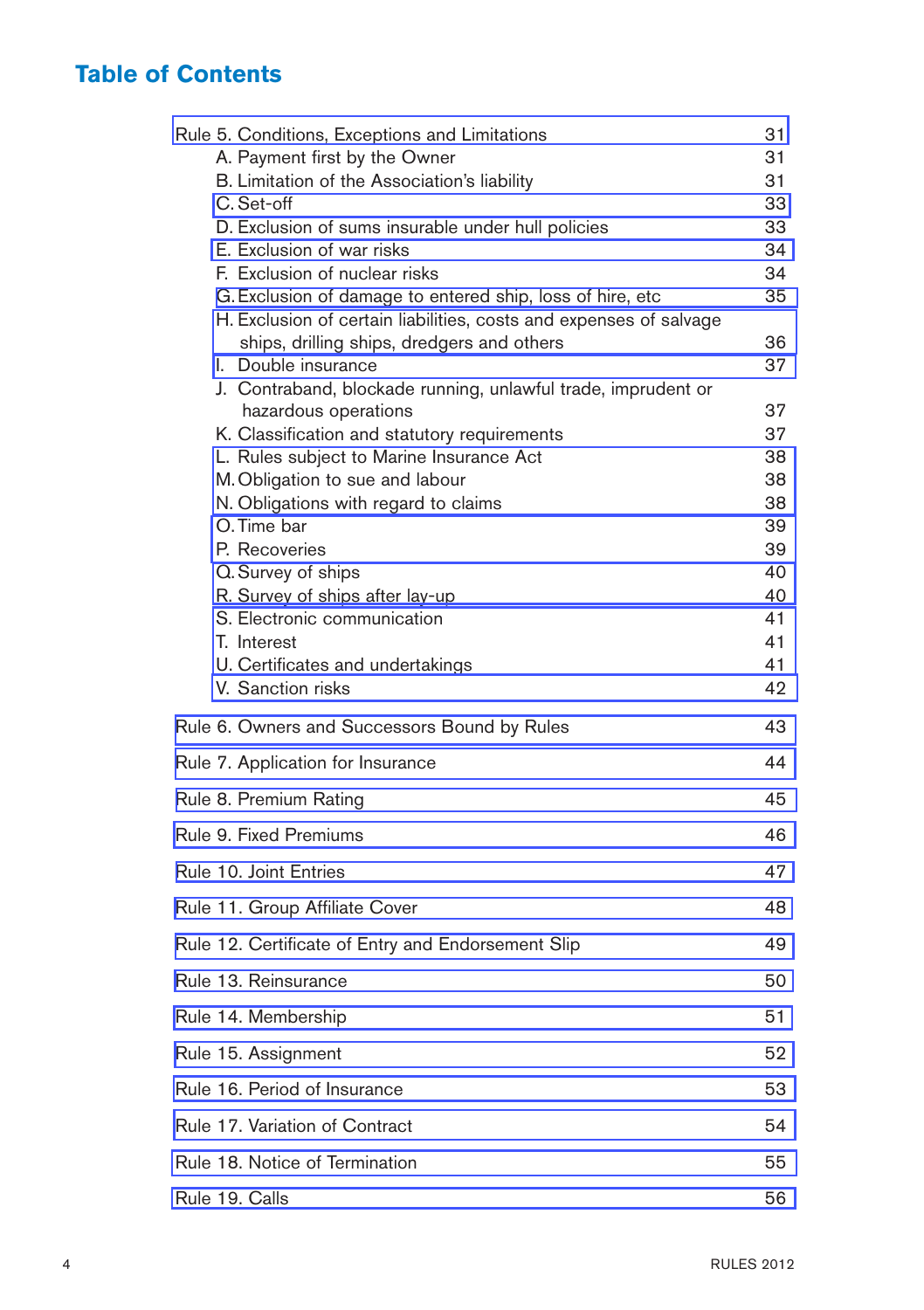## Table of Contents

| | |
|---|---|
| Rule 5. Conditions, Exceptions and Limitations | 31 |
| A. Payment first by the Owner | 31 |
| B. Limitation of the Association's liability | 31 |
| C. Set-off | 33 |
| D. Exclusion of sums insurable under hull policies | 33 |
| E. Exclusion of war risks | 34 |
| F. Exclusion of nuclear risks | 34 |
| G. Exclusion of damage to entered ship, loss of hire, etc | 35 |
| H. Exclusion of certain liabilities, costs and expenses of salvage ships, drilling ships, dredgers and others | 36 |
| I. Double insurance | 37 |
| J. Contraband, blockade running, unlawful trade, imprudent or hazardous operations | 37 |
| K. Classification and statutory requirements | 37 |
| L. Rules subject to Marine Insurance Act | 38 |
| M. Obligation to sue and labour | 38 |
| N. Obligations with regard to claims | 38 |
| O. Time bar | 39 |
| P. Recoveries | 39 |
| Q. Survey of ships | 40 |
| R. Survey of ships after lay-up | 40 |
| S. Electronic communication | 41 |
| T. Interest | 41 |
| U. Certificates and undertakings | 41 |
| V. Sanction risks | 42 |
| Rule 6. Owners and Successors Bound by Rules | 43 |
| Rule 7. Application for Insurance | 44 |
| Rule 8. Premium Rating | 45 |
| Rule 9. Fixed Premiums | 46 |
| Rule 10. Joint Entries | 47 |
| Rule 11. Group Affiliate Cover | 48 |
| Rule 12. Certificate of Entry and Endorsement Slip | 49 |
| Rule 13. Reinsurance | 50 |
| Rule 14. Membership | 51 |
| Rule 15. Assignment | 52 |
| Rule 16. Period of Insurance | 53 |
| Rule 17. Variation of Contract | 54 |
| Rule 18. Notice of Termination | 55 |
| Rule 19. Calls | 56 |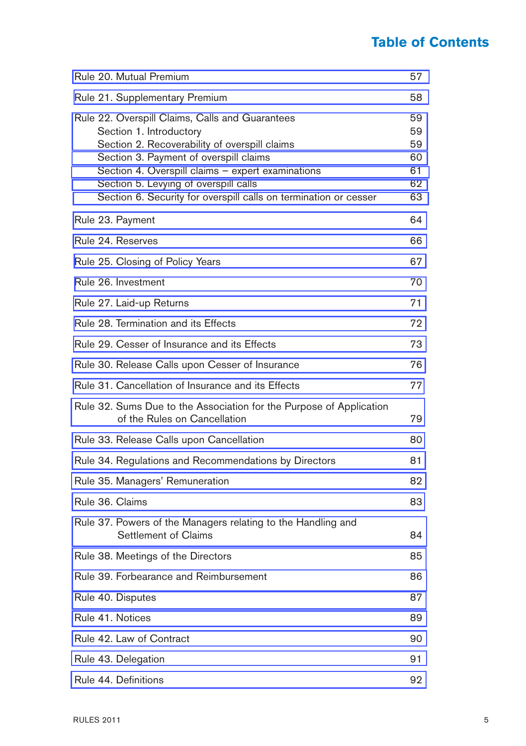## Table of Contents

| | |
|---|---|
| Rule 20. Mutual Premium | 57 |
| Rule 21. Supplementary Premium | 58 |
| Rule 22. Overspill Claims, Calls and Guarantees | 59 |
| Section 1. Introductory | 59 |
| Section 2. Recoverability of overspill claims | 59 |
| Section 3. Payment of overspill claims | 60 |
| Section 4. Overspill claims – expert examinations | 61 |
| Section 5. Levying of overspill calls | 62 |
| Section 6. Security for overspill calls on termination or cesser | 63 |
| Rule 23. Payment | 64 |
| Rule 24. Reserves | 66 |
| Rule 25. Closing of Policy Years | 67 |
| Rule 26. Investment | 70 |
| Rule 27. Laid-up Returns | 71 |
| Rule 28. Termination and its Effects | 72 |
| Rule 29. Cesser of Insurance and its Effects | 73 |
| Rule 30. Release Calls upon Cesser of Insurance | 76 |
| Rule 31. Cancellation of Insurance and its Effects | 77 |
| Rule 32. Sums Due to the Association for the Purpose of Application of the Rules on Cancellation | 79 |
| Rule 33. Release Calls upon Cancellation | 80 |
| Rule 34. Regulations and Recommendations by Directors | 81 |
| Rule 35. Managers' Remuneration | 82 |
| Rule 36. Claims | 83 |
| Rule 37. Powers of the Managers relating to the Handling and Settlement of Claims | 84 |
| Rule 38. Meetings of the Directors | 85 |
| Rule 39. Forbearance and Reimbursement | 86 |
| Rule 40. Disputes | 87 |
| Rule 41. Notices | 89 |
| Rule 42. Law of Contract | 90 |
| Rule 43. Delegation | 91 |
| Rule 44. Definitions | 92 |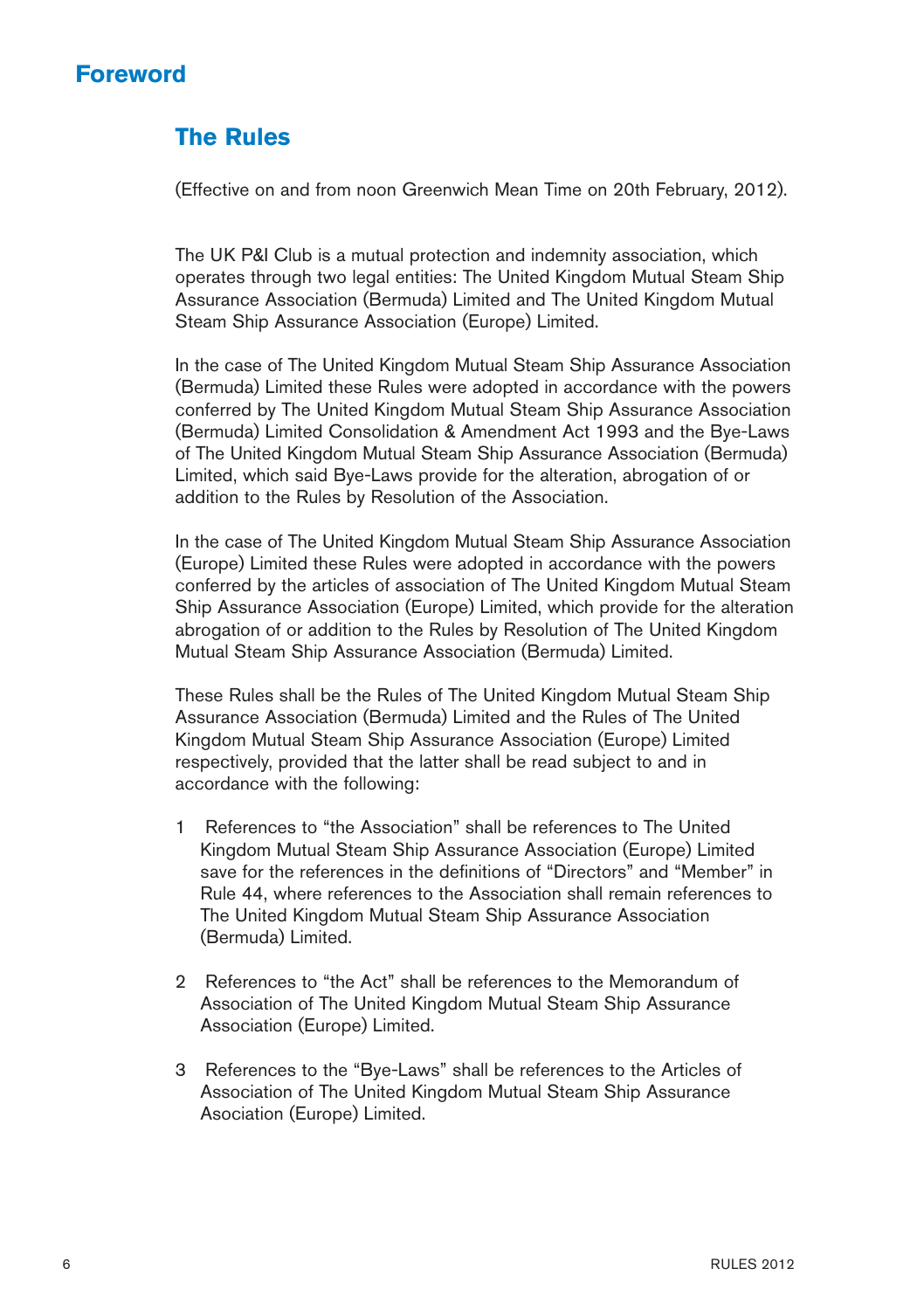# Foreword

## The Rules

(Effective on and from noon Greenwich Mean Time on 20th February, 2012).

The UK P&I Club is a mutual protection and indemnity association, which operates through two legal entities: The United Kingdom Mutual Steam Ship Assurance Association (Bermuda) Limited and The United Kingdom Mutual Steam Ship Assurance Association (Europe) Limited.

In the case of The United Kingdom Mutual Steam Ship Assurance Association (Bermuda) Limited these Rules were adopted in accordance with the powers conferred by The United Kingdom Mutual Steam Ship Assurance Association (Bermuda) Limited Consolidation & Amendment Act 1993 and the Bye-Laws of The United Kingdom Mutual Steam Ship Assurance Association (Bermuda) Limited, which said Bye-Laws provide for the alteration, abrogation of or addition to the Rules by Resolution of the Association.

In the case of The United Kingdom Mutual Steam Ship Assurance Association (Europe) Limited these Rules were adopted in accordance with the powers conferred by the articles of association of The United Kingdom Mutual Steam Ship Assurance Association (Europe) Limited, which provide for the alteration abrogation of or addition to the Rules by Resolution of The United Kingdom Mutual Steam Ship Assurance Association (Bermuda) Limited.

These Rules shall be the Rules of The United Kingdom Mutual Steam Ship Assurance Association (Bermuda) Limited and the Rules of The United Kingdom Mutual Steam Ship Assurance Association (Europe) Limited respectively, provided that the latter shall be read subject to and in accordance with the following:

1 References to “the Association” shall be references to The United Kingdom Mutual Steam Ship Assurance Association (Europe) Limited save for the references in the definitions of “Directors” and “Member” in Rule 44, where references to the Association shall remain references to The United Kingdom Mutual Steam Ship Assurance Association (Bermuda) Limited.

2 References to “the Act” shall be references to the Memorandum of Association of The United Kingdom Mutual Steam Ship Assurance Association (Europe) Limited.

3 References to the “Bye-Laws” shall be references to the Articles of Association of The United Kingdom Mutual Steam Ship Assurance Asociation (Europe) Limited.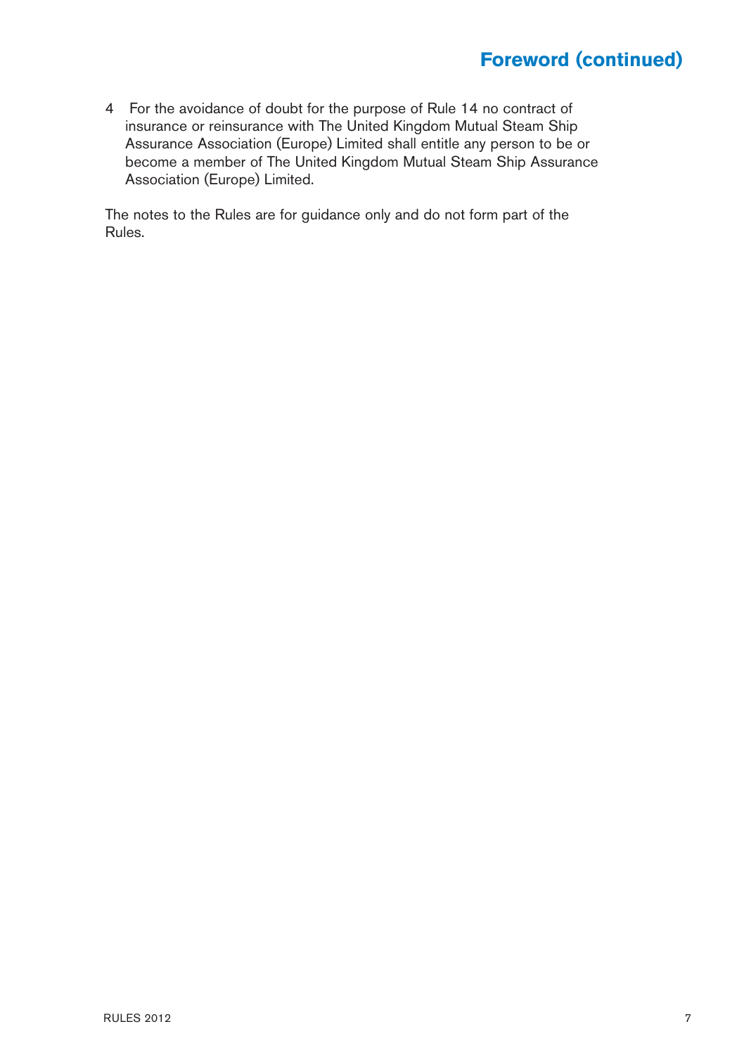## Foreword (continued)

4 For the avoidance of doubt for the purpose of Rule 14 no contract of insurance or reinsurance with The United Kingdom Mutual Steam Ship Assurance Association (Europe) Limited shall entitle any person to be or become a member of The United Kingdom Mutual Steam Ship Assurance Association (Europe) Limited.

The notes to the Rules are for guidance only and do not form part of the Rules.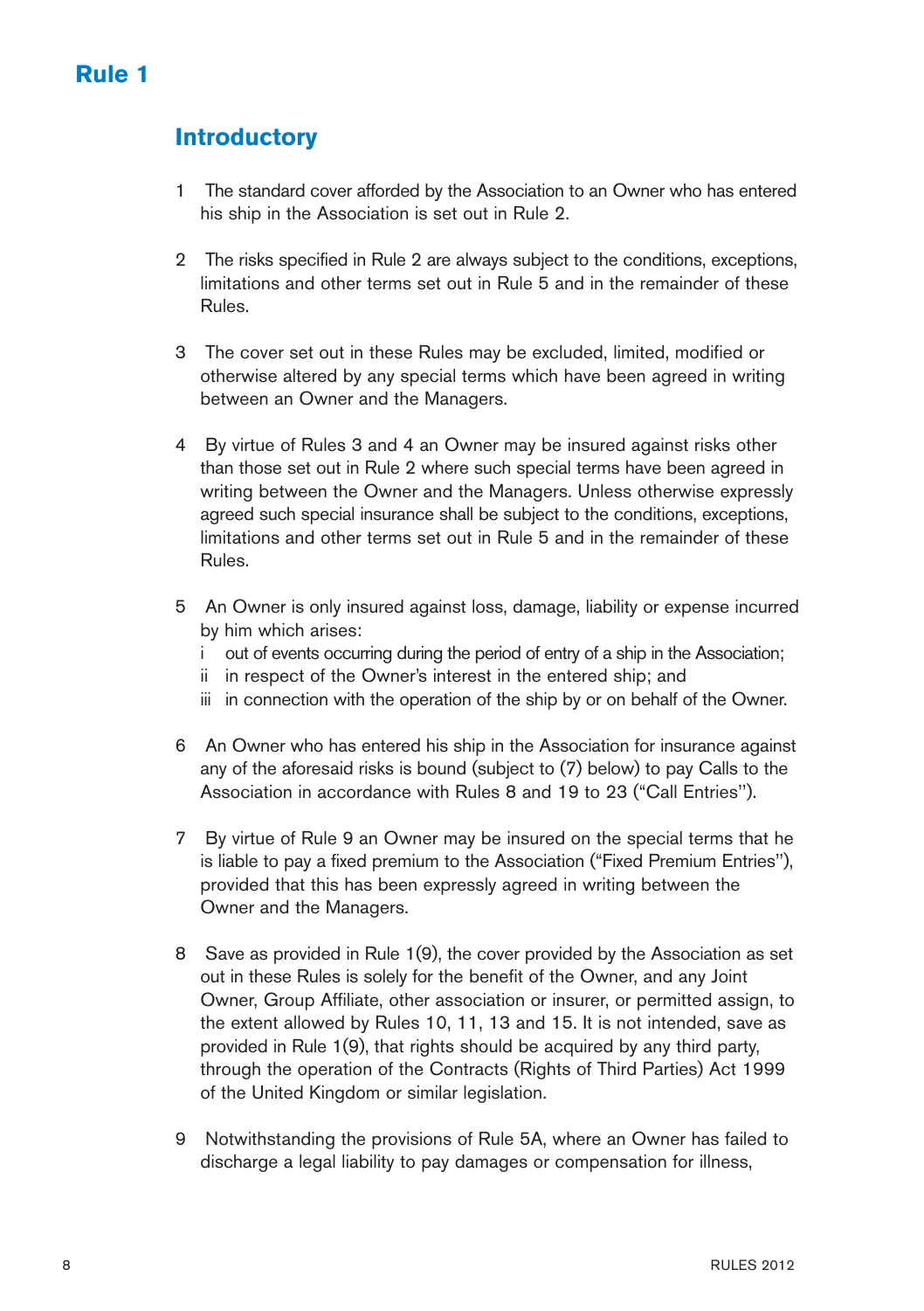# Rule 1

## Introductory

1 The standard cover afforded by the Association to an Owner who has entered his ship in the Association is set out in Rule 2.

2 The risks specified in Rule 2 are always subject to the conditions, exceptions, limitations and other terms set out in Rule 5 and in the remainder of these Rules.

3 The cover set out in these Rules may be excluded, limited, modified or otherwise altered by any special terms which have been agreed in writing between an Owner and the Managers.

4 By virtue of Rules 3 and 4 an Owner may be insured against risks other than those set out in Rule 2 where such special terms have been agreed in writing between the Owner and the Managers. Unless otherwise expressly agreed such special insurance shall be subject to the conditions, exceptions, limitations and other terms set out in Rule 5 and in the remainder of these Rules.

5 An Owner is only insured against loss, damage, liability or expense incurred by him which arises:

- i out of events occurring during the period of entry of a ship in the Association;
- ii in respect of the Owner's interest in the entered ship; and
- iii in connection with the operation of the ship by or on behalf of the Owner.

6 An Owner who has entered his ship in the Association for insurance against any of the aforesaid risks is bound (subject to (7) below) to pay Calls to the Association in accordance with Rules 8 and 19 to 23 ("Call Entries").

7 By virtue of Rule 9 an Owner may be insured on the special terms that he is liable to pay a fixed premium to the Association ("Fixed Premium Entries"), provided that this has been expressly agreed in writing between the Owner and the Managers.

8 Save as provided in Rule 1(9), the cover provided by the Association as set out in these Rules is solely for the benefit of the Owner, and any Joint Owner, Group Affiliate, other association or insurer, or permitted assign, to the extent allowed by Rules 10, 11, 13 and 15. It is not intended, save as provided in Rule 1(9), that rights should be acquired by any third party, through the operation of the Contracts (Rights of Third Parties) Act 1999 of the United Kingdom or similar legislation.

9 Notwithstanding the provisions of Rule 5A, where an Owner has failed to discharge a legal liability to pay damages or compensation for illness,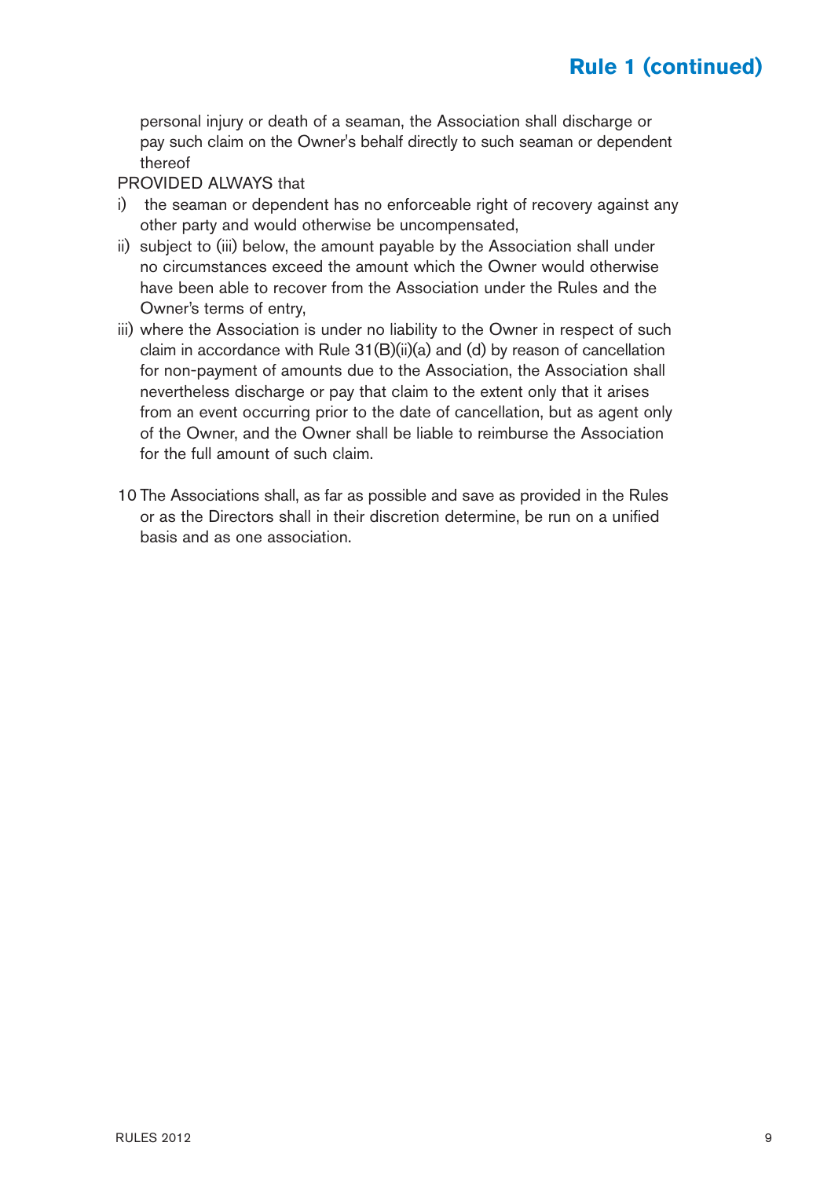personal injury or death of a seaman, the Association shall discharge or pay such claim on the Owner's behalf directly to such seaman or dependent thereof

PROVIDED ALWAYS that

i) the seaman or dependent has no enforceable right of recovery against any other party and would otherwise be uncompensated,

ii) subject to (iii) below, the amount payable by the Association shall under no circumstances exceed the amount which the Owner would otherwise have been able to recover from the Association under the Rules and the Owner's terms of entry,

iii) where the Association is under no liability to the Owner in respect of such claim in accordance with Rule 31(B)(ii)(a) and (d) by reason of cancellation for non-payment of amounts due to the Association, the Association shall nevertheless discharge or pay that claim to the extent only that it arises from an event occurring prior to the date of cancellation, but as agent only of the Owner, and the Owner shall be liable to reimburse the Association for the full amount of such claim.

10 The Associations shall, as far as possible and save as provided in the Rules or as the Directors shall in their discretion determine, be run on a unified basis and as one association.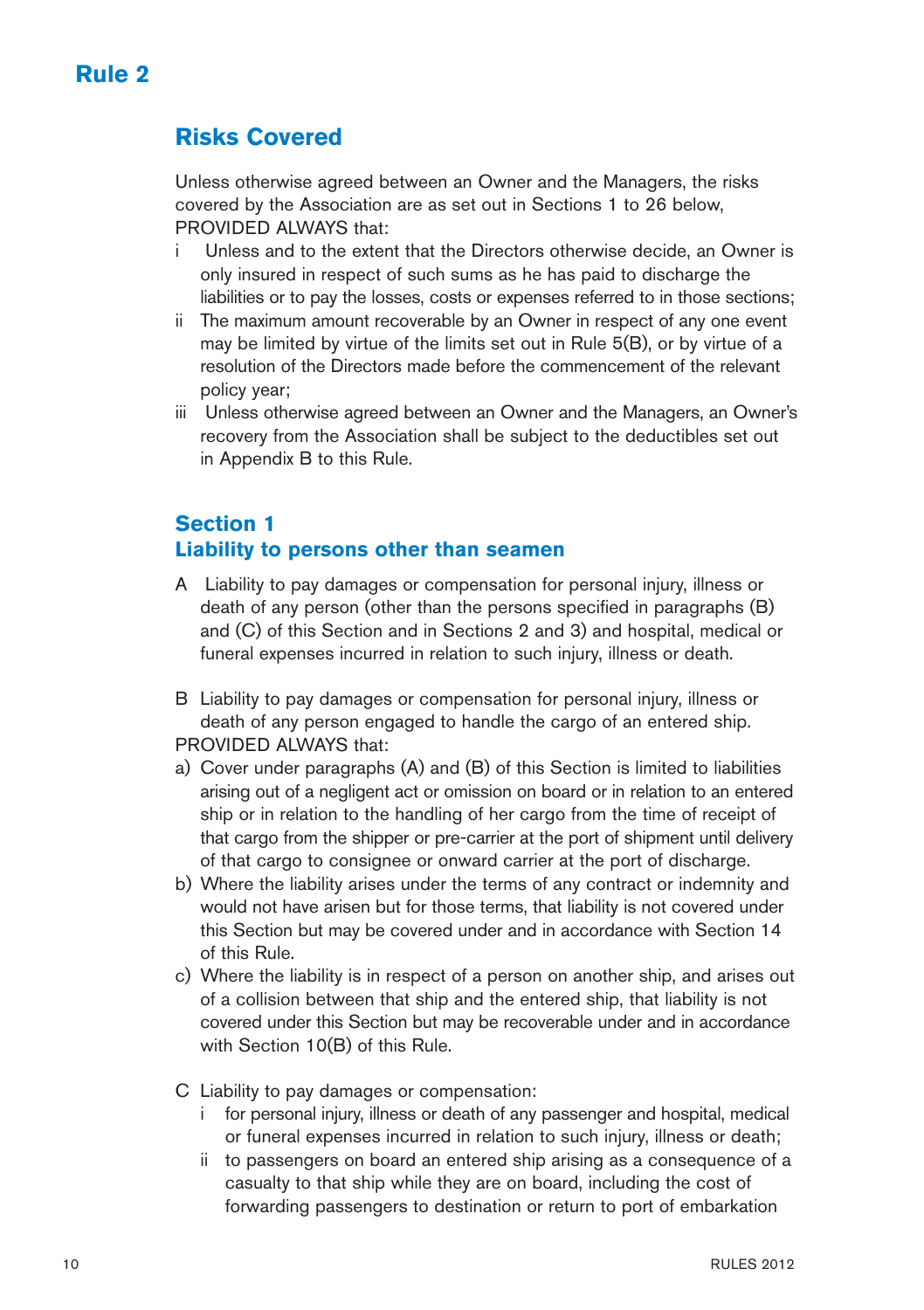# Rule 2

## Risks Covered

Unless otherwise agreed between an Owner and the Managers, the risks covered by the Association are as set out in Sections 1 to 26 below, PROVIDED ALWAYS that:

i Unless and to the extent that the Directors otherwise decide, an Owner is only insured in respect of such sums as he has paid to discharge the liabilities or to pay the losses, costs or expenses referred to in those sections;

ii The maximum amount recoverable by an Owner in respect of any one event may be limited by virtue of the limits set out in Rule 5(B), or by virtue of a resolution of the Directors made before the commencement of the relevant policy year;

iii Unless otherwise agreed between an Owner and the Managers, an Owner's recovery from the Association shall be subject to the deductibles set out in Appendix B to this Rule.

### Section 1
### Liability to persons other than seamen

A Liability to pay damages or compensation for personal injury, illness or death of any person (other than the persons specified in paragraphs (B) and (C) of this Section and in Sections 2 and 3) and hospital, medical or funeral expenses incurred in relation to such injury, illness or death.

B Liability to pay damages or compensation for personal injury, illness or death of any person engaged to handle the cargo of an entered ship.

PROVIDED ALWAYS that:

a) Cover under paragraphs (A) and (B) of this Section is limited to liabilities arising out of a negligent act or omission on board or in relation to an entered ship or in relation to the handling of her cargo from the time of receipt of that cargo from the shipper or pre-carrier at the port of shipment until delivery of that cargo to consignee or onward carrier at the port of discharge.

b) Where the liability arises under the terms of any contract or indemnity and would not have arisen but for those terms, that liability is not covered under this Section but may be covered under and in accordance with Section 14 of this Rule.

c) Where the liability is in respect of a person on another ship, and arises out of a collision between that ship and the entered ship, that liability is not covered under this Section but may be recoverable under and in accordance with Section 10(B) of this Rule.

C Liability to pay damages or compensation:

i for personal injury, illness or death of any passenger and hospital, medical or funeral expenses incurred in relation to such injury, illness or death;

ii to passengers on board an entered ship arising as a consequence of a casualty to that ship while they are on board, including the cost of forwarding passengers to destination or return to port of embarkation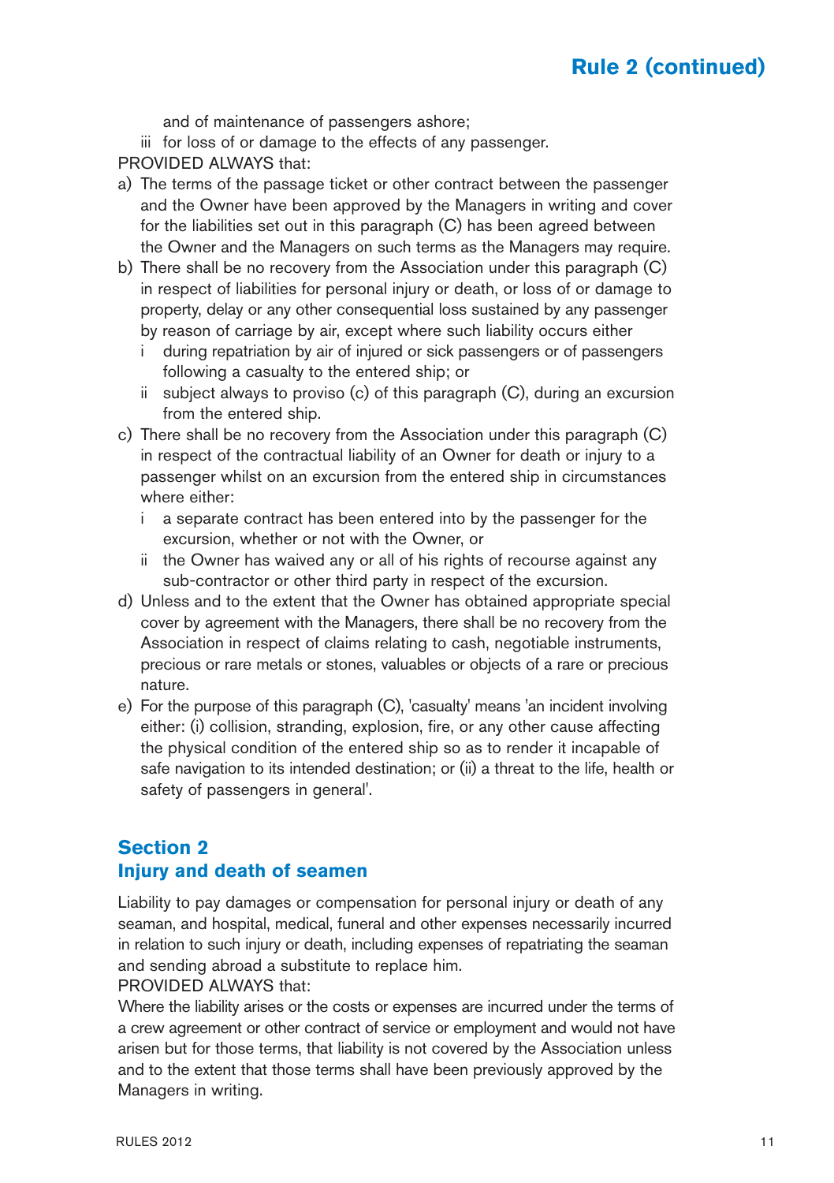and of maintenance of passengers ashore;

iii for loss of or damage to the effects of any passenger.

PROVIDED ALWAYS that:

a) The terms of the passage ticket or other contract between the passenger and the Owner have been approved by the Managers in writing and cover for the liabilities set out in this paragraph (C) has been agreed between the Owner and the Managers on such terms as the Managers may require.

b) There shall be no recovery from the Association under this paragraph (C) in respect of liabilities for personal injury or death, or loss of or damage to property, delay or any other consequential loss sustained by any passenger by reason of carriage by air, except where such liability occurs either

   i during repatriation by air of injured or sick passengers or of passengers following a casualty to the entered ship; or

   ii subject always to proviso (c) of this paragraph (C), during an excursion from the entered ship.

c) There shall be no recovery from the Association under this paragraph (C) in respect of the contractual liability of an Owner for death or injury to a passenger whilst on an excursion from the entered ship in circumstances where either:

   i a separate contract has been entered into by the passenger for the excursion, whether or not with the Owner, or

   ii the Owner has waived any or all of his rights of recourse against any sub-contractor or other third party in respect of the excursion.

d) Unless and to the extent that the Owner has obtained appropriate special cover by agreement with the Managers, there shall be no recovery from the Association in respect of claims relating to cash, negotiable instruments, precious or rare metals or stones, valuables or objects of a rare or precious nature.

e) For the purpose of this paragraph (C), 'casualty' means 'an incident involving either: (i) collision, stranding, explosion, fire, or any other cause affecting the physical condition of the entered ship so as to render it incapable of safe navigation to its intended destination; or (ii) a threat to the life, health or safety of passengers in general'.

## Section 2
## Injury and death of seamen

Liability to pay damages or compensation for personal injury or death of any seaman, and hospital, medical, funeral and other expenses necessarily incurred in relation to such injury or death, including expenses of repatriating the seaman and sending abroad a substitute to replace him.

PROVIDED ALWAYS that:

Where the liability arises or the costs or expenses are incurred under the terms of a crew agreement or other contract of service or employment and would not have arisen but for those terms, that liability is not covered by the Association unless and to the extent that those terms shall have been previously approved by the Managers in writing.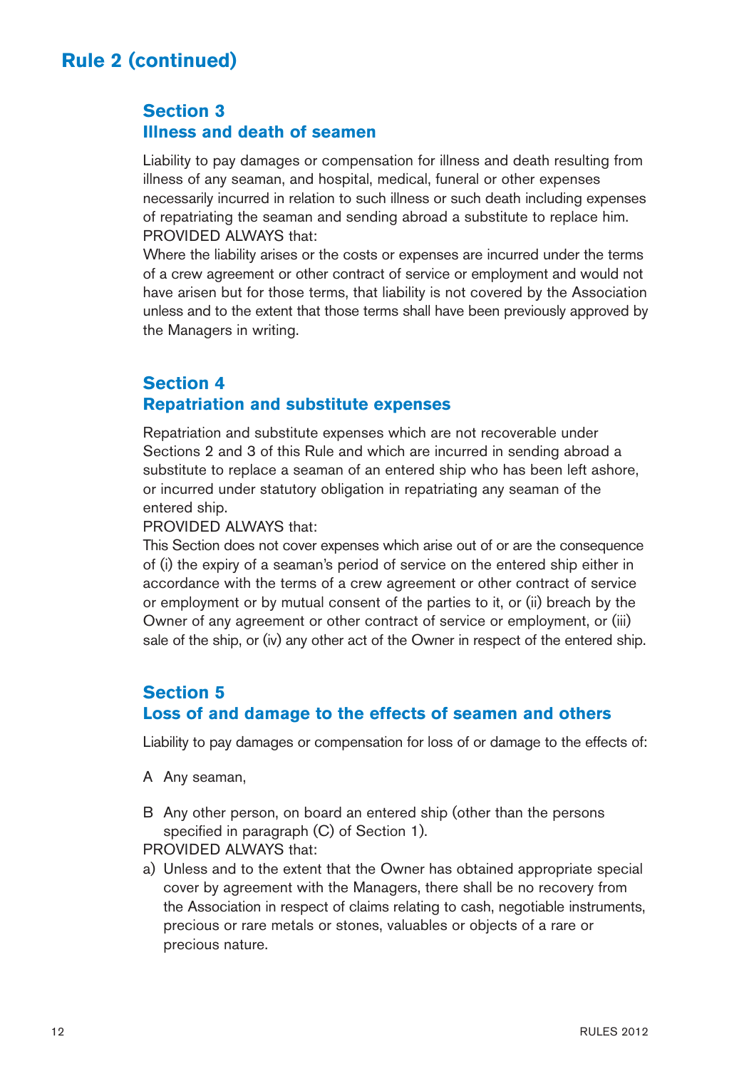# Rule 2 (continued)

## Section 3
## Illness and death of seamen

Liability to pay damages or compensation for illness and death resulting from illness of any seaman, and hospital, medical, funeral or other expenses necessarily incurred in relation to such illness or such death including expenses of repatriating the seaman and sending abroad a substitute to replace him.
PROVIDED ALWAYS that:
Where the liability arises or the costs or expenses are incurred under the terms of a crew agreement or other contract of service or employment and would not have arisen but for those terms, that liability is not covered by the Association unless and to the extent that those terms shall have been previously approved by the Managers in writing.

## Section 4
## Repatriation and substitute expenses

Repatriation and substitute expenses which are not recoverable under Sections 2 and 3 of this Rule and which are incurred in sending abroad a substitute to replace a seaman of an entered ship who has been left ashore, or incurred under statutory obligation in repatriating any seaman of the entered ship.
PROVIDED ALWAYS that:
This Section does not cover expenses which arise out of or are the consequence of (i) the expiry of a seaman's period of service on the entered ship either in accordance with the terms of a crew agreement or other contract of service or employment or by mutual consent of the parties to it, or (ii) breach by the Owner of any agreement or other contract of service or employment, or (iii) sale of the ship, or (iv) any other act of the Owner in respect of the entered ship.

## Section 5
## Loss of and damage to the effects of seamen and others

Liability to pay damages or compensation for loss of or damage to the effects of:

A Any seaman,

B Any other person, on board an entered ship (other than the persons specified in paragraph (C) of Section 1).

PROVIDED ALWAYS that:

a) Unless and to the extent that the Owner has obtained appropriate special cover by agreement with the Managers, there shall be no recovery from the Association in respect of claims relating to cash, negotiable instruments, precious or rare metals or stones, valuables or objects of a rare or precious nature.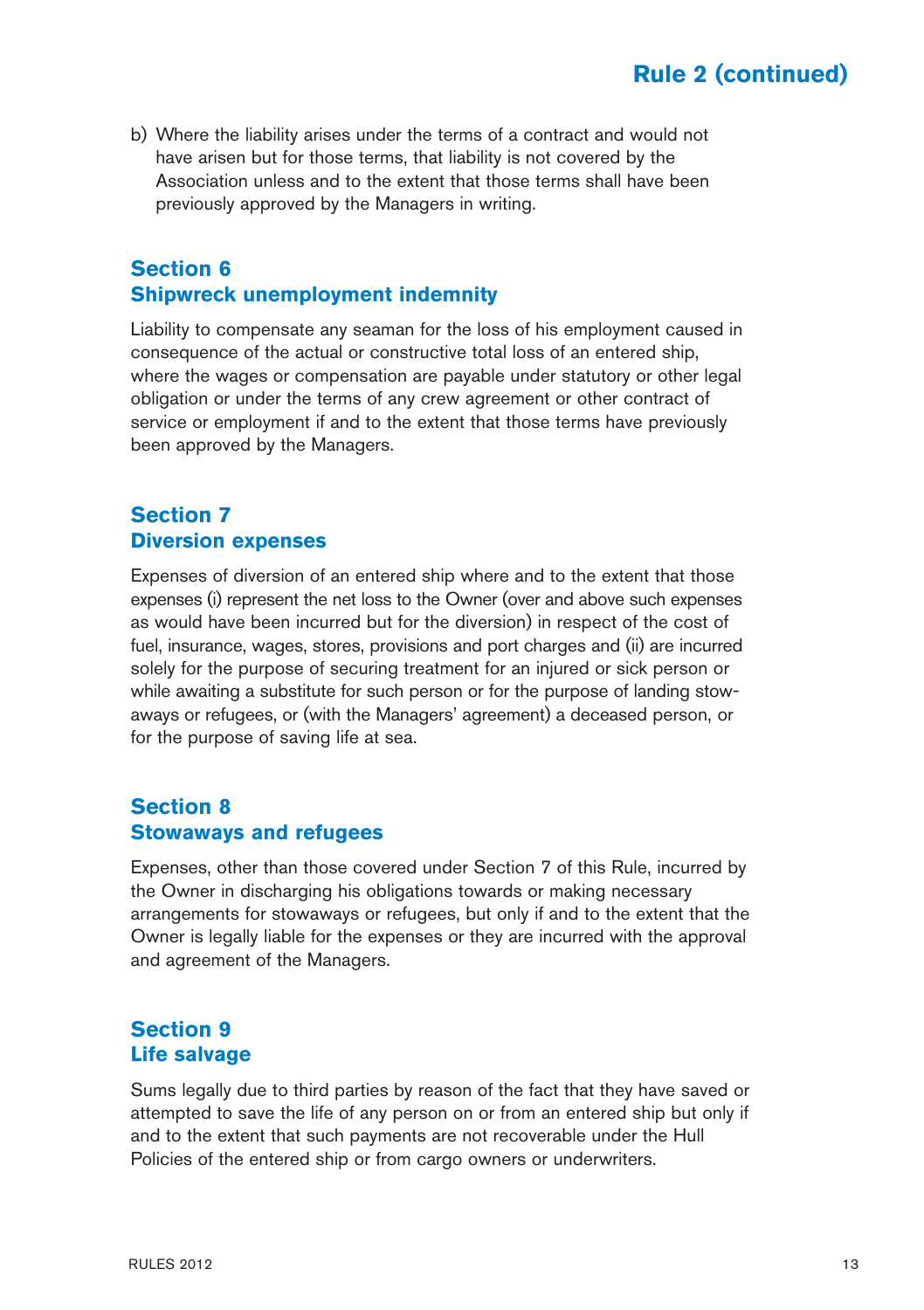b) Where the liability arises under the terms of a contract and would not have arisen but for those terms, that liability is not covered by the Association unless and to the extent that those terms shall have been previously approved by the Managers in writing.

## Section 6
## Shipwreck unemployment indemnity

Liability to compensate any seaman for the loss of his employment caused in consequence of the actual or constructive total loss of an entered ship, where the wages or compensation are payable under statutory or other legal obligation or under the terms of any crew agreement or other contract of service or employment if and to the extent that those terms have previously been approved by the Managers.

## Section 7
## Diversion expenses

Expenses of diversion of an entered ship where and to the extent that those expenses (i) represent the net loss to the Owner (over and above such expenses as would have been incurred but for the diversion) in respect of the cost of fuel, insurance, wages, stores, provisions and port charges and (ii) are incurred solely for the purpose of securing treatment for an injured or sick person or while awaiting a substitute for such person or for the purpose of landing stowaways or refugees, or (with the Managers' agreement) a deceased person, or for the purpose of saving life at sea.

## Section 8
## Stowaways and refugees

Expenses, other than those covered under Section 7 of this Rule, incurred by the Owner in discharging his obligations towards or making necessary arrangements for stowaways or refugees, but only if and to the extent that the Owner is legally liable for the expenses or they are incurred with the approval and agreement of the Managers.

## Section 9
## Life salvage

Sums legally due to third parties by reason of the fact that they have saved or attempted to save the life of any person on or from an entered ship but only if and to the extent that such payments are not recoverable under the Hull Policies of the entered ship or from cargo owners or underwriters.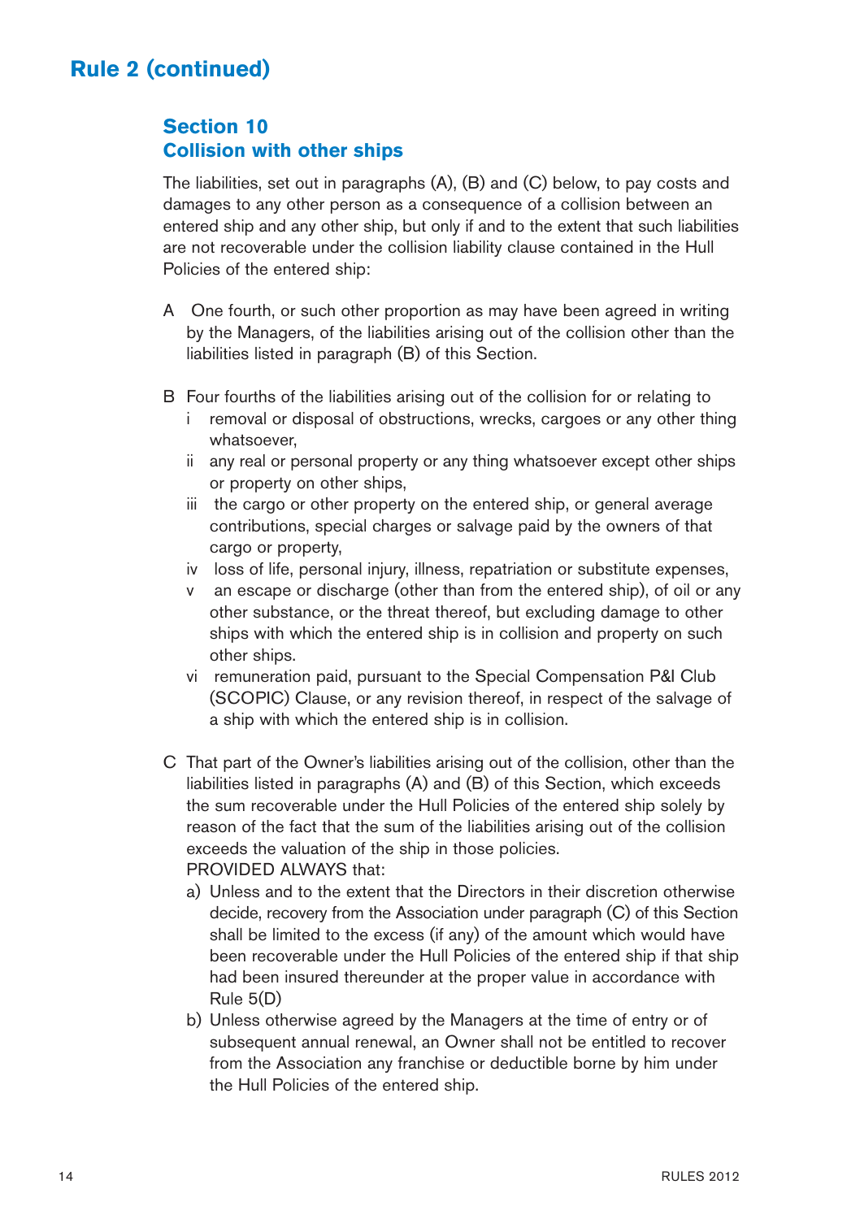## Rule 2 (continued)

### Section 10
### Collision with other ships

The liabilities, set out in paragraphs (A), (B) and (C) below, to pay costs and damages to any other person as a consequence of a collision between an entered ship and any other ship, but only if and to the extent that such liabilities are not recoverable under the collision liability clause contained in the Hull Policies of the entered ship:

A One fourth, or such other proportion as may have been agreed in writing by the Managers, of the liabilities arising out of the collision other than the liabilities listed in paragraph (B) of this Section.

B Four fourths of the liabilities arising out of the collision for or relating to
- i removal or disposal of obstructions, wrecks, cargoes or any other thing whatsoever,
- ii any real or personal property or any thing whatsoever except other ships or property on other ships,
- iii the cargo or other property on the entered ship, or general average contributions, special charges or salvage paid by the owners of that cargo or property,
- iv loss of life, personal injury, illness, repatriation or substitute expenses,
- v an escape or discharge (other than from the entered ship), of oil or any other substance, or the threat thereof, but excluding damage to other ships with which the entered ship is in collision and property on such other ships.
- vi remuneration paid, pursuant to the Special Compensation P&I Club (SCOPIC) Clause, or any revision thereof, in respect of the salvage of a ship with which the entered ship is in collision.

C That part of the Owner's liabilities arising out of the collision, other than the liabilities listed in paragraphs (A) and (B) of this Section, which exceeds the sum recoverable under the Hull Policies of the entered ship solely by reason of the fact that the sum of the liabilities arising out of the collision exceeds the valuation of the ship in those policies.

PROVIDED ALWAYS that:

a) Unless and to the extent that the Directors in their discretion otherwise decide, recovery from the Association under paragraph (C) of this Section shall be limited to the excess (if any) of the amount which would have been recoverable under the Hull Policies of the entered ship if that ship had been insured thereunder at the proper value in accordance with Rule 5(D)

b) Unless otherwise agreed by the Managers at the time of entry or of subsequent annual renewal, an Owner shall not be entitled to recover from the Association any franchise or deductible borne by him under the Hull Policies of the entered ship.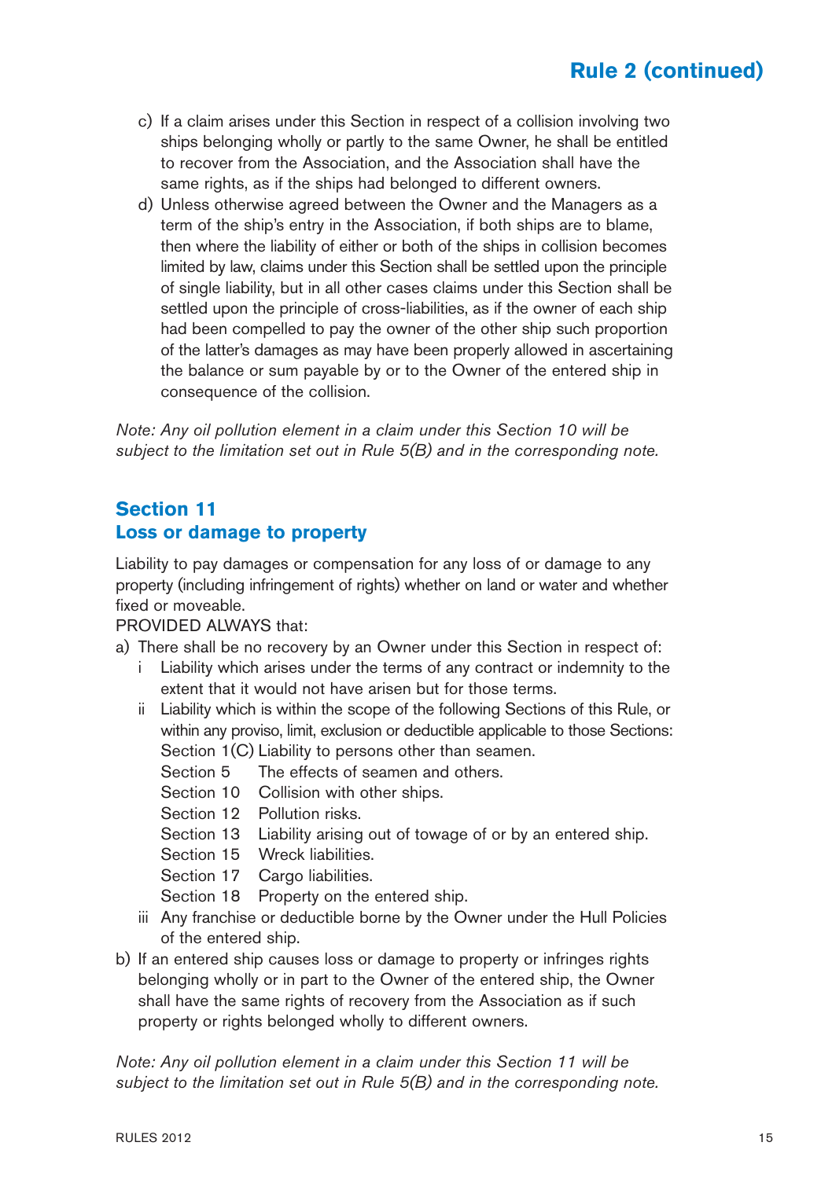c) If a claim arises under this Section in respect of a collision involving two ships belonging wholly or partly to the same Owner, he shall be entitled to recover from the Association, and the Association shall have the same rights, as if the ships had belonged to different owners.

d) Unless otherwise agreed between the Owner and the Managers as a term of the ship's entry in the Association, if both ships are to blame, then where the liability of either or both of the ships in collision becomes limited by law, claims under this Section shall be settled upon the principle of single liability, but in all other cases claims under this Section shall be settled upon the principle of cross-liabilities, as if the owner of each ship had been compelled to pay the owner of the other ship such proportion of the latter's damages as may have been properly allowed in ascertaining the balance or sum payable by or to the Owner of the entered ship in consequence of the collision.

*Note: Any oil pollution element in a claim under this Section 10 will be subject to the limitation set out in Rule 5(B) and in the corresponding note.*

## Section 11
## Loss or damage to property

Liability to pay damages or compensation for any loss of or damage to any property (including infringement of rights) whether on land or water and whether fixed or moveable.

PROVIDED ALWAYS that:

a) There shall be no recovery by an Owner under this Section in respect of:

   i Liability which arises under the terms of any contract or indemnity to the extent that it would not have arisen but for those terms.

   ii Liability which is within the scope of the following Sections of this Rule, or within any proviso, limit, exclusion or deductible applicable to those Sections:
   Section 1(C) Liability to persons other than seamen.
   Section 5 The effects of seamen and others.
   Section 10 Collision with other ships.
   Section 12 Pollution risks.
   Section 13 Liability arising out of towage of or by an entered ship.
   Section 15 Wreck liabilities.
   Section 17 Cargo liabilities.
   Section 18 Property on the entered ship.

   iii Any franchise or deductible borne by the Owner under the Hull Policies of the entered ship.

b) If an entered ship causes loss or damage to property or infringes rights belonging wholly or in part to the Owner of the entered ship, the Owner shall have the same rights of recovery from the Association as if such property or rights belonged wholly to different owners.

*Note: Any oil pollution element in a claim under this Section 11 will be subject to the limitation set out in Rule 5(B) and in the corresponding note.*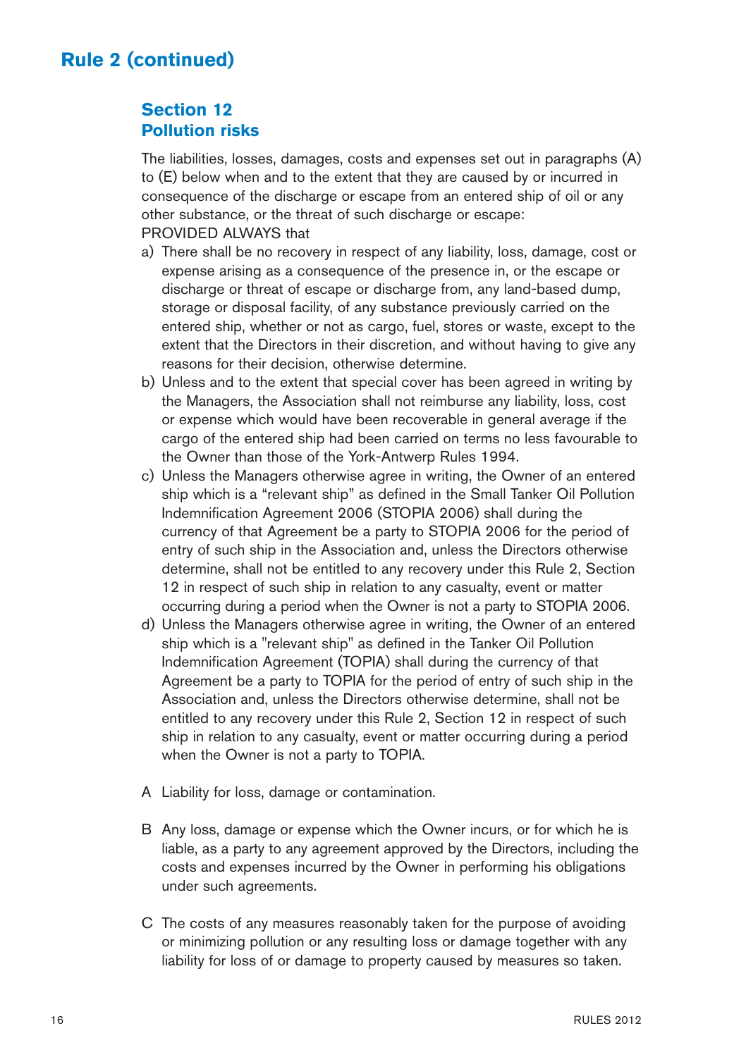## Rule 2 (continued)

### Section 12
### Pollution risks

The liabilities, losses, damages, costs and expenses set out in paragraphs (A) to (E) below when and to the extent that they are caused by or incurred in consequence of the discharge or escape from an entered ship of oil or any other substance, or the threat of such discharge or escape:

PROVIDED ALWAYS that

a) There shall be no recovery in respect of any liability, loss, damage, cost or expense arising as a consequence of the presence in, or the escape or discharge or threat of escape or discharge from, any land-based dump, storage or disposal facility, of any substance previously carried on the entered ship, whether or not as cargo, fuel, stores or waste, except to the extent that the Directors in their discretion, and without having to give any reasons for their decision, otherwise determine.

b) Unless and to the extent that special cover has been agreed in writing by the Managers, the Association shall not reimburse any liability, loss, cost or expense which would have been recoverable in general average if the cargo of the entered ship had been carried on terms no less favourable to the Owner than those of the York-Antwerp Rules 1994.

c) Unless the Managers otherwise agree in writing, the Owner of an entered ship which is a "relevant ship" as defined in the Small Tanker Oil Pollution Indemnification Agreement 2006 (STOPIA 2006) shall during the currency of that Agreement be a party to STOPIA 2006 for the period of entry of such ship in the Association and, unless the Directors otherwise determine, shall not be entitled to any recovery under this Rule 2, Section 12 in respect of such ship in relation to any casualty, event or matter occurring during a period when the Owner is not a party to STOPIA 2006.

d) Unless the Managers otherwise agree in writing, the Owner of an entered ship which is a "relevant ship" as defined in the Tanker Oil Pollution Indemnification Agreement (TOPIA) shall during the currency of that Agreement be a party to TOPIA for the period of entry of such ship in the Association and, unless the Directors otherwise determine, shall not be entitled to any recovery under this Rule 2, Section 12 in respect of such ship in relation to any casualty, event or matter occurring during a period when the Owner is not a party to TOPIA.

A Liability for loss, damage or contamination.

B Any loss, damage or expense which the Owner incurs, or for which he is liable, as a party to any agreement approved by the Directors, including the costs and expenses incurred by the Owner in performing his obligations under such agreements.

C The costs of any measures reasonably taken for the purpose of avoiding or minimizing pollution or any resulting loss or damage together with any liability for loss of or damage to property caused by measures so taken.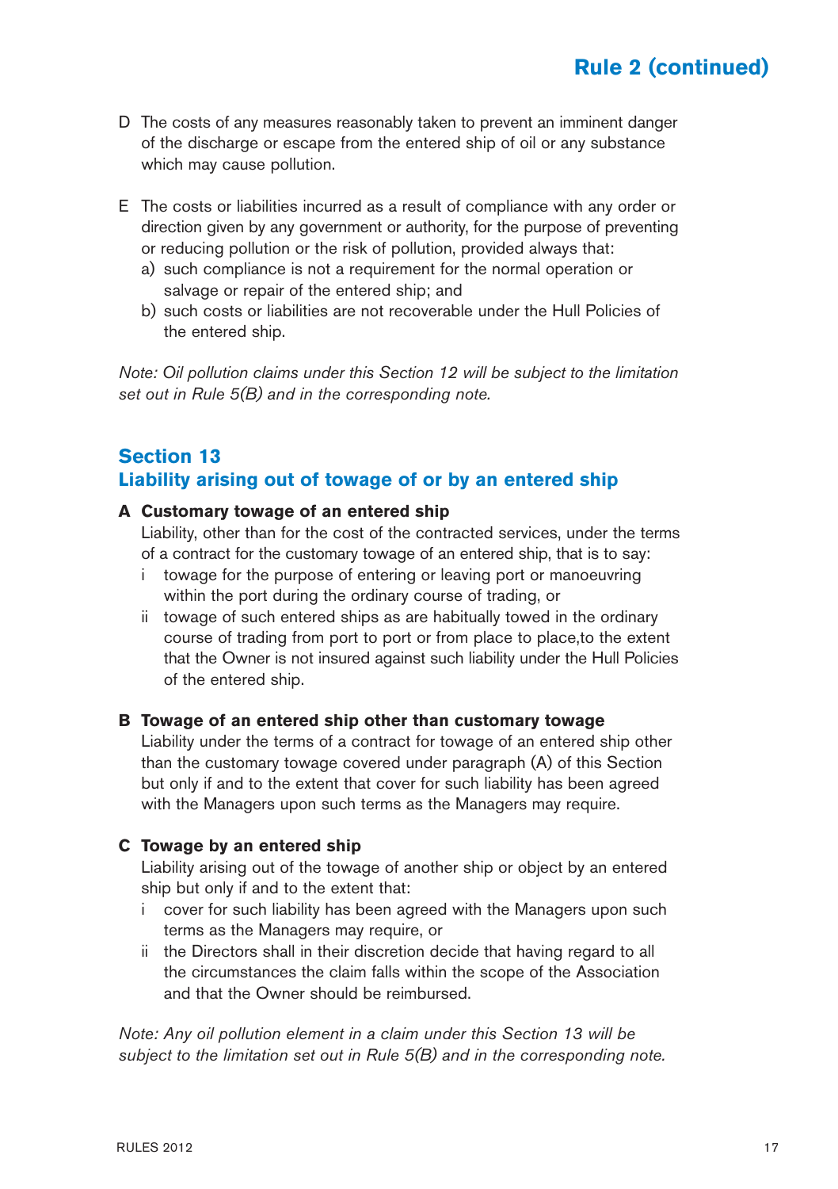D The costs of any measures reasonably taken to prevent an imminent danger of the discharge or escape from the entered ship of oil or any substance which may cause pollution.

E The costs or liabilities incurred as a result of compliance with any order or direction given by any government or authority, for the purpose of preventing or reducing pollution or the risk of pollution, provided always that:

a) such compliance is not a requirement for the normal operation or salvage or repair of the entered ship; and
b) such costs or liabilities are not recoverable under the Hull Policies of the entered ship.

*Note: Oil pollution claims under this Section 12 will be subject to the limitation set out in Rule 5(B) and in the corresponding note.*

## Section 13
## Liability arising out of towage of or by an entered ship

### A Customary towage of an entered ship

Liability, other than for the cost of the contracted services, under the terms of a contract for the customary towage of an entered ship, that is to say:

i towage for the purpose of entering or leaving port or manoeuvring within the port during the ordinary course of trading, or
ii towage of such entered ships as are habitually towed in the ordinary course of trading from port to port or from place to place,to the extent that the Owner is not insured against such liability under the Hull Policies of the entered ship.

### B Towage of an entered ship other than customary towage

Liability under the terms of a contract for towage of an entered ship other than the customary towage covered under paragraph (A) of this Section but only if and to the extent that cover for such liability has been agreed with the Managers upon such terms as the Managers may require.

### C Towage by an entered ship

Liability arising out of the towage of another ship or object by an entered ship but only if and to the extent that:

i cover for such liability has been agreed with the Managers upon such terms as the Managers may require, or
ii the Directors shall in their discretion decide that having regard to all the circumstances the claim falls within the scope of the Association and that the Owner should be reimbursed.

*Note: Any oil pollution element in a claim under this Section 13 will be subject to the limitation set out in Rule 5(B) and in the corresponding note.*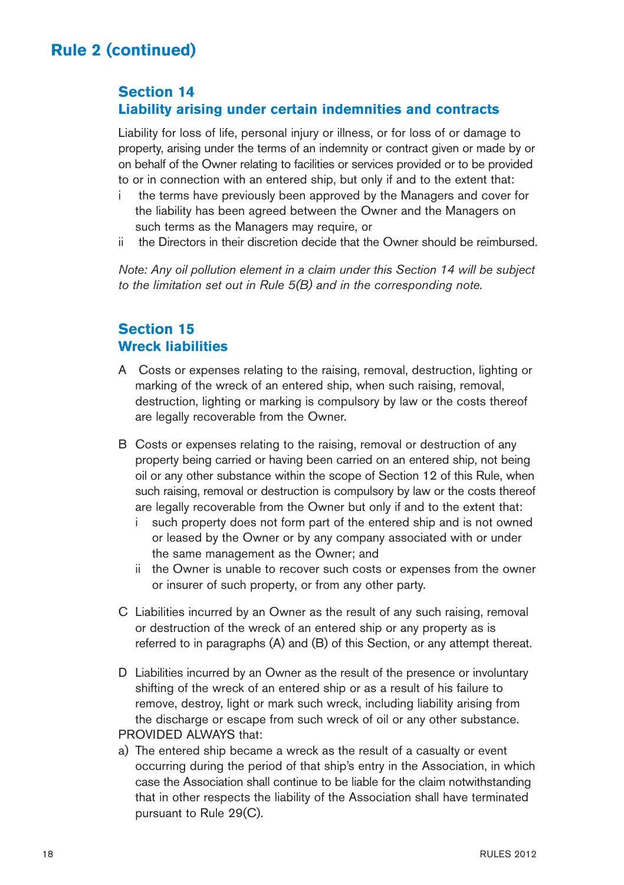# Rule 2 (continued)

## Section 14
## Liability arising under certain indemnities and contracts

Liability for loss of life, personal injury or illness, or for loss of or damage to property, arising under the terms of an indemnity or contract given or made by or on behalf of the Owner relating to facilities or services provided or to be provided to or in connection with an entered ship, but only if and to the extent that:

i the terms have previously been approved by the Managers and cover for the liability has been agreed between the Owner and the Managers on such terms as the Managers may require, or

ii the Directors in their discretion decide that the Owner should be reimbursed.

*Note: Any oil pollution element in a claim under this Section 14 will be subject to the limitation set out in Rule 5(B) and in the corresponding note.*

## Section 15
## Wreck liabilities

A Costs or expenses relating to the raising, removal, destruction, lighting or marking of the wreck of an entered ship, when such raising, removal, destruction, lighting or marking is compulsory by law or the costs thereof are legally recoverable from the Owner.

B Costs or expenses relating to the raising, removal or destruction of any property being carried or having been carried on an entered ship, not being oil or any other substance within the scope of Section 12 of this Rule, when such raising, removal or destruction is compulsory by law or the costs thereof are legally recoverable from the Owner but only if and to the extent that:

  i such property does not form part of the entered ship and is not owned or leased by the Owner or by any company associated with or under the same management as the Owner; and

  ii the Owner is unable to recover such costs or expenses from the owner or insurer of such property, or from any other party.

C Liabilities incurred by an Owner as the result of any such raising, removal or destruction of the wreck of an entered ship or any property as is referred to in paragraphs (A) and (B) of this Section, or any attempt thereat.

D Liabilities incurred by an Owner as the result of the presence or involuntary shifting of the wreck of an entered ship or as a result of his failure to remove, destroy, light or mark such wreck, including liability arising from the discharge or escape from such wreck of oil or any other substance.

PROVIDED ALWAYS that:

a) The entered ship became a wreck as the result of a casualty or event occurring during the period of that ship's entry in the Association, in which case the Association shall continue to be liable for the claim notwithstanding that in other respects the liability of the Association shall have terminated pursuant to Rule 29(C).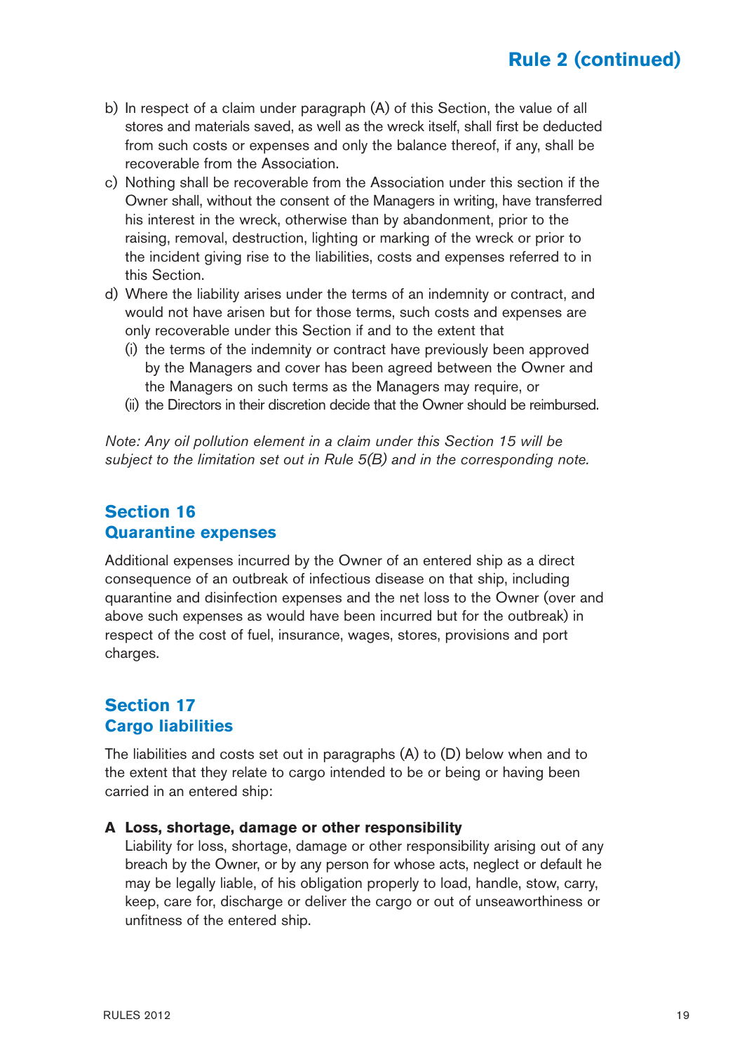b) In respect of a claim under paragraph (A) of this Section, the value of all stores and materials saved, as well as the wreck itself, shall first be deducted from such costs or expenses and only the balance thereof, if any, shall be recoverable from the Association.

c) Nothing shall be recoverable from the Association under this section if the Owner shall, without the consent of the Managers in writing, have transferred his interest in the wreck, otherwise than by abandonment, prior to the raising, removal, destruction, lighting or marking of the wreck or prior to the incident giving rise to the liabilities, costs and expenses referred to in this Section.

d) Where the liability arises under the terms of an indemnity or contract, and would not have arisen but for those terms, such costs and expenses are only recoverable under this Section if and to the extent that
   (i) the terms of the indemnity or contract have previously been approved by the Managers and cover has been agreed between the Owner and the Managers on such terms as the Managers may require, or
   (ii) the Directors in their discretion decide that the Owner should be reimbursed.

*Note: Any oil pollution element in a claim under this Section 15 will be subject to the limitation set out in Rule 5(B) and in the corresponding note.*

## Section 16
## Quarantine expenses

Additional expenses incurred by the Owner of an entered ship as a direct consequence of an outbreak of infectious disease on that ship, including quarantine and disinfection expenses and the net loss to the Owner (over and above such expenses as would have been incurred but for the outbreak) in respect of the cost of fuel, insurance, wages, stores, provisions and port charges.

## Section 17
## Cargo liabilities

The liabilities and costs set out in paragraphs (A) to (D) below when and to the extent that they relate to cargo intended to be or being or having been carried in an entered ship:

**A Loss, shortage, damage or other responsibility**

Liability for loss, shortage, damage or other responsibility arising out of any breach by the Owner, or by any person for whose acts, neglect or default he may be legally liable, of his obligation properly to load, handle, stow, carry, keep, care for, discharge or deliver the cargo or out of unseaworthiness or unfitness of the entered ship.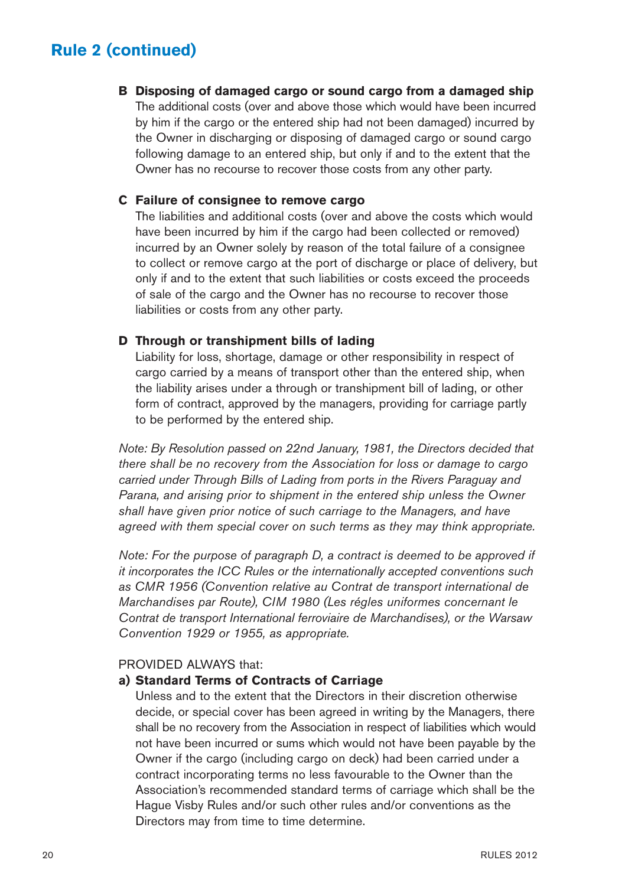## Rule 2 (continued)

**B Disposing of damaged cargo or sound cargo from a damaged ship**

The additional costs (over and above those which would have been incurred by him if the cargo or the entered ship had not been damaged) incurred by the Owner in discharging or disposing of damaged cargo or sound cargo following damage to an entered ship, but only if and to the extent that the Owner has no recourse to recover those costs from any other party.

**C Failure of consignee to remove cargo**

The liabilities and additional costs (over and above the costs which would have been incurred by him if the cargo had been collected or removed) incurred by an Owner solely by reason of the total failure of a consignee to collect or remove cargo at the port of discharge or place of delivery, but only if and to the extent that such liabilities or costs exceed the proceeds of sale of the cargo and the Owner has no recourse to recover those liabilities or costs from any other party.

**D Through or transhipment bills of lading**

Liability for loss, shortage, damage or other responsibility in respect of cargo carried by a means of transport other than the entered ship, when the liability arises under a through or transhipment bill of lading, or other form of contract, approved by the managers, providing for carriage partly to be performed by the entered ship.

*Note: By Resolution passed on 22nd January, 1981, the Directors decided that there shall be no recovery from the Association for loss or damage to cargo carried under Through Bills of Lading from ports in the Rivers Paraguay and Parana, and arising prior to shipment in the entered ship unless the Owner shall have given prior notice of such carriage to the Managers, and have agreed with them special cover on such terms as they may think appropriate.*

*Note: For the purpose of paragraph D, a contract is deemed to be approved if it incorporates the ICC Rules or the internationally accepted conventions such as CMR 1956 (Convention relative au Contrat de transport international de Marchandises par Route), CIM 1980 (Les régles uniformes concernant le Contrat de transport International ferroviaire de Marchandises), or the Warsaw Convention 1929 or 1955, as appropriate.*

PROVIDED ALWAYS that:

**a) Standard Terms of Contracts of Carriage**

Unless and to the extent that the Directors in their discretion otherwise decide, or special cover has been agreed in writing by the Managers, there shall be no recovery from the Association in respect of liabilities which would not have been incurred or sums which would not have been payable by the Owner if the cargo (including cargo on deck) had been carried under a contract incorporating terms no less favourable to the Owner than the Association's recommended standard terms of carriage which shall be the Hague Visby Rules and/or such other rules and/or conventions as the Directors may from time to time determine.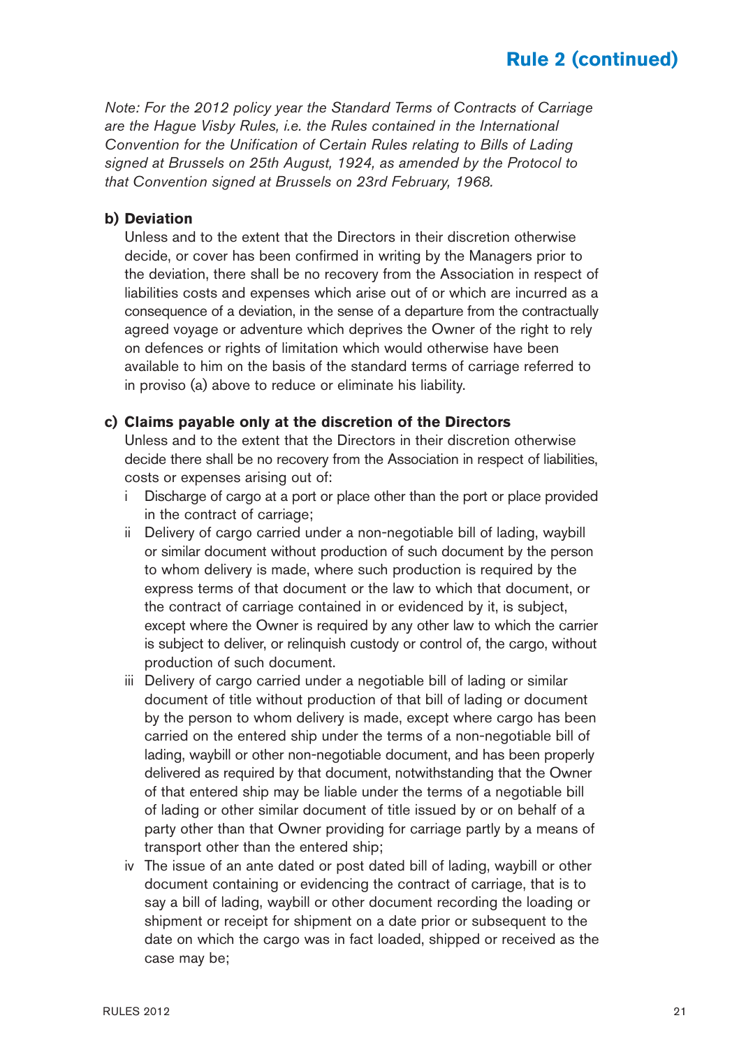*Note: For the 2012 policy year the Standard Terms of Contracts of Carriage are the Hague Visby Rules, i.e. the Rules contained in the International Convention for the Unification of Certain Rules relating to Bills of Lading signed at Brussels on 25th August, 1924, as amended by the Protocol to that Convention signed at Brussels on 23rd February, 1968.*

**b) Deviation**

Unless and to the extent that the Directors in their discretion otherwise decide, or cover has been confirmed in writing by the Managers prior to the deviation, there shall be no recovery from the Association in respect of liabilities costs and expenses which arise out of or which are incurred as a consequence of a deviation, in the sense of a departure from the contractually agreed voyage or adventure which deprives the Owner of the right to rely on defences or rights of limitation which would otherwise have been available to him on the basis of the standard terms of carriage referred to in proviso (a) above to reduce or eliminate his liability.

**c) Claims payable only at the discretion of the Directors**

Unless and to the extent that the Directors in their discretion otherwise decide there shall be no recovery from the Association in respect of liabilities, costs or expenses arising out of:

i Discharge of cargo at a port or place other than the port or place provided in the contract of carriage;

ii Delivery of cargo carried under a non-negotiable bill of lading, waybill or similar document without production of such document by the person to whom delivery is made, where such production is required by the express terms of that document or the law to which that document, or the contract of carriage contained in or evidenced by it, is subject, except where the Owner is required by any other law to which the carrier is subject to deliver, or relinquish custody or control of, the cargo, without production of such document.

iii Delivery of cargo carried under a negotiable bill of lading or similar document of title without production of that bill of lading or document by the person to whom delivery is made, except where cargo has been carried on the entered ship under the terms of a non-negotiable bill of lading, waybill or other non-negotiable document, and has been properly delivered as required by that document, notwithstanding that the Owner of that entered ship may be liable under the terms of a negotiable bill of lading or other similar document of title issued by or on behalf of a party other than that Owner providing for carriage partly by a means of transport other than the entered ship;

iv The issue of an ante dated or post dated bill of lading, waybill or other document containing or evidencing the contract of carriage, that is to say a bill of lading, waybill or other document recording the loading or shipment or receipt for shipment on a date prior or subsequent to the date on which the cargo was in fact loaded, shipped or received as the case may be;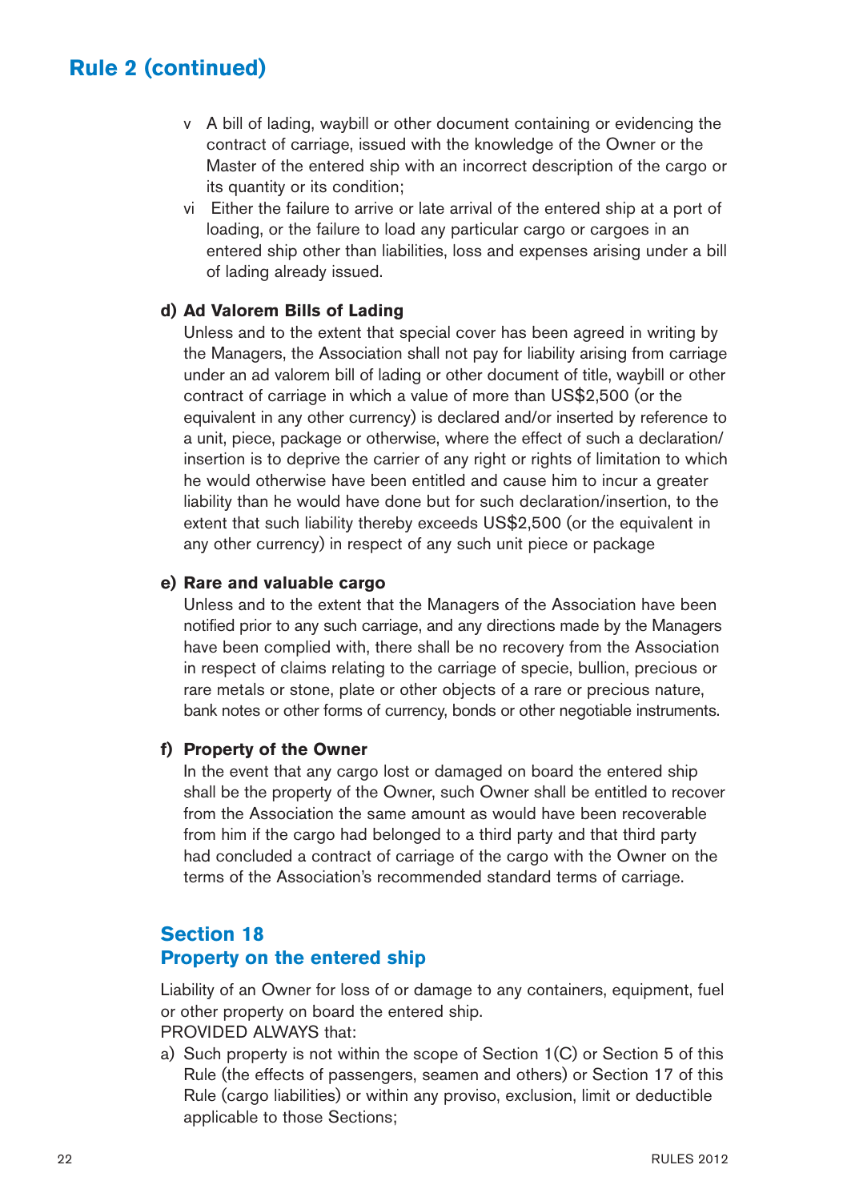## Rule 2 (continued)

v A bill of lading, waybill or other document containing or evidencing the contract of carriage, issued with the knowledge of the Owner or the Master of the entered ship with an incorrect description of the cargo or its quantity or its condition;

vi Either the failure to arrive or late arrival of the entered ship at a port of loading, or the failure to load any particular cargo or cargoes in an entered ship other than liabilities, loss and expenses arising under a bill of lading already issued.

**d) Ad Valorem Bills of Lading**

Unless and to the extent that special cover has been agreed in writing by the Managers, the Association shall not pay for liability arising from carriage under an ad valorem bill of lading or other document of title, waybill or other contract of carriage in which a value of more than US$2,500 (or the equivalent in any other currency) is declared and/or inserted by reference to a unit, piece, package or otherwise, where the effect of such a declaration/insertion is to deprive the carrier of any right or rights of limitation to which he would otherwise have been entitled and cause him to incur a greater liability than he would have done but for such declaration/insertion, to the extent that such liability thereby exceeds US$2,500 (or the equivalent in any other currency) in respect of any such unit piece or package

**e) Rare and valuable cargo**

Unless and to the extent that the Managers of the Association have been notified prior to any such carriage, and any directions made by the Managers have been complied with, there shall be no recovery from the Association in respect of claims relating to the carriage of specie, bullion, precious or rare metals or stone, plate or other objects of a rare or precious nature, bank notes or other forms of currency, bonds or other negotiable instruments.

**f) Property of the Owner**

In the event that any cargo lost or damaged on board the entered ship shall be the property of the Owner, such Owner shall be entitled to recover from the Association the same amount as would have been recoverable from him if the cargo had belonged to a third party and that third party had concluded a contract of carriage of the cargo with the Owner on the terms of the Association's recommended standard terms of carriage.

### Section 18
### Property on the entered ship

Liability of an Owner for loss of or damage to any containers, equipment, fuel or other property on board the entered ship.

PROVIDED ALWAYS that:

a) Such property is not within the scope of Section 1(C) or Section 5 of this Rule (the effects of passengers, seamen and others) or Section 17 of this Rule (cargo liabilities) or within any proviso, exclusion, limit or deductible applicable to those Sections;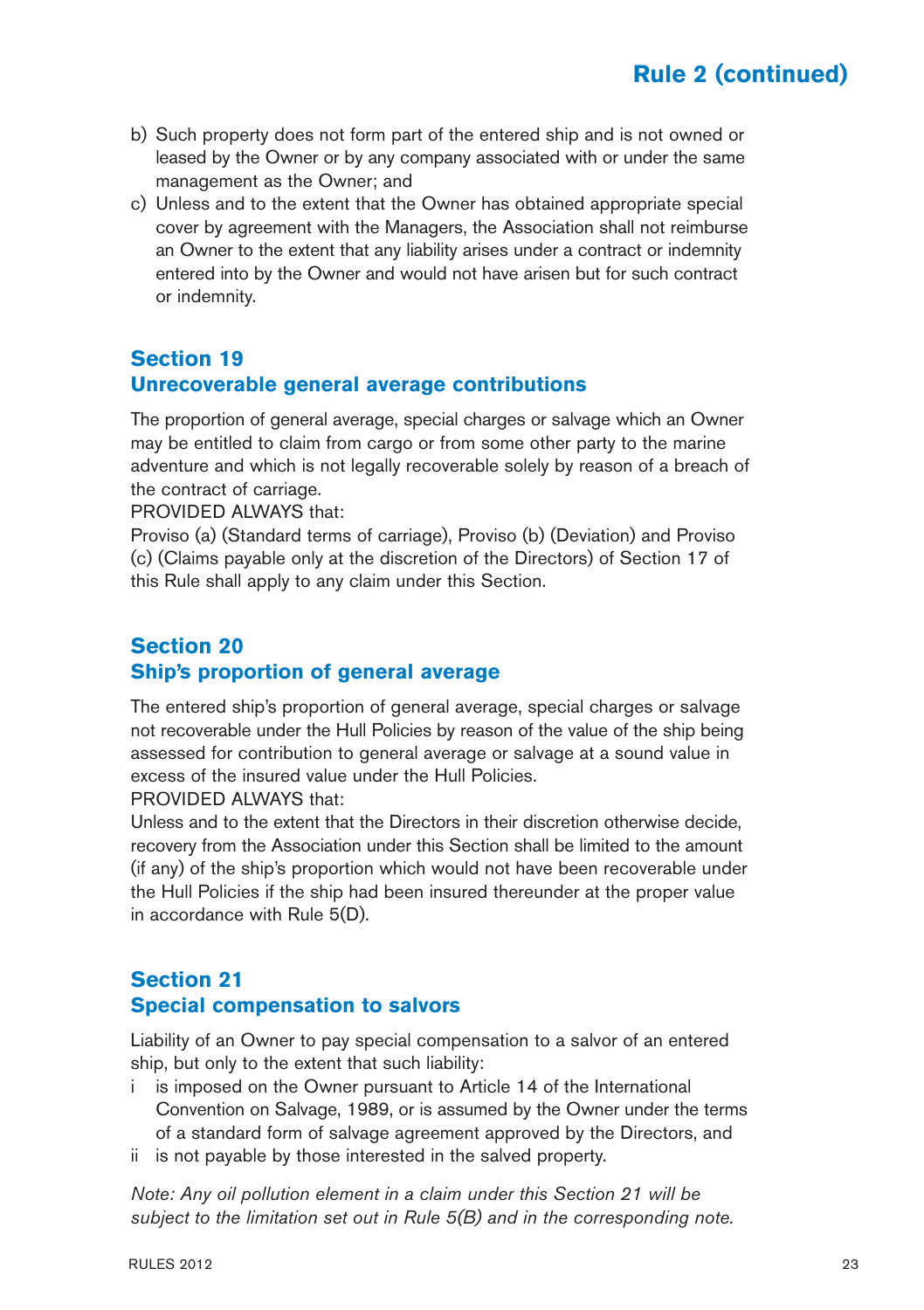b) Such property does not form part of the entered ship and is not owned or leased by the Owner or by any company associated with or under the same management as the Owner; and
c) Unless and to the extent that the Owner has obtained appropriate special cover by agreement with the Managers, the Association shall not reimburse an Owner to the extent that any liability arises under a contract or indemnity entered into by the Owner and would not have arisen but for such contract or indemnity.

## Section 19
## Unrecoverable general average contributions

The proportion of general average, special charges or salvage which an Owner may be entitled to claim from cargo or from some other party to the marine adventure and which is not legally recoverable solely by reason of a breach of the contract of carriage.
PROVIDED ALWAYS that:
Proviso (a) (Standard terms of carriage), Proviso (b) (Deviation) and Proviso (c) (Claims payable only at the discretion of the Directors) of Section 17 of this Rule shall apply to any claim under this Section.

## Section 20
## Ship's proportion of general average

The entered ship's proportion of general average, special charges or salvage not recoverable under the Hull Policies by reason of the value of the ship being assessed for contribution to general average or salvage at a sound value in excess of the insured value under the Hull Policies.
PROVIDED ALWAYS that:
Unless and to the extent that the Directors in their discretion otherwise decide, recovery from the Association under this Section shall be limited to the amount (if any) of the ship's proportion which would not have been recoverable under the Hull Policies if the ship had been insured thereunder at the proper value in accordance with Rule 5(D).

## Section 21
## Special compensation to salvors

Liability of an Owner to pay special compensation to a salvor of an entered ship, but only to the extent that such liability:

i is imposed on the Owner pursuant to Article 14 of the International Convention on Salvage, 1989, or is assumed by the Owner under the terms of a standard form of salvage agreement approved by the Directors, and
ii is not payable by those interested in the salved property.

*Note: Any oil pollution element in a claim under this Section 21 will be subject to the limitation set out in Rule 5(B) and in the corresponding note.*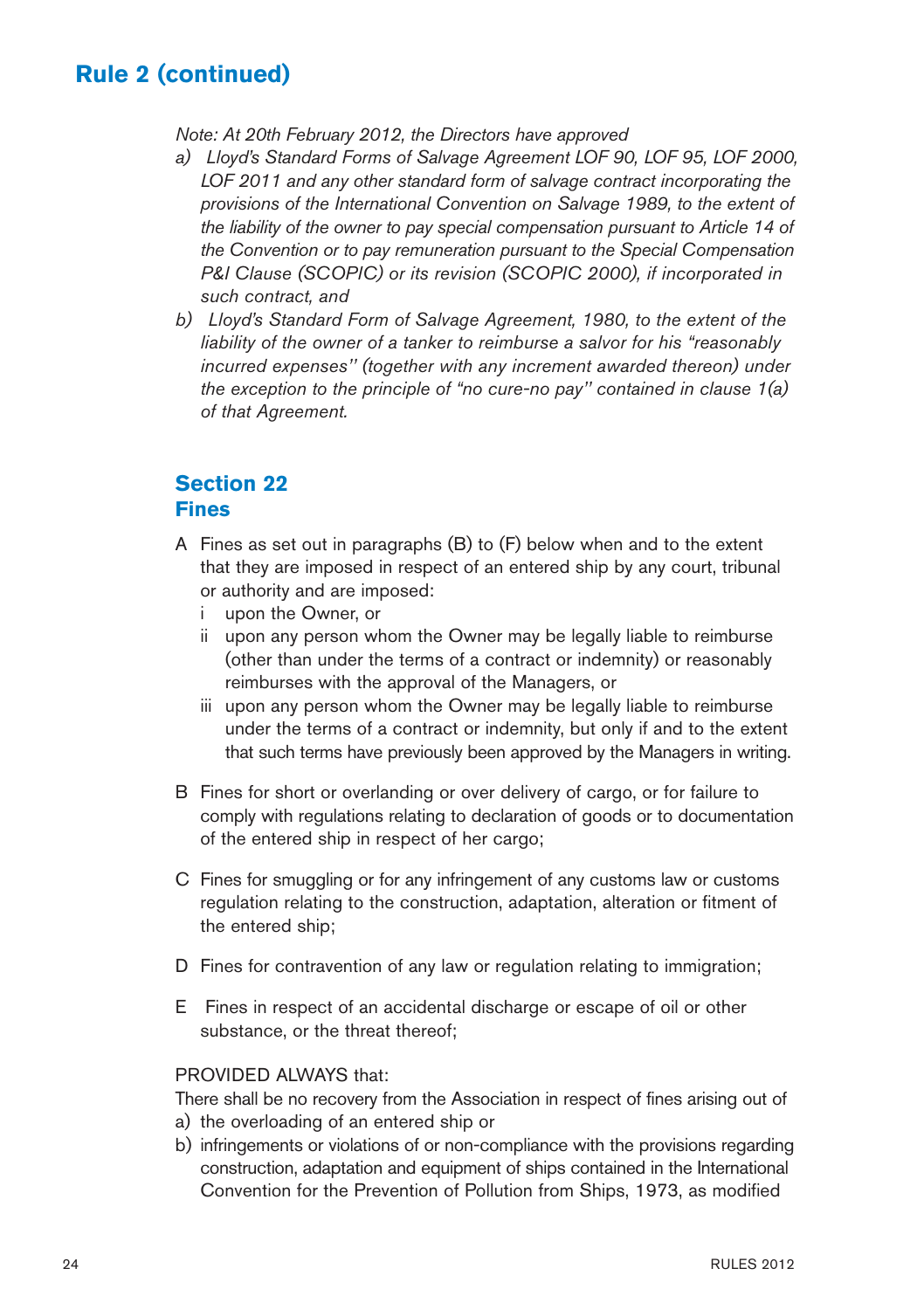## Rule 2 (continued)

*Note: At 20th February 2012, the Directors have approved*

*a) Lloyd's Standard Forms of Salvage Agreement LOF 90, LOF 95, LOF 2000, LOF 2011 and any other standard form of salvage contract incorporating the provisions of the International Convention on Salvage 1989, to the extent of the liability of the owner to pay special compensation pursuant to Article 14 of the Convention or to pay remuneration pursuant to the Special Compensation P&I Clause (SCOPIC) or its revision (SCOPIC 2000), if incorporated in such contract, and*

*b) Lloyd's Standard Form of Salvage Agreement, 1980, to the extent of the liability of the owner of a tanker to reimburse a salvor for his "reasonably incurred expenses" (together with any increment awarded thereon) under the exception to the principle of "no cure-no pay" contained in clause 1(a) of that Agreement.*

### Section 22
### Fines

A Fines as set out in paragraphs (B) to (F) below when and to the extent that they are imposed in respect of an entered ship by any court, tribunal or authority and are imposed:

- i upon the Owner, or
- ii upon any person whom the Owner may be legally liable to reimburse (other than under the terms of a contract or indemnity) or reasonably reimburses with the approval of the Managers, or
- iii upon any person whom the Owner may be legally liable to reimburse under the terms of a contract or indemnity, but only if and to the extent that such terms have previously been approved by the Managers in writing.

B Fines for short or overlanding or over delivery of cargo, or for failure to comply with regulations relating to declaration of goods or to documentation of the entered ship in respect of her cargo;

C Fines for smuggling or for any infringement of any customs law or customs regulation relating to the construction, adaptation, alteration or fitment of the entered ship;

D Fines for contravention of any law or regulation relating to immigration;

E Fines in respect of an accidental discharge or escape of oil or other substance, or the threat thereof;

PROVIDED ALWAYS that:

There shall be no recovery from the Association in respect of fines arising out of

a) the overloading of an entered ship or
b) infringements or violations of or non-compliance with the provisions regarding construction, adaptation and equipment of ships contained in the International Convention for the Prevention of Pollution from Ships, 1973, as modified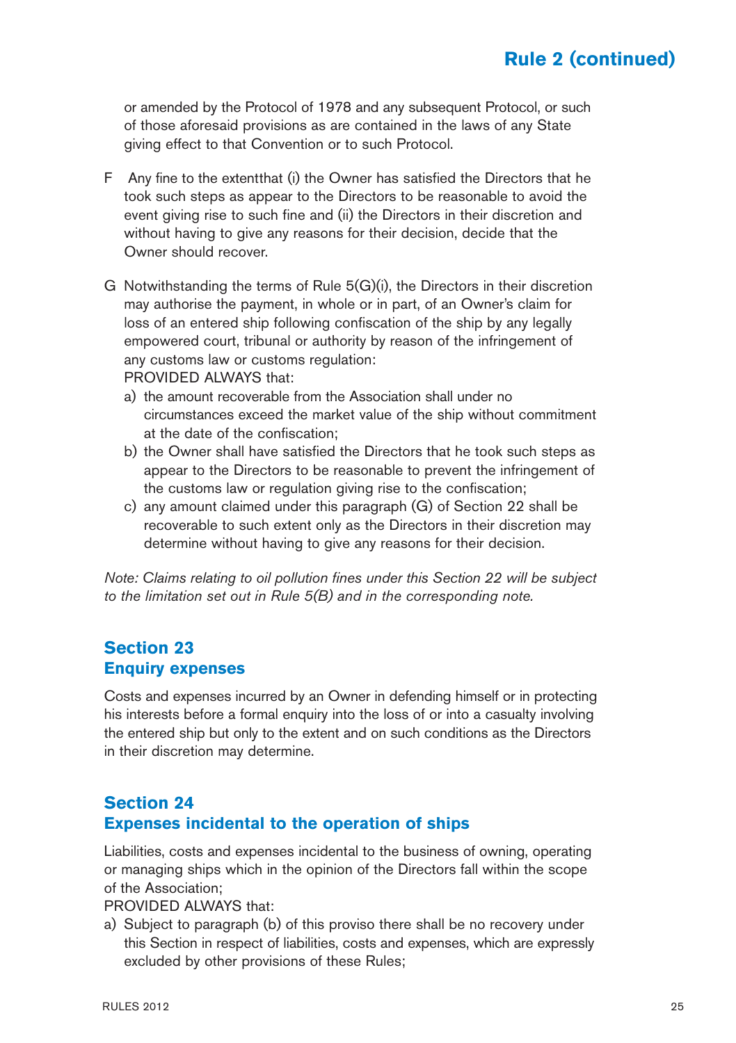or amended by the Protocol of 1978 and any subsequent Protocol, or such of those aforesaid provisions as are contained in the laws of any State giving effect to that Convention or to such Protocol.

F Any fine to the extentthat (i) the Owner has satisfied the Directors that he took such steps as appear to the Directors to be reasonable to avoid the event giving rise to such fine and (ii) the Directors in their discretion and without having to give any reasons for their decision, decide that the Owner should recover.

G Notwithstanding the terms of Rule 5(G)(i), the Directors in their discretion may authorise the payment, in whole or in part, of an Owner's claim for loss of an entered ship following confiscation of the ship by any legally empowered court, tribunal or authority by reason of the infringement of any customs law or customs regulation:
PROVIDED ALWAYS that:

a) the amount recoverable from the Association shall under no circumstances exceed the market value of the ship without commitment at the date of the confiscation;
b) the Owner shall have satisfied the Directors that he took such steps as appear to the Directors to be reasonable to prevent the infringement of the customs law or regulation giving rise to the confiscation;
c) any amount claimed under this paragraph (G) of Section 22 shall be recoverable to such extent only as the Directors in their discretion may determine without having to give any reasons for their decision.

*Note: Claims relating to oil pollution fines under this Section 22 will be subject to the limitation set out in Rule 5(B) and in the corresponding note.*

## Section 23
## Enquiry expenses

Costs and expenses incurred by an Owner in defending himself or in protecting his interests before a formal enquiry into the loss of or into a casualty involving the entered ship but only to the extent and on such conditions as the Directors in their discretion may determine.

## Section 24
## Expenses incidental to the operation of ships

Liabilities, costs and expenses incidental to the business of owning, operating or managing ships which in the opinion of the Directors fall within the scope of the Association;
PROVIDED ALWAYS that:

a) Subject to paragraph (b) of this proviso there shall be no recovery under this Section in respect of liabilities, costs and expenses, which are expressly excluded by other provisions of these Rules;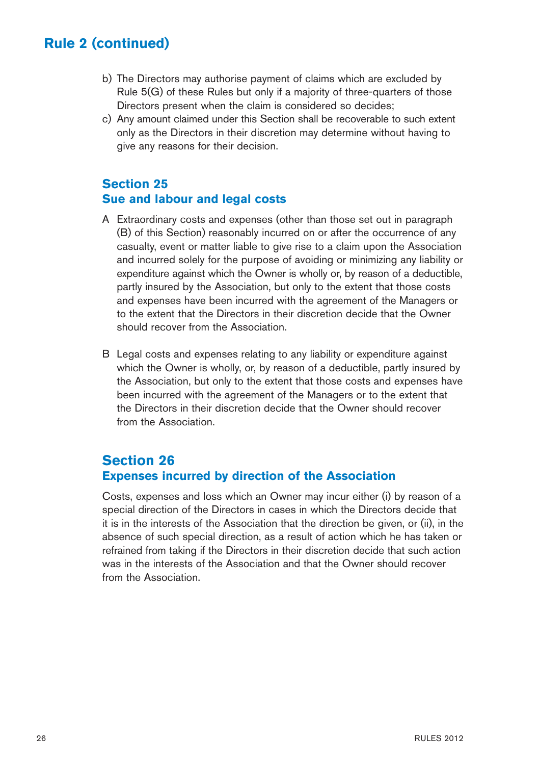## Rule 2 (continued)

b) The Directors may authorise payment of claims which are excluded by Rule 5(G) of these Rules but only if a majority of three-quarters of those Directors present when the claim is considered so decides;

c) Any amount claimed under this Section shall be recoverable to such extent only as the Directors in their discretion may determine without having to give any reasons for their decision.

### Section 25
### Sue and labour and legal costs

A Extraordinary costs and expenses (other than those set out in paragraph (B) of this Section) reasonably incurred on or after the occurrence of any casualty, event or matter liable to give rise to a claim upon the Association and incurred solely for the purpose of avoiding or minimizing any liability or expenditure against which the Owner is wholly or, by reason of a deductible, partly insured by the Association, but only to the extent that those costs and expenses have been incurred with the agreement of the Managers or to the extent that the Directors in their discretion decide that the Owner should recover from the Association.

B Legal costs and expenses relating to any liability or expenditure against which the Owner is wholly, or, by reason of a deductible, partly insured by the Association, but only to the extent that those costs and expenses have been incurred with the agreement of the Managers or to the extent that the Directors in their discretion decide that the Owner should recover from the Association.

### Section 26
### Expenses incurred by direction of the Association

Costs, expenses and loss which an Owner may incur either (i) by reason of a special direction of the Directors in cases in which the Directors decide that it is in the interests of the Association that the direction be given, or (ii), in the absence of such special direction, as a result of action which he has taken or refrained from taking if the Directors in their discretion decide that such action was in the interests of the Association and that the Owner should recover from the Association.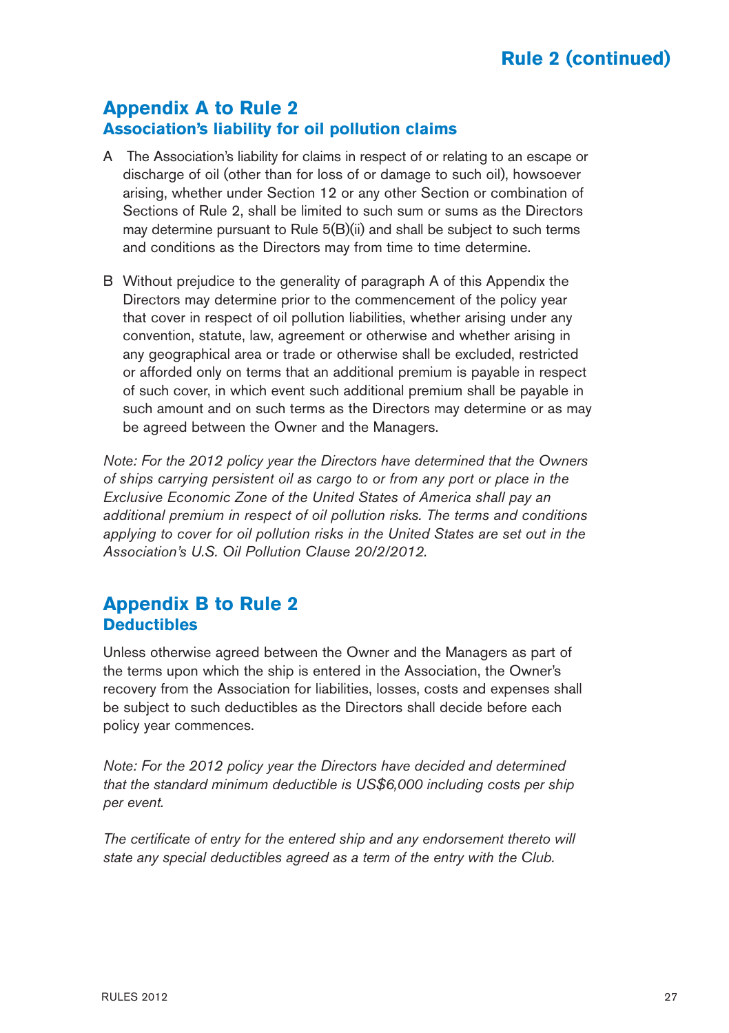## Appendix A to Rule 2
### Association's liability for oil pollution claims

A The Association's liability for claims in respect of or relating to an escape or discharge of oil (other than for loss of or damage to such oil), howsoever arising, whether under Section 12 or any other Section or combination of Sections of Rule 2, shall be limited to such sum or sums as the Directors may determine pursuant to Rule 5(B)(ii) and shall be subject to such terms and conditions as the Directors may from time to time determine.

B Without prejudice to the generality of paragraph A of this Appendix the Directors may determine prior to the commencement of the policy year that cover in respect of oil pollution liabilities, whether arising under any convention, statute, law, agreement or otherwise and whether arising in any geographical area or trade or otherwise shall be excluded, restricted or afforded only on terms that an additional premium is payable in respect of such cover, in which event such additional premium shall be payable in such amount and on such terms as the Directors may determine or as may be agreed between the Owner and the Managers.

*Note: For the 2012 policy year the Directors have determined that the Owners of ships carrying persistent oil as cargo to or from any port or place in the Exclusive Economic Zone of the United States of America shall pay an additional premium in respect of oil pollution risks. The terms and conditions applying to cover for oil pollution risks in the United States are set out in the Association's U.S. Oil Pollution Clause 20/2/2012.*

## Appendix B to Rule 2
### Deductibles

Unless otherwise agreed between the Owner and the Managers as part of the terms upon which the ship is entered in the Association, the Owner's recovery from the Association for liabilities, losses, costs and expenses shall be subject to such deductibles as the Directors shall decide before each policy year commences.

*Note: For the 2012 policy year the Directors have decided and determined that the standard minimum deductible is US$6,000 including costs per ship per event.*

*The certificate of entry for the entered ship and any endorsement thereto will state any special deductibles agreed as a term of the entry with the Club.*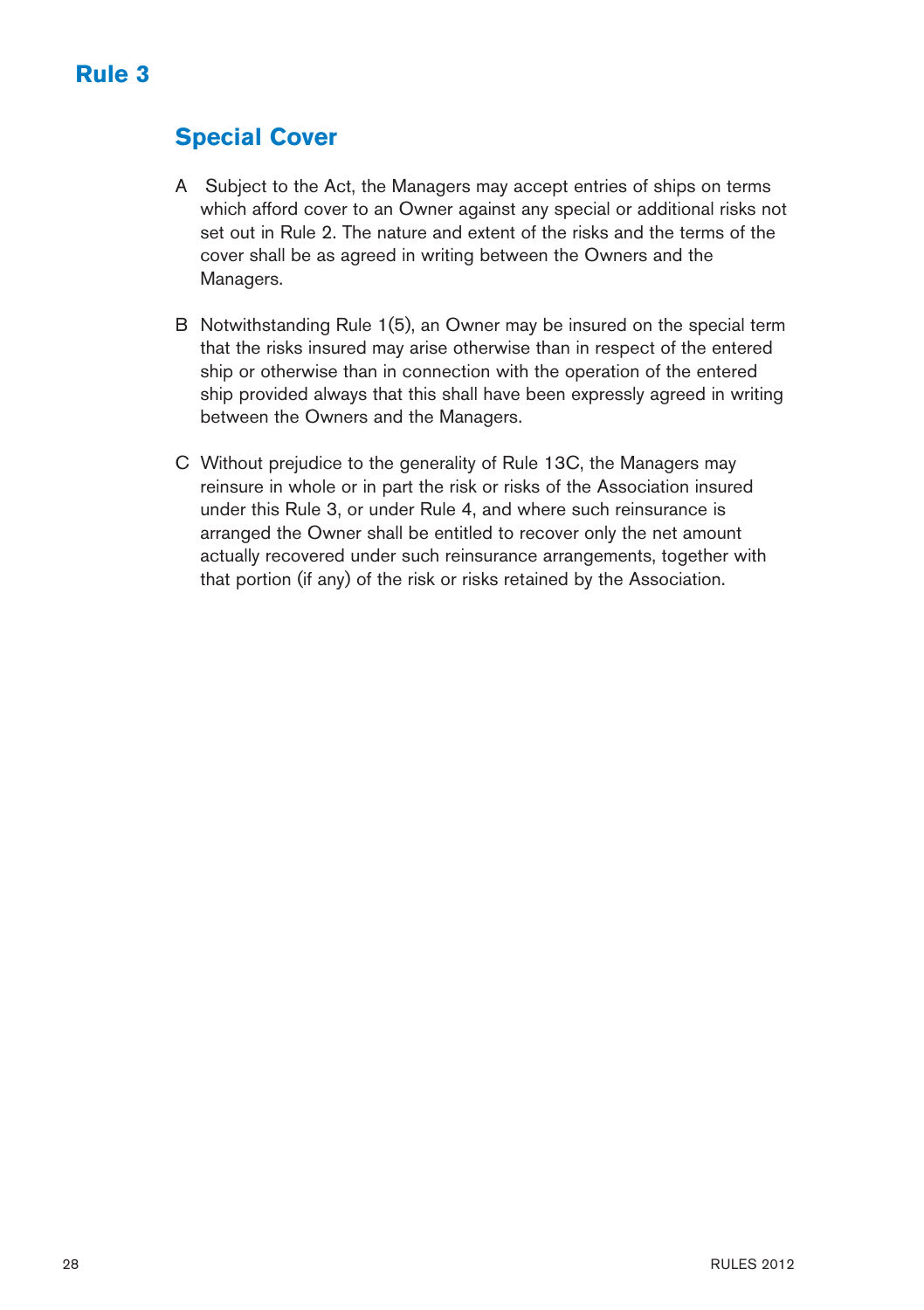# Rule 3

## Special Cover

A Subject to the Act, the Managers may accept entries of ships on terms which afford cover to an Owner against any special or additional risks not set out in Rule 2. The nature and extent of the risks and the terms of the cover shall be as agreed in writing between the Owners and the Managers.

B Notwithstanding Rule 1(5), an Owner may be insured on the special term that the risks insured may arise otherwise than in respect of the entered ship or otherwise than in connection with the operation of the entered ship provided always that this shall have been expressly agreed in writing between the Owners and the Managers.

C Without prejudice to the generality of Rule 13C, the Managers may reinsure in whole or in part the risk or risks of the Association insured under this Rule 3, or under Rule 4, and where such reinsurance is arranged the Owner shall be entitled to recover only the net amount actually recovered under such reinsurance arrangements, together with that portion (if any) of the risk or risks retained by the Association.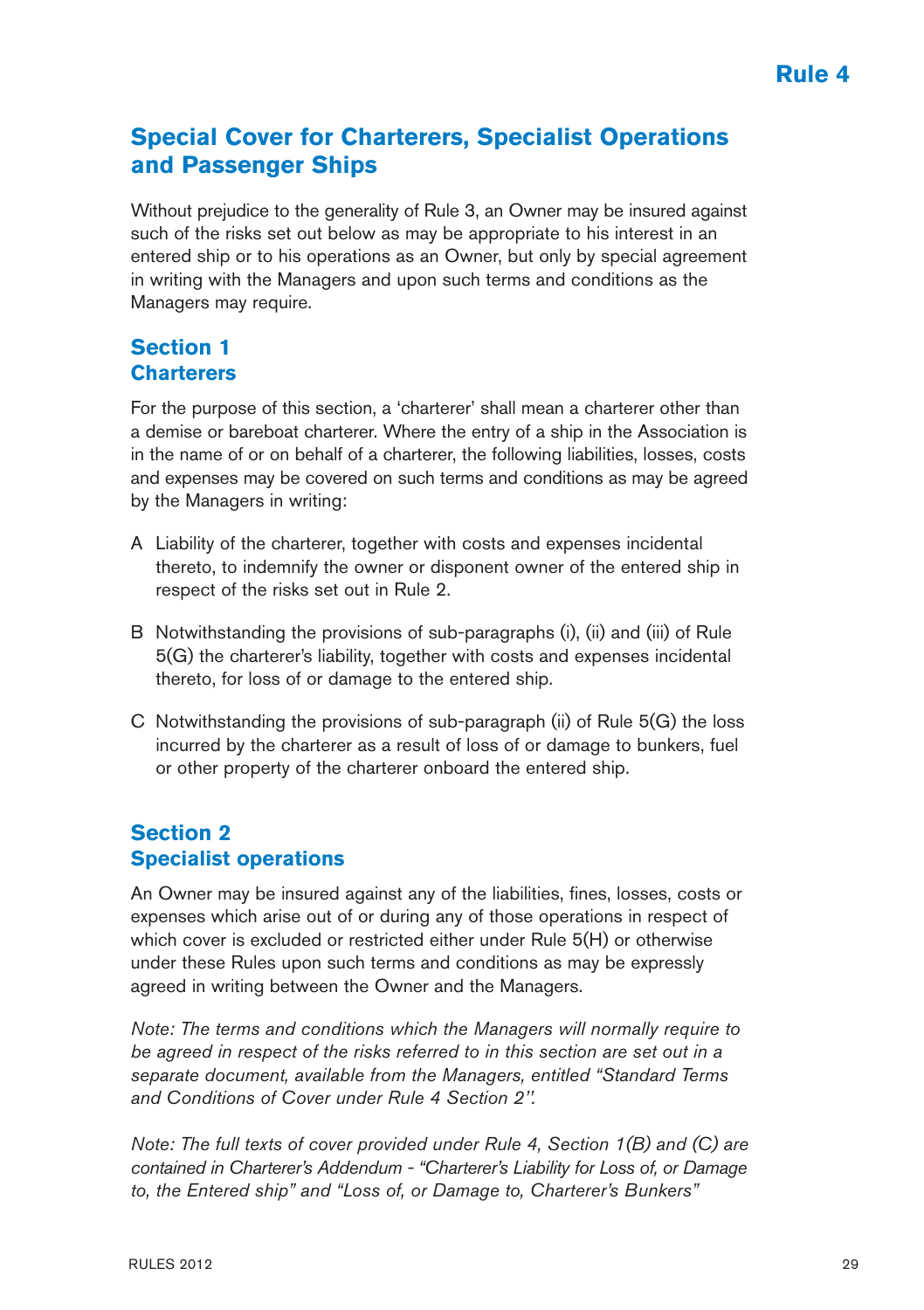# Rule 4

## Special Cover for Charterers, Specialist Operations and Passenger Ships

Without prejudice to the generality of Rule 3, an Owner may be insured against such of the risks set out below as may be appropriate to his interest in an entered ship or to his operations as an Owner, but only by special agreement in writing with the Managers and upon such terms and conditions as the Managers may require.

### Section 1
### Charterers

For the purpose of this section, a 'charterer' shall mean a charterer other than a demise or bareboat charterer. Where the entry of a ship in the Association is in the name of or on behalf of a charterer, the following liabilities, losses, costs and expenses may be covered on such terms and conditions as may be agreed by the Managers in writing:

A Liability of the charterer, together with costs and expenses incidental thereto, to indemnify the owner or disponent owner of the entered ship in respect of the risks set out in Rule 2.

B Notwithstanding the provisions of sub-paragraphs (i), (ii) and (iii) of Rule 5(G) the charterer's liability, together with costs and expenses incidental thereto, for loss of or damage to the entered ship.

C Notwithstanding the provisions of sub-paragraph (ii) of Rule 5(G) the loss incurred by the charterer as a result of loss of or damage to bunkers, fuel or other property of the charterer onboard the entered ship.

### Section 2
### Specialist operations

An Owner may be insured against any of the liabilities, fines, losses, costs or expenses which arise out of or during any of those operations in respect of which cover is excluded or restricted either under Rule 5(H) or otherwise under these Rules upon such terms and conditions as may be expressly agreed in writing between the Owner and the Managers.

*Note: The terms and conditions which the Managers will normally require to be agreed in respect of the risks referred to in this section are set out in a separate document, available from the Managers, entitled "Standard Terms and Conditions of Cover under Rule 4 Section 2".*

*Note: The full texts of cover provided under Rule 4, Section 1(B) and (C) are contained in Charterer's Addendum - "Charterer's Liability for Loss of, or Damage to, the Entered ship" and "Loss of, or Damage to, Charterer's Bunkers"*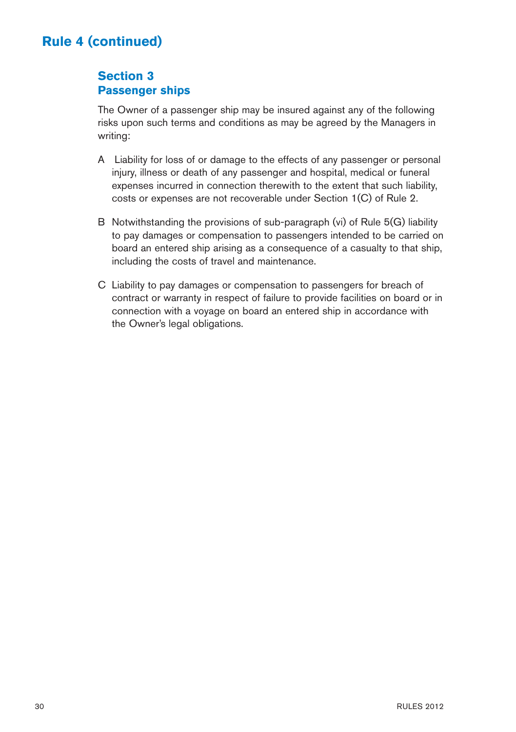# Rule 4 (continued)

## Section 3
## Passenger ships

The Owner of a passenger ship may be insured against any of the following risks upon such terms and conditions as may be agreed by the Managers in writing:

A Liability for loss of or damage to the effects of any passenger or personal injury, illness or death of any passenger and hospital, medical or funeral expenses incurred in connection therewith to the extent that such liability, costs or expenses are not recoverable under Section 1(C) of Rule 2.

B Notwithstanding the provisions of sub-paragraph (vi) of Rule 5(G) liability to pay damages or compensation to passengers intended to be carried on board an entered ship arising as a consequence of a casualty to that ship, including the costs of travel and maintenance.

C Liability to pay damages or compensation to passengers for breach of contract or warranty in respect of failure to provide facilities on board or in connection with a voyage on board an entered ship in accordance with the Owner's legal obligations.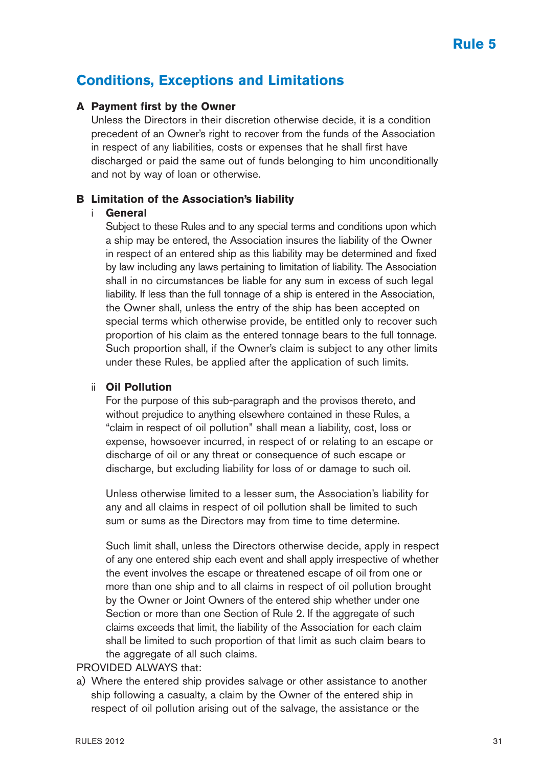# Rule 5

## Conditions, Exceptions and Limitations

### A Payment first by the Owner

Unless the Directors in their discretion otherwise decide, it is a condition precedent of an Owner's right to recover from the funds of the Association in respect of any liabilities, costs or expenses that he shall first have discharged or paid the same out of funds belonging to him unconditionally and not by way of loan or otherwise.

### B Limitation of the Association's liability

#### i General

Subject to these Rules and to any special terms and conditions upon which a ship may be entered, the Association insures the liability of the Owner in respect of an entered ship as this liability may be determined and fixed by law including any laws pertaining to limitation of liability. The Association shall in no circumstances be liable for any sum in excess of such legal liability. If less than the full tonnage of a ship is entered in the Association, the Owner shall, unless the entry of the ship has been accepted on special terms which otherwise provide, be entitled only to recover such proportion of his claim as the entered tonnage bears to the full tonnage. Such proportion shall, if the Owner's claim is subject to any other limits under these Rules, be applied after the application of such limits.

#### ii Oil Pollution

For the purpose of this sub-paragraph and the provisos thereto, and without prejudice to anything elsewhere contained in these Rules, a "claim in respect of oil pollution" shall mean a liability, cost, loss or expense, howsoever incurred, in respect of or relating to an escape or discharge of oil or any threat or consequence of such escape or discharge, but excluding liability for loss of or damage to such oil.

Unless otherwise limited to a lesser sum, the Association's liability for any and all claims in respect of oil pollution shall be limited to such sum or sums as the Directors may from time to time determine.

Such limit shall, unless the Directors otherwise decide, apply in respect of any one entered ship each event and shall apply irrespective of whether the event involves the escape or threatened escape of oil from one or more than one ship and to all claims in respect of oil pollution brought by the Owner or Joint Owners of the entered ship whether under one Section or more than one Section of Rule 2. If the aggregate of such claims exceeds that limit, the liability of the Association for each claim shall be limited to such proportion of that limit as such claim bears to the aggregate of all such claims.

PROVIDED ALWAYS that:

a) Where the entered ship provides salvage or other assistance to another ship following a casualty, a claim by the Owner of the entered ship in respect of oil pollution arising out of the salvage, the assistance or the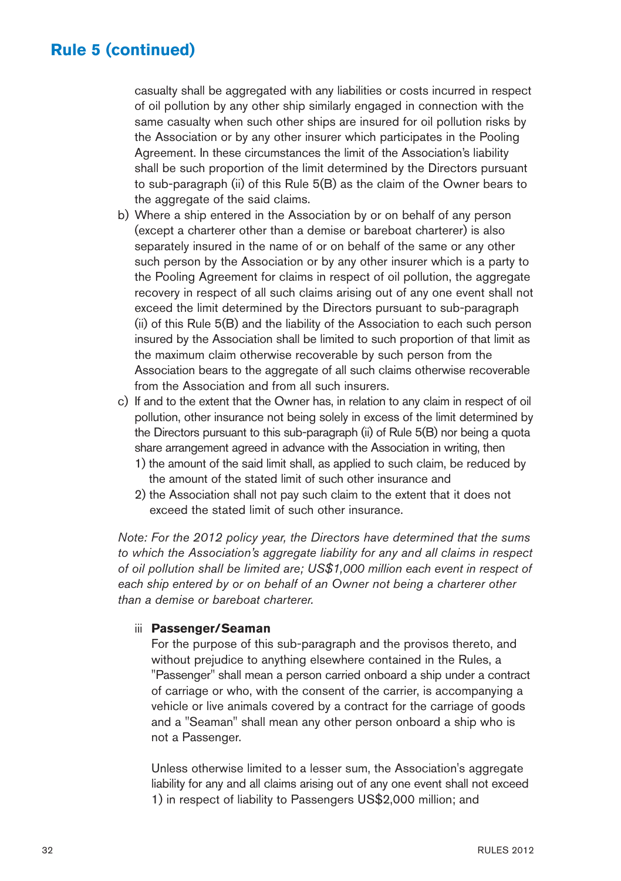## Rule 5 (continued)

casualty shall be aggregated with any liabilities or costs incurred in respect of oil pollution by any other ship similarly engaged in connection with the same casualty when such other ships are insured for oil pollution risks by the Association or by any other insurer which participates in the Pooling Agreement. In these circumstances the limit of the Association's liability shall be such proportion of the limit determined by the Directors pursuant to sub-paragraph (ii) of this Rule 5(B) as the claim of the Owner bears to the aggregate of the said claims.

b) Where a ship entered in the Association by or on behalf of any person (except a charterer other than a demise or bareboat charterer) is also separately insured in the name of or on behalf of the same or any other such person by the Association or by any other insurer which is a party to the Pooling Agreement for claims in respect of oil pollution, the aggregate recovery in respect of all such claims arising out of any one event shall not exceed the limit determined by the Directors pursuant to sub-paragraph (ii) of this Rule 5(B) and the liability of the Association to each such person insured by the Association shall be limited to such proportion of that limit as the maximum claim otherwise recoverable by such person from the Association bears to the aggregate of all such claims otherwise recoverable from the Association and from all such insurers.

c) If and to the extent that the Owner has, in relation to any claim in respect of oil pollution, other insurance not being solely in excess of the limit determined by the Directors pursuant to this sub-paragraph (ii) of Rule 5(B) nor being a quota share arrangement agreed in advance with the Association in writing, then
   1) the amount of the said limit shall, as applied to such claim, be reduced by the amount of the stated limit of such other insurance and
   2) the Association shall not pay such claim to the extent that it does not exceed the stated limit of such other insurance.

*Note: For the 2012 policy year, the Directors have determined that the sums to which the Association's aggregate liability for any and all claims in respect of oil pollution shall be limited are; US$1,000 million each event in respect of each ship entered by or on behalf of an Owner not being a charterer other than a demise or bareboat charterer.*

iii **Passenger/Seaman**

For the purpose of this sub-paragraph and the provisos thereto, and without prejudice to anything elsewhere contained in the Rules, a "Passenger" shall mean a person carried onboard a ship under a contract of carriage or who, with the consent of the carrier, is accompanying a vehicle or live animals covered by a contract for the carriage of goods and a "Seaman" shall mean any other person onboard a ship who is not a Passenger.

Unless otherwise limited to a lesser sum, the Association's aggregate liability for any and all claims arising out of any one event shall not exceed
1) in respect of liability to Passengers US$2,000 million; and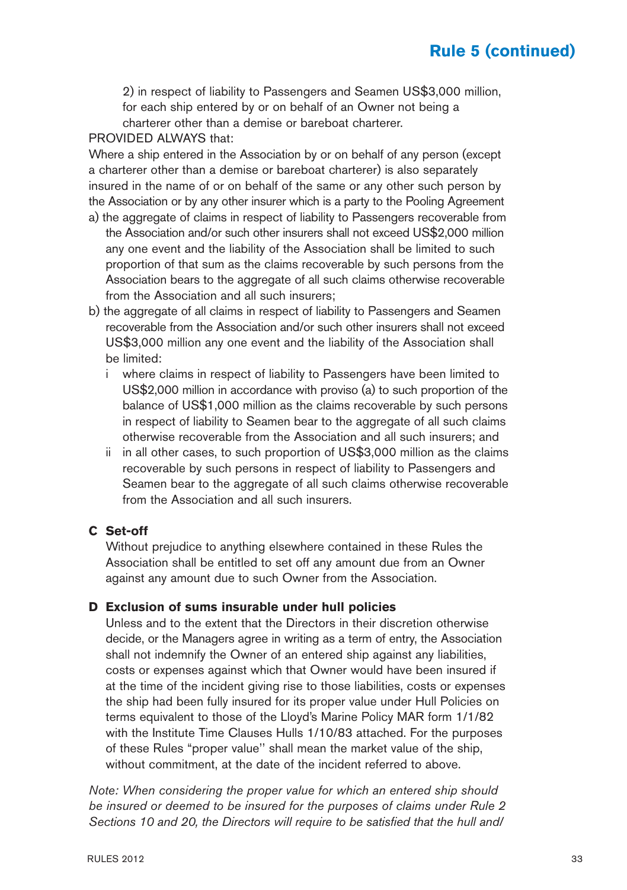## Rule 5 (continued)

2) in respect of liability to Passengers and Seamen US$3,000 million, for each ship entered by or on behalf of an Owner not being a charterer other than a demise or bareboat charterer.

PROVIDED ALWAYS that:

Where a ship entered in the Association by or on behalf of any person (except a charterer other than a demise or bareboat charterer) is also separately insured in the name of or on behalf of the same or any other such person by the Association or by any other insurer which is a party to the Pooling Agreement

a) the aggregate of claims in respect of liability to Passengers recoverable from the Association and/or such other insurers shall not exceed US$2,000 million any one event and the liability of the Association shall be limited to such proportion of that sum as the claims recoverable by such persons from the Association bears to the aggregate of all such claims otherwise recoverable from the Association and all such insurers;

b) the aggregate of all claims in respect of liability to Passengers and Seamen recoverable from the Association and/or such other insurers shall not exceed US$3,000 million any one event and the liability of the Association shall be limited:

   i where claims in respect of liability to Passengers have been limited to US$2,000 million in accordance with proviso (a) to such proportion of the balance of US$1,000 million as the claims recoverable by such persons in respect of liability to Seamen bear to the aggregate of all such claims otherwise recoverable from the Association and all such insurers; and

   ii in all other cases, to such proportion of US$3,000 million as the claims recoverable by such persons in respect of liability to Passengers and Seamen bear to the aggregate of all such claims otherwise recoverable from the Association and all such insurers.

### C Set-off

Without prejudice to anything elsewhere contained in these Rules the Association shall be entitled to set off any amount due from an Owner against any amount due to such Owner from the Association.

### D Exclusion of sums insurable under hull policies

Unless and to the extent that the Directors in their discretion otherwise decide, or the Managers agree in writing as a term of entry, the Association shall not indemnify the Owner of an entered ship against any liabilities, costs or expenses against which that Owner would have been insured if at the time of the incident giving rise to those liabilities, costs or expenses the ship had been fully insured for its proper value under Hull Policies on terms equivalent to those of the Lloyd's Marine Policy MAR form 1/1/82 with the Institute Time Clauses Hulls 1/10/83 attached. For the purposes of these Rules "proper value" shall mean the market value of the ship, without commitment, at the date of the incident referred to above.

*Note: When considering the proper value for which an entered ship should be insured or deemed to be insured for the purposes of claims under Rule 2 Sections 10 and 20, the Directors will require to be satisfied that the hull and/*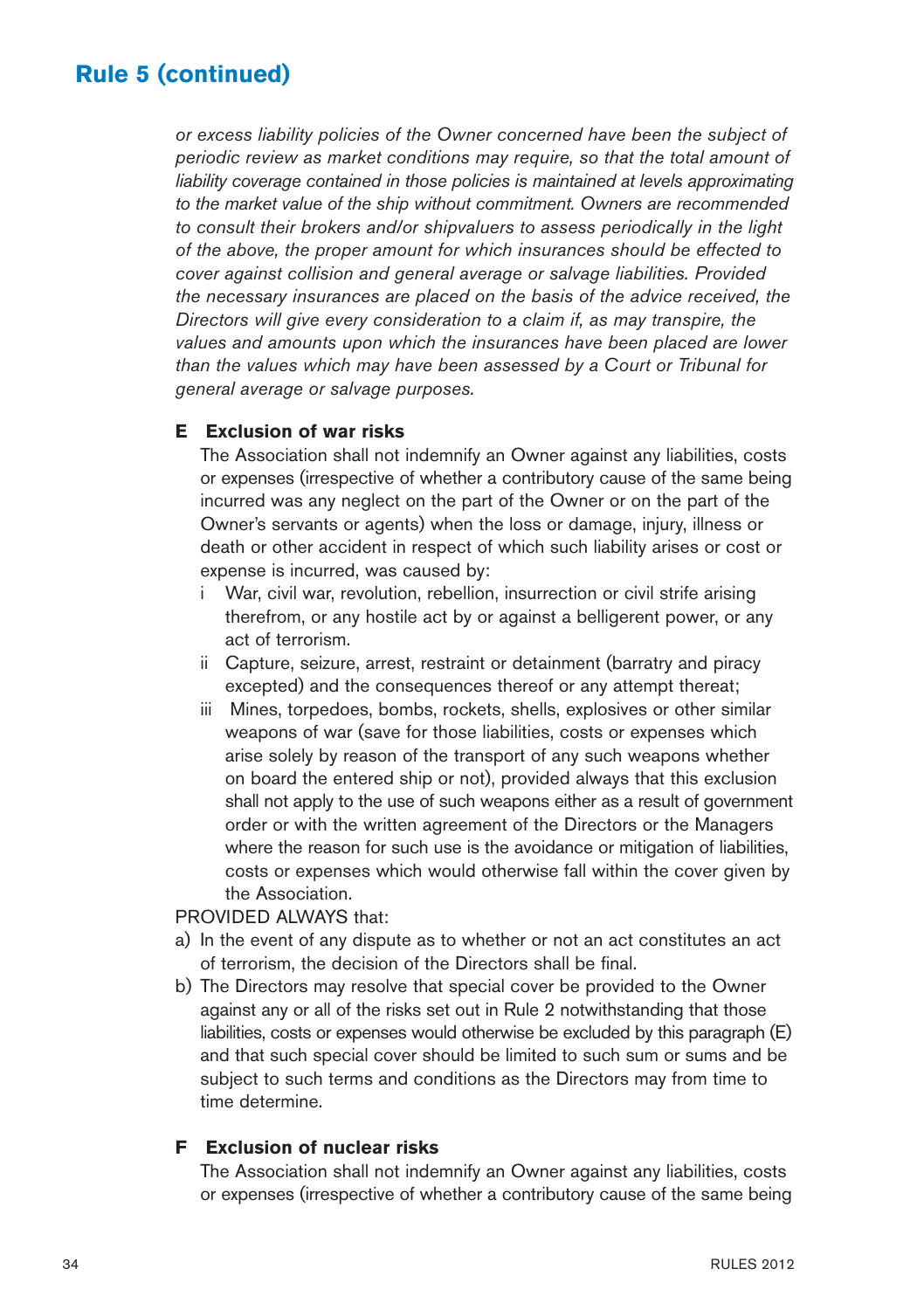## Rule 5 (continued)

*or excess liability policies of the Owner concerned have been the subject of periodic review as market conditions may require, so that the total amount of liability coverage contained in those policies is maintained at levels approximating to the market value of the ship without commitment. Owners are recommended to consult their brokers and/or shipvaluers to assess periodically in the light of the above, the proper amount for which insurances should be effected to cover against collision and general average or salvage liabilities. Provided the necessary insurances are placed on the basis of the advice received, the Directors will give every consideration to a claim if, as may transpire, the values and amounts upon which the insurances have been placed are lower than the values which may have been assessed by a Court or Tribunal for general average or salvage purposes.*

### E Exclusion of war risks

The Association shall not indemnify an Owner against any liabilities, costs or expenses (irrespective of whether a contributory cause of the same being incurred was any neglect on the part of the Owner or on the part of the Owner's servants or agents) when the loss or damage, injury, illness or death or other accident in respect of which such liability arises or cost or expense is incurred, was caused by:

i War, civil war, revolution, rebellion, insurrection or civil strife arising therefrom, or any hostile act by or against a belligerent power, or any act of terrorism.

ii Capture, seizure, arrest, restraint or detainment (barratry and piracy excepted) and the consequences thereof or any attempt thereat;

iii Mines, torpedoes, bombs, rockets, shells, explosives or other similar weapons of war (save for those liabilities, costs or expenses which arise solely by reason of the transport of any such weapons whether on board the entered ship or not), provided always that this exclusion shall not apply to the use of such weapons either as a result of government order or with the written agreement of the Directors or the Managers where the reason for such use is the avoidance or mitigation of liabilities, costs or expenses which would otherwise fall within the cover given by the Association.

PROVIDED ALWAYS that:

a) In the event of any dispute as to whether or not an act constitutes an act of terrorism, the decision of the Directors shall be final.

b) The Directors may resolve that special cover be provided to the Owner against any or all of the risks set out in Rule 2 notwithstanding that those liabilities, costs or expenses would otherwise be excluded by this paragraph (E) and that such special cover should be limited to such sum or sums and be subject to such terms and conditions as the Directors may from time to time determine.

### F Exclusion of nuclear risks

The Association shall not indemnify an Owner against any liabilities, costs or expenses (irrespective of whether a contributory cause of the same being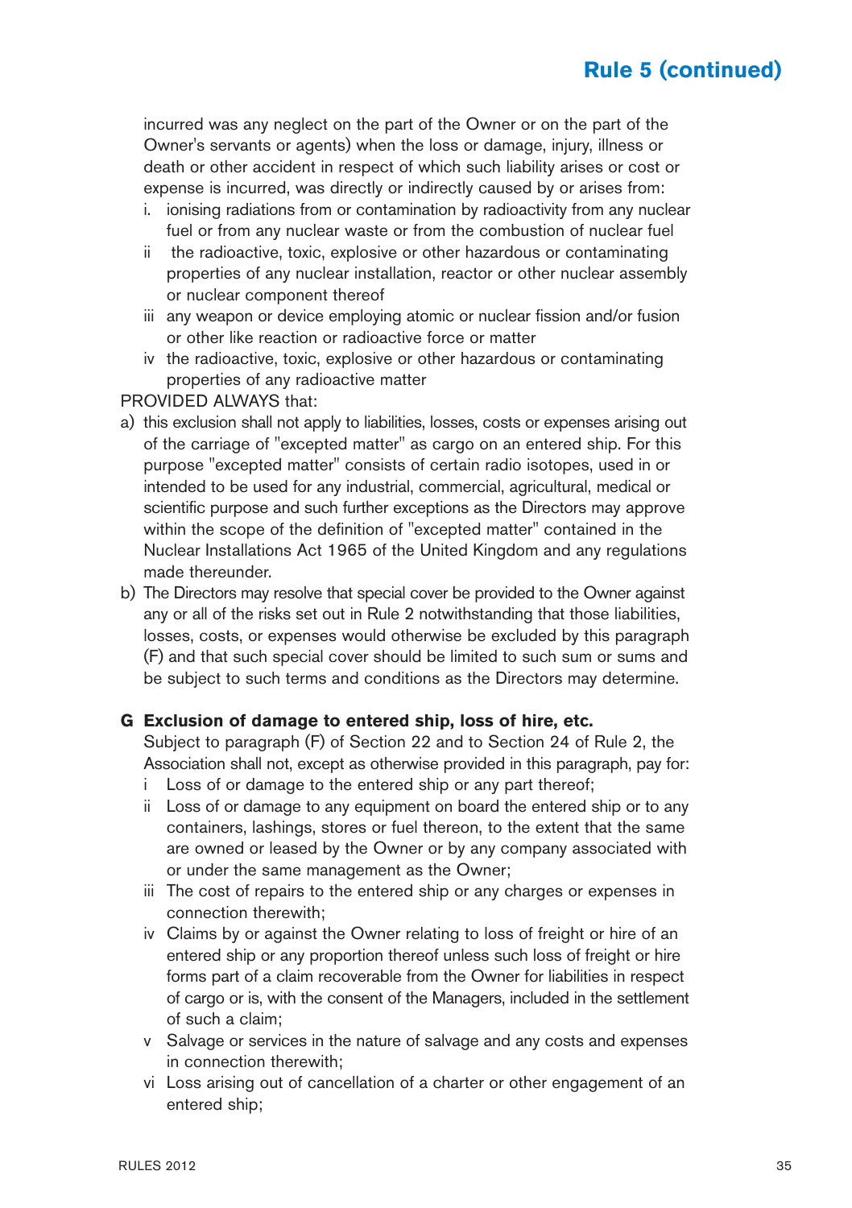incurred was any neglect on the part of the Owner or on the part of the Owner's servants or agents) when the loss or damage, injury, illness or death or other accident in respect of which such liability arises or cost or expense is incurred, was directly or indirectly caused by or arises from:

i. ionising radiations from or contamination by radioactivity from any nuclear fuel or from any nuclear waste or from the combustion of nuclear fuel

ii the radioactive, toxic, explosive or other hazardous or contaminating properties of any nuclear installation, reactor or other nuclear assembly or nuclear component thereof

iii any weapon or device employing atomic or nuclear fission and/or fusion or other like reaction or radioactive force or matter

iv the radioactive, toxic, explosive or other hazardous or contaminating properties of any radioactive matter

PROVIDED ALWAYS that:

a) this exclusion shall not apply to liabilities, losses, costs or expenses arising out of the carriage of "excepted matter" as cargo on an entered ship. For this purpose "excepted matter" consists of certain radio isotopes, used in or intended to be used for any industrial, commercial, agricultural, medical or scientific purpose and such further exceptions as the Directors may approve within the scope of the definition of "excepted matter" contained in the Nuclear Installations Act 1965 of the United Kingdom and any regulations made thereunder.

b) The Directors may resolve that special cover be provided to the Owner against any or all of the risks set out in Rule 2 notwithstanding that those liabilities, losses, costs, or expenses would otherwise be excluded by this paragraph (F) and that such special cover should be limited to such sum or sums and be subject to such terms and conditions as the Directors may determine.

**G Exclusion of damage to entered ship, loss of hire, etc.**

Subject to paragraph (F) of Section 22 and to Section 24 of Rule 2, the Association shall not, except as otherwise provided in this paragraph, pay for:

i Loss of or damage to the entered ship or any part thereof;

ii Loss of or damage to any equipment on board the entered ship or to any containers, lashings, stores or fuel thereon, to the extent that the same are owned or leased by the Owner or by any company associated with or under the same management as the Owner;

iii The cost of repairs to the entered ship or any charges or expenses in connection therewith;

iv Claims by or against the Owner relating to loss of freight or hire of an entered ship or any proportion thereof unless such loss of freight or hire forms part of a claim recoverable from the Owner for liabilities in respect of cargo or is, with the consent of the Managers, included in the settlement of such a claim;

v Salvage or services in the nature of salvage and any costs and expenses in connection therewith;

vi Loss arising out of cancellation of a charter or other engagement of an entered ship;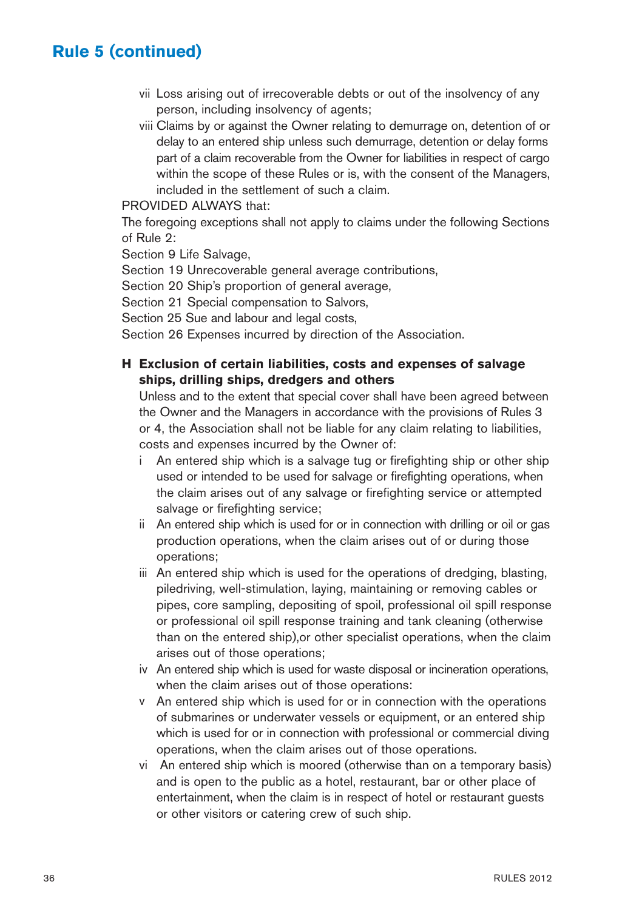## Rule 5 (continued)

vii Loss arising out of irrecoverable debts or out of the insolvency of any person, including insolvency of agents;

viii Claims by or against the Owner relating to demurrage on, detention of or delay to an entered ship unless such demurrage, detention or delay forms part of a claim recoverable from the Owner for liabilities in respect of cargo within the scope of these Rules or is, with the consent of the Managers, included in the settlement of such a claim.

PROVIDED ALWAYS that:

The foregoing exceptions shall not apply to claims under the following Sections of Rule 2:

Section 9 Life Salvage,

Section 19 Unrecoverable general average contributions,

Section 20 Ship's proportion of general average,

Section 21 Special compensation to Salvors,

Section 25 Sue and labour and legal costs,

Section 26 Expenses incurred by direction of the Association.

**H Exclusion of certain liabilities, costs and expenses of salvage ships, drilling ships, dredgers and others**

Unless and to the extent that special cover shall have been agreed between the Owner and the Managers in accordance with the provisions of Rules 3 or 4, the Association shall not be liable for any claim relating to liabilities, costs and expenses incurred by the Owner of:

i An entered ship which is a salvage tug or firefighting ship or other ship used or intended to be used for salvage or firefighting operations, when the claim arises out of any salvage or firefighting service or attempted salvage or firefighting service;

ii An entered ship which is used for or in connection with drilling or oil or gas production operations, when the claim arises out of or during those operations;

iii An entered ship which is used for the operations of dredging, blasting, piledriving, well-stimulation, laying, maintaining or removing cables or pipes, core sampling, depositing of spoil, professional oil spill response or professional oil spill response training and tank cleaning (otherwise than on the entered ship),or other specialist operations, when the claim arises out of those operations;

iv An entered ship which is used for waste disposal or incineration operations, when the claim arises out of those operations:

v An entered ship which is used for or in connection with the operations of submarines or underwater vessels or equipment, or an entered ship which is used for or in connection with professional or commercial diving operations, when the claim arises out of those operations.

vi An entered ship which is moored (otherwise than on a temporary basis) and is open to the public as a hotel, restaurant, bar or other place of entertainment, when the claim is in respect of hotel or restaurant guests or other visitors or catering crew of such ship.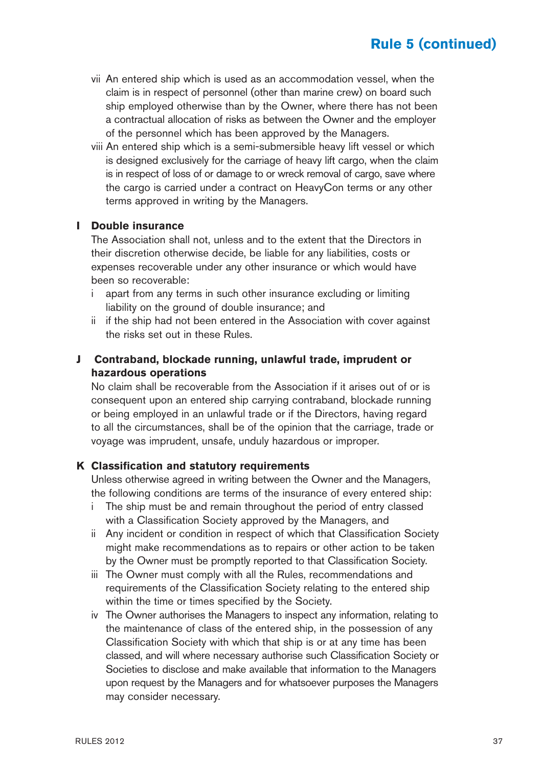vii An entered ship which is used as an accommodation vessel, when the claim is in respect of personnel (other than marine crew) on board such ship employed otherwise than by the Owner, where there has not been a contractual allocation of risks as between the Owner and the employer of the personnel which has been approved by the Managers.

viii An entered ship which is a semi-submersible heavy lift vessel or which is designed exclusively for the carriage of heavy lift cargo, when the claim is in respect of loss of or damage to or wreck removal of cargo, save where the cargo is carried under a contract on HeavyCon terms or any other terms approved in writing by the Managers.

### I Double insurance

The Association shall not, unless and to the extent that the Directors in their discretion otherwise decide, be liable for any liabilities, costs or expenses recoverable under any other insurance or which would have been so recoverable:

i apart from any terms in such other insurance excluding or limiting liability on the ground of double insurance; and

ii if the ship had not been entered in the Association with cover against the risks set out in these Rules.

### J Contraband, blockade running, unlawful trade, imprudent or hazardous operations

No claim shall be recoverable from the Association if it arises out of or is consequent upon an entered ship carrying contraband, blockade running or being employed in an unlawful trade or if the Directors, having regard to all the circumstances, shall be of the opinion that the carriage, trade or voyage was imprudent, unsafe, unduly hazardous or improper.

### K Classification and statutory requirements

Unless otherwise agreed in writing between the Owner and the Managers, the following conditions are terms of the insurance of every entered ship:

i The ship must be and remain throughout the period of entry classed with a Classification Society approved by the Managers, and

ii Any incident or condition in respect of which that Classification Society might make recommendations as to repairs or other action to be taken by the Owner must be promptly reported to that Classification Society.

iii The Owner must comply with all the Rules, recommendations and requirements of the Classification Society relating to the entered ship within the time or times specified by the Society.

iv The Owner authorises the Managers to inspect any information, relating to the maintenance of class of the entered ship, in the possession of any Classification Society with which that ship is or at any time has been classed, and will where necessary authorise such Classification Society or Societies to disclose and make available that information to the Managers upon request by the Managers and for whatsoever purposes the Managers may consider necessary.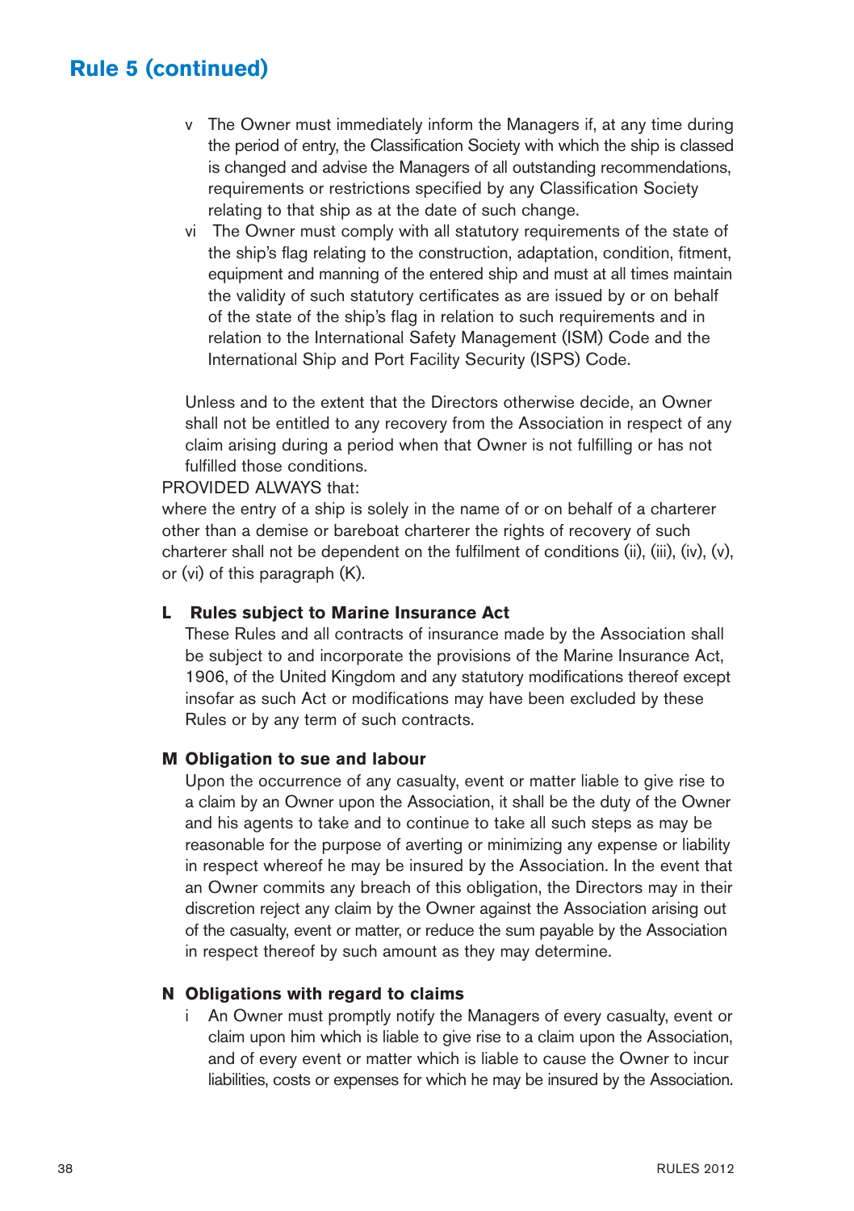## Rule 5 (continued)

v The Owner must immediately inform the Managers if, at any time during the period of entry, the Classification Society with which the ship is classed is changed and advise the Managers of all outstanding recommendations, requirements or restrictions specified by any Classification Society relating to that ship as at the date of such change.

vi The Owner must comply with all statutory requirements of the state of the ship's flag relating to the construction, adaptation, condition, fitment, equipment and manning of the entered ship and must at all times maintain the validity of such statutory certificates as are issued by or on behalf of the state of the ship's flag in relation to such requirements and in relation to the International Safety Management (ISM) Code and the International Ship and Port Facility Security (ISPS) Code.

Unless and to the extent that the Directors otherwise decide, an Owner shall not be entitled to any recovery from the Association in respect of any claim arising during a period when that Owner is not fulfilling or has not fulfilled those conditions.

PROVIDED ALWAYS that:

where the entry of a ship is solely in the name of or on behalf of a charterer other than a demise or bareboat charterer the rights of recovery of such charterer shall not be dependent on the fulfilment of conditions (ii), (iii), (iv), (v), or (vi) of this paragraph (K).

### L Rules subject to Marine Insurance Act

These Rules and all contracts of insurance made by the Association shall be subject to and incorporate the provisions of the Marine Insurance Act, 1906, of the United Kingdom and any statutory modifications thereof except insofar as such Act or modifications may have been excluded by these Rules or by any term of such contracts.

### M Obligation to sue and labour

Upon the occurrence of any casualty, event or matter liable to give rise to a claim by an Owner upon the Association, it shall be the duty of the Owner and his agents to take and to continue to take all such steps as may be reasonable for the purpose of averting or minimizing any expense or liability in respect whereof he may be insured by the Association. In the event that an Owner commits any breach of this obligation, the Directors may in their discretion reject any claim by the Owner against the Association arising out of the casualty, event or matter, or reduce the sum payable by the Association in respect thereof by such amount as they may determine.

### N Obligations with regard to claims

i An Owner must promptly notify the Managers of every casualty, event or claim upon him which is liable to give rise to a claim upon the Association, and of every event or matter which is liable to cause the Owner to incur liabilities, costs or expenses for which he may be insured by the Association.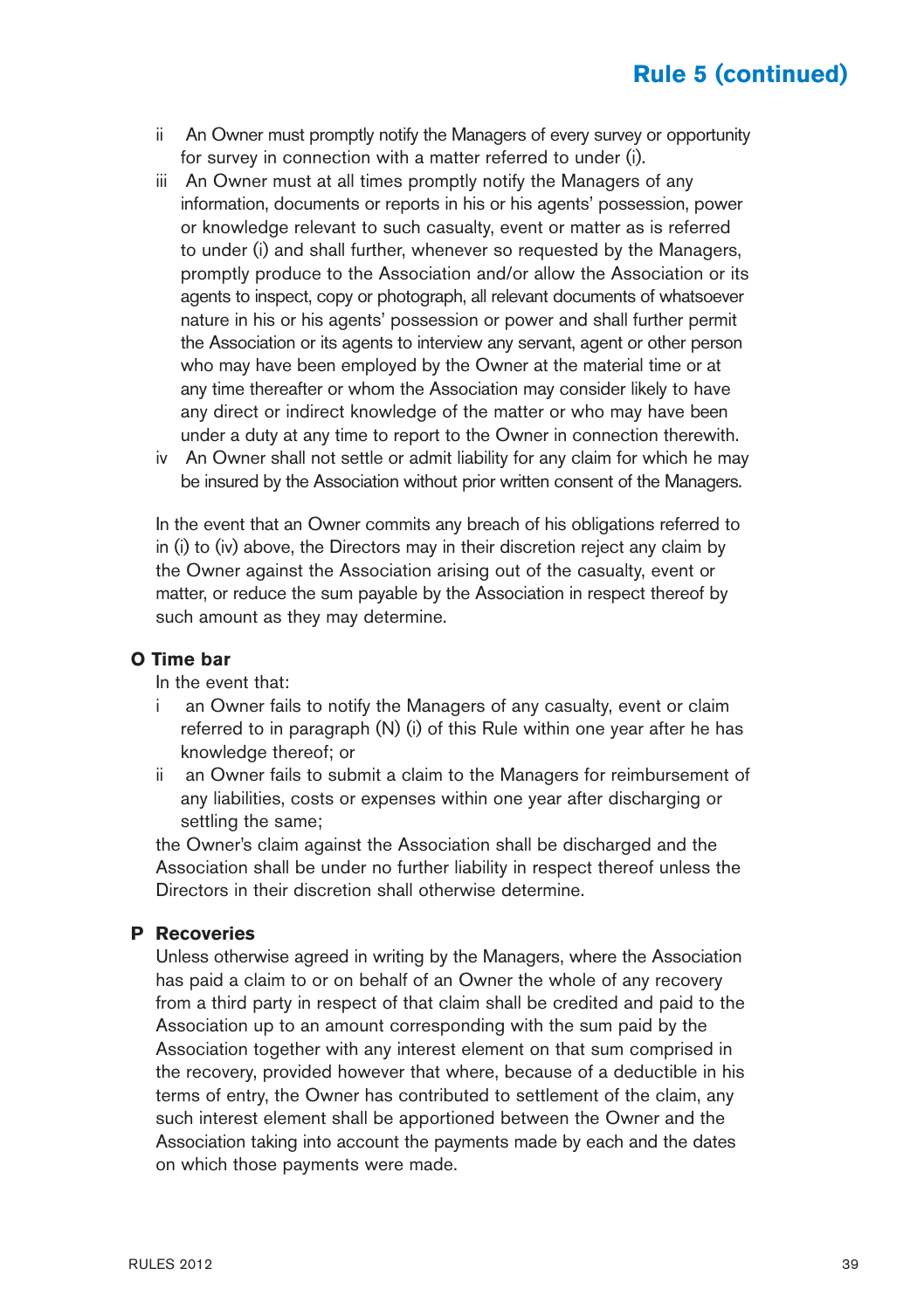ii An Owner must promptly notify the Managers of every survey or opportunity for survey in connection with a matter referred to under (i).

iii An Owner must at all times promptly notify the Managers of any information, documents or reports in his or his agents' possession, power or knowledge relevant to such casualty, event or matter as is referred to under (i) and shall further, whenever so requested by the Managers, promptly produce to the Association and/or allow the Association or its agents to inspect, copy or photograph, all relevant documents of whatsoever nature in his or his agents' possession or power and shall further permit the Association or its agents to interview any servant, agent or other person who may have been employed by the Owner at the material time or at any time thereafter or whom the Association may consider likely to have any direct or indirect knowledge of the matter or who may have been under a duty at any time to report to the Owner in connection therewith.

iv An Owner shall not settle or admit liability for any claim for which he may be insured by the Association without prior written consent of the Managers.

In the event that an Owner commits any breach of his obligations referred to in (i) to (iv) above, the Directors may in their discretion reject any claim by the Owner against the Association arising out of the casualty, event or matter, or reduce the sum payable by the Association in respect thereof by such amount as they may determine.

### O Time bar

In the event that:

i an Owner fails to notify the Managers of any casualty, event or claim referred to in paragraph (N) (i) of this Rule within one year after he has knowledge thereof; or

ii an Owner fails to submit a claim to the Managers for reimbursement of any liabilities, costs or expenses within one year after discharging or settling the same;

the Owner's claim against the Association shall be discharged and the Association shall be under no further liability in respect thereof unless the Directors in their discretion shall otherwise determine.

### P Recoveries

Unless otherwise agreed in writing by the Managers, where the Association has paid a claim to or on behalf of an Owner the whole of any recovery from a third party in respect of that claim shall be credited and paid to the Association up to an amount corresponding with the sum paid by the Association together with any interest element on that sum comprised in the recovery, provided however that where, because of a deductible in his terms of entry, the Owner has contributed to settlement of the claim, any such interest element shall be apportioned between the Owner and the Association taking into account the payments made by each and the dates on which those payments were made.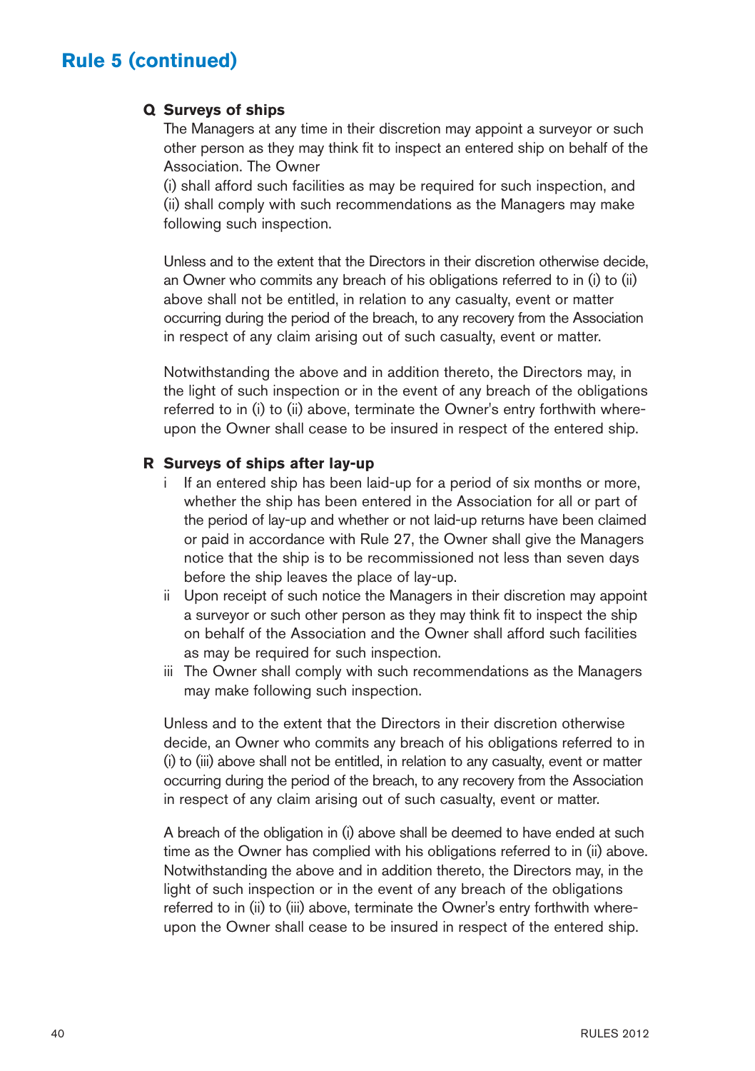## Rule 5 (continued)

### Q Surveys of ships

The Managers at any time in their discretion may appoint a surveyor or such other person as they may think fit to inspect an entered ship on behalf of the Association. The Owner

(i) shall afford such facilities as may be required for such inspection, and
(ii) shall comply with such recommendations as the Managers may make following such inspection.

Unless and to the extent that the Directors in their discretion otherwise decide, an Owner who commits any breach of his obligations referred to in (i) to (ii) above shall not be entitled, in relation to any casualty, event or matter occurring during the period of the breach, to any recovery from the Association in respect of any claim arising out of such casualty, event or matter.

Notwithstanding the above and in addition thereto, the Directors may, in the light of such inspection or in the event of any breach of the obligations referred to in (i) to (ii) above, terminate the Owner's entry forthwith whereupon the Owner shall cease to be insured in respect of the entered ship.

### R Surveys of ships after lay-up

i If an entered ship has been laid-up for a period of six months or more, whether the ship has been entered in the Association for all or part of the period of lay-up and whether or not laid-up returns have been claimed or paid in accordance with Rule 27, the Owner shall give the Managers notice that the ship is to be recommissioned not less than seven days before the ship leaves the place of lay-up.

ii Upon receipt of such notice the Managers in their discretion may appoint a surveyor or such other person as they may think fit to inspect the ship on behalf of the Association and the Owner shall afford such facilities as may be required for such inspection.

iii The Owner shall comply with such recommendations as the Managers may make following such inspection.

Unless and to the extent that the Directors in their discretion otherwise decide, an Owner who commits any breach of his obligations referred to in (i) to (iii) above shall not be entitled, in relation to any casualty, event or matter occurring during the period of the breach, to any recovery from the Association in respect of any claim arising out of such casualty, event or matter.

A breach of the obligation in (i) above shall be deemed to have ended at such time as the Owner has complied with his obligations referred to in (ii) above. Notwithstanding the above and in addition thereto, the Directors may, in the light of such inspection or in the event of any breach of the obligations referred to in (ii) to (iii) above, terminate the Owner's entry forthwith whereupon the Owner shall cease to be insured in respect of the entered ship.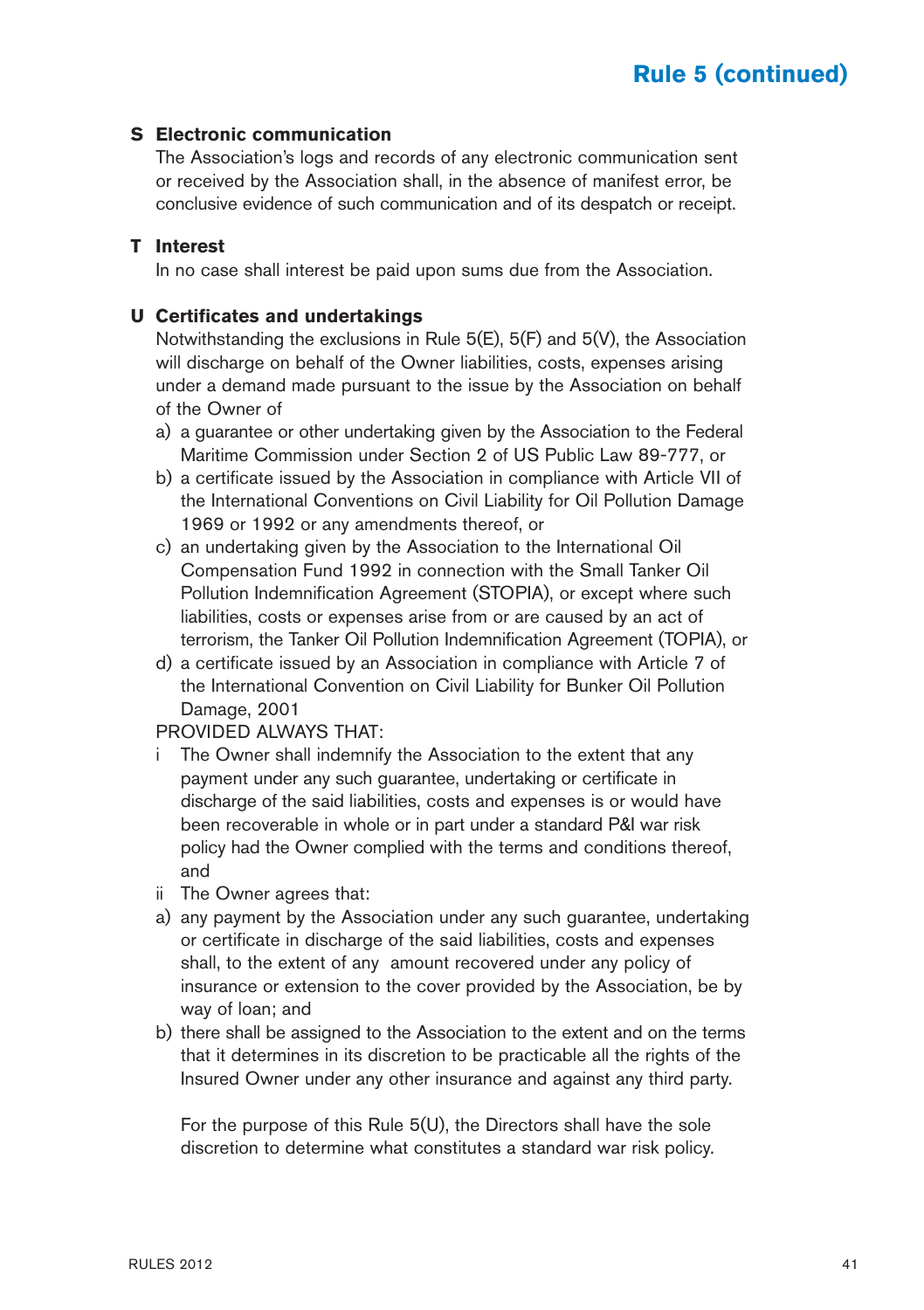## S Electronic communication

The Association's logs and records of any electronic communication sent or received by the Association shall, in the absence of manifest error, be conclusive evidence of such communication and of its despatch or receipt.

## T Interest

In no case shall interest be paid upon sums due from the Association.

## U Certificates and undertakings

Notwithstanding the exclusions in Rule 5(E), 5(F) and 5(V), the Association will discharge on behalf of the Owner liabilities, costs, expenses arising under a demand made pursuant to the issue by the Association on behalf of the Owner of

a) a guarantee or other undertaking given by the Association to the Federal Maritime Commission under Section 2 of US Public Law 89-777, or

b) a certificate issued by the Association in compliance with Article VII of the International Conventions on Civil Liability for Oil Pollution Damage 1969 or 1992 or any amendments thereof, or

c) an undertaking given by the Association to the International Oil Compensation Fund 1992 in connection with the Small Tanker Oil Pollution Indemnification Agreement (STOPIA), or except where such liabilities, costs or expenses arise from or are caused by an act of terrorism, the Tanker Oil Pollution Indemnification Agreement (TOPIA), or

d) a certificate issued by an Association in compliance with Article 7 of the International Convention on Civil Liability for Bunker Oil Pollution Damage, 2001

PROVIDED ALWAYS THAT:

i The Owner shall indemnify the Association to the extent that any payment under any such guarantee, undertaking or certificate in discharge of the said liabilities, costs and expenses is or would have been recoverable in whole or in part under a standard P&I war risk policy had the Owner complied with the terms and conditions thereof, and

ii The Owner agrees that:

a) any payment by the Association under any such guarantee, undertaking or certificate in discharge of the said liabilities, costs and expenses shall, to the extent of any amount recovered under any policy of insurance or extension to the cover provided by the Association, be by way of loan; and

b) there shall be assigned to the Association to the extent and on the terms that it determines in its discretion to be practicable all the rights of the Insured Owner under any other insurance and against any third party.

For the purpose of this Rule 5(U), the Directors shall have the sole discretion to determine what constitutes a standard war risk policy.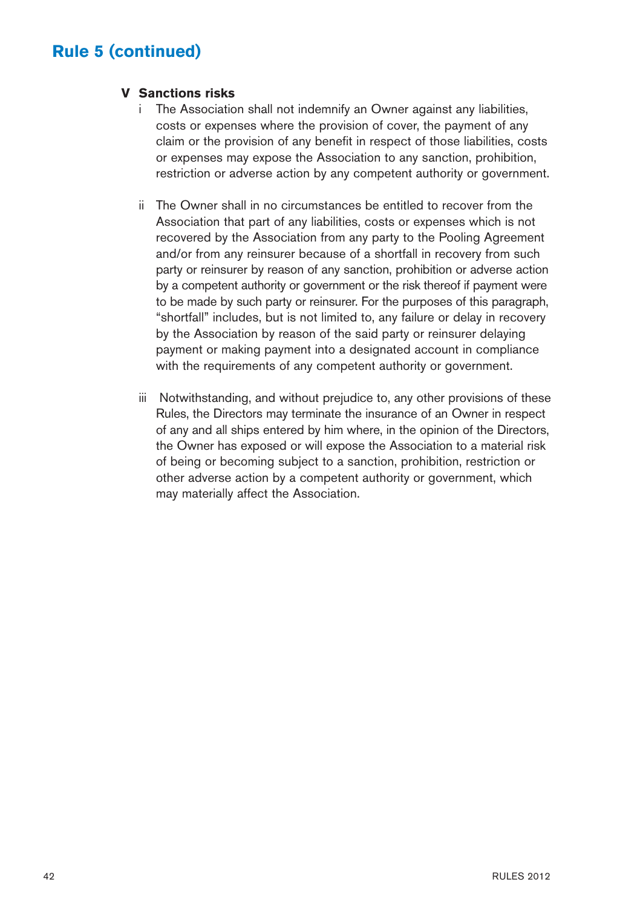## Rule 5 (continued)

**V Sanctions risks**

i The Association shall not indemnify an Owner against any liabilities, costs or expenses where the provision of cover, the payment of any claim or the provision of any benefit in respect of those liabilities, costs or expenses may expose the Association to any sanction, prohibition, restriction or adverse action by any competent authority or government.

ii The Owner shall in no circumstances be entitled to recover from the Association that part of any liabilities, costs or expenses which is not recovered by the Association from any party to the Pooling Agreement and/or from any reinsurer because of a shortfall in recovery from such party or reinsurer by reason of any sanction, prohibition or adverse action by a competent authority or government or the risk thereof if payment were to be made by such party or reinsurer. For the purposes of this paragraph, "shortfall" includes, but is not limited to, any failure or delay in recovery by the Association by reason of the said party or reinsurer delaying payment or making payment into a designated account in compliance with the requirements of any competent authority or government.

iii Notwithstanding, and without prejudice to, any other provisions of these Rules, the Directors may terminate the insurance of an Owner in respect of any and all ships entered by him where, in the opinion of the Directors, the Owner has exposed or will expose the Association to a material risk of being or becoming subject to a sanction, prohibition, restriction or other adverse action by a competent authority or government, which may materially affect the Association.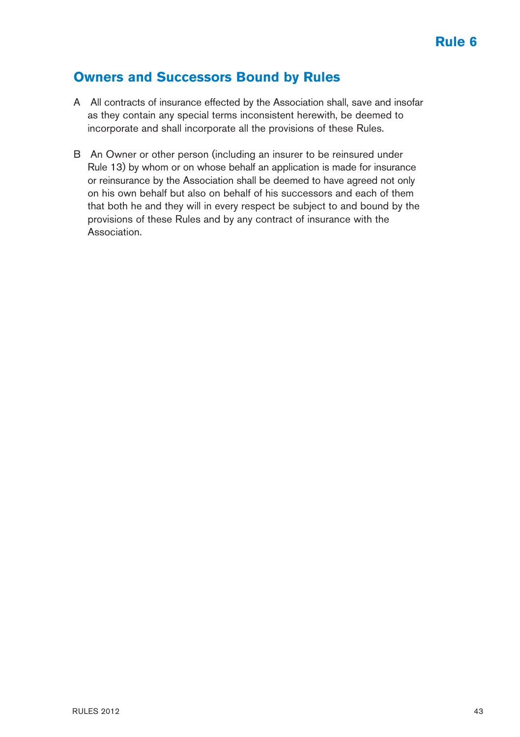# Rule 6

## Owners and Successors Bound by Rules

A All contracts of insurance effected by the Association shall, save and insofar as they contain any special terms inconsistent herewith, be deemed to incorporate and shall incorporate all the provisions of these Rules.

B An Owner or other person (including an insurer to be reinsured under Rule 13) by whom or on whose behalf an application is made for insurance or reinsurance by the Association shall be deemed to have agreed not only on his own behalf but also on behalf of his successors and each of them that both he and they will in every respect be subject to and bound by the provisions of these Rules and by any contract of insurance with the Association.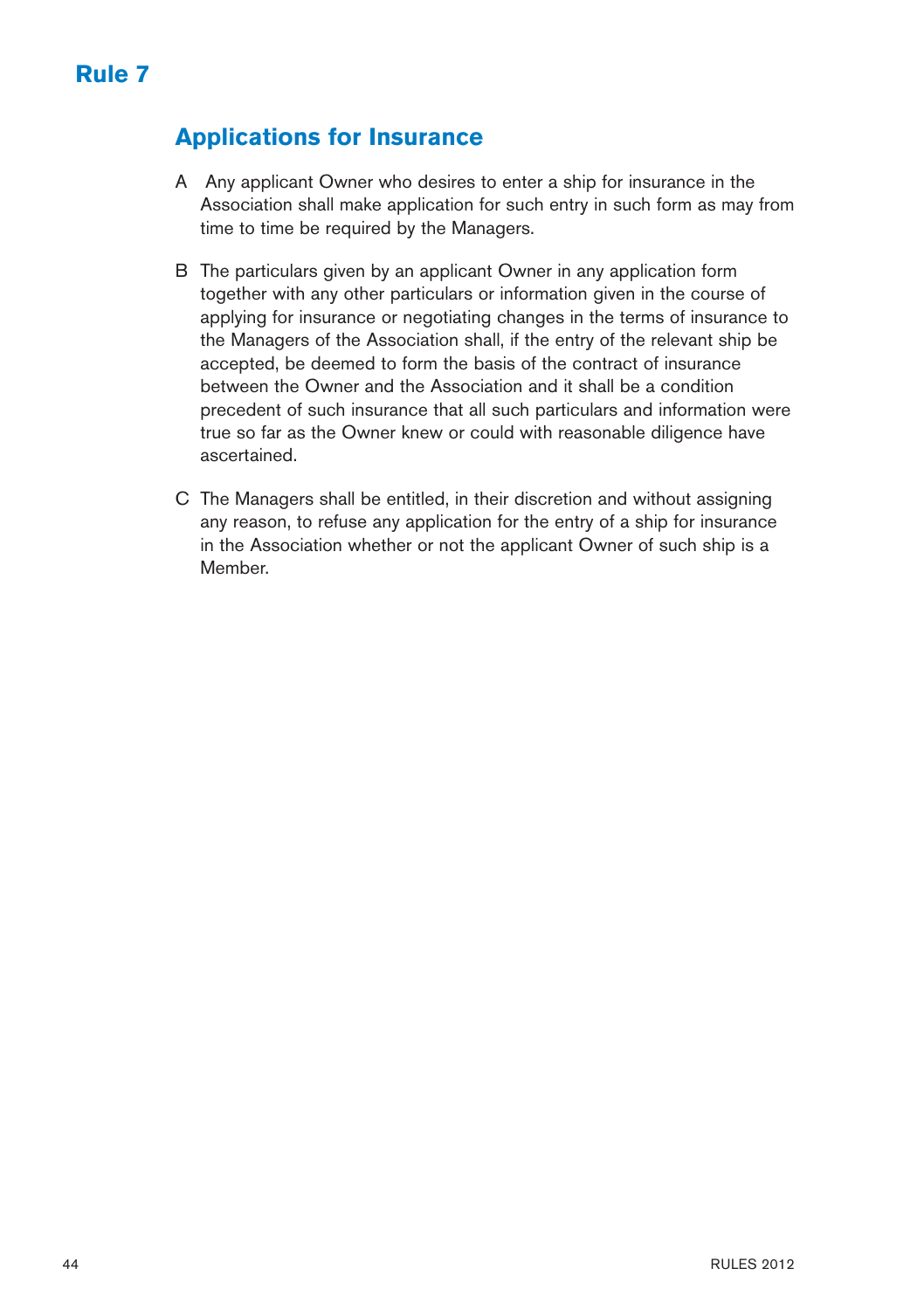# Rule 7

## Applications for Insurance

A Any applicant Owner who desires to enter a ship for insurance in the Association shall make application for such entry in such form as may from time to time be required by the Managers.

B The particulars given by an applicant Owner in any application form together with any other particulars or information given in the course of applying for insurance or negotiating changes in the terms of insurance to the Managers of the Association shall, if the entry of the relevant ship be accepted, be deemed to form the basis of the contract of insurance between the Owner and the Association and it shall be a condition precedent of such insurance that all such particulars and information were true so far as the Owner knew or could with reasonable diligence have ascertained.

C The Managers shall be entitled, in their discretion and without assigning any reason, to refuse any application for the entry of a ship for insurance in the Association whether or not the applicant Owner of such ship is a Member.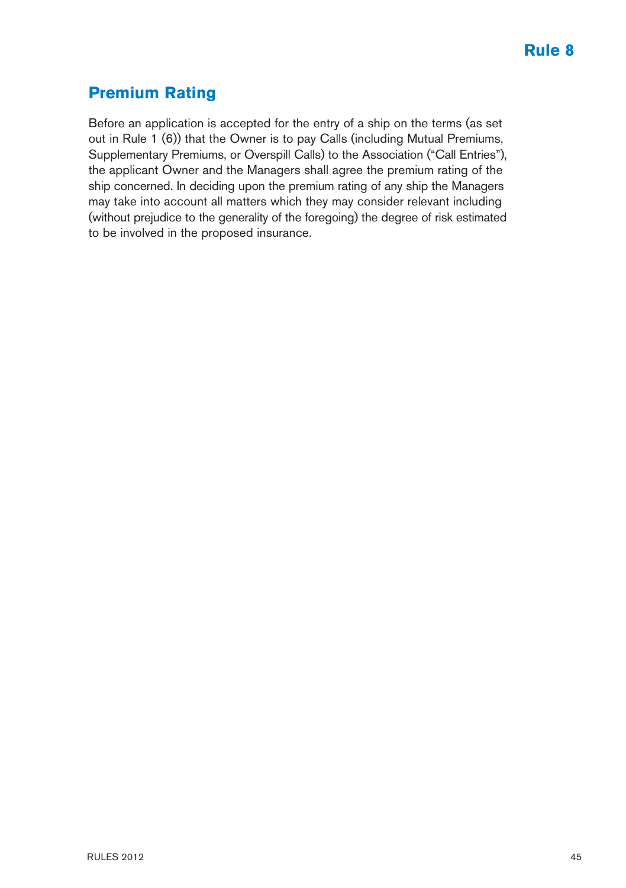# Rule 8

## Premium Rating

Before an application is accepted for the entry of a ship on the terms (as set out in Rule 1 (6)) that the Owner is to pay Calls (including Mutual Premiums, Supplementary Premiums, or Overspill Calls) to the Association ("Call Entries"), the applicant Owner and the Managers shall agree the premium rating of the ship concerned. In deciding upon the premium rating of any ship the Managers may take into account all matters which they may consider relevant including (without prejudice to the generality of the foregoing) the degree of risk estimated to be involved in the proposed insurance.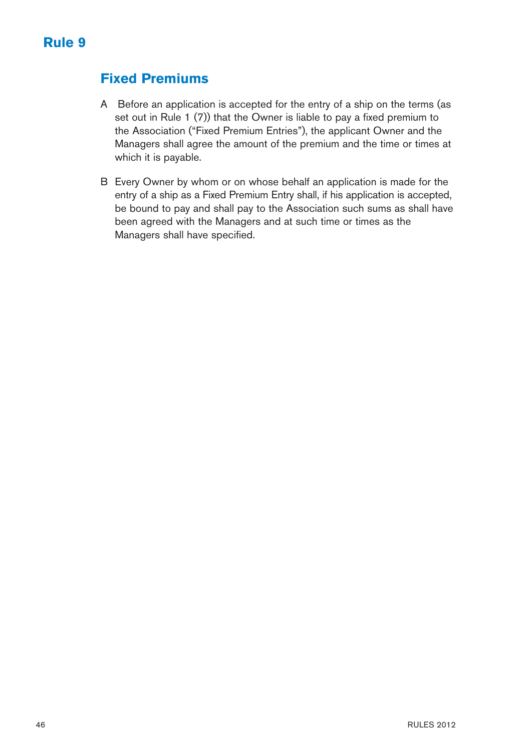# Rule 9

## Fixed Premiums

A Before an application is accepted for the entry of a ship on the terms (as set out in Rule 1 (7)) that the Owner is liable to pay a fixed premium to the Association ("Fixed Premium Entries"), the applicant Owner and the Managers shall agree the amount of the premium and the time or times at which it is payable.

B Every Owner by whom or on whose behalf an application is made for the entry of a ship as a Fixed Premium Entry shall, if his application is accepted, be bound to pay and shall pay to the Association such sums as shall have been agreed with the Managers and at such time or times as the Managers shall have specified.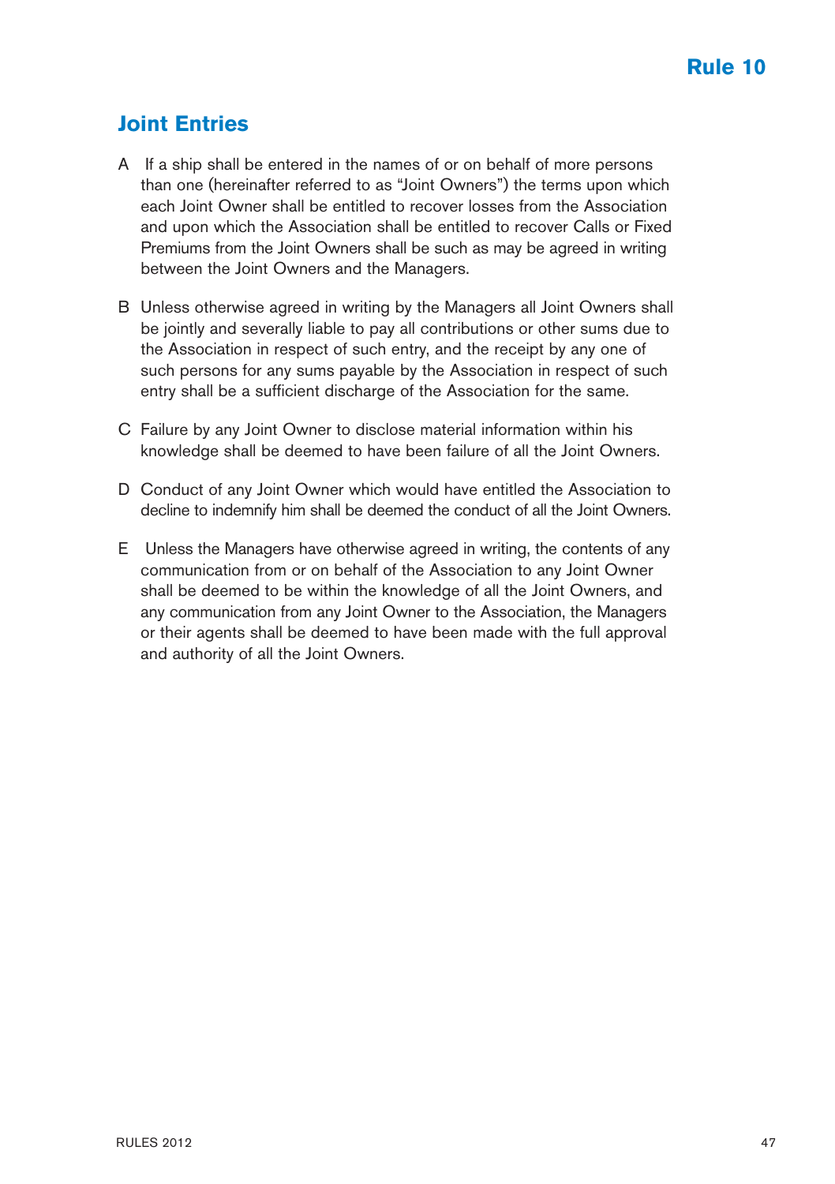# Rule 10

## Joint Entries

A If a ship shall be entered in the names of or on behalf of more persons than one (hereinafter referred to as "Joint Owners") the terms upon which each Joint Owner shall be entitled to recover losses from the Association and upon which the Association shall be entitled to recover Calls or Fixed Premiums from the Joint Owners shall be such as may be agreed in writing between the Joint Owners and the Managers.

B Unless otherwise agreed in writing by the Managers all Joint Owners shall be jointly and severally liable to pay all contributions or other sums due to the Association in respect of such entry, and the receipt by any one of such persons for any sums payable by the Association in respect of such entry shall be a sufficient discharge of the Association for the same.

C Failure by any Joint Owner to disclose material information within his knowledge shall be deemed to have been failure of all the Joint Owners.

D Conduct of any Joint Owner which would have entitled the Association to decline to indemnify him shall be deemed the conduct of all the Joint Owners.

E Unless the Managers have otherwise agreed in writing, the contents of any communication from or on behalf of the Association to any Joint Owner shall be deemed to be within the knowledge of all the Joint Owners, and any communication from any Joint Owner to the Association, the Managers or their agents shall be deemed to have been made with the full approval and authority of all the Joint Owners.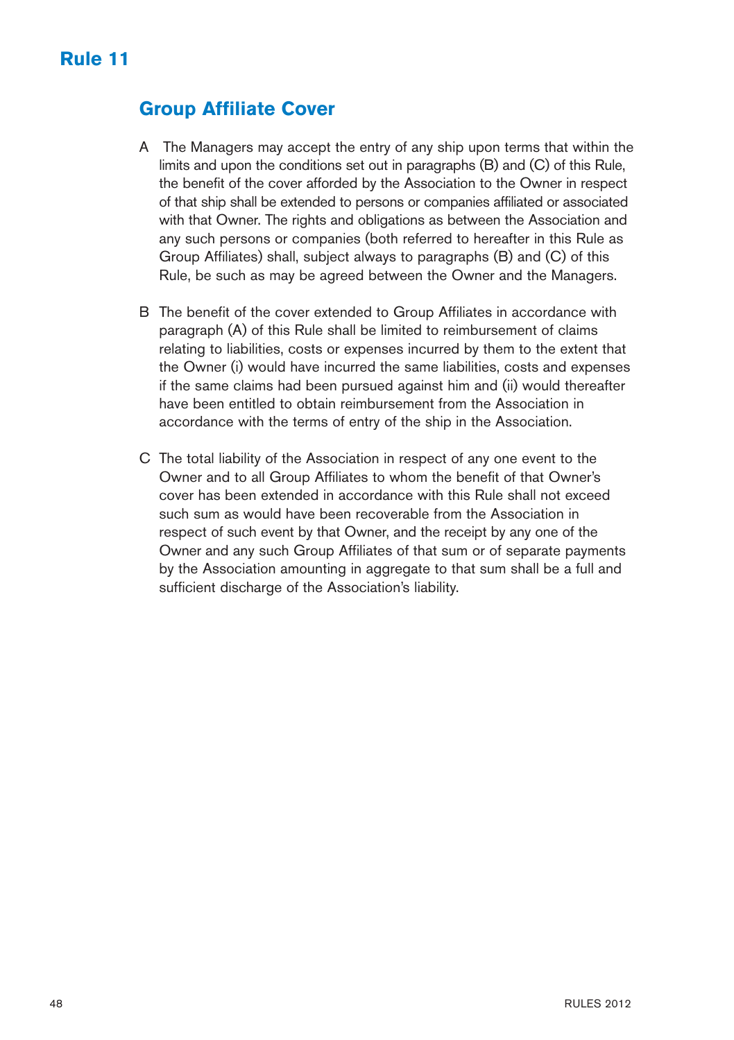# Rule 11

## Group Affiliate Cover

A The Managers may accept the entry of any ship upon terms that within the limits and upon the conditions set out in paragraphs (B) and (C) of this Rule, the benefit of the cover afforded by the Association to the Owner in respect of that ship shall be extended to persons or companies affiliated or associated with that Owner. The rights and obligations as between the Association and any such persons or companies (both referred to hereafter in this Rule as Group Affiliates) shall, subject always to paragraphs (B) and (C) of this Rule, be such as may be agreed between the Owner and the Managers.

B The benefit of the cover extended to Group Affiliates in accordance with paragraph (A) of this Rule shall be limited to reimbursement of claims relating to liabilities, costs or expenses incurred by them to the extent that the Owner (i) would have incurred the same liabilities, costs and expenses if the same claims had been pursued against him and (ii) would thereafter have been entitled to obtain reimbursement from the Association in accordance with the terms of entry of the ship in the Association.

C The total liability of the Association in respect of any one event to the Owner and to all Group Affiliates to whom the benefit of that Owner's cover has been extended in accordance with this Rule shall not exceed such sum as would have been recoverable from the Association in respect of such event by that Owner, and the receipt by any one of the Owner and any such Group Affiliates of that sum or of separate payments by the Association amounting in aggregate to that sum shall be a full and sufficient discharge of the Association's liability.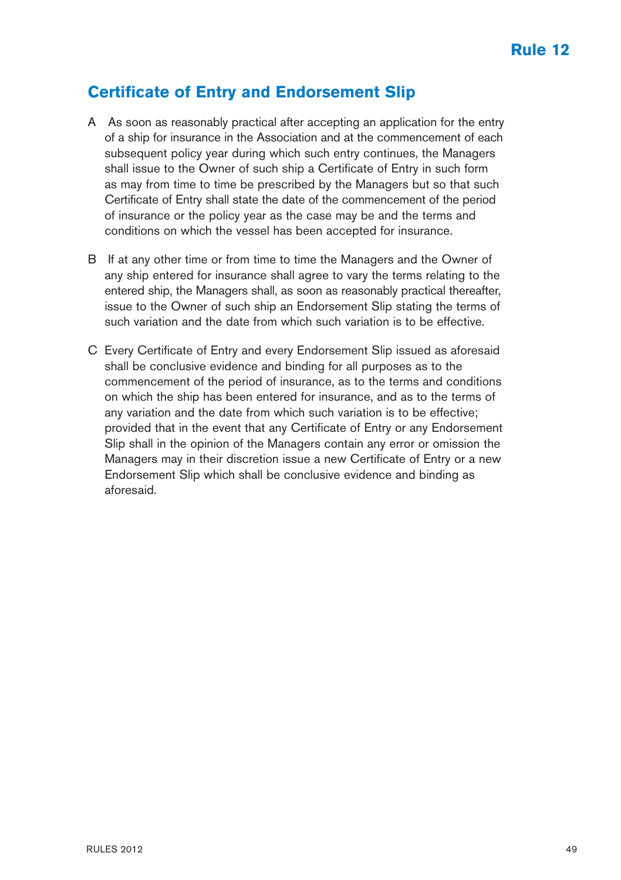## Rule 12

## Certificate of Entry and Endorsement Slip

A As soon as reasonably practical after accepting an application for the entry of a ship for insurance in the Association and at the commencement of each subsequent policy year during which such entry continues, the Managers shall issue to the Owner of such ship a Certificate of Entry in such form as may from time to time be prescribed by the Managers but so that such Certificate of Entry shall state the date of the commencement of the period of insurance or the policy year as the case may be and the terms and conditions on which the vessel has been accepted for insurance.

B If at any other time or from time to time the Managers and the Owner of any ship entered for insurance shall agree to vary the terms relating to the entered ship, the Managers shall, as soon as reasonably practical thereafter, issue to the Owner of such ship an Endorsement Slip stating the terms of such variation and the date from which such variation is to be effective.

C Every Certificate of Entry and every Endorsement Slip issued as aforesaid shall be conclusive evidence and binding for all purposes as to the commencement of the period of insurance, as to the terms and conditions on which the ship has been entered for insurance, and as to the terms of any variation and the date from which such variation is to be effective; provided that in the event that any Certificate of Entry or any Endorsement Slip shall in the opinion of the Managers contain any error or omission the Managers may in their discretion issue a new Certificate of Entry or a new Endorsement Slip which shall be conclusive evidence and binding as aforesaid.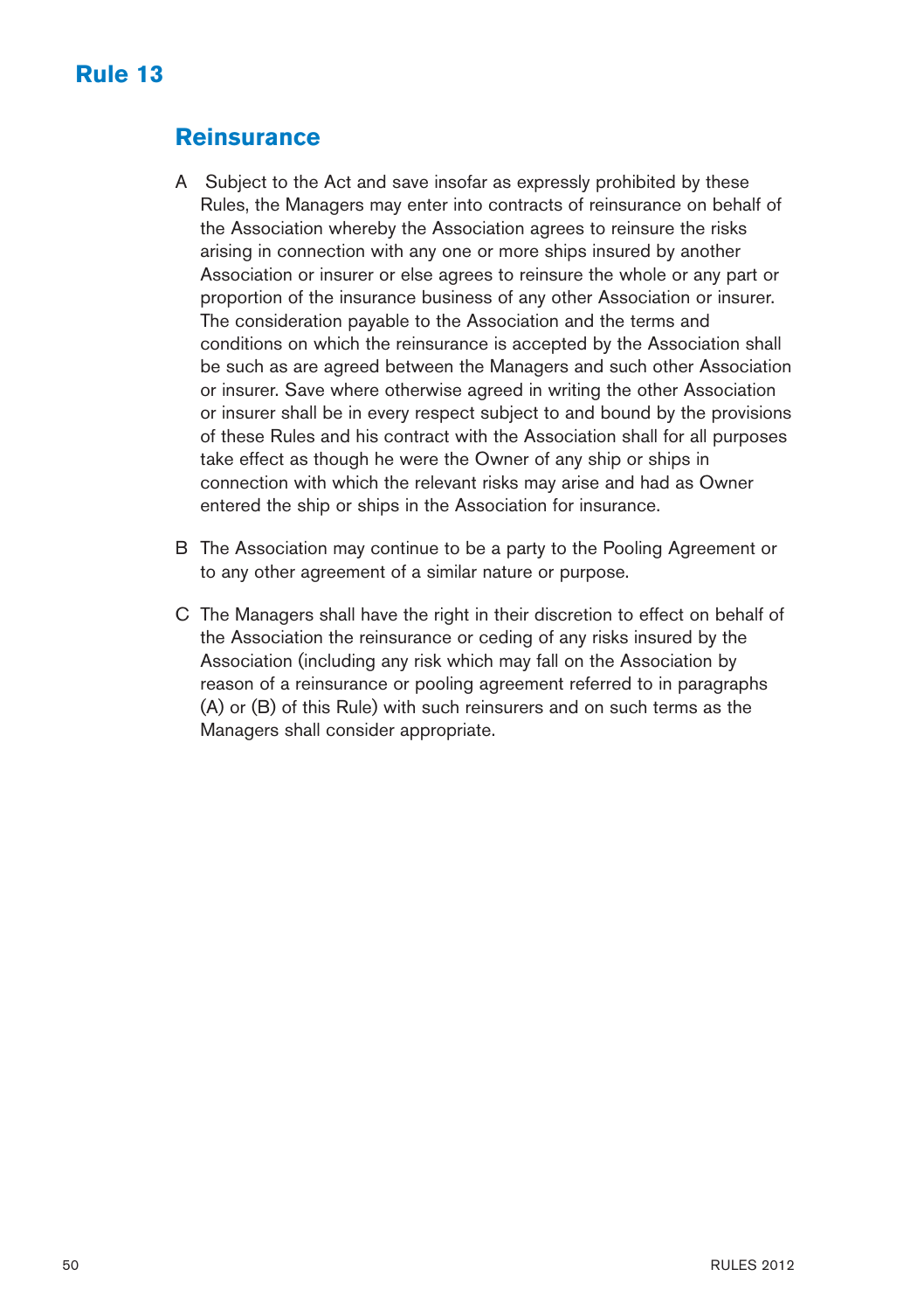# Rule 13

## Reinsurance

A Subject to the Act and save insofar as expressly prohibited by these Rules, the Managers may enter into contracts of reinsurance on behalf of the Association whereby the Association agrees to reinsure the risks arising in connection with any one or more ships insured by another Association or insurer or else agrees to reinsure the whole or any part or proportion of the insurance business of any other Association or insurer. The consideration payable to the Association and the terms and conditions on which the reinsurance is accepted by the Association shall be such as are agreed between the Managers and such other Association or insurer. Save where otherwise agreed in writing the other Association or insurer shall be in every respect subject to and bound by the provisions of these Rules and his contract with the Association shall for all purposes take effect as though he were the Owner of any ship or ships in connection with which the relevant risks may arise and had as Owner entered the ship or ships in the Association for insurance.

B The Association may continue to be a party to the Pooling Agreement or to any other agreement of a similar nature or purpose.

C The Managers shall have the right in their discretion to effect on behalf of the Association the reinsurance or ceding of any risks insured by the Association (including any risk which may fall on the Association by reason of a reinsurance or pooling agreement referred to in paragraphs (A) or (B) of this Rule) with such reinsurers and on such terms as the Managers shall consider appropriate.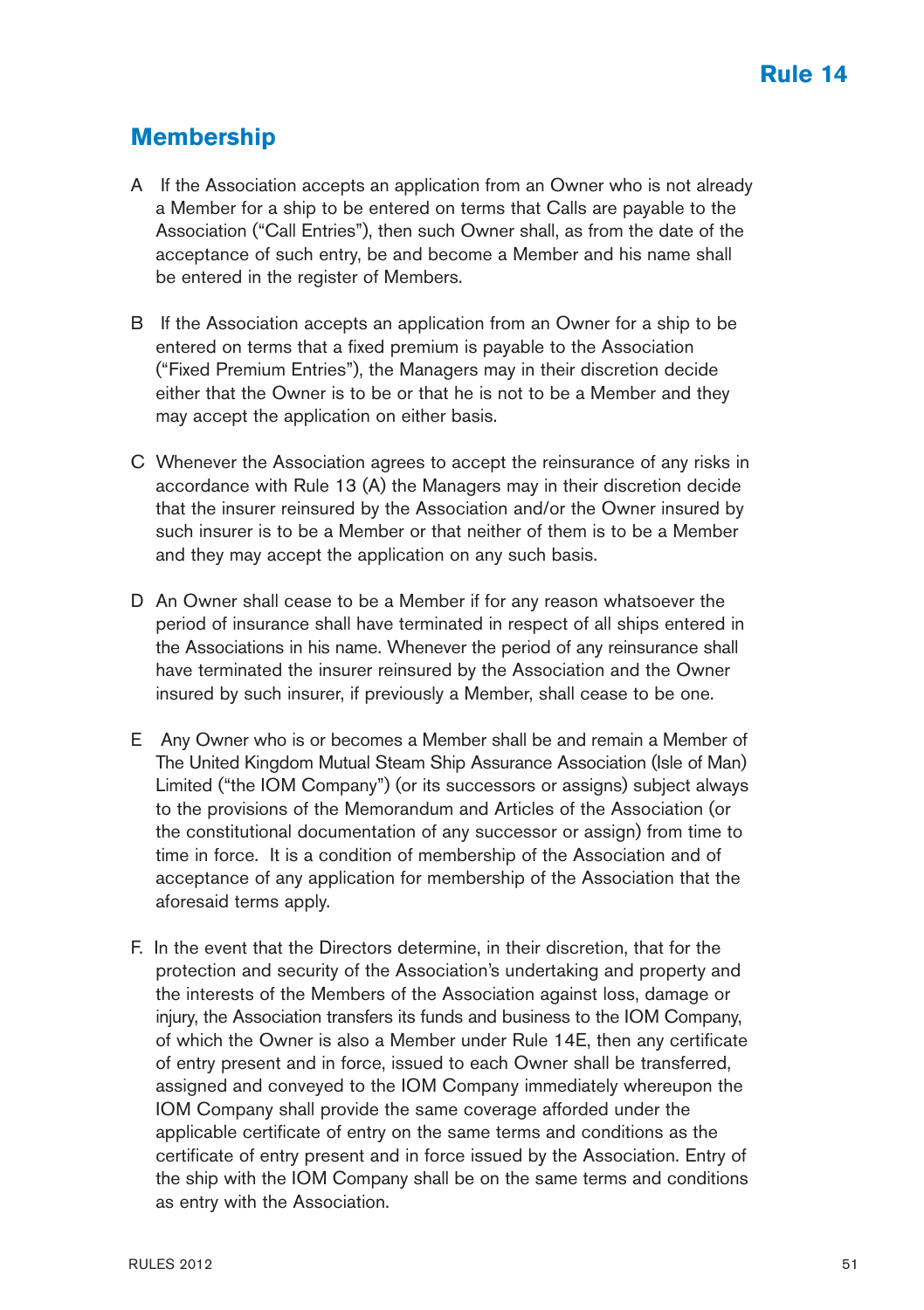# Rule 14

## Membership

A If the Association accepts an application from an Owner who is not already a Member for a ship to be entered on terms that Calls are payable to the Association ("Call Entries"), then such Owner shall, as from the date of the acceptance of such entry, be and become a Member and his name shall be entered in the register of Members.

B If the Association accepts an application from an Owner for a ship to be entered on terms that a fixed premium is payable to the Association ("Fixed Premium Entries"), the Managers may in their discretion decide either that the Owner is to be or that he is not to be a Member and they may accept the application on either basis.

C Whenever the Association agrees to accept the reinsurance of any risks in accordance with Rule 13 (A) the Managers may in their discretion decide that the insurer reinsured by the Association and/or the Owner insured by such insurer is to be a Member or that neither of them is to be a Member and they may accept the application on any such basis.

D An Owner shall cease to be a Member if for any reason whatsoever the period of insurance shall have terminated in respect of all ships entered in the Associations in his name. Whenever the period of any reinsurance shall have terminated the insurer reinsured by the Association and the Owner insured by such insurer, if previously a Member, shall cease to be one.

E Any Owner who is or becomes a Member shall be and remain a Member of The United Kingdom Mutual Steam Ship Assurance Association (Isle of Man) Limited ("the IOM Company") (or its successors or assigns) subject always to the provisions of the Memorandum and Articles of the Association (or the constitutional documentation of any successor or assign) from time to time in force. It is a condition of membership of the Association and of acceptance of any application for membership of the Association that the aforesaid terms apply.

F. In the event that the Directors determine, in their discretion, that for the protection and security of the Association's undertaking and property and the interests of the Members of the Association against loss, damage or injury, the Association transfers its funds and business to the IOM Company, of which the Owner is also a Member under Rule 14E, then any certificate of entry present and in force, issued to each Owner shall be transferred, assigned and conveyed to the IOM Company immediately whereupon the IOM Company shall provide the same coverage afforded under the applicable certificate of entry on the same terms and conditions as the certificate of entry present and in force issued by the Association. Entry of the ship with the IOM Company shall be on the same terms and conditions as entry with the Association.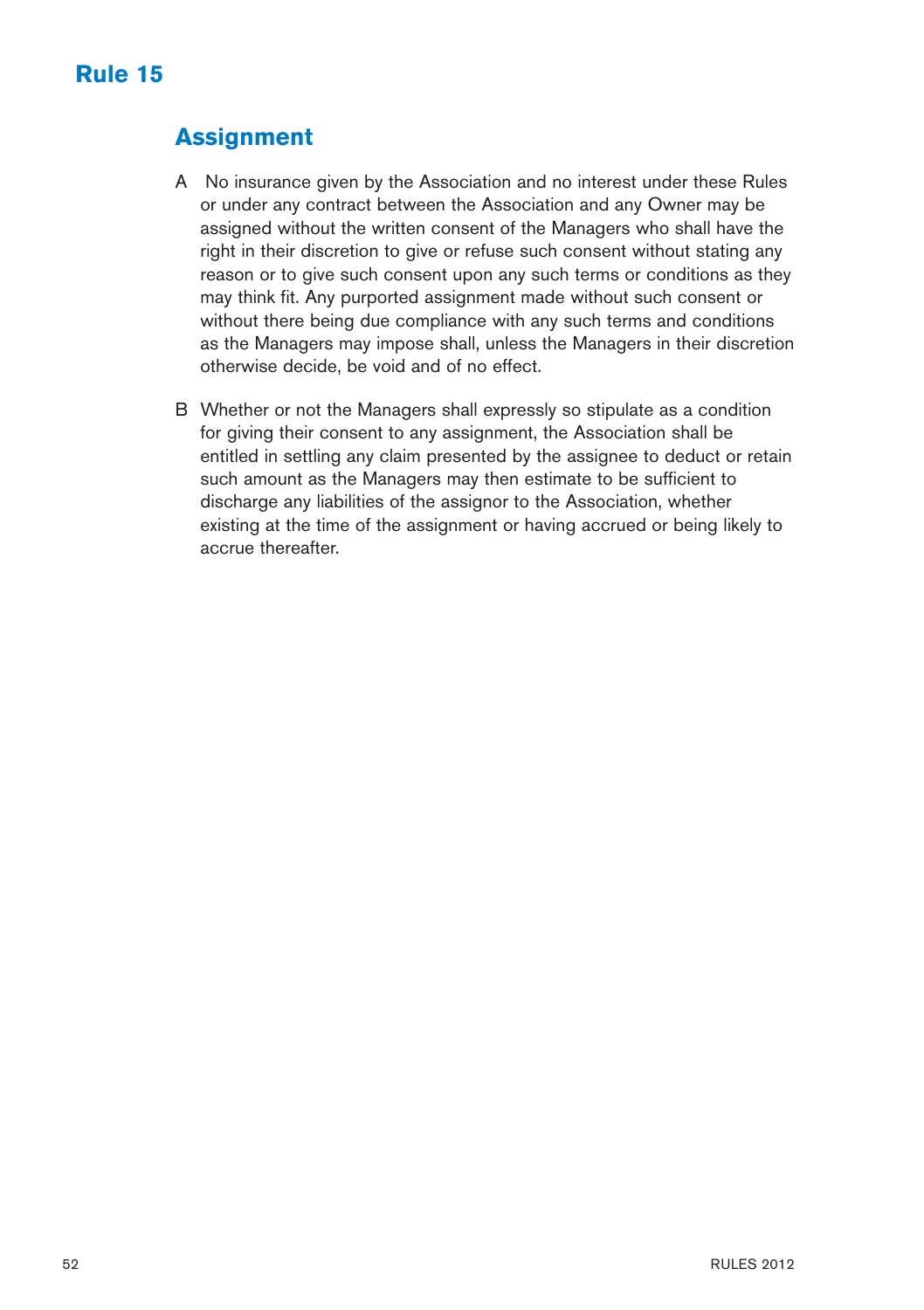# Rule 15

## Assignment

A No insurance given by the Association and no interest under these Rules or under any contract between the Association and any Owner may be assigned without the written consent of the Managers who shall have the right in their discretion to give or refuse such consent without stating any reason or to give such consent upon any such terms or conditions as they may think fit. Any purported assignment made without such consent or without there being due compliance with any such terms and conditions as the Managers may impose shall, unless the Managers in their discretion otherwise decide, be void and of no effect.

B Whether or not the Managers shall expressly so stipulate as a condition for giving their consent to any assignment, the Association shall be entitled in settling any claim presented by the assignee to deduct or retain such amount as the Managers may then estimate to be sufficient to discharge any liabilities of the assignor to the Association, whether existing at the time of the assignment or having accrued or being likely to accrue thereafter.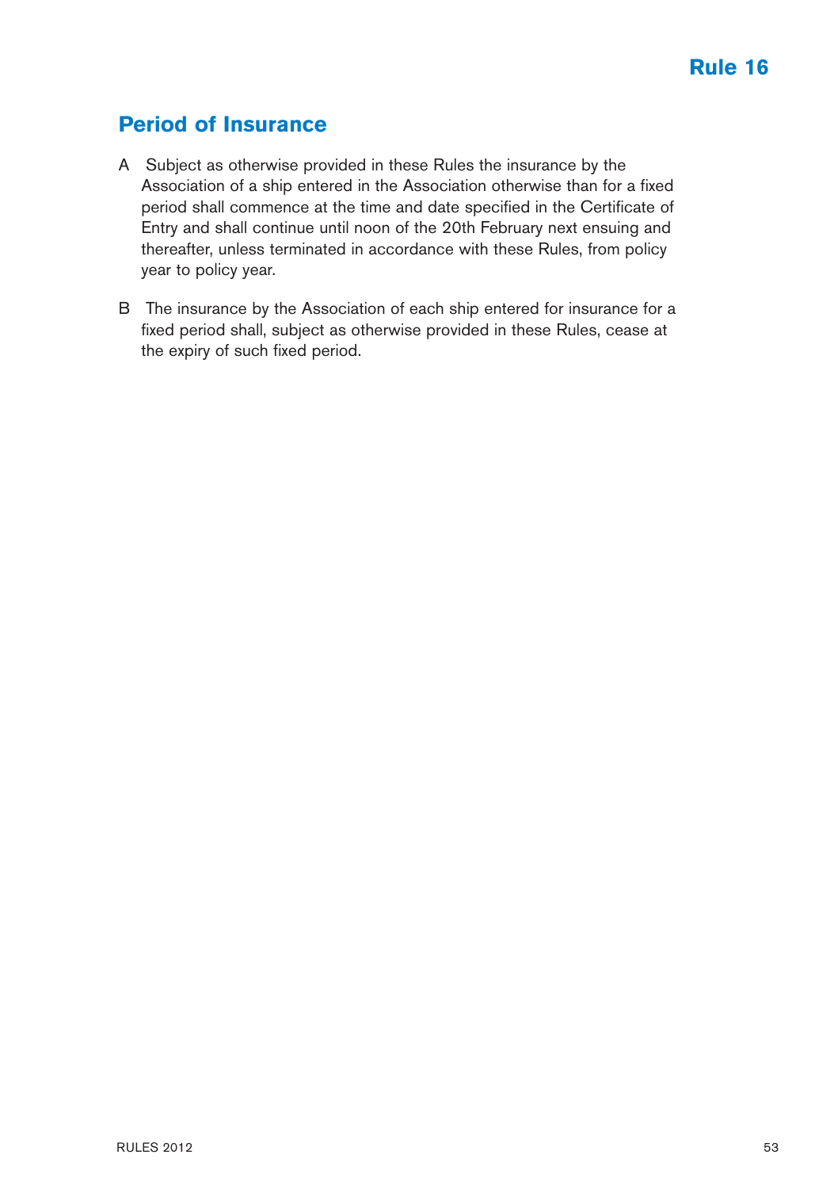# Rule 16

## Period of Insurance

A Subject as otherwise provided in these Rules the insurance by the Association of a ship entered in the Association otherwise than for a fixed period shall commence at the time and date specified in the Certificate of Entry and shall continue until noon of the 20th February next ensuing and thereafter, unless terminated in accordance with these Rules, from policy year to policy year.

B The insurance by the Association of each ship entered for insurance for a fixed period shall, subject as otherwise provided in these Rules, cease at the expiry of such fixed period.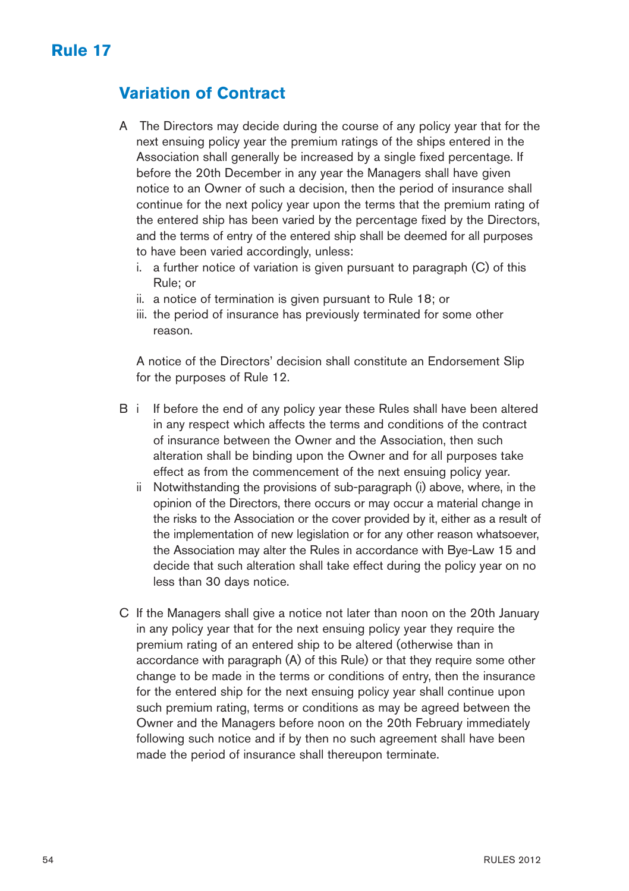# Rule 17

## Variation of Contract

A The Directors may decide during the course of any policy year that for the next ensuing policy year the premium ratings of the ships entered in the Association shall generally be increased by a single fixed percentage. If before the 20th December in any year the Managers shall have given notice to an Owner of such a decision, then the period of insurance shall continue for the next policy year upon the terms that the premium rating of the entered ship has been varied by the percentage fixed by the Directors, and the terms of entry of the entered ship shall be deemed for all purposes to have been varied accordingly, unless:

   i. a further notice of variation is given pursuant to paragraph (C) of this Rule; or
   ii. a notice of termination is given pursuant to Rule 18; or
   iii. the period of insurance has previously terminated for some other reason.

   A notice of the Directors' decision shall constitute an Endorsement Slip for the purposes of Rule 12.

B i If before the end of any policy year these Rules shall have been altered in any respect which affects the terms and conditions of the contract of insurance between the Owner and the Association, then such alteration shall be binding upon the Owner and for all purposes take effect as from the commencement of the next ensuing policy year.

   ii Notwithstanding the provisions of sub-paragraph (i) above, where, in the opinion of the Directors, there occurs or may occur a material change in the risks to the Association or the cover provided by it, either as a result of the implementation of new legislation or for any other reason whatsoever, the Association may alter the Rules in accordance with Bye-Law 15 and decide that such alteration shall take effect during the policy year on no less than 30 days notice.

C If the Managers shall give a notice not later than noon on the 20th January in any policy year that for the next ensuing policy year they require the premium rating of an entered ship to be altered (otherwise than in accordance with paragraph (A) of this Rule) or that they require some other change to be made in the terms or conditions of entry, then the insurance for the entered ship for the next ensuing policy year shall continue upon such premium rating, terms or conditions as may be agreed between the Owner and the Managers before noon on the 20th February immediately following such notice and if by then no such agreement shall have been made the period of insurance shall thereupon terminate.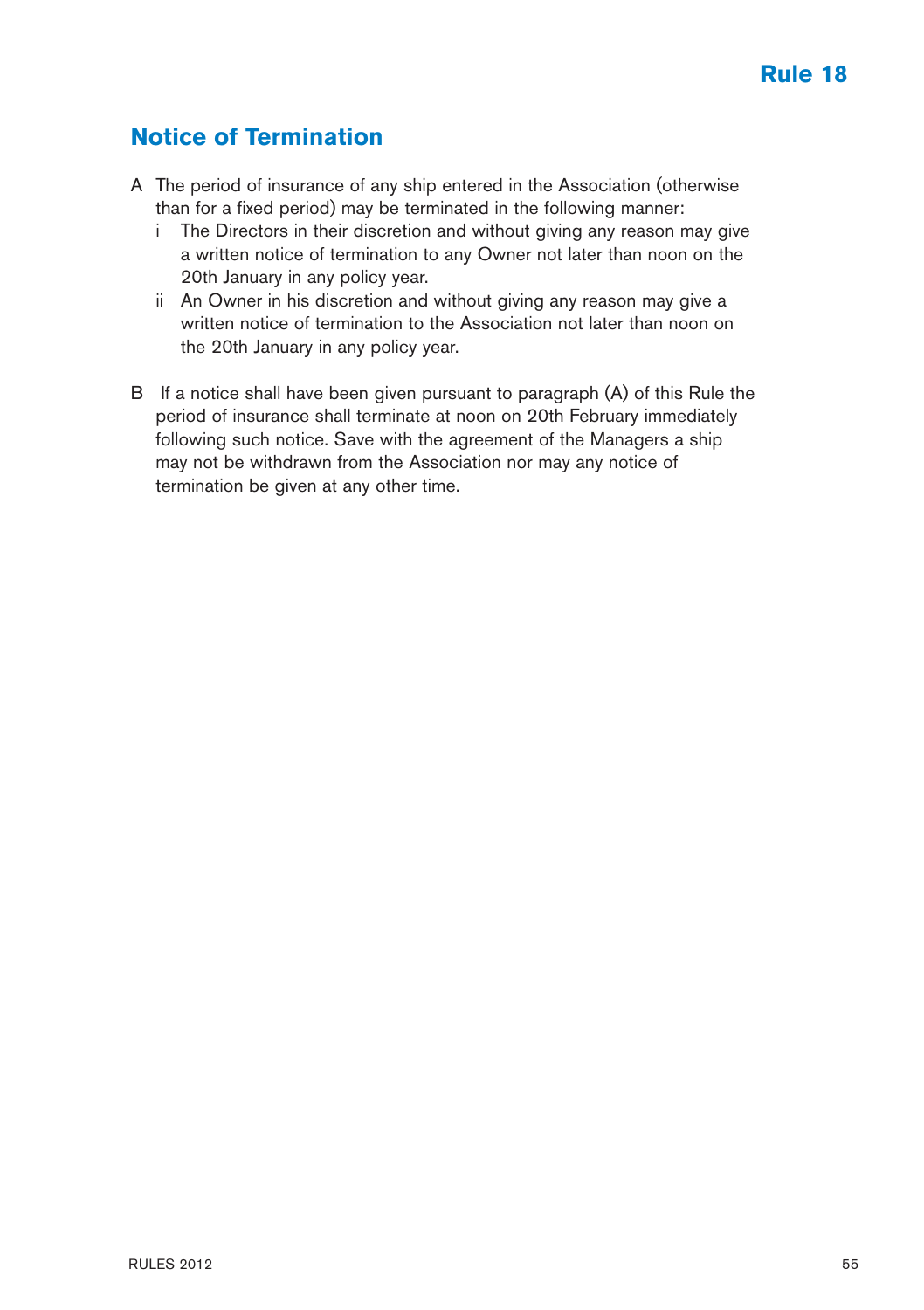# Rule 18

## Notice of Termination

A The period of insurance of any ship entered in the Association (otherwise than for a fixed period) may be terminated in the following manner:

- i The Directors in their discretion and without giving any reason may give a written notice of termination to any Owner not later than noon on the 20th January in any policy year.
- ii An Owner in his discretion and without giving any reason may give a written notice of termination to the Association not later than noon on the 20th January in any policy year.

B If a notice shall have been given pursuant to paragraph (A) of this Rule the period of insurance shall terminate at noon on 20th February immediately following such notice. Save with the agreement of the Managers a ship may not be withdrawn from the Association nor may any notice of termination be given at any other time.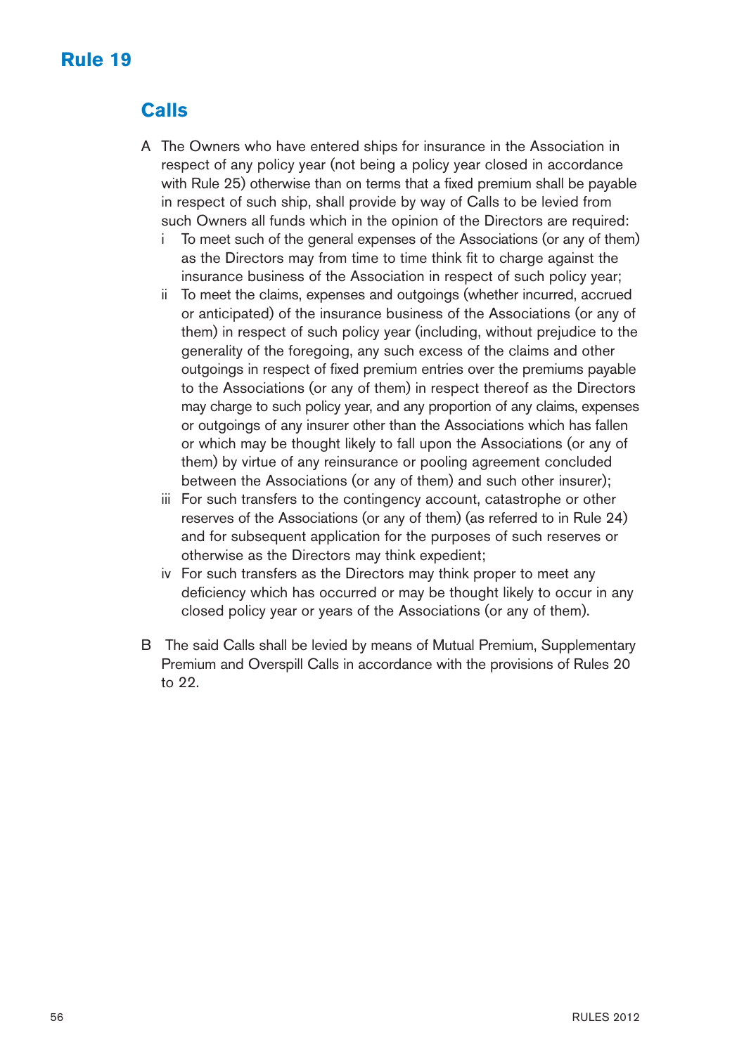# Rule 19

## Calls

A The Owners who have entered ships for insurance in the Association in respect of any policy year (not being a policy year closed in accordance with Rule 25) otherwise than on terms that a fixed premium shall be payable in respect of such ship, shall provide by way of Calls to be levied from such Owners all funds which in the opinion of the Directors are required:

- i To meet such of the general expenses of the Associations (or any of them) as the Directors may from time to time think fit to charge against the insurance business of the Association in respect of such policy year;
- ii To meet the claims, expenses and outgoings (whether incurred, accrued or anticipated) of the insurance business of the Associations (or any of them) in respect of such policy year (including, without prejudice to the generality of the foregoing, any such excess of the claims and other outgoings in respect of fixed premium entries over the premiums payable to the Associations (or any of them) in respect thereof as the Directors may charge to such policy year, and any proportion of any claims, expenses or outgoings of any insurer other than the Associations which has fallen or which may be thought likely to fall upon the Associations (or any of them) by virtue of any reinsurance or pooling agreement concluded between the Associations (or any of them) and such other insurer);
- iii For such transfers to the contingency account, catastrophe or other reserves of the Associations (or any of them) (as referred to in Rule 24) and for subsequent application for the purposes of such reserves or otherwise as the Directors may think expedient;
- iv For such transfers as the Directors may think proper to meet any deficiency which has occurred or may be thought likely to occur in any closed policy year or years of the Associations (or any of them).

B The said Calls shall be levied by means of Mutual Premium, Supplementary Premium and Overspill Calls in accordance with the provisions of Rules 20 to 22.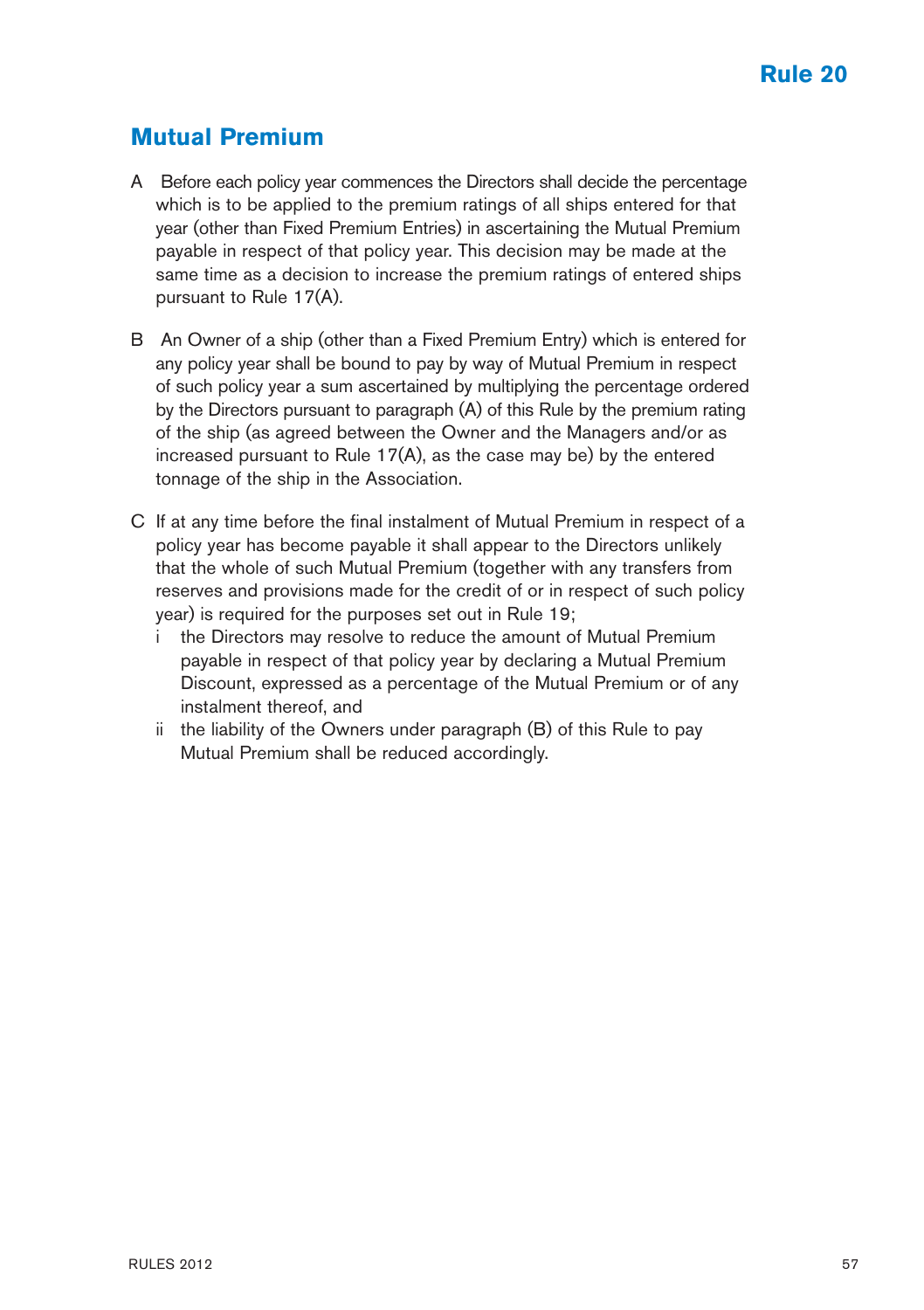# Rule 20

## Mutual Premium

A Before each policy year commences the Directors shall decide the percentage which is to be applied to the premium ratings of all ships entered for that year (other than Fixed Premium Entries) in ascertaining the Mutual Premium payable in respect of that policy year. This decision may be made at the same time as a decision to increase the premium ratings of entered ships pursuant to Rule 17(A).

B An Owner of a ship (other than a Fixed Premium Entry) which is entered for any policy year shall be bound to pay by way of Mutual Premium in respect of such policy year a sum ascertained by multiplying the percentage ordered by the Directors pursuant to paragraph (A) of this Rule by the premium rating of the ship (as agreed between the Owner and the Managers and/or as increased pursuant to Rule 17(A), as the case may be) by the entered tonnage of the ship in the Association.

C If at any time before the final instalment of Mutual Premium in respect of a policy year has become payable it shall appear to the Directors unlikely that the whole of such Mutual Premium (together with any transfers from reserves and provisions made for the credit of or in respect of such policy year) is required for the purposes set out in Rule 19;

  i the Directors may resolve to reduce the amount of Mutual Premium payable in respect of that policy year by declaring a Mutual Premium Discount, expressed as a percentage of the Mutual Premium or of any instalment thereof, and

  ii the liability of the Owners under paragraph (B) of this Rule to pay Mutual Premium shall be reduced accordingly.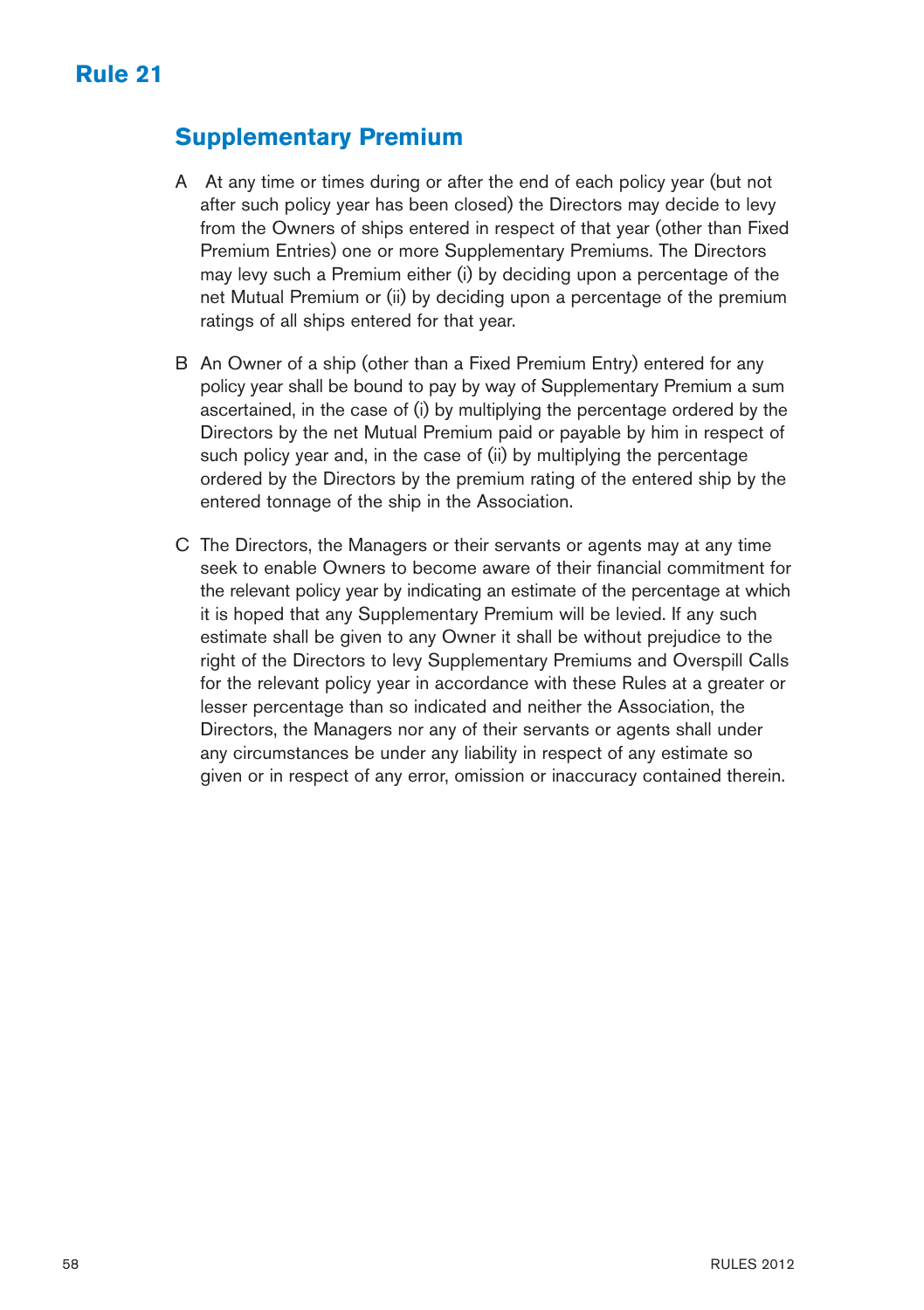# Rule 21

## Supplementary Premium

A At any time or times during or after the end of each policy year (but not after such policy year has been closed) the Directors may decide to levy from the Owners of ships entered in respect of that year (other than Fixed Premium Entries) one or more Supplementary Premiums. The Directors may levy such a Premium either (i) by deciding upon a percentage of the net Mutual Premium or (ii) by deciding upon a percentage of the premium ratings of all ships entered for that year.

B An Owner of a ship (other than a Fixed Premium Entry) entered for any policy year shall be bound to pay by way of Supplementary Premium a sum ascertained, in the case of (i) by multiplying the percentage ordered by the Directors by the net Mutual Premium paid or payable by him in respect of such policy year and, in the case of (ii) by multiplying the percentage ordered by the Directors by the premium rating of the entered ship by the entered tonnage of the ship in the Association.

C The Directors, the Managers or their servants or agents may at any time seek to enable Owners to become aware of their financial commitment for the relevant policy year by indicating an estimate of the percentage at which it is hoped that any Supplementary Premium will be levied. If any such estimate shall be given to any Owner it shall be without prejudice to the right of the Directors to levy Supplementary Premiums and Overspill Calls for the relevant policy year in accordance with these Rules at a greater or lesser percentage than so indicated and neither the Association, the Directors, the Managers nor any of their servants or agents shall under any circumstances be under any liability in respect of any estimate so given or in respect of any error, omission or inaccuracy contained therein.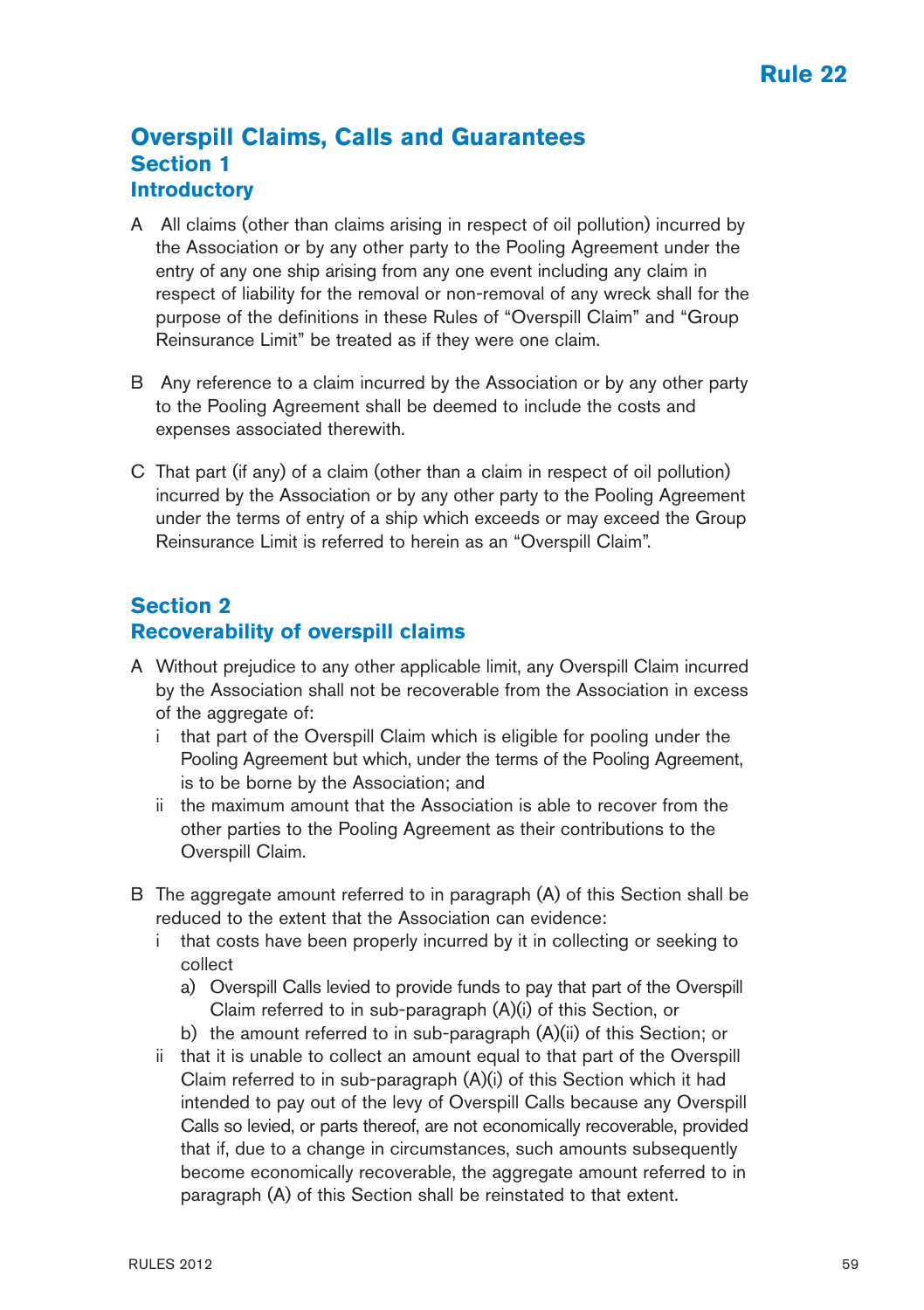## Rule 22

# Overspill Claims, Calls and Guarantees

## Section 1
## Introductory

A All claims (other than claims arising in respect of oil pollution) incurred by the Association or by any other party to the Pooling Agreement under the entry of any one ship arising from any one event including any claim in respect of liability for the removal or non-removal of any wreck shall for the purpose of the definitions in these Rules of "Overspill Claim" and "Group Reinsurance Limit" be treated as if they were one claim.

B Any reference to a claim incurred by the Association or by any other party to the Pooling Agreement shall be deemed to include the costs and expenses associated therewith.

C That part (if any) of a claim (other than a claim in respect of oil pollution) incurred by the Association or by any other party to the Pooling Agreement under the terms of entry of a ship which exceeds or may exceed the Group Reinsurance Limit is referred to herein as an "Overspill Claim".

## Section 2
## Recoverability of overspill claims

A Without prejudice to any other applicable limit, any Overspill Claim incurred by the Association shall not be recoverable from the Association in excess of the aggregate of:

  i that part of the Overspill Claim which is eligible for pooling under the Pooling Agreement but which, under the terms of the Pooling Agreement, is to be borne by the Association; and

  ii the maximum amount that the Association is able to recover from the other parties to the Pooling Agreement as their contributions to the Overspill Claim.

B The aggregate amount referred to in paragraph (A) of this Section shall be reduced to the extent that the Association can evidence:

  i that costs have been properly incurred by it in collecting or seeking to collect

    a) Overspill Calls levied to provide funds to pay that part of the Overspill Claim referred to in sub-paragraph (A)(i) of this Section, or

    b) the amount referred to in sub-paragraph (A)(ii) of this Section; or

  ii that it is unable to collect an amount equal to that part of the Overspill Claim referred to in sub-paragraph (A)(i) of this Section which it had intended to pay out of the levy of Overspill Calls because any Overspill Calls so levied, or parts thereof, are not economically recoverable, provided that if, due to a change in circumstances, such amounts subsequently become economically recoverable, the aggregate amount referred to in paragraph (A) of this Section shall be reinstated to that extent.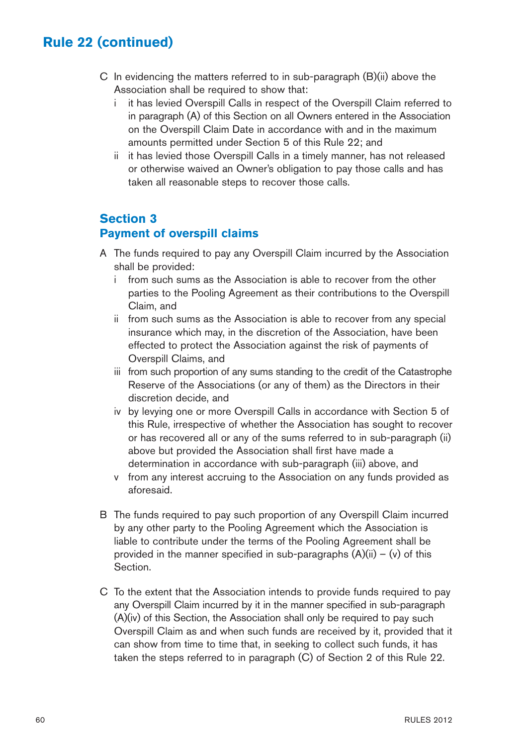## Rule 22 (continued)

C In evidencing the matters referred to in sub-paragraph (B)(ii) above the Association shall be required to show that:

   i it has levied Overspill Calls in respect of the Overspill Claim referred to in paragraph (A) of this Section on all Owners entered in the Association on the Overspill Claim Date in accordance with and in the maximum amounts permitted under Section 5 of this Rule 22; and

   ii it has levied those Overspill Calls in a timely manner, has not released or otherwise waived an Owner's obligation to pay those calls and has taken all reasonable steps to recover those calls.

### Section 3
### Payment of overspill claims

A The funds required to pay any Overspill Claim incurred by the Association shall be provided:

   i from such sums as the Association is able to recover from the other parties to the Pooling Agreement as their contributions to the Overspill Claim, and

   ii from such sums as the Association is able to recover from any special insurance which may, in the discretion of the Association, have been effected to protect the Association against the risk of payments of Overspill Claims, and

   iii from such proportion of any sums standing to the credit of the Catastrophe Reserve of the Associations (or any of them) as the Directors in their discretion decide, and

   iv by levying one or more Overspill Calls in accordance with Section 5 of this Rule, irrespective of whether the Association has sought to recover or has recovered all or any of the sums referred to in sub-paragraph (ii) above but provided the Association shall first have made a determination in accordance with sub-paragraph (iii) above, and

   v from any interest accruing to the Association on any funds provided as aforesaid.

B The funds required to pay such proportion of any Overspill Claim incurred by any other party to the Pooling Agreement which the Association is liable to contribute under the terms of the Pooling Agreement shall be provided in the manner specified in sub-paragraphs (A)(ii) – (v) of this Section.

C To the extent that the Association intends to provide funds required to pay any Overspill Claim incurred by it in the manner specified in sub-paragraph (A)(iv) of this Section, the Association shall only be required to pay such Overspill Claim as and when such funds are received by it, provided that it can show from time to time that, in seeking to collect such funds, it has taken the steps referred to in paragraph (C) of Section 2 of this Rule 22.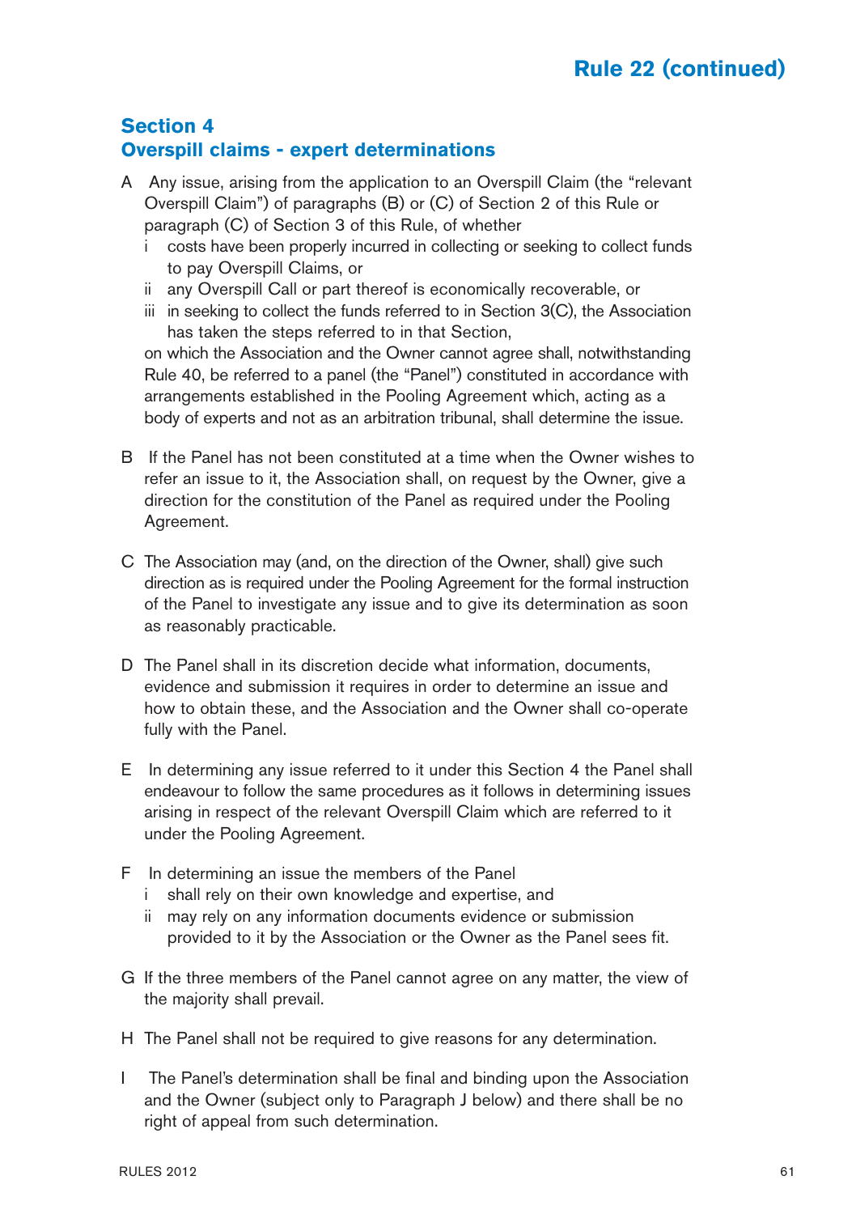# Rule 22 (continued)

## Section 4
## Overspill claims - expert determinations

A Any issue, arising from the application to an Overspill Claim (the "relevant Overspill Claim") of paragraphs (B) or (C) of Section 2 of this Rule or paragraph (C) of Section 3 of this Rule, of whether

- i costs have been properly incurred in collecting or seeking to collect funds to pay Overspill Claims, or
- ii any Overspill Call or part thereof is economically recoverable, or
- iii in seeking to collect the funds referred to in Section 3(C), the Association has taken the steps referred to in that Section,

on which the Association and the Owner cannot agree shall, notwithstanding Rule 40, be referred to a panel (the "Panel") constituted in accordance with arrangements established in the Pooling Agreement which, acting as a body of experts and not as an arbitration tribunal, shall determine the issue.

B If the Panel has not been constituted at a time when the Owner wishes to refer an issue to it, the Association shall, on request by the Owner, give a direction for the constitution of the Panel as required under the Pooling Agreement.

C The Association may (and, on the direction of the Owner, shall) give such direction as is required under the Pooling Agreement for the formal instruction of the Panel to investigate any issue and to give its determination as soon as reasonably practicable.

D The Panel shall in its discretion decide what information, documents, evidence and submission it requires in order to determine an issue and how to obtain these, and the Association and the Owner shall co-operate fully with the Panel.

E In determining any issue referred to it under this Section 4 the Panel shall endeavour to follow the same procedures as it follows in determining issues arising in respect of the relevant Overspill Claim which are referred to it under the Pooling Agreement.

F In determining an issue the members of the Panel

- i shall rely on their own knowledge and expertise, and
- ii may rely on any information documents evidence or submission provided to it by the Association or the Owner as the Panel sees fit.

G If the three members of the Panel cannot agree on any matter, the view of the majority shall prevail.

H The Panel shall not be required to give reasons for any determination.

I The Panel's determination shall be final and binding upon the Association and the Owner (subject only to Paragraph J below) and there shall be no right of appeal from such determination.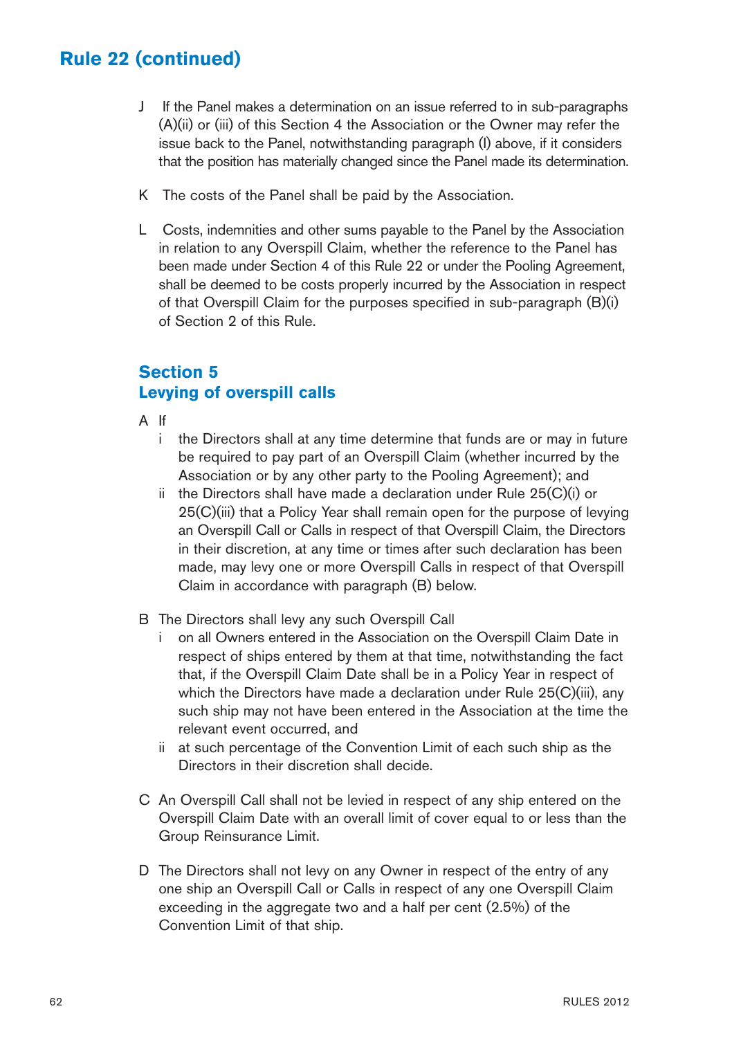## Rule 22 (continued)

J If the Panel makes a determination on an issue referred to in sub-paragraphs (A)(ii) or (iii) of this Section 4 the Association or the Owner may refer the issue back to the Panel, notwithstanding paragraph (I) above, if it considers that the position has materially changed since the Panel made its determination.

K The costs of the Panel shall be paid by the Association.

L Costs, indemnities and other sums payable to the Panel by the Association in relation to any Overspill Claim, whether the reference to the Panel has been made under Section 4 of this Rule 22 or under the Pooling Agreement, shall be deemed to be costs properly incurred by the Association in respect of that Overspill Claim for the purposes specified in sub-paragraph (B)(i) of Section 2 of this Rule.

### Section 5
### Levying of overspill calls

A If

- i the Directors shall at any time determine that funds are or may in future be required to pay part of an Overspill Claim (whether incurred by the Association or by any other party to the Pooling Agreement); and
- ii the Directors shall have made a declaration under Rule 25(C)(i) or 25(C)(iii) that a Policy Year shall remain open for the purpose of levying an Overspill Call or Calls in respect of that Overspill Claim, the Directors in their discretion, at any time or times after such declaration has been made, may levy one or more Overspill Calls in respect of that Overspill Claim in accordance with paragraph (B) below.

B The Directors shall levy any such Overspill Call

- i on all Owners entered in the Association on the Overspill Claim Date in respect of ships entered by them at that time, notwithstanding the fact that, if the Overspill Claim Date shall be in a Policy Year in respect of which the Directors have made a declaration under Rule 25(C)(iii), any such ship may not have been entered in the Association at the time the relevant event occurred, and
- ii at such percentage of the Convention Limit of each such ship as the Directors in their discretion shall decide.

C An Overspill Call shall not be levied in respect of any ship entered on the Overspill Claim Date with an overall limit of cover equal to or less than the Group Reinsurance Limit.

D The Directors shall not levy on any Owner in respect of the entry of any one ship an Overspill Call or Calls in respect of any one Overspill Claim exceeding in the aggregate two and a half per cent (2.5%) of the Convention Limit of that ship.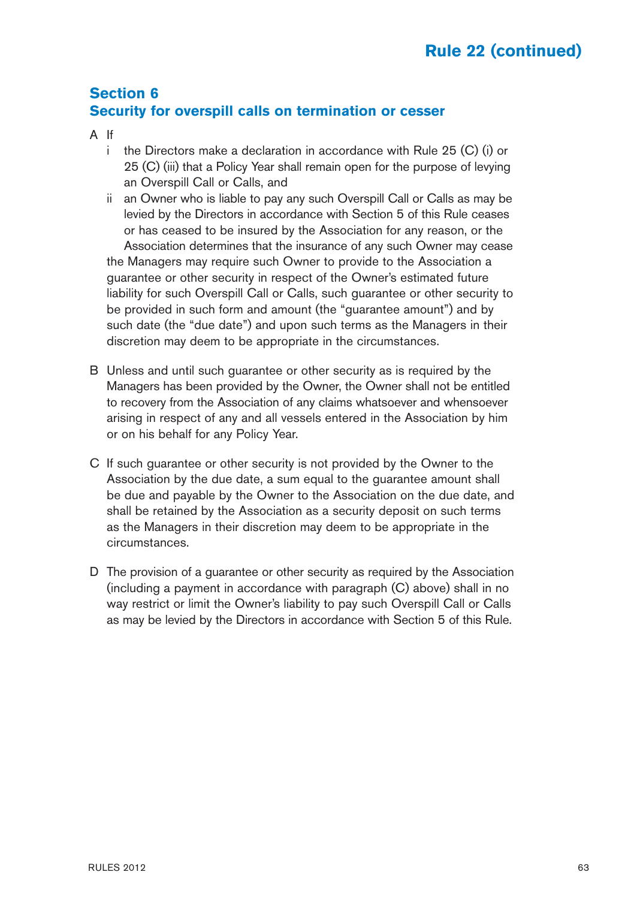## Section 6
## Security for overspill calls on termination or cesser

A If

   i the Directors make a declaration in accordance with Rule 25 (C) (i) or 25 (C) (iii) that a Policy Year shall remain open for the purpose of levying an Overspill Call or Calls, and

   ii an Owner who is liable to pay any such Overspill Call or Calls as may be levied by the Directors in accordance with Section 5 of this Rule ceases or has ceased to be insured by the Association for any reason, or the Association determines that the insurance of any such Owner may cease

   the Managers may require such Owner to provide to the Association a guarantee or other security in respect of the Owner's estimated future liability for such Overspill Call or Calls, such guarantee or other security to be provided in such form and amount (the "guarantee amount") and by such date (the "due date") and upon such terms as the Managers in their discretion may deem to be appropriate in the circumstances.

B Unless and until such guarantee or other security as is required by the Managers has been provided by the Owner, the Owner shall not be entitled to recovery from the Association of any claims whatsoever and whensoever arising in respect of any and all vessels entered in the Association by him or on his behalf for any Policy Year.

C If such guarantee or other security is not provided by the Owner to the Association by the due date, a sum equal to the guarantee amount shall be due and payable by the Owner to the Association on the due date, and shall be retained by the Association as a security deposit on such terms as the Managers in their discretion may deem to be appropriate in the circumstances.

D The provision of a guarantee or other security as required by the Association (including a payment in accordance with paragraph (C) above) shall in no way restrict or limit the Owner's liability to pay such Overspill Call or Calls as may be levied by the Directors in accordance with Section 5 of this Rule.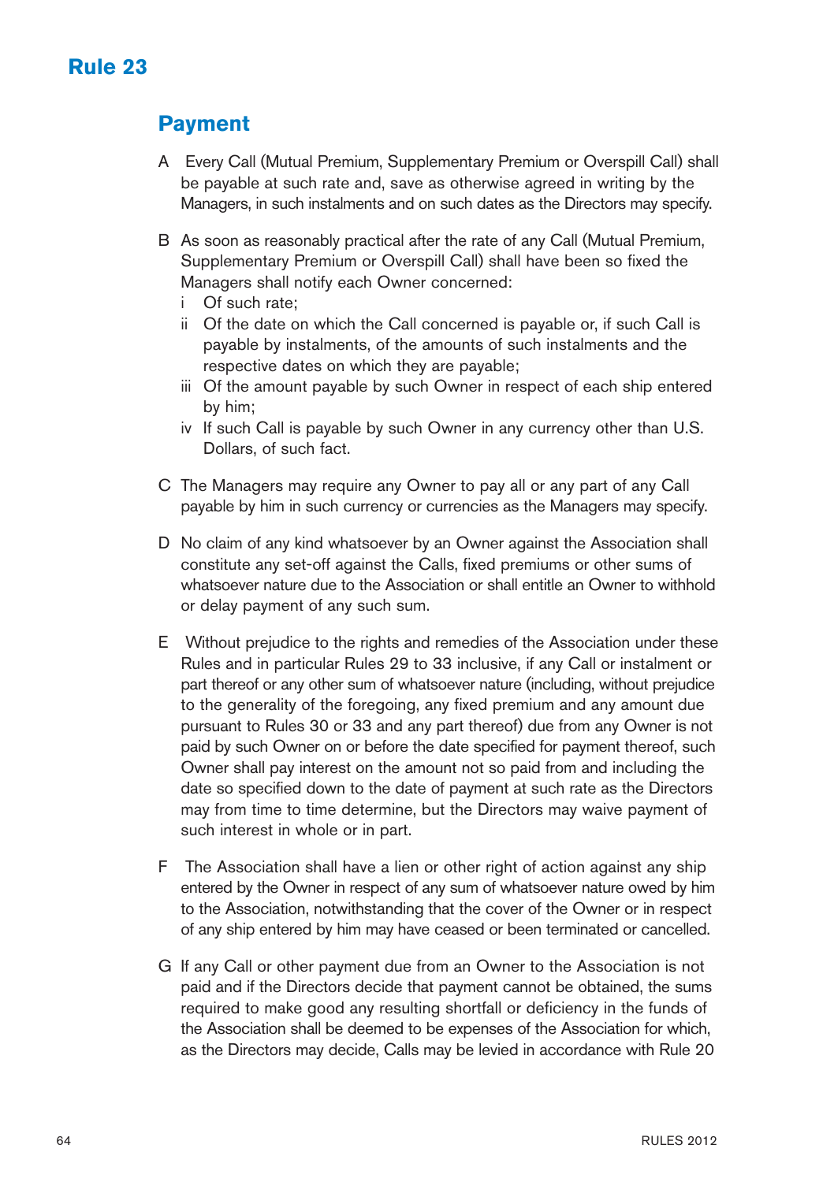# Rule 23

## Payment

A Every Call (Mutual Premium, Supplementary Premium or Overspill Call) shall be payable at such rate and, save as otherwise agreed in writing by the Managers, in such instalments and on such dates as the Directors may specify.

B As soon as reasonably practical after the rate of any Call (Mutual Premium, Supplementary Premium or Overspill Call) shall have been so fixed the Managers shall notify each Owner concerned:

- i Of such rate;
- ii Of the date on which the Call concerned is payable or, if such Call is payable by instalments, of the amounts of such instalments and the respective dates on which they are payable;
- iii Of the amount payable by such Owner in respect of each ship entered by him;
- iv If such Call is payable by such Owner in any currency other than U.S. Dollars, of such fact.

C The Managers may require any Owner to pay all or any part of any Call payable by him in such currency or currencies as the Managers may specify.

D No claim of any kind whatsoever by an Owner against the Association shall constitute any set-off against the Calls, fixed premiums or other sums of whatsoever nature due to the Association or shall entitle an Owner to withhold or delay payment of any such sum.

E Without prejudice to the rights and remedies of the Association under these Rules and in particular Rules 29 to 33 inclusive, if any Call or instalment or part thereof or any other sum of whatsoever nature (including, without prejudice to the generality of the foregoing, any fixed premium and any amount due pursuant to Rules 30 or 33 and any part thereof) due from any Owner is not paid by such Owner on or before the date specified for payment thereof, such Owner shall pay interest on the amount not so paid from and including the date so specified down to the date of payment at such rate as the Directors may from time to time determine, but the Directors may waive payment of such interest in whole or in part.

F The Association shall have a lien or other right of action against any ship entered by the Owner in respect of any sum of whatsoever nature owed by him to the Association, notwithstanding that the cover of the Owner or in respect of any ship entered by him may have ceased or been terminated or cancelled.

G If any Call or other payment due from an Owner to the Association is not paid and if the Directors decide that payment cannot be obtained, the sums required to make good any resulting shortfall or deficiency in the funds of the Association shall be deemed to be expenses of the Association for which, as the Directors may decide, Calls may be levied in accordance with Rule 20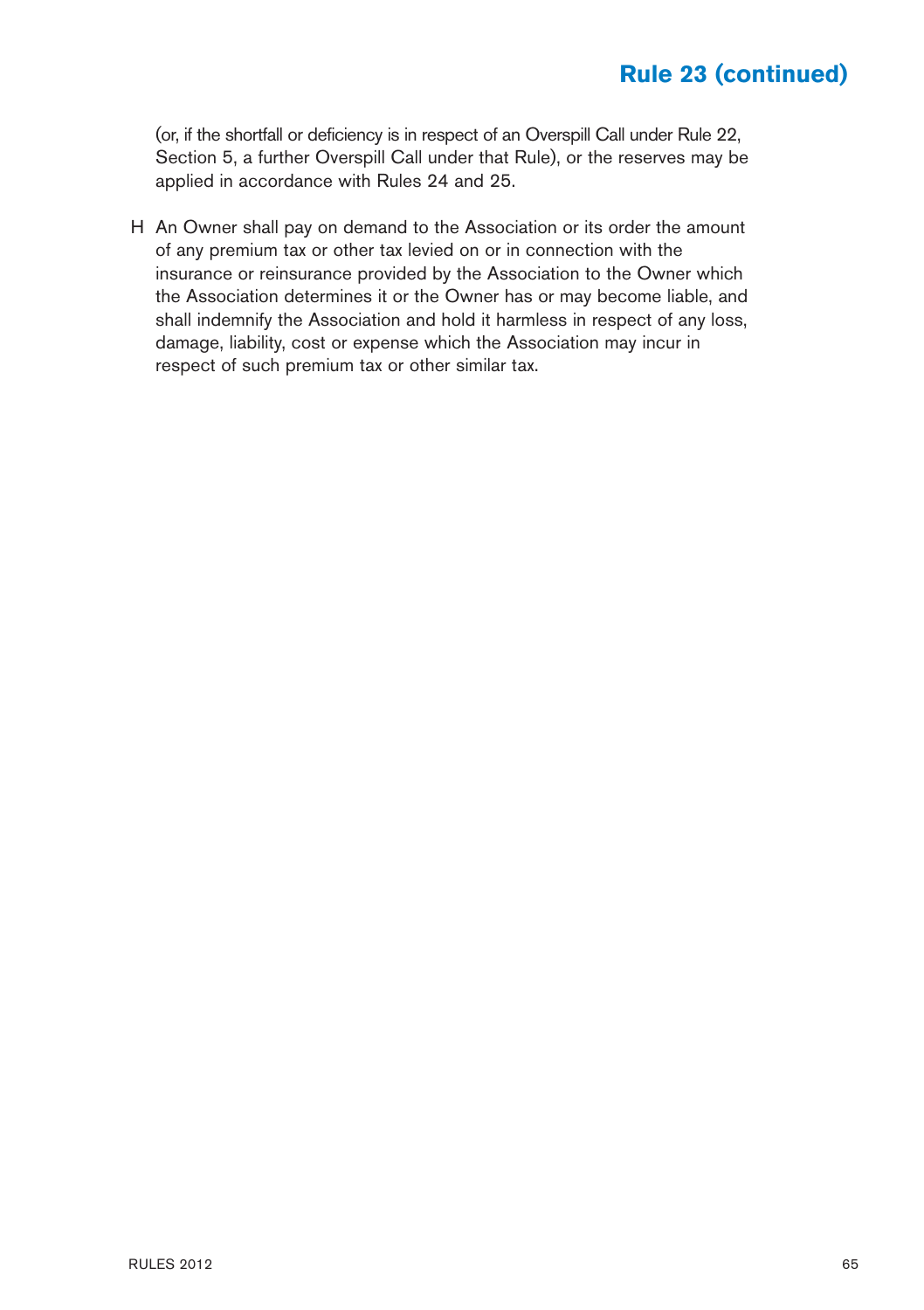## Rule 23 (continued)

(or, if the shortfall or deficiency is in respect of an Overspill Call under Rule 22, Section 5, a further Overspill Call under that Rule), or the reserves may be applied in accordance with Rules 24 and 25.

H An Owner shall pay on demand to the Association or its order the amount of any premium tax or other tax levied on or in connection with the insurance or reinsurance provided by the Association to the Owner which the Association determines it or the Owner has or may become liable, and shall indemnify the Association and hold it harmless in respect of any loss, damage, liability, cost or expense which the Association may incur in respect of such premium tax or other similar tax.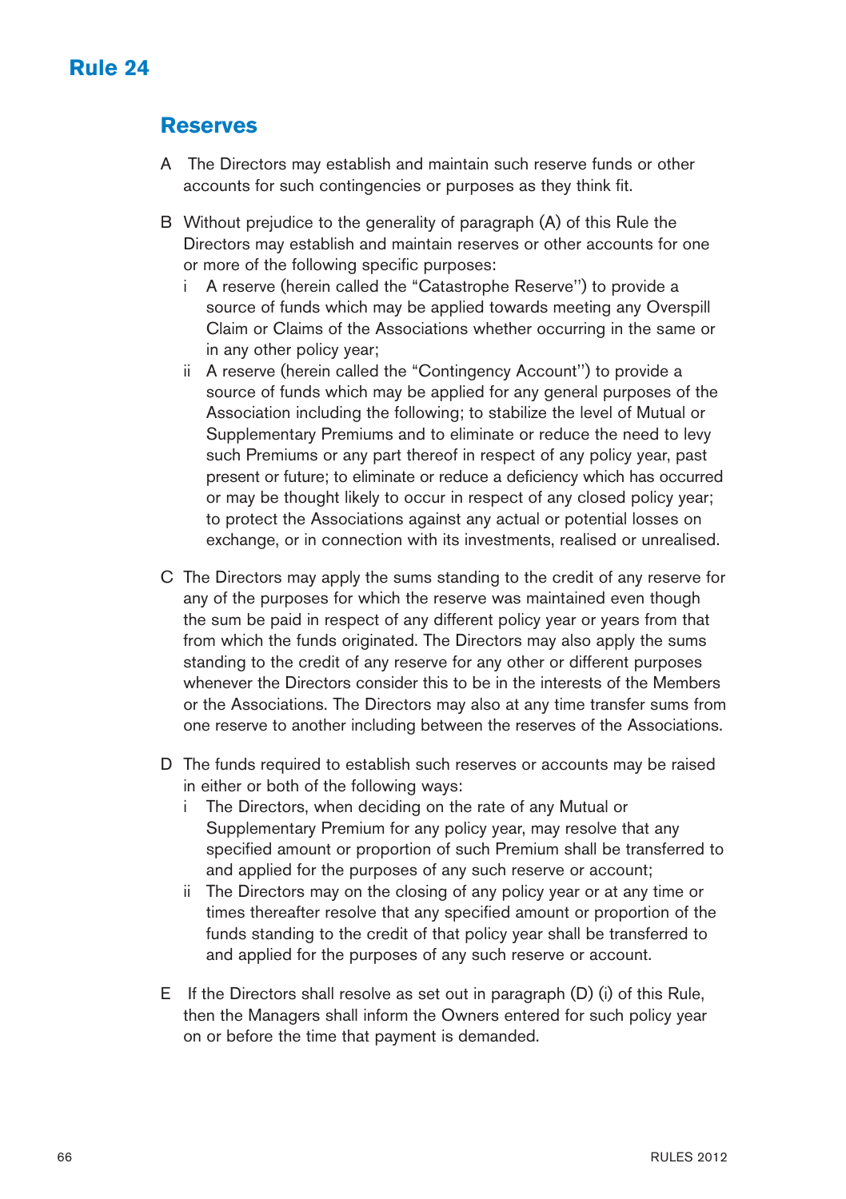# Rule 24

## Reserves

A The Directors may establish and maintain such reserve funds or other accounts for such contingencies or purposes as they think fit.

B Without prejudice to the generality of paragraph (A) of this Rule the Directors may establish and maintain reserves or other accounts for one or more of the following specific purposes:

- i A reserve (herein called the "Catastrophe Reserve'') to provide a source of funds which may be applied towards meeting any Overspill Claim or Claims of the Associations whether occurring in the same or in any other policy year;
- ii A reserve (herein called the "Contingency Account'') to provide a source of funds which may be applied for any general purposes of the Association including the following; to stabilize the level of Mutual or Supplementary Premiums and to eliminate or reduce the need to levy such Premiums or any part thereof in respect of any policy year, past present or future; to eliminate or reduce a deficiency which has occurred or may be thought likely to occur in respect of any closed policy year; to protect the Associations against any actual or potential losses on exchange, or in connection with its investments, realised or unrealised.

C The Directors may apply the sums standing to the credit of any reserve for any of the purposes for which the reserve was maintained even though the sum be paid in respect of any different policy year or years from that from which the funds originated. The Directors may also apply the sums standing to the credit of any reserve for any other or different purposes whenever the Directors consider this to be in the interests of the Members or the Associations. The Directors may also at any time transfer sums from one reserve to another including between the reserves of the Associations.

D The funds required to establish such reserves or accounts may be raised in either or both of the following ways:

- i The Directors, when deciding on the rate of any Mutual or Supplementary Premium for any policy year, may resolve that any specified amount or proportion of such Premium shall be transferred to and applied for the purposes of any such reserve or account;
- ii The Directors may on the closing of any policy year or at any time or times thereafter resolve that any specified amount or proportion of the funds standing to the credit of that policy year shall be transferred to and applied for the purposes of any such reserve or account.

E If the Directors shall resolve as set out in paragraph (D) (i) of this Rule, then the Managers shall inform the Owners entered for such policy year on or before the time that payment is demanded.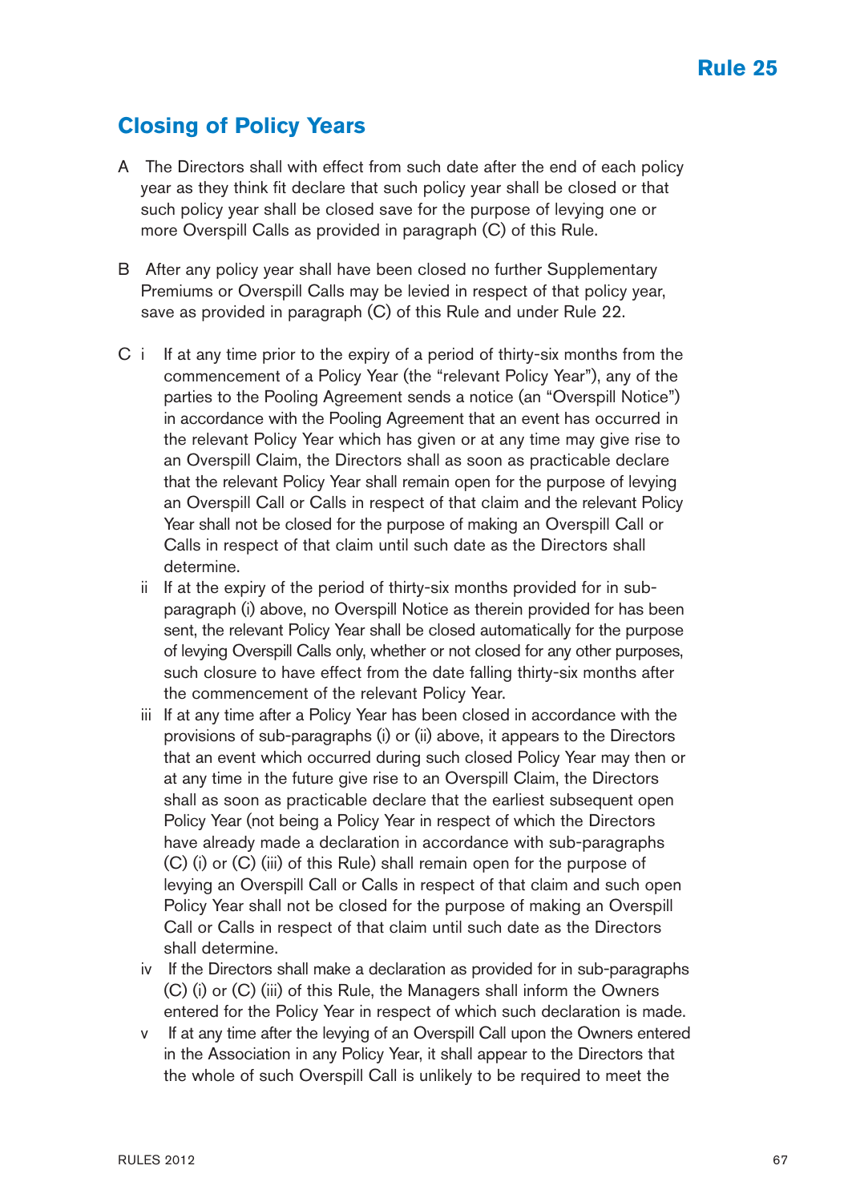# Rule 25

## Closing of Policy Years

A The Directors shall with effect from such date after the end of each policy year as they think fit declare that such policy year shall be closed or that such policy year shall be closed save for the purpose of levying one or more Overspill Calls as provided in paragraph (C) of this Rule.

B After any policy year shall have been closed no further Supplementary Premiums or Overspill Calls may be levied in respect of that policy year, save as provided in paragraph (C) of this Rule and under Rule 22.

C i If at any time prior to the expiry of a period of thirty-six months from the commencement of a Policy Year (the "relevant Policy Year"), any of the parties to the Pooling Agreement sends a notice (an "Overspill Notice") in accordance with the Pooling Agreement that an event has occurred in the relevant Policy Year which has given or at any time may give rise to an Overspill Claim, the Directors shall as soon as practicable declare that the relevant Policy Year shall remain open for the purpose of levying an Overspill Call or Calls in respect of that claim and the relevant Policy Year shall not be closed for the purpose of making an Overspill Call or Calls in respect of that claim until such date as the Directors shall determine.

ii If at the expiry of the period of thirty-six months provided for in sub-paragraph (i) above, no Overspill Notice as therein provided for has been sent, the relevant Policy Year shall be closed automatically for the purpose of levying Overspill Calls only, whether or not closed for any other purposes, such closure to have effect from the date falling thirty-six months after the commencement of the relevant Policy Year.

iii If at any time after a Policy Year has been closed in accordance with the provisions of sub-paragraphs (i) or (ii) above, it appears to the Directors that an event which occurred during such closed Policy Year may then or at any time in the future give rise to an Overspill Claim, the Directors shall as soon as practicable declare that the earliest subsequent open Policy Year (not being a Policy Year in respect of which the Directors have already made a declaration in accordance with sub-paragraphs (C) (i) or (C) (iii) of this Rule) shall remain open for the purpose of levying an Overspill Call or Calls in respect of that claim and such open Policy Year shall not be closed for the purpose of making an Overspill Call or Calls in respect of that claim until such date as the Directors shall determine.

iv If the Directors shall make a declaration as provided for in sub-paragraphs (C) (i) or (C) (iii) of this Rule, the Managers shall inform the Owners entered for the Policy Year in respect of which such declaration is made.

v If at any time after the levying of an Overspill Call upon the Owners entered in the Association in any Policy Year, it shall appear to the Directors that the whole of such Overspill Call is unlikely to be required to meet the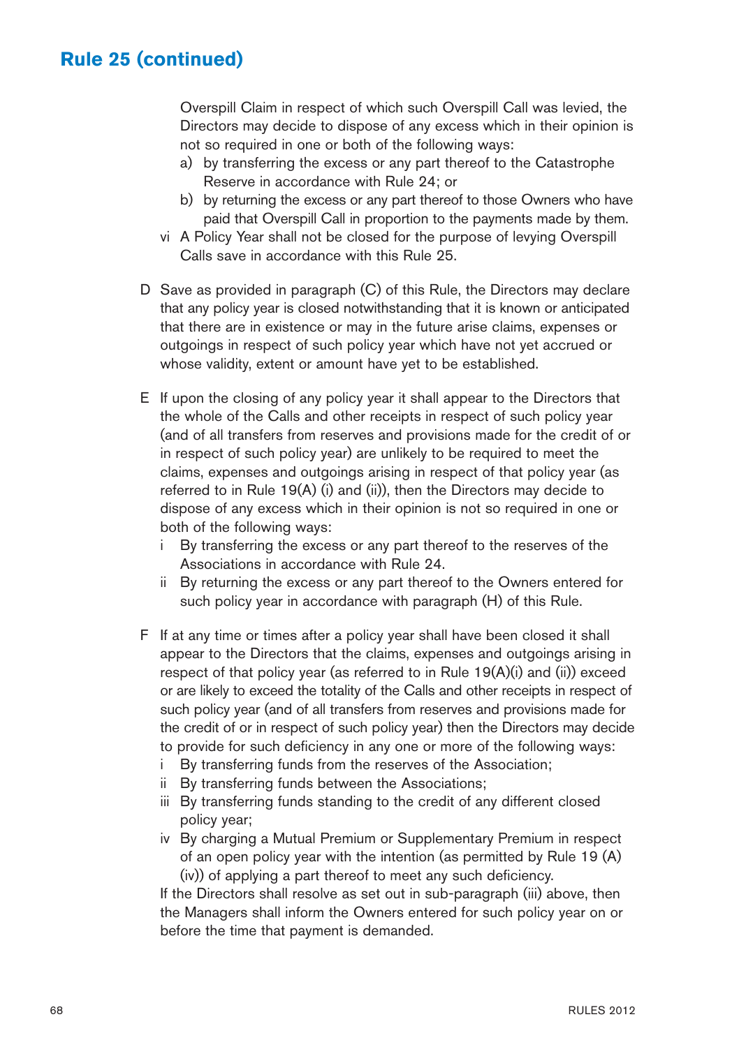## Rule 25 (continued)

Overspill Claim in respect of which such Overspill Call was levied, the Directors may decide to dispose of any excess which in their opinion is not so required in one or both of the following ways:

a) by transferring the excess or any part thereof to the Catastrophe Reserve in accordance with Rule 24; or

b) by returning the excess or any part thereof to those Owners who have paid that Overspill Call in proportion to the payments made by them.

vi A Policy Year shall not be closed for the purpose of levying Overspill Calls save in accordance with this Rule 25.

D Save as provided in paragraph (C) of this Rule, the Directors may declare that any policy year is closed notwithstanding that it is known or anticipated that there are in existence or may in the future arise claims, expenses or outgoings in respect of such policy year which have not yet accrued or whose validity, extent or amount have yet to be established.

E If upon the closing of any policy year it shall appear to the Directors that the whole of the Calls and other receipts in respect of such policy year (and of all transfers from reserves and provisions made for the credit of or in respect of such policy year) are unlikely to be required to meet the claims, expenses and outgoings arising in respect of that policy year (as referred to in Rule 19(A) (i) and (ii)), then the Directors may decide to dispose of any excess which in their opinion is not so required in one or both of the following ways:

i By transferring the excess or any part thereof to the reserves of the Associations in accordance with Rule 24.

ii By returning the excess or any part thereof to the Owners entered for such policy year in accordance with paragraph (H) of this Rule.

F If at any time or times after a policy year shall have been closed it shall appear to the Directors that the claims, expenses and outgoings arising in respect of that policy year (as referred to in Rule 19(A)(i) and (ii)) exceed or are likely to exceed the totality of the Calls and other receipts in respect of such policy year (and of all transfers from reserves and provisions made for the credit of or in respect of such policy year) then the Directors may decide to provide for such deficiency in any one or more of the following ways:

i By transferring funds from the reserves of the Association;

ii By transferring funds between the Associations;

iii By transferring funds standing to the credit of any different closed policy year;

iv By charging a Mutual Premium or Supplementary Premium in respect of an open policy year with the intention (as permitted by Rule 19 (A) (iv)) of applying a part thereof to meet any such deficiency.

If the Directors shall resolve as set out in sub-paragraph (iii) above, then the Managers shall inform the Owners entered for such policy year on or before the time that payment is demanded.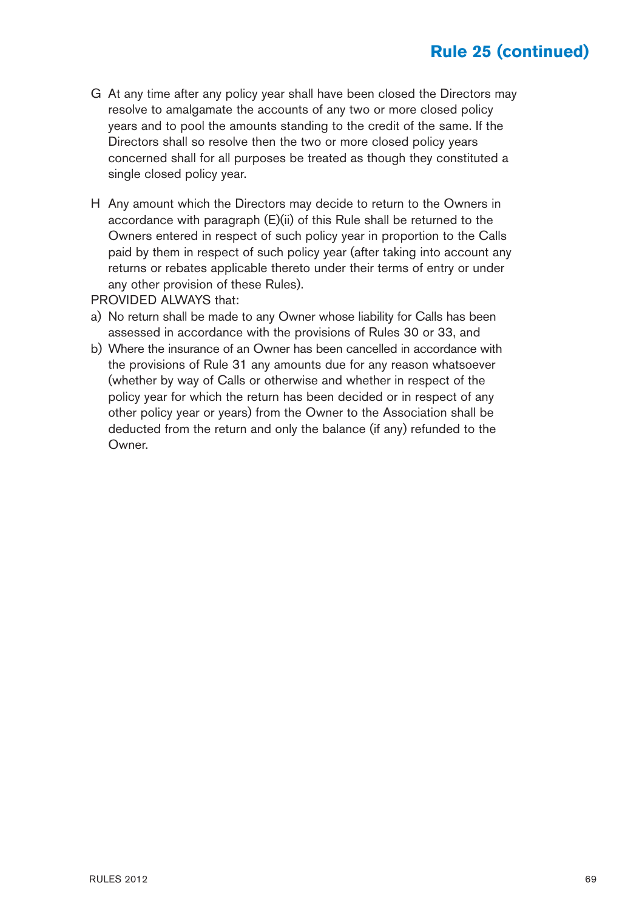## Rule 25 (continued)

G At any time after any policy year shall have been closed the Directors may resolve to amalgamate the accounts of any two or more closed policy years and to pool the amounts standing to the credit of the same. If the Directors shall so resolve then the two or more closed policy years concerned shall for all purposes be treated as though they constituted a single closed policy year.

H Any amount which the Directors may decide to return to the Owners in accordance with paragraph (E)(ii) of this Rule shall be returned to the Owners entered in respect of such policy year in proportion to the Calls paid by them in respect of such policy year (after taking into account any returns or rebates applicable thereto under their terms of entry or under any other provision of these Rules).

PROVIDED ALWAYS that:

a) No return shall be made to any Owner whose liability for Calls has been assessed in accordance with the provisions of Rules 30 or 33, and

b) Where the insurance of an Owner has been cancelled in accordance with the provisions of Rule 31 any amounts due for any reason whatsoever (whether by way of Calls or otherwise and whether in respect of the policy year for which the return has been decided or in respect of any other policy year or years) from the Owner to the Association shall be deducted from the return and only the balance (if any) refunded to the Owner.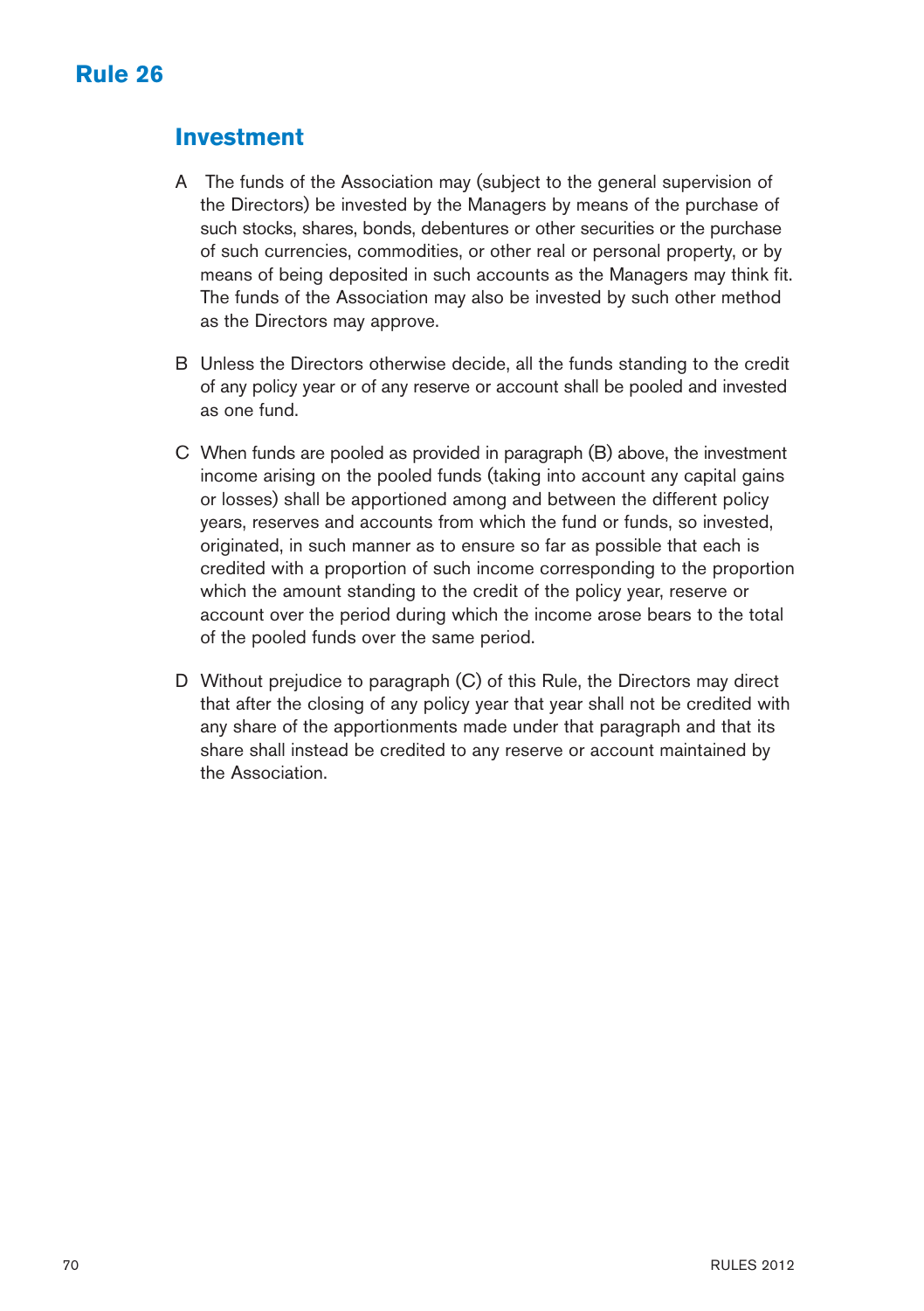# Rule 26

## Investment

A The funds of the Association may (subject to the general supervision of the Directors) be invested by the Managers by means of the purchase of such stocks, shares, bonds, debentures or other securities or the purchase of such currencies, commodities, or other real or personal property, or by means of being deposited in such accounts as the Managers may think fit. The funds of the Association may also be invested by such other method as the Directors may approve.

B Unless the Directors otherwise decide, all the funds standing to the credit of any policy year or of any reserve or account shall be pooled and invested as one fund.

C When funds are pooled as provided in paragraph (B) above, the investment income arising on the pooled funds (taking into account any capital gains or losses) shall be apportioned among and between the different policy years, reserves and accounts from which the fund or funds, so invested, originated, in such manner as to ensure so far as possible that each is credited with a proportion of such income corresponding to the proportion which the amount standing to the credit of the policy year, reserve or account over the period during which the income arose bears to the total of the pooled funds over the same period.

D Without prejudice to paragraph (C) of this Rule, the Directors may direct that after the closing of any policy year that year shall not be credited with any share of the apportionments made under that paragraph and that its share shall instead be credited to any reserve or account maintained by the Association.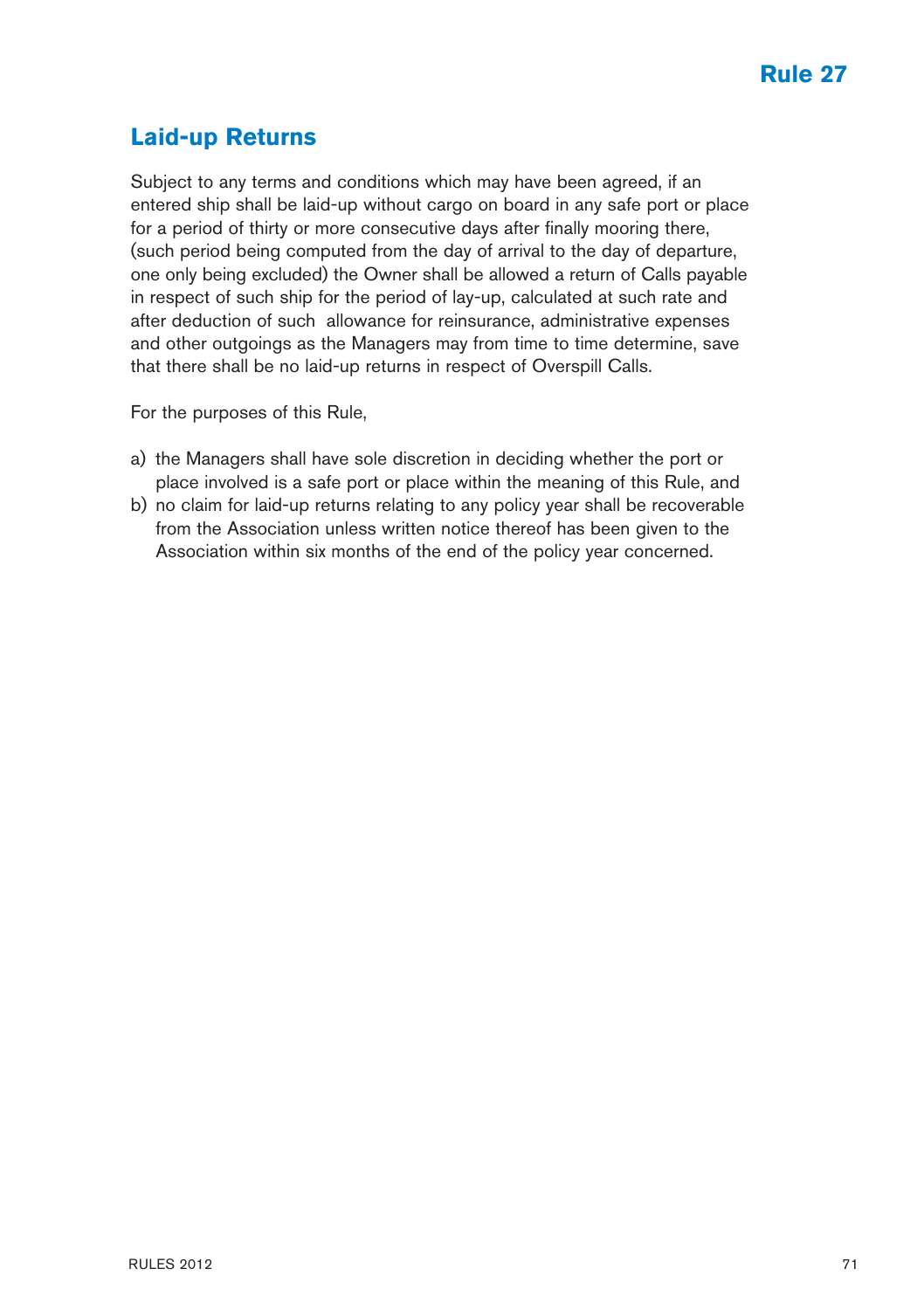## Rule 27

# Laid-up Returns

Subject to any terms and conditions which may have been agreed, if an entered ship shall be laid-up without cargo on board in any safe port or place for a period of thirty or more consecutive days after finally mooring there, (such period being computed from the day of arrival to the day of departure, one only being excluded) the Owner shall be allowed a return of Calls payable in respect of such ship for the period of lay-up, calculated at such rate and after deduction of such allowance for reinsurance, administrative expenses and other outgoings as the Managers may from time to time determine, save that there shall be no laid-up returns in respect of Overspill Calls.

For the purposes of this Rule,

a) the Managers shall have sole discretion in deciding whether the port or place involved is a safe port or place within the meaning of this Rule, and
b) no claim for laid-up returns relating to any policy year shall be recoverable from the Association unless written notice thereof has been given to the Association within six months of the end of the policy year concerned.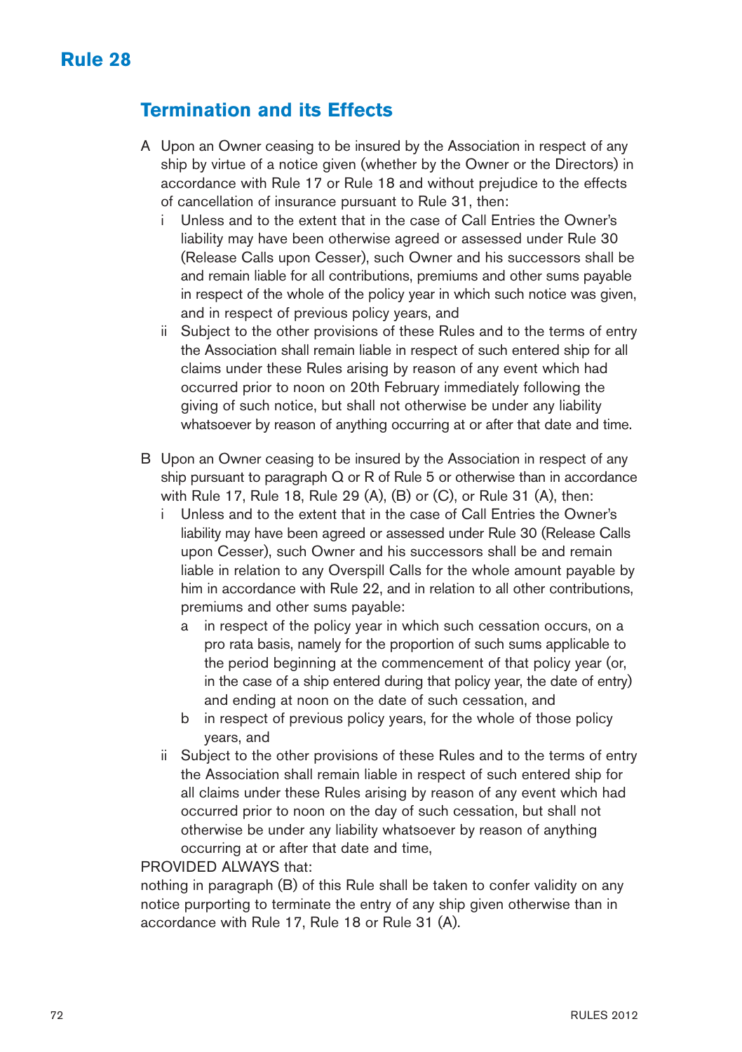# Rule 28

## Termination and its Effects

A Upon an Owner ceasing to be insured by the Association in respect of any ship by virtue of a notice given (whether by the Owner or the Directors) in accordance with Rule 17 or Rule 18 and without prejudice to the effects of cancellation of insurance pursuant to Rule 31, then:

- i Unless and to the extent that in the case of Call Entries the Owner's liability may have been otherwise agreed or assessed under Rule 30 (Release Calls upon Cesser), such Owner and his successors shall be and remain liable for all contributions, premiums and other sums payable in respect of the whole of the policy year in which such notice was given, and in respect of previous policy years, and
- ii Subject to the other provisions of these Rules and to the terms of entry the Association shall remain liable in respect of such entered ship for all claims under these Rules arising by reason of any event which had occurred prior to noon on 20th February immediately following the giving of such notice, but shall not otherwise be under any liability whatsoever by reason of anything occurring at or after that date and time.

B Upon an Owner ceasing to be insured by the Association in respect of any ship pursuant to paragraph Q or R of Rule 5 or otherwise than in accordance with Rule 17, Rule 18, Rule 29 (A), (B) or (C), or Rule 31 (A), then:

- i Unless and to the extent that in the case of Call Entries the Owner's liability may have been agreed or assessed under Rule 30 (Release Calls upon Cesser), such Owner and his successors shall be and remain liable in relation to any Overspill Calls for the whole amount payable by him in accordance with Rule 22, and in relation to all other contributions, premiums and other sums payable:
  - a in respect of the policy year in which such cessation occurs, on a pro rata basis, namely for the proportion of such sums applicable to the period beginning at the commencement of that policy year (or, in the case of a ship entered during that policy year, the date of entry) and ending at noon on the date of such cessation, and
  - b in respect of previous policy years, for the whole of those policy years, and
- ii Subject to the other provisions of these Rules and to the terms of entry the Association shall remain liable in respect of such entered ship for all claims under these Rules arising by reason of any event which had occurred prior to noon on the day of such cessation, but shall not otherwise be under any liability whatsoever by reason of anything occurring at or after that date and time,

PROVIDED ALWAYS that:

nothing in paragraph (B) of this Rule shall be taken to confer validity on any notice purporting to terminate the entry of any ship given otherwise than in accordance with Rule 17, Rule 18 or Rule 31 (A).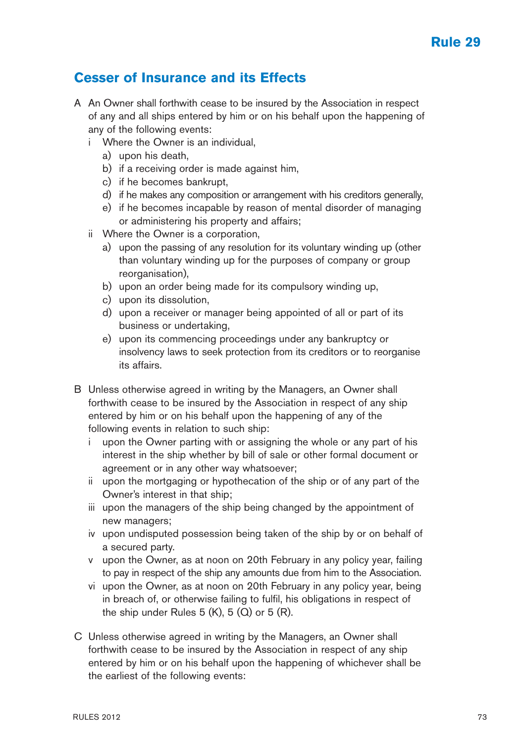# Rule 29

## Cesser of Insurance and its Effects

A An Owner shall forthwith cease to be insured by the Association in respect of any and all ships entered by him or on his behalf upon the happening of any of the following events:

- i Where the Owner is an individual,
  - a) upon his death,
  - b) if a receiving order is made against him,
  - c) if he becomes bankrupt,
  - d) if he makes any composition or arrangement with his creditors generally,
  - e) if he becomes incapable by reason of mental disorder of managing or administering his property and affairs;
- ii Where the Owner is a corporation,
  - a) upon the passing of any resolution for its voluntary winding up (other than voluntary winding up for the purposes of company or group reorganisation),
  - b) upon an order being made for its compulsory winding up,
  - c) upon its dissolution,
  - d) upon a receiver or manager being appointed of all or part of its business or undertaking,
  - e) upon its commencing proceedings under any bankruptcy or insolvency laws to seek protection from its creditors or to reorganise its affairs.

B Unless otherwise agreed in writing by the Managers, an Owner shall forthwith cease to be insured by the Association in respect of any ship entered by him or on his behalf upon the happening of any of the following events in relation to such ship:

- i upon the Owner parting with or assigning the whole or any part of his interest in the ship whether by bill of sale or other formal document or agreement or in any other way whatsoever;
- ii upon the mortgaging or hypothecation of the ship or of any part of the Owner's interest in that ship;
- iii upon the managers of the ship being changed by the appointment of new managers;
- iv upon undisputed possession being taken of the ship by or on behalf of a secured party.
- v upon the Owner, as at noon on 20th February in any policy year, failing to pay in respect of the ship any amounts due from him to the Association.
- vi upon the Owner, as at noon on 20th February in any policy year, being in breach of, or otherwise failing to fulfil, his obligations in respect of the ship under Rules 5 (K), 5 (Q) or 5 (R).

C Unless otherwise agreed in writing by the Managers, an Owner shall forthwith cease to be insured by the Association in respect of any ship entered by him or on his behalf upon the happening of whichever shall be the earliest of the following events: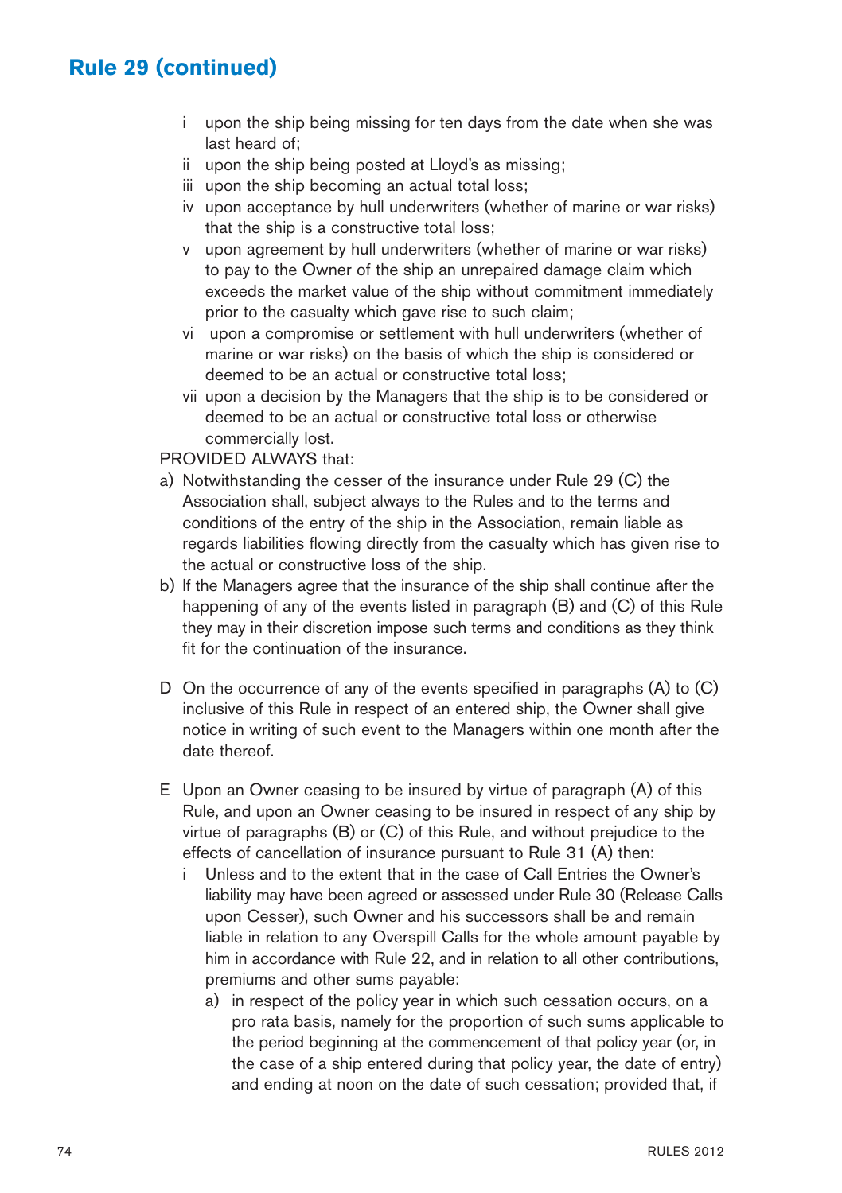## Rule 29 (continued)

- i upon the ship being missing for ten days from the date when she was last heard of;
- ii upon the ship being posted at Lloyd's as missing;
- iii upon the ship becoming an actual total loss;
- iv upon acceptance by hull underwriters (whether of marine or war risks) that the ship is a constructive total loss;
- v upon agreement by hull underwriters (whether of marine or war risks) to pay to the Owner of the ship an unrepaired damage claim which exceeds the market value of the ship without commitment immediately prior to the casualty which gave rise to such claim;
- vi upon a compromise or settlement with hull underwriters (whether of marine or war risks) on the basis of which the ship is considered or deemed to be an actual or constructive total loss;
- vii upon a decision by the Managers that the ship is to be considered or deemed to be an actual or constructive total loss or otherwise commercially lost.

PROVIDED ALWAYS that:

- a) Notwithstanding the cesser of the insurance under Rule 29 (C) the Association shall, subject always to the Rules and to the terms and conditions of the entry of the ship in the Association, remain liable as regards liabilities flowing directly from the casualty which has given rise to the actual or constructive loss of the ship.
- b) If the Managers agree that the insurance of the ship shall continue after the happening of any of the events listed in paragraph (B) and (C) of this Rule they may in their discretion impose such terms and conditions as they think fit for the continuation of the insurance.

D On the occurrence of any of the events specified in paragraphs (A) to (C) inclusive of this Rule in respect of an entered ship, the Owner shall give notice in writing of such event to the Managers within one month after the date thereof.

E Upon an Owner ceasing to be insured by virtue of paragraph (A) of this Rule, and upon an Owner ceasing to be insured in respect of any ship by virtue of paragraphs (B) or (C) of this Rule, and without prejudice to the effects of cancellation of insurance pursuant to Rule 31 (A) then:

- i Unless and to the extent that in the case of Call Entries the Owner's liability may have been agreed or assessed under Rule 30 (Release Calls upon Cesser), such Owner and his successors shall be and remain liable in relation to any Overspill Calls for the whole amount payable by him in accordance with Rule 22, and in relation to all other contributions, premiums and other sums payable:
  - a) in respect of the policy year in which such cessation occurs, on a pro rata basis, namely for the proportion of such sums applicable to the period beginning at the commencement of that policy year (or, in the case of a ship entered during that policy year, the date of entry) and ending at noon on the date of such cessation; provided that, if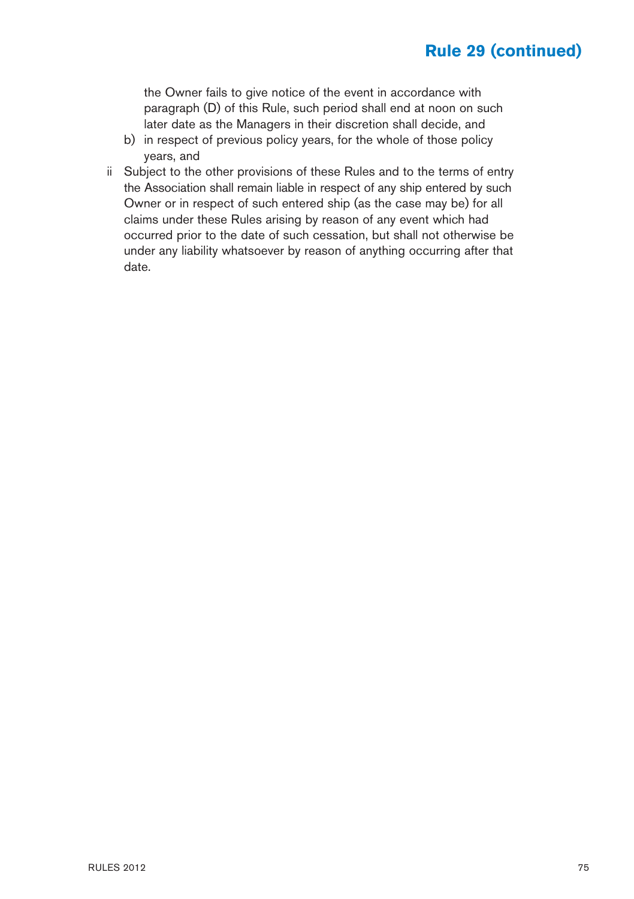the Owner fails to give notice of the event in accordance with paragraph (D) of this Rule, such period shall end at noon on such later date as the Managers in their discretion shall decide, and

b) in respect of previous policy years, for the whole of those policy years, and

ii Subject to the other provisions of these Rules and to the terms of entry the Association shall remain liable in respect of any ship entered by such Owner or in respect of such entered ship (as the case may be) for all claims under these Rules arising by reason of any event which had occurred prior to the date of such cessation, but shall not otherwise be under any liability whatsoever by reason of anything occurring after that date.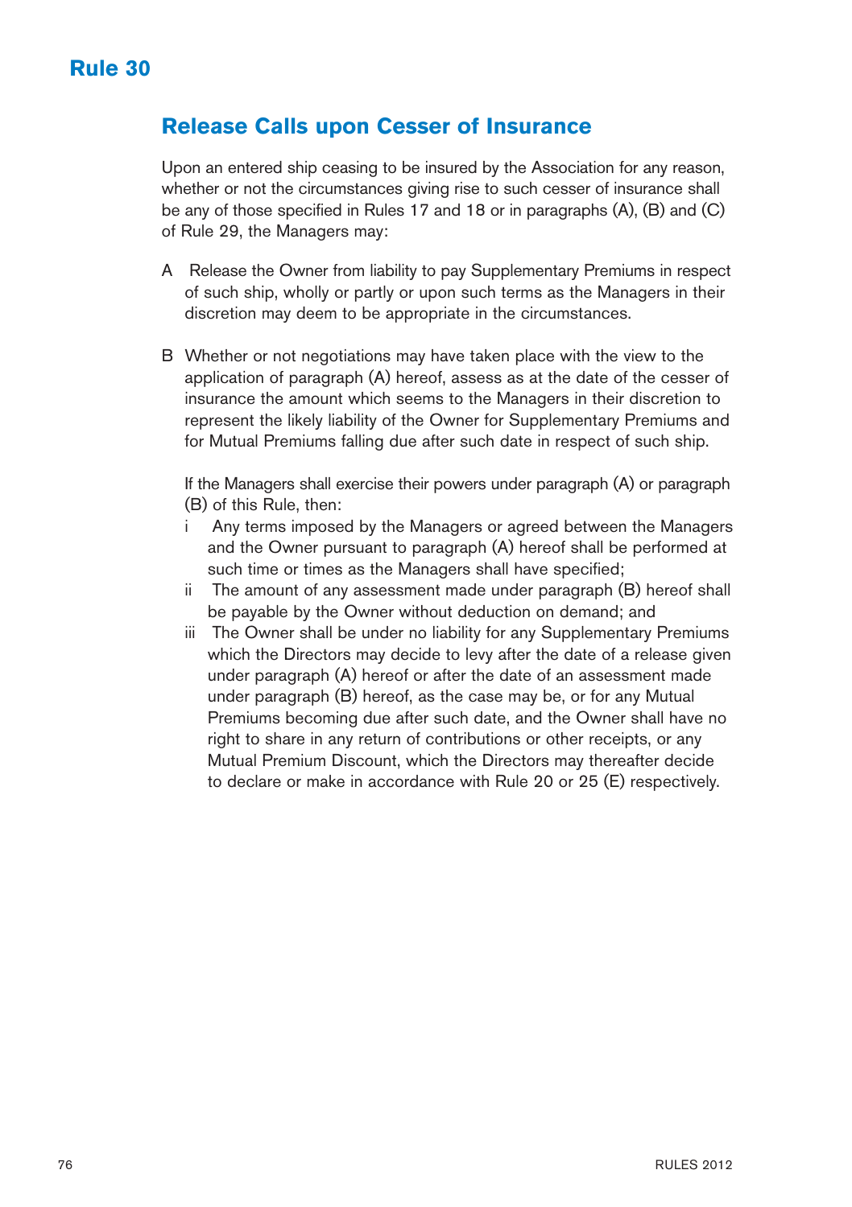# Rule 30

## Release Calls upon Cesser of Insurance

Upon an entered ship ceasing to be insured by the Association for any reason, whether or not the circumstances giving rise to such cesser of insurance shall be any of those specified in Rules 17 and 18 or in paragraphs (A), (B) and (C) of Rule 29, the Managers may:

A Release the Owner from liability to pay Supplementary Premiums in respect of such ship, wholly or partly or upon such terms as the Managers in their discretion may deem to be appropriate in the circumstances.

B Whether or not negotiations may have taken place with the view to the application of paragraph (A) hereof, assess as at the date of the cesser of insurance the amount which seems to the Managers in their discretion to represent the likely liability of the Owner for Supplementary Premiums and for Mutual Premiums falling due after such date in respect of such ship.

If the Managers shall exercise their powers under paragraph (A) or paragraph (B) of this Rule, then:

i Any terms imposed by the Managers or agreed between the Managers and the Owner pursuant to paragraph (A) hereof shall be performed at such time or times as the Managers shall have specified;

ii The amount of any assessment made under paragraph (B) hereof shall be payable by the Owner without deduction on demand; and

iii The Owner shall be under no liability for any Supplementary Premiums which the Directors may decide to levy after the date of a release given under paragraph (A) hereof or after the date of an assessment made under paragraph (B) hereof, as the case may be, or for any Mutual Premiums becoming due after such date, and the Owner shall have no right to share in any return of contributions or other receipts, or any Mutual Premium Discount, which the Directors may thereafter decide to declare or make in accordance with Rule 20 or 25 (E) respectively.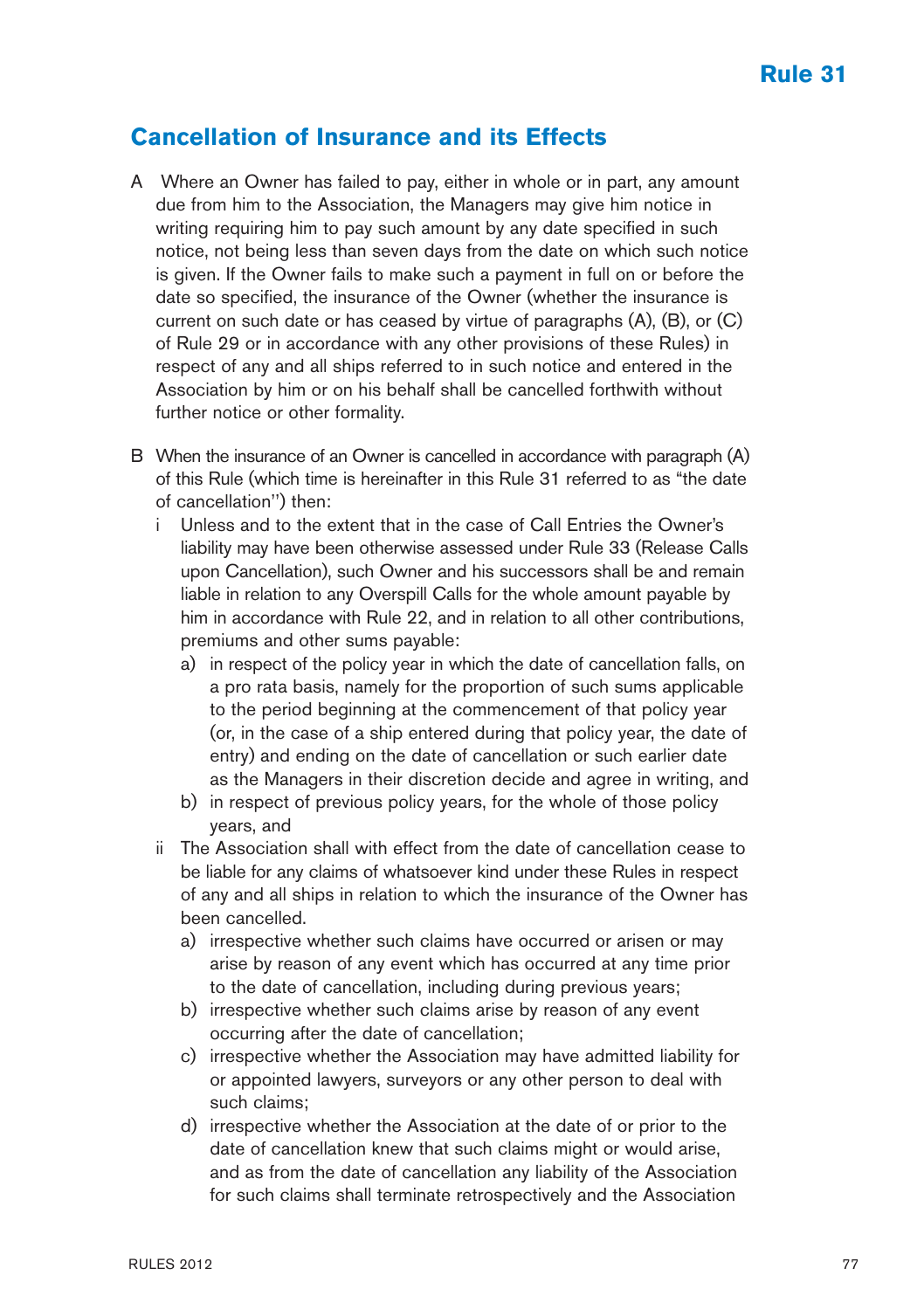# Rule 31

## Cancellation of Insurance and its Effects

A Where an Owner has failed to pay, either in whole or in part, any amount due from him to the Association, the Managers may give him notice in writing requiring him to pay such amount by any date specified in such notice, not being less than seven days from the date on which such notice is given. If the Owner fails to make such a payment in full on or before the date so specified, the insurance of the Owner (whether the insurance is current on such date or has ceased by virtue of paragraphs (A), (B), or (C) of Rule 29 or in accordance with any other provisions of these Rules) in respect of any and all ships referred to in such notice and entered in the Association by him or on his behalf shall be cancelled forthwith without further notice or other formality.

B When the insurance of an Owner is cancelled in accordance with paragraph (A) of this Rule (which time is hereinafter in this Rule 31 referred to as "the date of cancellation'') then:

i Unless and to the extent that in the case of Call Entries the Owner's liability may have been otherwise assessed under Rule 33 (Release Calls upon Cancellation), such Owner and his successors shall be and remain liable in relation to any Overspill Calls for the whole amount payable by him in accordance with Rule 22, and in relation to all other contributions, premiums and other sums payable:

a) in respect of the policy year in which the date of cancellation falls, on a pro rata basis, namely for the proportion of such sums applicable to the period beginning at the commencement of that policy year (or, in the case of a ship entered during that policy year, the date of entry) and ending on the date of cancellation or such earlier date as the Managers in their discretion decide and agree in writing, and

b) in respect of previous policy years, for the whole of those policy years, and

ii The Association shall with effect from the date of cancellation cease to be liable for any claims of whatsoever kind under these Rules in respect of any and all ships in relation to which the insurance of the Owner has been cancelled.

a) irrespective whether such claims have occurred or arisen or may arise by reason of any event which has occurred at any time prior to the date of cancellation, including during previous years;

b) irrespective whether such claims arise by reason of any event occurring after the date of cancellation;

c) irrespective whether the Association may have admitted liability for or appointed lawyers, surveyors or any other person to deal with such claims;

d) irrespective whether the Association at the date of or prior to the date of cancellation knew that such claims might or would arise, and as from the date of cancellation any liability of the Association for such claims shall terminate retrospectively and the Association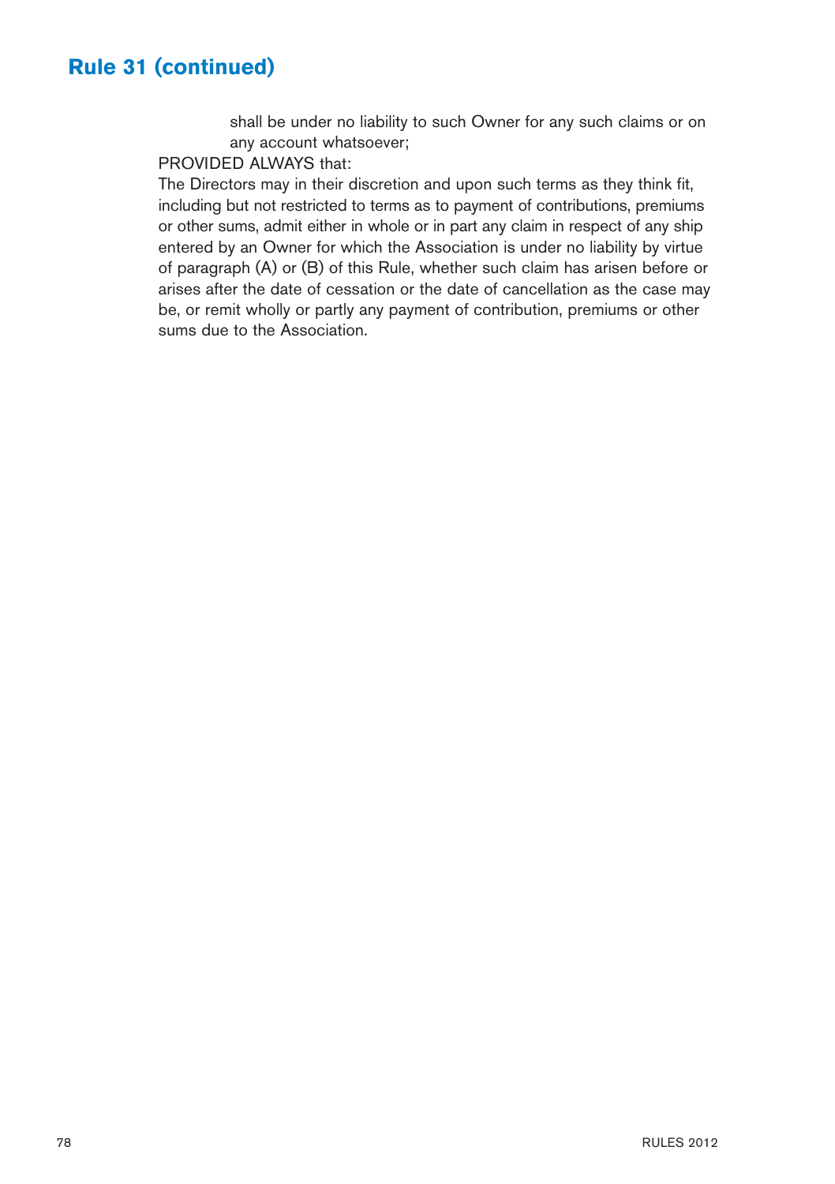## Rule 31 (continued)

shall be under no liability to such Owner for any such claims or on any account whatsoever;

PROVIDED ALWAYS that:

The Directors may in their discretion and upon such terms as they think fit, including but not restricted to terms as to payment of contributions, premiums or other sums, admit either in whole or in part any claim in respect of any ship entered by an Owner for which the Association is under no liability by virtue of paragraph (A) or (B) of this Rule, whether such claim has arisen before or arises after the date of cessation or the date of cancellation as the case may be, or remit wholly or partly any payment of contribution, premiums or other sums due to the Association.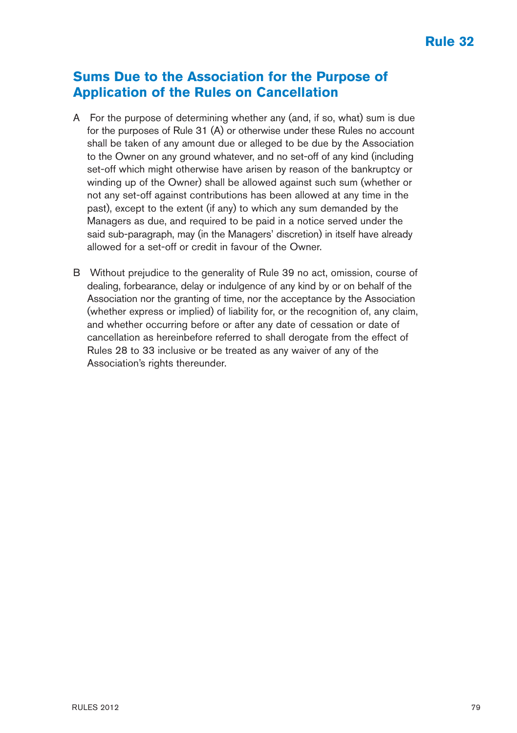# Rule 32

## Sums Due to the Association for the Purpose of Application of the Rules on Cancellation

A For the purpose of determining whether any (and, if so, what) sum is due for the purposes of Rule 31 (A) or otherwise under these Rules no account shall be taken of any amount due or alleged to be due by the Association to the Owner on any ground whatever, and no set-off of any kind (including set-off which might otherwise have arisen by reason of the bankruptcy or winding up of the Owner) shall be allowed against such sum (whether or not any set-off against contributions has been allowed at any time in the past), except to the extent (if any) to which any sum demanded by the Managers as due, and required to be paid in a notice served under the said sub-paragraph, may (in the Managers' discretion) in itself have already allowed for a set-off or credit in favour of the Owner.

B Without prejudice to the generality of Rule 39 no act, omission, course of dealing, forbearance, delay or indulgence of any kind by or on behalf of the Association nor the granting of time, nor the acceptance by the Association (whether express or implied) of liability for, or the recognition of, any claim, and whether occurring before or after any date of cessation or date of cancellation as hereinbefore referred to shall derogate from the effect of Rules 28 to 33 inclusive or be treated as any waiver of any of the Association's rights thereunder.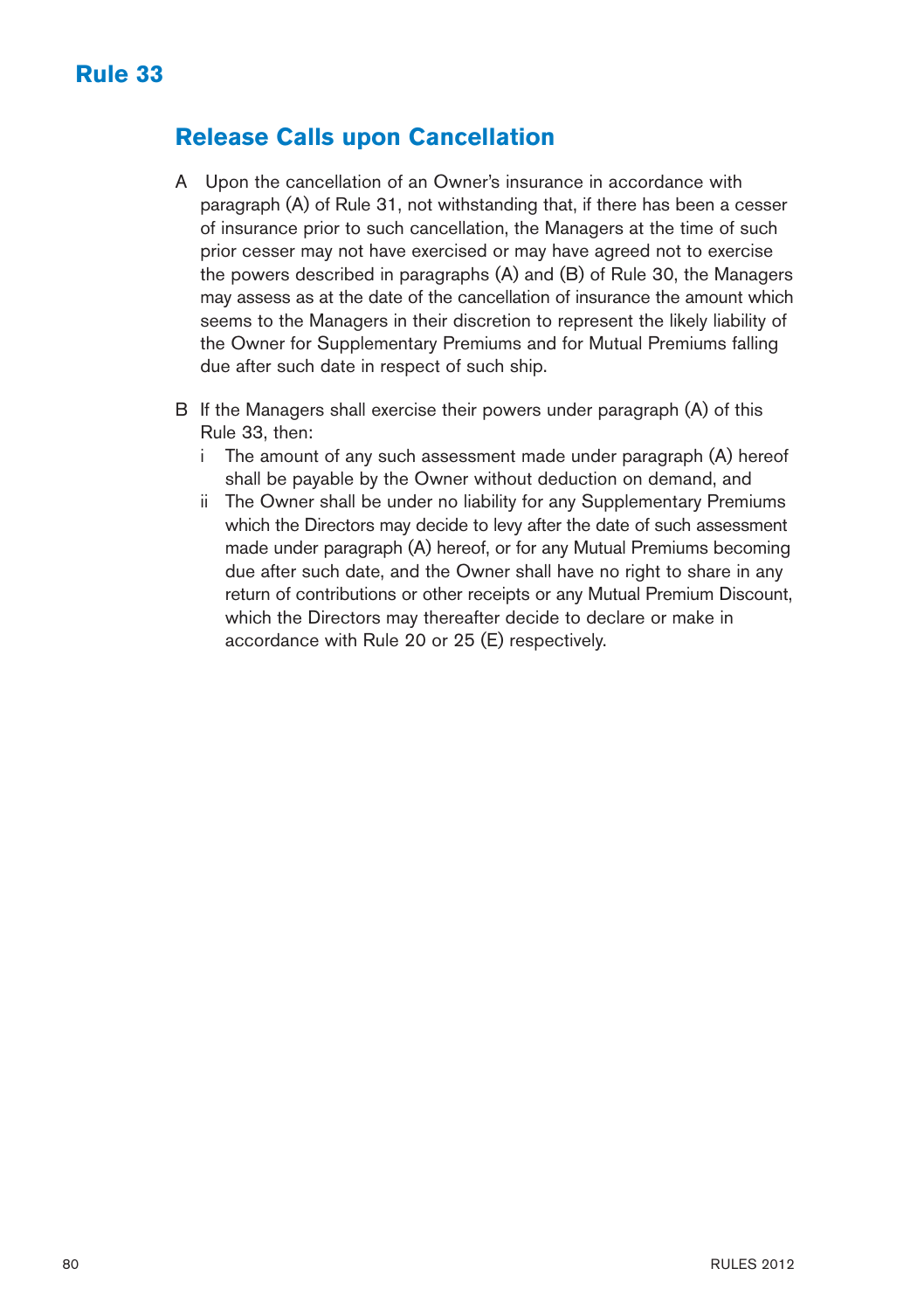# Rule 33

## Release Calls upon Cancellation

A Upon the cancellation of an Owner's insurance in accordance with paragraph (A) of Rule 31, not withstanding that, if there has been a cesser of insurance prior to such cancellation, the Managers at the time of such prior cesser may not have exercised or may have agreed not to exercise the powers described in paragraphs (A) and (B) of Rule 30, the Managers may assess as at the date of the cancellation of insurance the amount which seems to the Managers in their discretion to represent the likely liability of the Owner for Supplementary Premiums and for Mutual Premiums falling due after such date in respect of such ship.

B If the Managers shall exercise their powers under paragraph (A) of this Rule 33, then:

- i The amount of any such assessment made under paragraph (A) hereof shall be payable by the Owner without deduction on demand, and
- ii The Owner shall be under no liability for any Supplementary Premiums which the Directors may decide to levy after the date of such assessment made under paragraph (A) hereof, or for any Mutual Premiums becoming due after such date, and the Owner shall have no right to share in any return of contributions or other receipts or any Mutual Premium Discount, which the Directors may thereafter decide to declare or make in accordance with Rule 20 or 25 (E) respectively.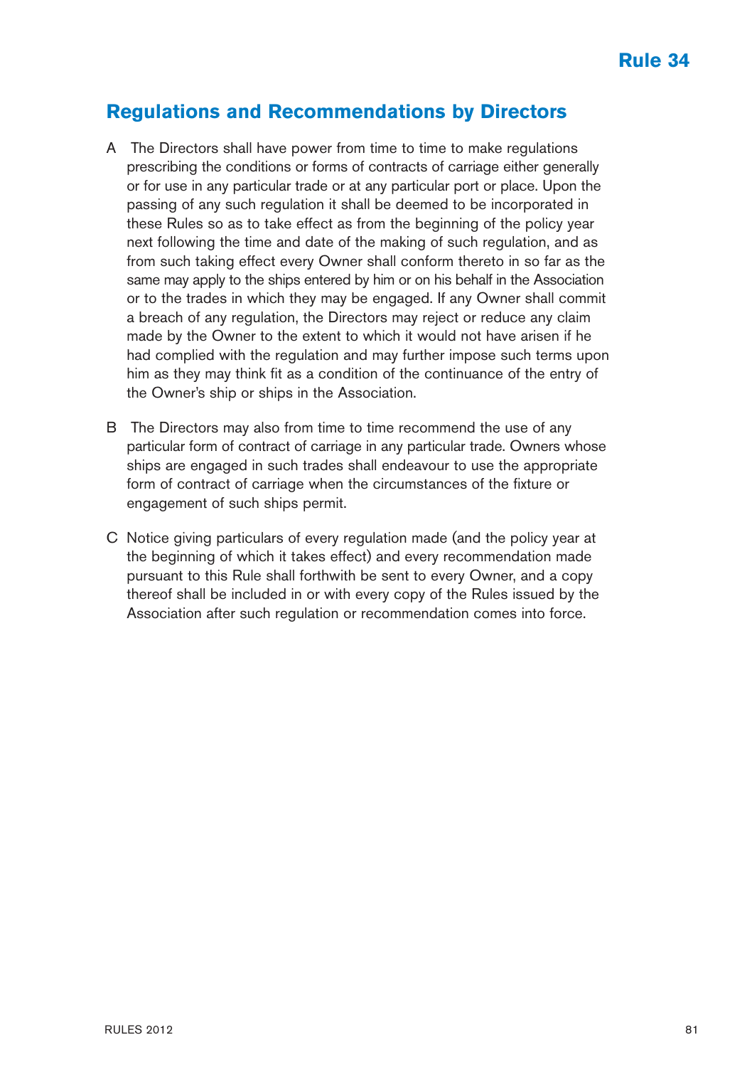## Rule 34

## Regulations and Recommendations by Directors

A The Directors shall have power from time to time to make regulations prescribing the conditions or forms of contracts of carriage either generally or for use in any particular trade or at any particular port or place. Upon the passing of any such regulation it shall be deemed to be incorporated in these Rules so as to take effect as from the beginning of the policy year next following the time and date of the making of such regulation, and as from such taking effect every Owner shall conform thereto in so far as the same may apply to the ships entered by him or on his behalf in the Association or to the trades in which they may be engaged. If any Owner shall commit a breach of any regulation, the Directors may reject or reduce any claim made by the Owner to the extent to which it would not have arisen if he had complied with the regulation and may further impose such terms upon him as they may think fit as a condition of the continuance of the entry of the Owner's ship or ships in the Association.

B The Directors may also from time to time recommend the use of any particular form of contract of carriage in any particular trade. Owners whose ships are engaged in such trades shall endeavour to use the appropriate form of contract of carriage when the circumstances of the fixture or engagement of such ships permit.

C Notice giving particulars of every regulation made (and the policy year at the beginning of which it takes effect) and every recommendation made pursuant to this Rule shall forthwith be sent to every Owner, and a copy thereof shall be included in or with every copy of the Rules issued by the Association after such regulation or recommendation comes into force.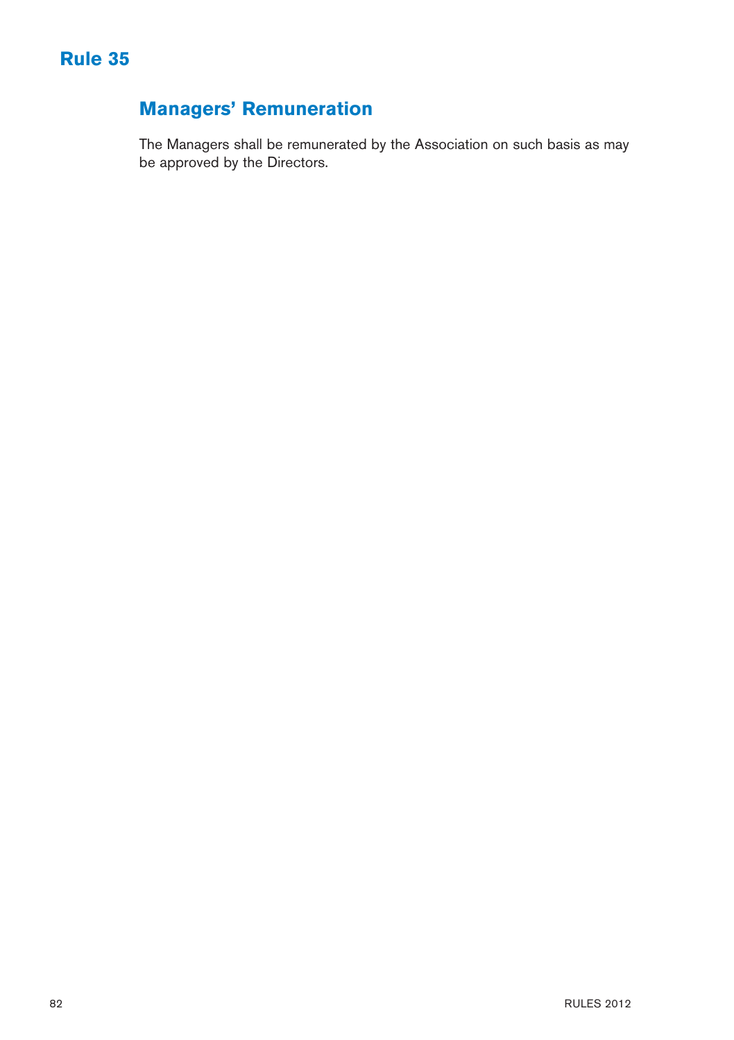# Rule 35

## Managers' Remuneration

The Managers shall be remunerated by the Association on such basis as may be approved by the Directors.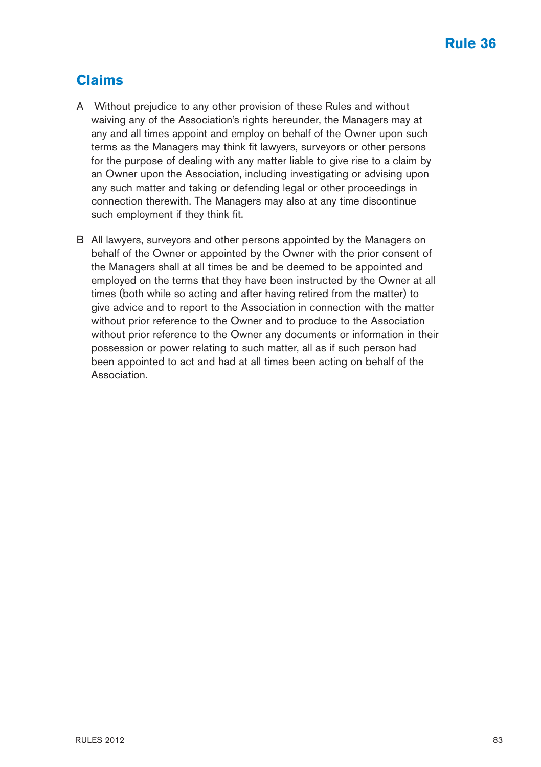# Rule 36

## Claims

A Without prejudice to any other provision of these Rules and without waiving any of the Association's rights hereunder, the Managers may at any and all times appoint and employ on behalf of the Owner upon such terms as the Managers may think fit lawyers, surveyors or other persons for the purpose of dealing with any matter liable to give rise to a claim by an Owner upon the Association, including investigating or advising upon any such matter and taking or defending legal or other proceedings in connection therewith. The Managers may also at any time discontinue such employment if they think fit.

B All lawyers, surveyors and other persons appointed by the Managers on behalf of the Owner or appointed by the Owner with the prior consent of the Managers shall at all times be and be deemed to be appointed and employed on the terms that they have been instructed by the Owner at all times (both while so acting and after having retired from the matter) to give advice and to report to the Association in connection with the matter without prior reference to the Owner and to produce to the Association without prior reference to the Owner any documents or information in their possession or power relating to such matter, all as if such person had been appointed to act and had at all times been acting on behalf of the Association.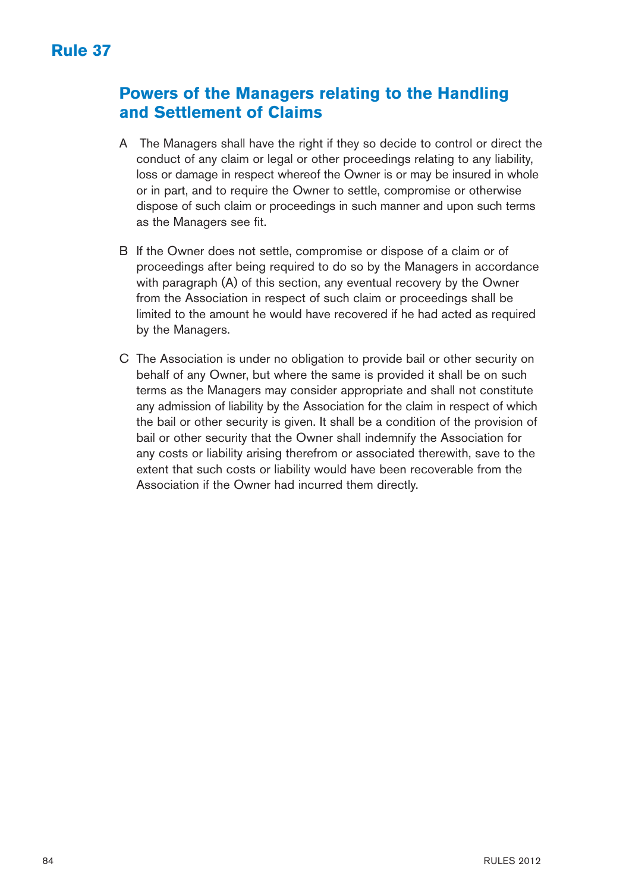# Rule 37

## Powers of the Managers relating to the Handling and Settlement of Claims

A The Managers shall have the right if they so decide to control or direct the conduct of any claim or legal or other proceedings relating to any liability, loss or damage in respect whereof the Owner is or may be insured in whole or in part, and to require the Owner to settle, compromise or otherwise dispose of such claim or proceedings in such manner and upon such terms as the Managers see fit.

B If the Owner does not settle, compromise or dispose of a claim or of proceedings after being required to do so by the Managers in accordance with paragraph (A) of this section, any eventual recovery by the Owner from the Association in respect of such claim or proceedings shall be limited to the amount he would have recovered if he had acted as required by the Managers.

C The Association is under no obligation to provide bail or other security on behalf of any Owner, but where the same is provided it shall be on such terms as the Managers may consider appropriate and shall not constitute any admission of liability by the Association for the claim in respect of which the bail or other security is given. It shall be a condition of the provision of bail or other security that the Owner shall indemnify the Association for any costs or liability arising therefrom or associated therewith, save to the extent that such costs or liability would have been recoverable from the Association if the Owner had incurred them directly.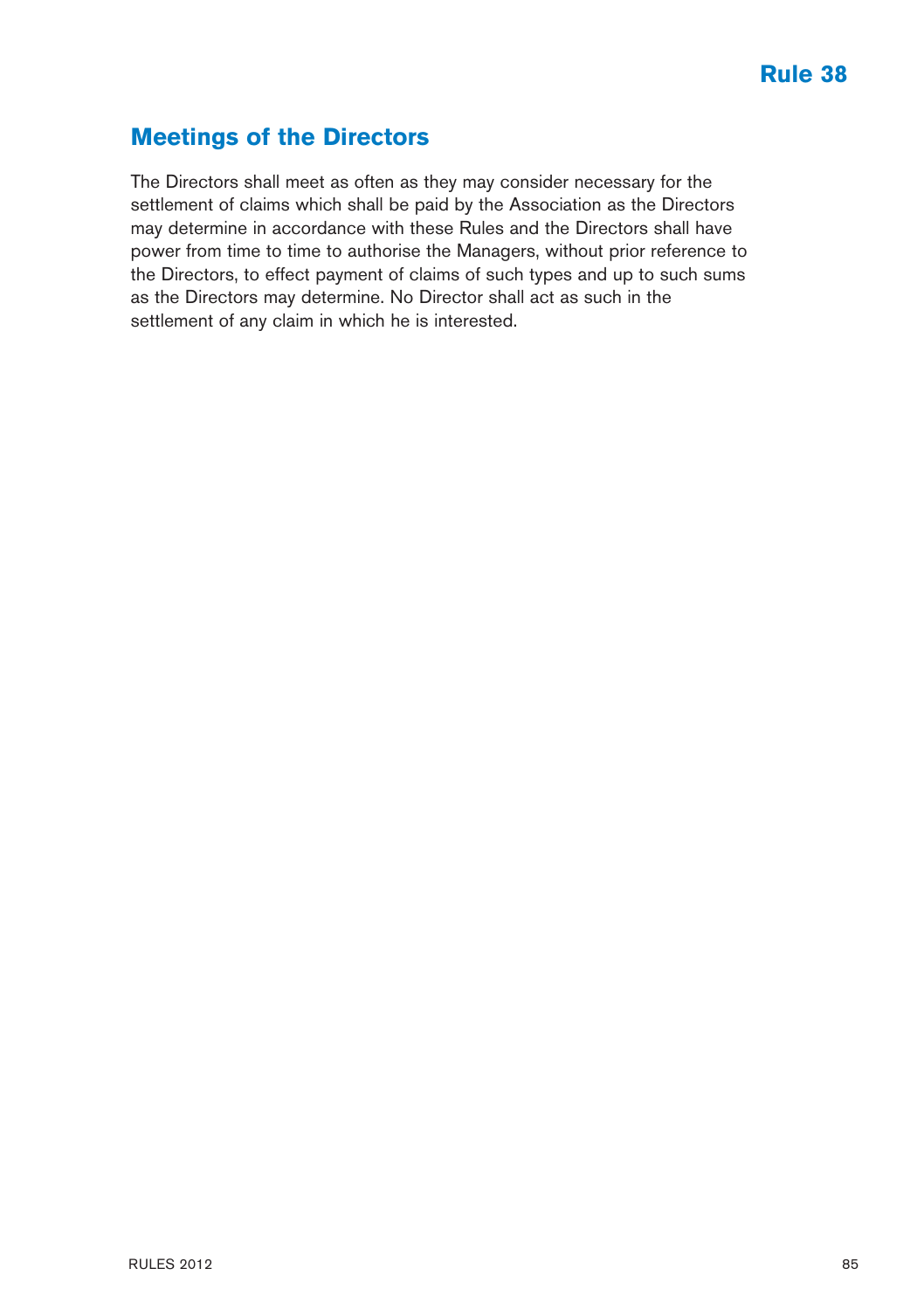## Rule 38

# Meetings of the Directors

The Directors shall meet as often as they may consider necessary for the settlement of claims which shall be paid by the Association as the Directors may determine in accordance with these Rules and the Directors shall have power from time to time to authorise the Managers, without prior reference to the Directors, to effect payment of claims of such types and up to such sums as the Directors may determine. No Director shall act as such in the settlement of any claim in which he is interested.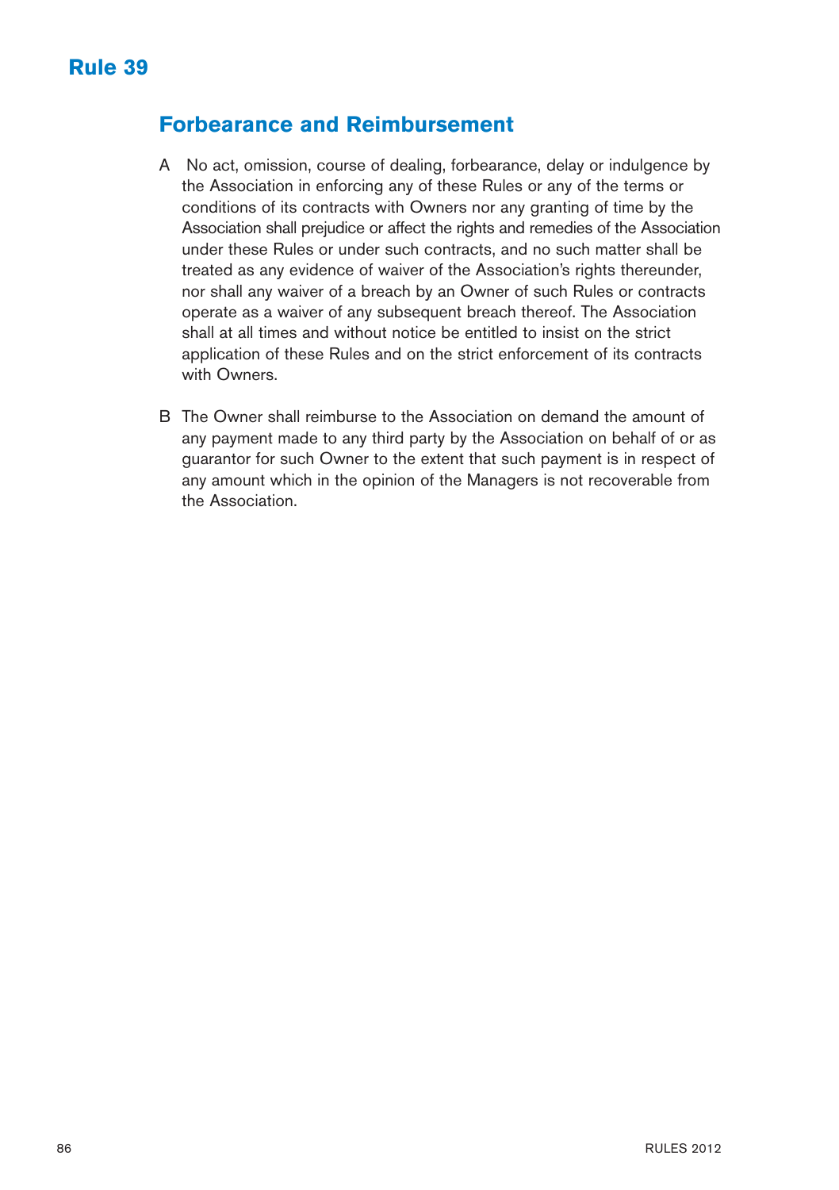# Rule 39

## Forbearance and Reimbursement

A No act, omission, course of dealing, forbearance, delay or indulgence by the Association in enforcing any of these Rules or any of the terms or conditions of its contracts with Owners nor any granting of time by the Association shall prejudice or affect the rights and remedies of the Association under these Rules or under such contracts, and no such matter shall be treated as any evidence of waiver of the Association's rights thereunder, nor shall any waiver of a breach by an Owner of such Rules or contracts operate as a waiver of any subsequent breach thereof. The Association shall at all times and without notice be entitled to insist on the strict application of these Rules and on the strict enforcement of its contracts with Owners.

B The Owner shall reimburse to the Association on demand the amount of any payment made to any third party by the Association on behalf of or as guarantor for such Owner to the extent that such payment is in respect of any amount which in the opinion of the Managers is not recoverable from the Association.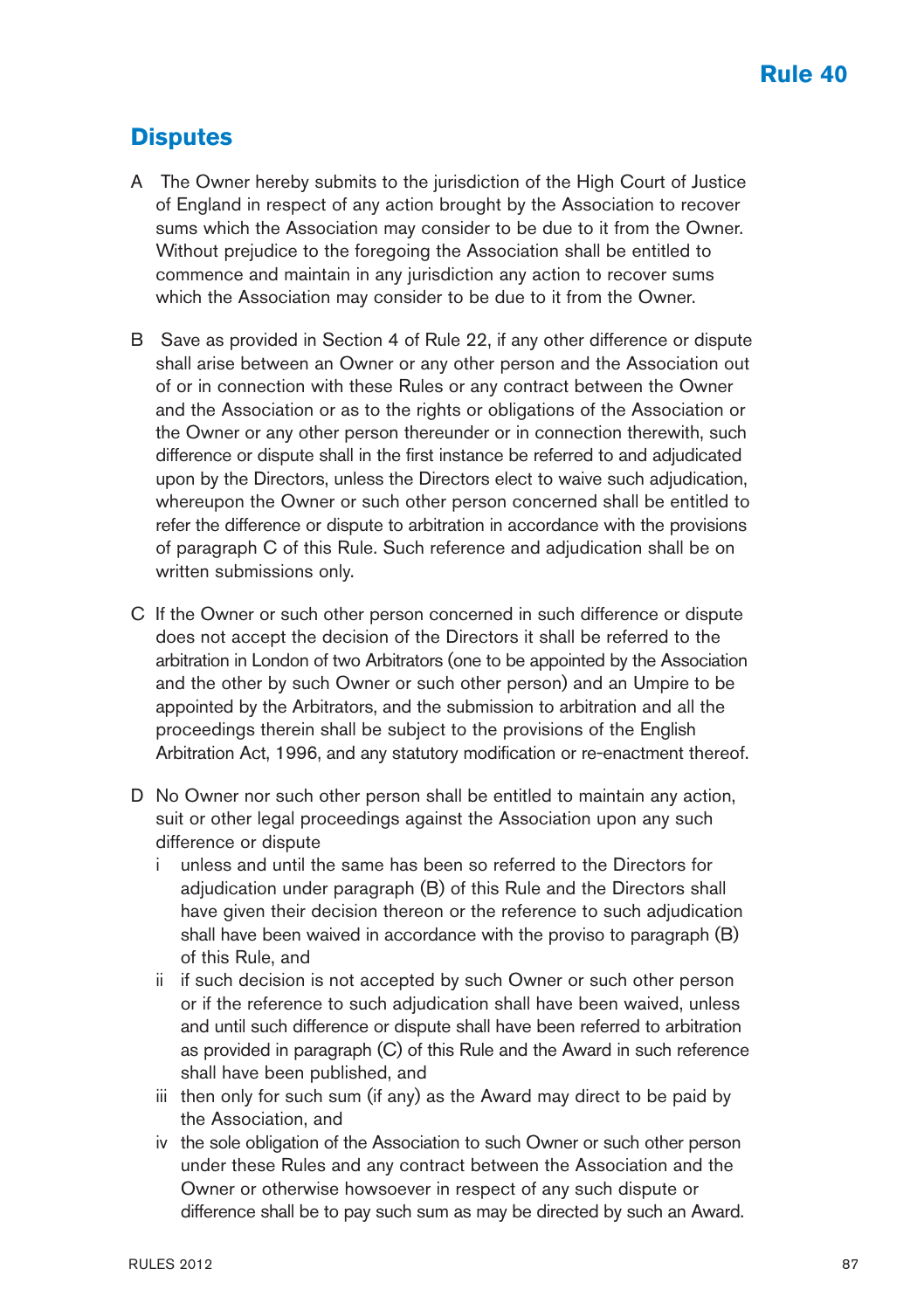# Rule 40

## Disputes

A The Owner hereby submits to the jurisdiction of the High Court of Justice of England in respect of any action brought by the Association to recover sums which the Association may consider to be due to it from the Owner. Without prejudice to the foregoing the Association shall be entitled to commence and maintain in any jurisdiction any action to recover sums which the Association may consider to be due to it from the Owner.

B Save as provided in Section 4 of Rule 22, if any other difference or dispute shall arise between an Owner or any other person and the Association out of or in connection with these Rules or any contract between the Owner and the Association or as to the rights or obligations of the Association or the Owner or any other person thereunder or in connection therewith, such difference or dispute shall in the first instance be referred to and adjudicated upon by the Directors, unless the Directors elect to waive such adjudication, whereupon the Owner or such other person concerned shall be entitled to refer the difference or dispute to arbitration in accordance with the provisions of paragraph C of this Rule. Such reference and adjudication shall be on written submissions only.

C If the Owner or such other person concerned in such difference or dispute does not accept the decision of the Directors it shall be referred to the arbitration in London of two Arbitrators (one to be appointed by the Association and the other by such Owner or such other person) and an Umpire to be appointed by the Arbitrators, and the submission to arbitration and all the proceedings therein shall be subject to the provisions of the English Arbitration Act, 1996, and any statutory modification or re-enactment thereof.

D No Owner nor such other person shall be entitled to maintain any action, suit or other legal proceedings against the Association upon any such difference or dispute

- i unless and until the same has been so referred to the Directors for adjudication under paragraph (B) of this Rule and the Directors shall have given their decision thereon or the reference to such adjudication shall have been waived in accordance with the proviso to paragraph (B) of this Rule, and
- ii if such decision is not accepted by such Owner or such other person or if the reference to such adjudication shall have been waived, unless and until such difference or dispute shall have been referred to arbitration as provided in paragraph (C) of this Rule and the Award in such reference shall have been published, and
- iii then only for such sum (if any) as the Award may direct to be paid by the Association, and
- iv the sole obligation of the Association to such Owner or such other person under these Rules and any contract between the Association and the Owner or otherwise howsoever in respect of any such dispute or difference shall be to pay such sum as may be directed by such an Award.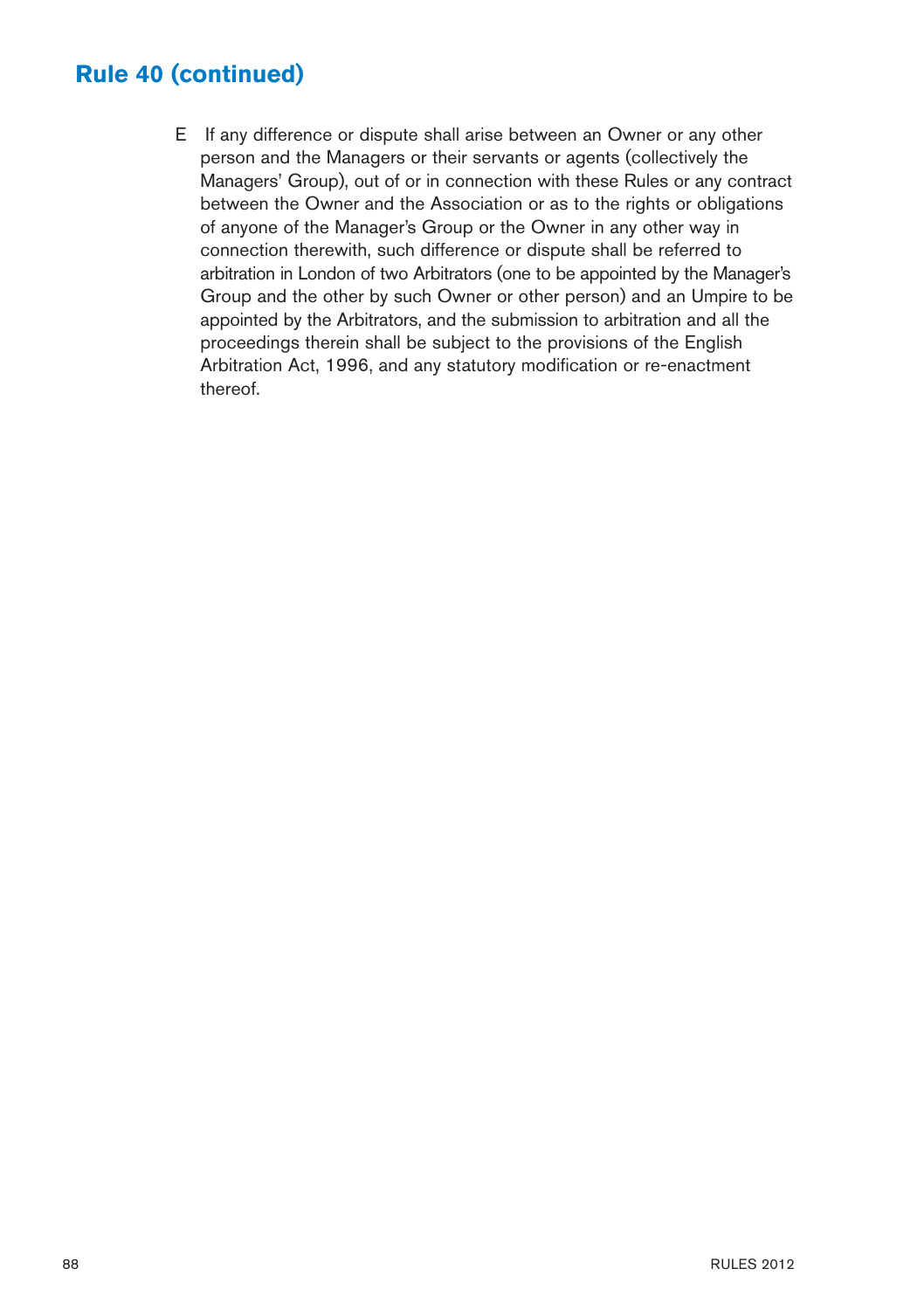## Rule 40 (continued)

E If any difference or dispute shall arise between an Owner or any other person and the Managers or their servants or agents (collectively the Managers' Group), out of or in connection with these Rules or any contract between the Owner and the Association or as to the rights or obligations of anyone of the Manager's Group or the Owner in any other way in connection therewith, such difference or dispute shall be referred to arbitration in London of two Arbitrators (one to be appointed by the Manager's Group and the other by such Owner or other person) and an Umpire to be appointed by the Arbitrators, and the submission to arbitration and all the proceedings therein shall be subject to the provisions of the English Arbitration Act, 1996, and any statutory modification or re-enactment thereof.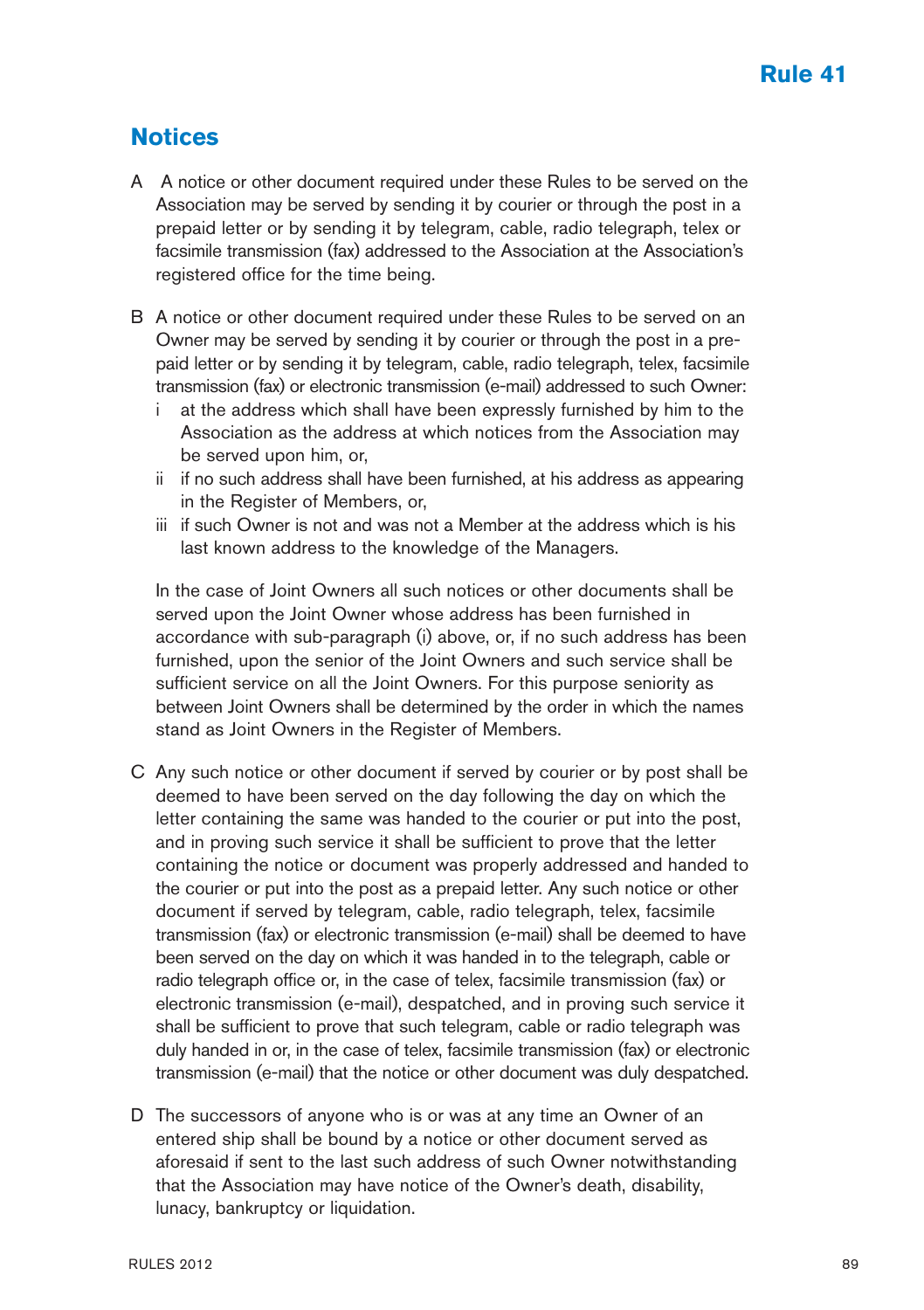# Rule 41

## Notices

A A notice or other document required under these Rules to be served on the Association may be served by sending it by courier or through the post in a prepaid letter or by sending it by telegram, cable, radio telegraph, telex or facsimile transmission (fax) addressed to the Association at the Association's registered office for the time being.

B A notice or other document required under these Rules to be served on an Owner may be served by sending it by courier or through the post in a prepaid letter or by sending it by telegram, cable, radio telegraph, telex, facsimile transmission (fax) or electronic transmission (e-mail) addressed to such Owner:

i at the address which shall have been expressly furnished by him to the Association as the address at which notices from the Association may be served upon him, or,

ii if no such address shall have been furnished, at his address as appearing in the Register of Members, or,

iii if such Owner is not and was not a Member at the address which is his last known address to the knowledge of the Managers.

In the case of Joint Owners all such notices or other documents shall be served upon the Joint Owner whose address has been furnished in accordance with sub-paragraph (i) above, or, if no such address has been furnished, upon the senior of the Joint Owners and such service shall be sufficient service on all the Joint Owners. For this purpose seniority as between Joint Owners shall be determined by the order in which the names stand as Joint Owners in the Register of Members.

C Any such notice or other document if served by courier or by post shall be deemed to have been served on the day following the day on which the letter containing the same was handed to the courier or put into the post, and in proving such service it shall be sufficient to prove that the letter containing the notice or document was properly addressed and handed to the courier or put into the post as a prepaid letter. Any such notice or other document if served by telegram, cable, radio telegraph, telex, facsimile transmission (fax) or electronic transmission (e-mail) shall be deemed to have been served on the day on which it was handed in to the telegraph, cable or radio telegraph office or, in the case of telex, facsimile transmission (fax) or electronic transmission (e-mail), despatched, and in proving such service it shall be sufficient to prove that such telegram, cable or radio telegraph was duly handed in or, in the case of telex, facsimile transmission (fax) or electronic transmission (e-mail) that the notice or other document was duly despatched.

D The successors of anyone who is or was at any time an Owner of an entered ship shall be bound by a notice or other document served as aforesaid if sent to the last such address of such Owner notwithstanding that the Association may have notice of the Owner's death, disability, lunacy, bankruptcy or liquidation.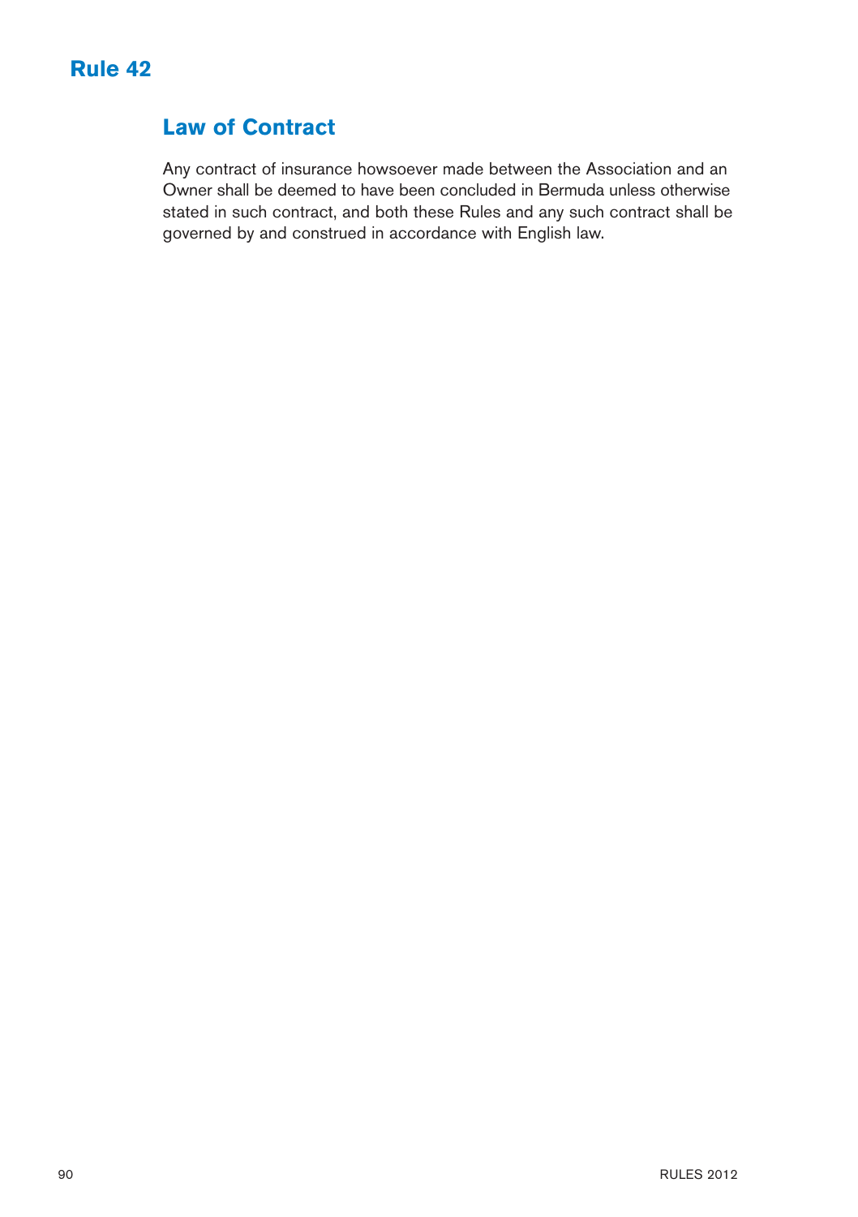# Rule 42

## Law of Contract

Any contract of insurance howsoever made between the Association and an Owner shall be deemed to have been concluded in Bermuda unless otherwise stated in such contract, and both these Rules and any such contract shall be governed by and construed in accordance with English law.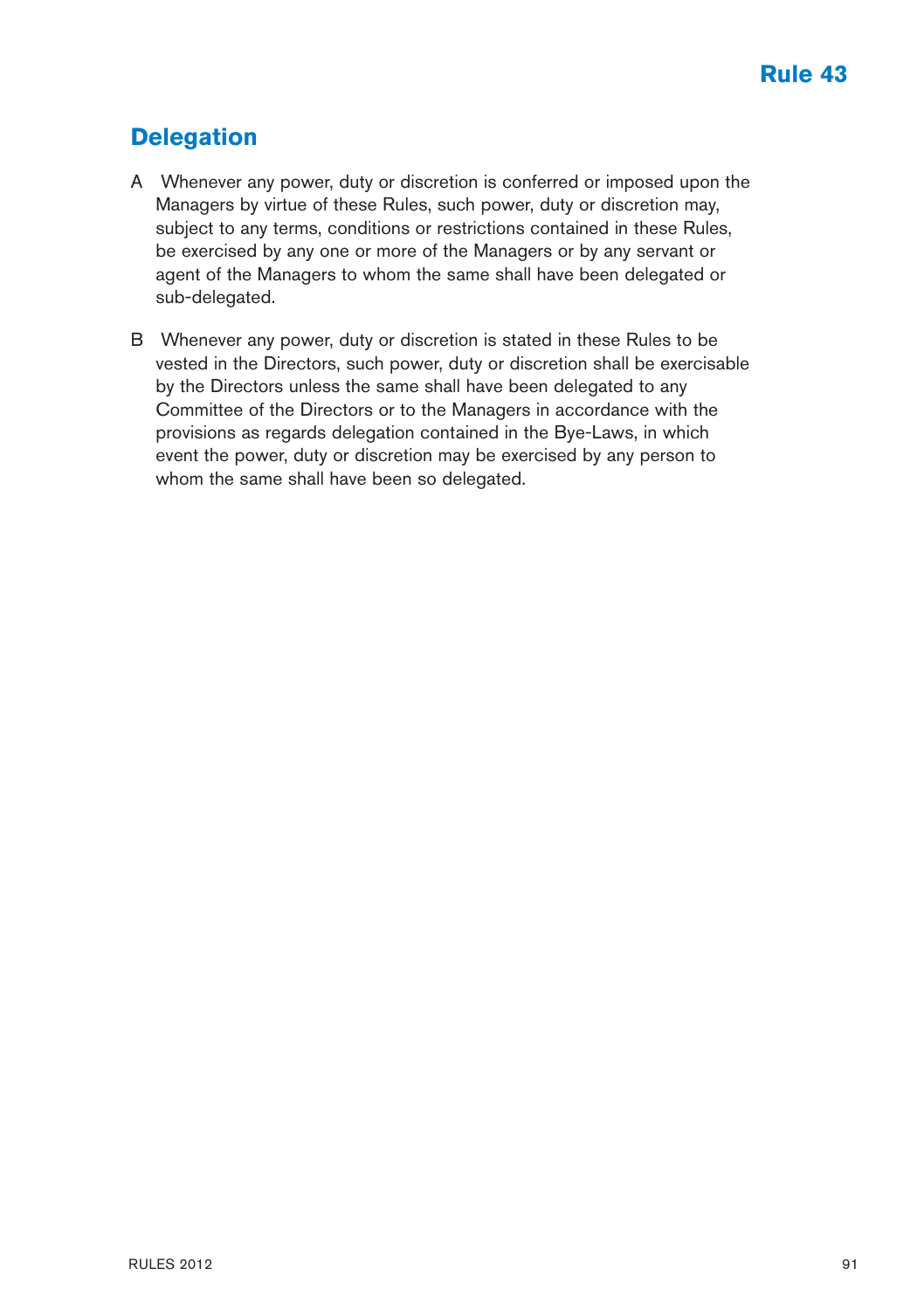# Rule 43

## Delegation

A Whenever any power, duty or discretion is conferred or imposed upon the Managers by virtue of these Rules, such power, duty or discretion may, subject to any terms, conditions or restrictions contained in these Rules, be exercised by any one or more of the Managers or by any servant or agent of the Managers to whom the same shall have been delegated or sub-delegated.

B Whenever any power, duty or discretion is stated in these Rules to be vested in the Directors, such power, duty or discretion shall be exercisable by the Directors unless the same shall have been delegated to any Committee of the Directors or to the Managers in accordance with the provisions as regards delegation contained in the Bye-Laws, in which event the power, duty or discretion may be exercised by any person to whom the same shall have been so delegated.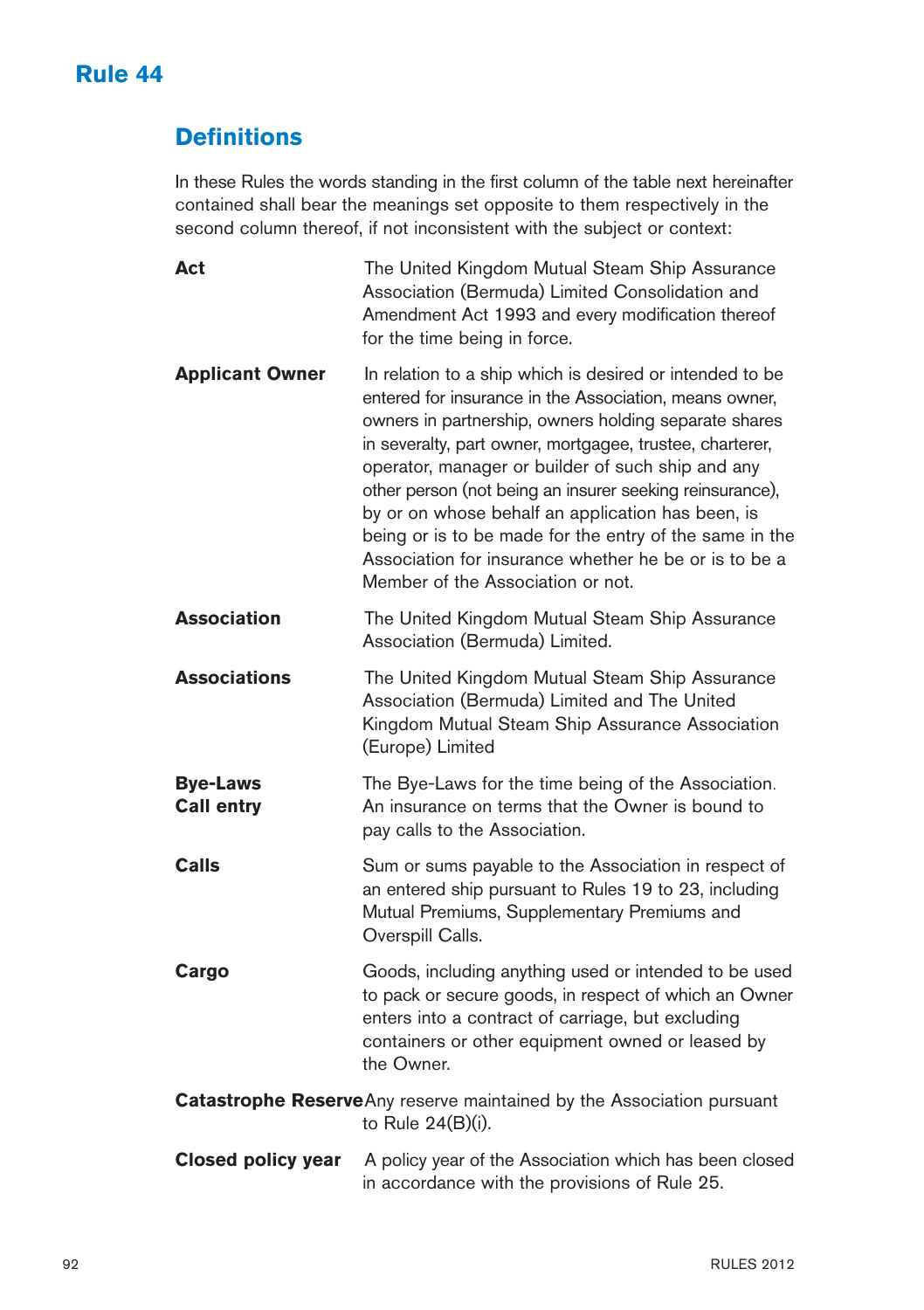# Rule 44

## Definitions

In these Rules the words standing in the first column of the table next hereinafter contained shall bear the meanings set opposite to them respectively in the second column thereof, if not inconsistent with the subject or context:

| | |
|---|---|
| **Act** | The United Kingdom Mutual Steam Ship Assurance Association (Bermuda) Limited Consolidation and Amendment Act 1993 and every modification thereof for the time being in force. |
| **Applicant Owner** | In relation to a ship which is desired or intended to be entered for insurance in the Association, means owner, owners in partnership, owners holding separate shares in severalty, part owner, mortgagee, trustee, charterer, operator, manager or builder of such ship and any other person (not being an insurer seeking reinsurance), by or on whose behalf an application has been, is being or is to be made for the entry of the same in the Association for insurance whether he be or is to be a Member of the Association or not. |
| **Association** | The United Kingdom Mutual Steam Ship Assurance Association (Bermuda) Limited. |
| **Associations** | The United Kingdom Mutual Steam Ship Assurance Association (Bermuda) Limited and The United Kingdom Mutual Steam Ship Assurance Association (Europe) Limited |
| **Bye-Laws** | The Bye-Laws for the time being of the Association. |
| **Call entry** | An insurance on terms that the Owner is bound to pay calls to the Association. |
| **Calls** | Sum or sums payable to the Association in respect of an entered ship pursuant to Rules 19 to 23, including Mutual Premiums, Supplementary Premiums and Overspill Calls. |
| **Cargo** | Goods, including anything used or intended to be used to pack or secure goods, in respect of which an Owner enters into a contract of carriage, but excluding containers or other equipment owned or leased by the Owner. |
| **Catastrophe Reserve** | Any reserve maintained by the Association pursuant to Rule 24(B)(i). |
| **Closed policy year** | A policy year of the Association which has been closed in accordance with the provisions of Rule 25. |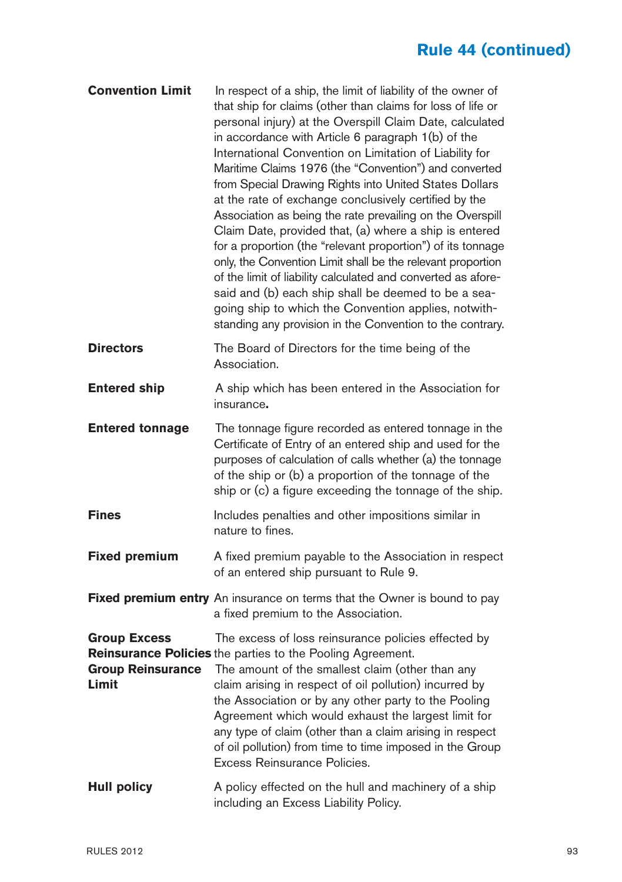## Rule 44 (continued)

**Convention Limit** In respect of a ship, the limit of liability of the owner of that ship for claims (other than claims for loss of life or personal injury) at the Overspill Claim Date, calculated in accordance with Article 6 paragraph 1(b) of the International Convention on Limitation of Liability for Maritime Claims 1976 (the "Convention") and converted from Special Drawing Rights into United States Dollars at the rate of exchange conclusively certified by the Association as being the rate prevailing on the Overspill Claim Date, provided that, (a) where a ship is entered for a proportion (the "relevant proportion") of its tonnage only, the Convention Limit shall be the relevant proportion of the limit of liability calculated and converted as aforesaid and (b) each ship shall be deemed to be a sea-going ship to which the Convention applies, notwithstanding any provision in the Convention to the contrary.

**Directors** The Board of Directors for the time being of the Association.

**Entered ship** A ship which has been entered in the Association for insurance**.**

**Entered tonnage** The tonnage figure recorded as entered tonnage in the Certificate of Entry of an entered ship and used for the purposes of calculation of calls whether (a) the tonnage of the ship or (b) a proportion of the tonnage of the ship or (c) a figure exceeding the tonnage of the ship.

**Fines** Includes penalties and other impositions similar in nature to fines.

**Fixed premium** A fixed premium payable to the Association in respect of an entered ship pursuant to Rule 9.

**Fixed premium entry** An insurance on terms that the Owner is bound to pay a fixed premium to the Association.

**Group Excess Reinsurance Policies** The excess of loss reinsurance policies effected by the parties to the Pooling Agreement.

**Group Reinsurance Limit** The amount of the smallest claim (other than any claim arising in respect of oil pollution) incurred by the Association or by any other party to the Pooling Agreement which would exhaust the largest limit for any type of claim (other than a claim arising in respect of oil pollution) from time to time imposed in the Group Excess Reinsurance Policies.

**Hull policy** A policy effected on the hull and machinery of a ship including an Excess Liability Policy.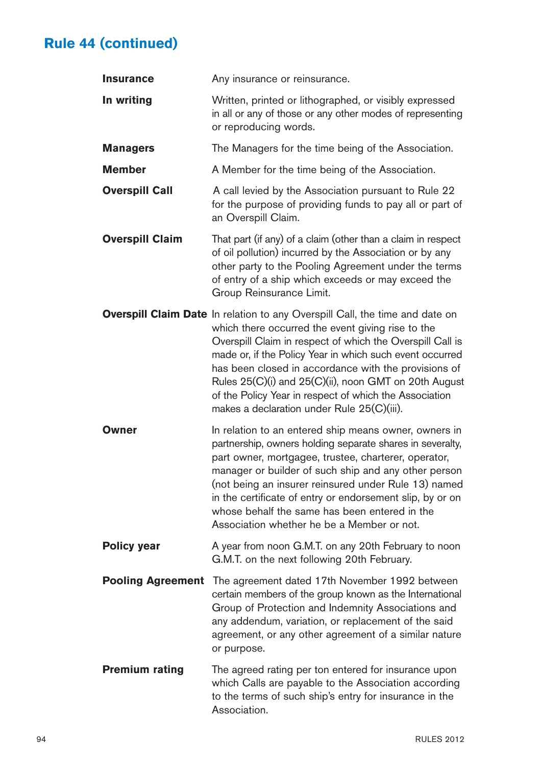## Rule 44 (continued)

| | |
|---|---|
| **Insurance** | Any insurance or reinsurance. |
| **In writing** | Written, printed or lithographed, or visibly expressed in all or any of those or any other modes of representing or reproducing words. |
| **Managers** | The Managers for the time being of the Association. |
| **Member** | A Member for the time being of the Association. |
| **Overspill Call** | A call levied by the Association pursuant to Rule 22 for the purpose of providing funds to pay all or part of an Overspill Claim. |
| **Overspill Claim** | That part (if any) of a claim (other than a claim in respect of oil pollution) incurred by the Association or by any other party to the Pooling Agreement under the terms of entry of a ship which exceeds or may exceed the Group Reinsurance Limit. |
| **Overspill Claim Date** | In relation to any Overspill Call, the time and date on which there occurred the event giving rise to the Overspill Claim in respect of which the Overspill Call is made or, if the Policy Year in which such event occurred has been closed in accordance with the provisions of Rules 25(C)(i) and 25(C)(ii), noon GMT on 20th August of the Policy Year in respect of which the Association makes a declaration under Rule 25(C)(iii). |
| **Owner** | In relation to an entered ship means owner, owners in partnership, owners holding separate shares in severalty, part owner, mortgagee, trustee, charterer, operator, manager or builder of such ship and any other person (not being an insurer reinsured under Rule 13) named in the certificate of entry or endorsement slip, by or on whose behalf the same has been entered in the Association whether he be a Member or not. |
| **Policy year** | A year from noon G.M.T. on any 20th February to noon G.M.T. on the next following 20th February. |
| **Pooling Agreement** | The agreement dated 17th November 1992 between certain members of the group known as the International Group of Protection and Indemnity Associations and any addendum, variation, or replacement of the said agreement, or any other agreement of a similar nature or purpose. |
| **Premium rating** | The agreed rating per ton entered for insurance upon which Calls are payable to the Association according to the terms of such ship's entry for insurance in the Association. |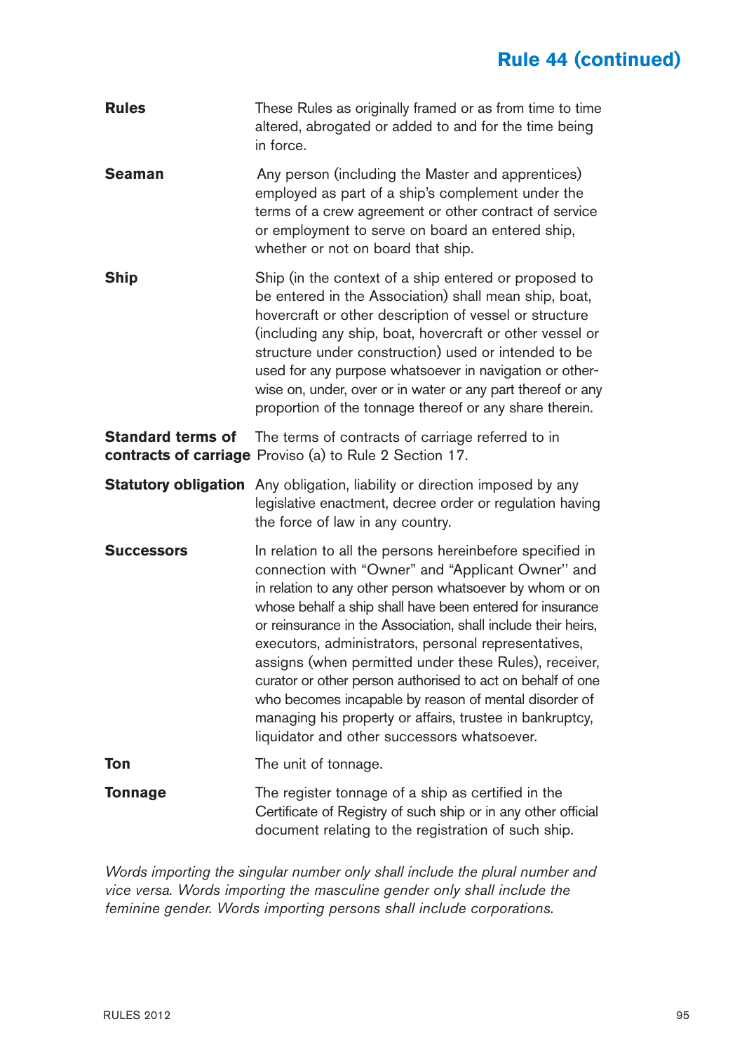## Rule 44 (continued)

**Rules** These Rules as originally framed or as from time to time altered, abrogated or added to and for the time being in force.

**Seaman** Any person (including the Master and apprentices) employed as part of a ship's complement under the terms of a crew agreement or other contract of service or employment to serve on board an entered ship, whether or not on board that ship.

**Ship** Ship (in the context of a ship entered or proposed to be entered in the Association) shall mean ship, boat, hovercraft or other description of vessel or structure (including any ship, boat, hovercraft or other vessel or structure under construction) used or intended to be used for any purpose whatsoever in navigation or otherwise on, under, over or in water or any part thereof or any proportion of the tonnage thereof or any share therein.

**Standard terms of contracts of carriage** The terms of contracts of carriage referred to in Proviso (a) to Rule 2 Section 17.

**Statutory obligation** Any obligation, liability or direction imposed by any legislative enactment, decree order or regulation having the force of law in any country.

**Successors** In relation to all the persons hereinbefore specified in connection with "Owner" and "Applicant Owner" and in relation to any other person whatsoever by whom or on whose behalf a ship shall have been entered for insurance or reinsurance in the Association, shall include their heirs, executors, administrators, personal representatives, assigns (when permitted under these Rules), receiver, curator or other person authorised to act on behalf of one who becomes incapable by reason of mental disorder of managing his property or affairs, trustee in bankruptcy, liquidator and other successors whatsoever.

**Ton** The unit of tonnage.

**Tonnage** The register tonnage of a ship as certified in the Certificate of Registry of such ship or in any other official document relating to the registration of such ship.

*Words importing the singular number only shall include the plural number and vice versa. Words importing the masculine gender only shall include the feminine gender. Words importing persons shall include corporations.*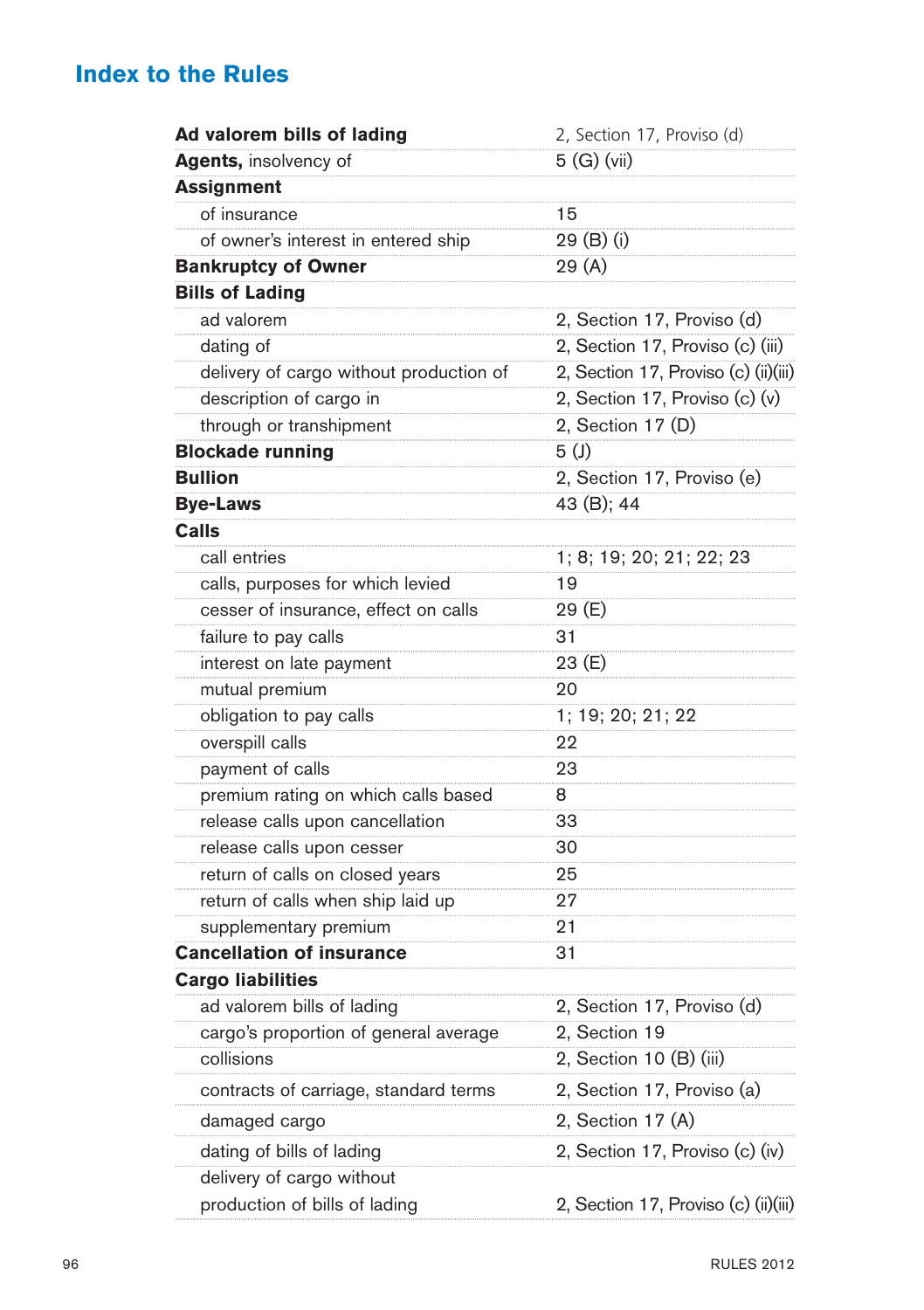## Index to the Rules

| | |
|---|---|
| **Ad valorem bills of lading** | 2, Section 17, Proviso (d) |
| **Agents,** insolvency of | 5 (G) (vii) |
| **Assignment** | |
| of insurance | 15 |
| of owner's interest in entered ship | 29 (B) (i) |
| **Bankruptcy of Owner** | 29 (A) |
| **Bills of Lading** | |
| ad valorem | 2, Section 17, Proviso (d) |
| dating of | 2, Section 17, Proviso (c) (iii) |
| delivery of cargo without production of | 2, Section 17, Proviso (c) (ii)(iii) |
| description of cargo in | 2, Section 17, Proviso (c) (v) |
| through or transhipment | 2, Section 17 (D) |
| **Blockade running** | 5 (J) |
| **Bullion** | 2, Section 17, Proviso (e) |
| **Bye-Laws** | 43 (B); 44 |
| **Calls** | |
| call entries | 1; 8; 19; 20; 21; 22; 23 |
| calls, purposes for which levied | 19 |
| cesser of insurance, effect on calls | 29 (E) |
| failure to pay calls | 31 |
| interest on late payment | 23 (E) |
| mutual premium | 20 |
| obligation to pay calls | 1; 19; 20; 21; 22 |
| overspill calls | 22 |
| payment of calls | 23 |
| premium rating on which calls based | 8 |
| release calls upon cancellation | 33 |
| release calls upon cesser | 30 |
| return of calls on closed years | 25 |
| return of calls when ship laid up | 27 |
| supplementary premium | 21 |
| **Cancellation of insurance** | 31 |
| **Cargo liabilities** | |
| ad valorem bills of lading | 2, Section 17, Proviso (d) |
| cargo's proportion of general average | 2, Section 19 |
| collisions | 2, Section 10 (B) (iii) |
| contracts of carriage, standard terms | 2, Section 17, Proviso (a) |
| damaged cargo | 2, Section 17 (A) |
| dating of bills of lading | 2, Section 17, Proviso (c) (iv) |
| delivery of cargo without production of bills of lading | 2, Section 17, Proviso (c) (ii)(iii) |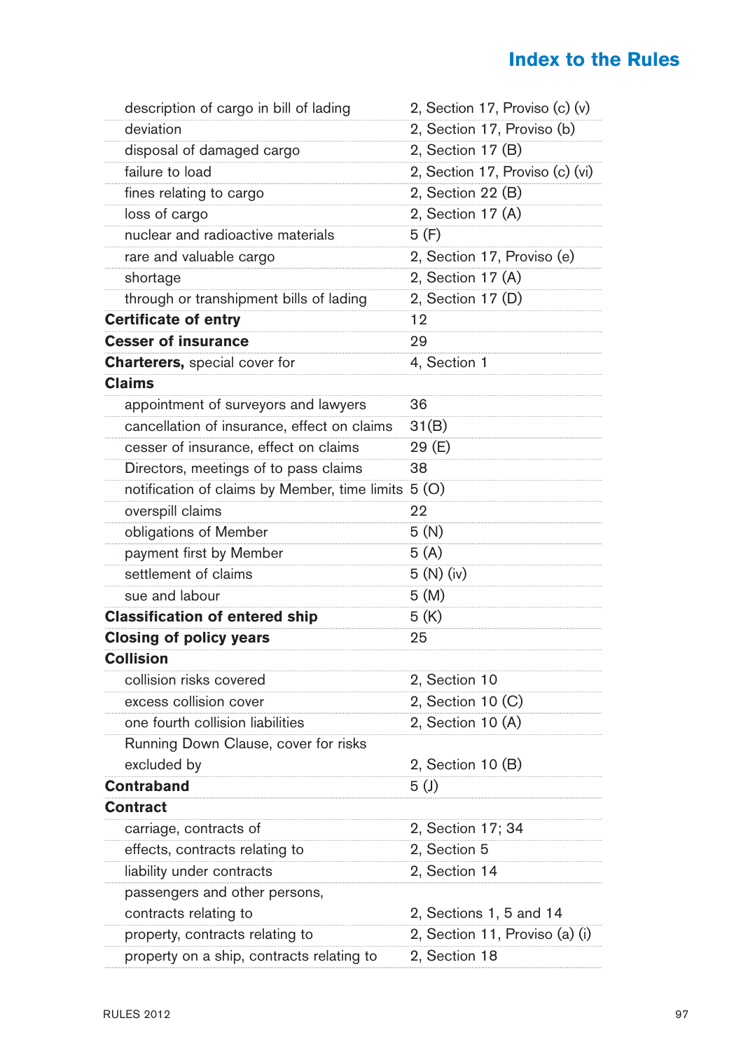## Index to the Rules

| | |
|---|---|
| description of cargo in bill of lading | 2, Section 17, Proviso (c) (v) |
| deviation | 2, Section 17, Proviso (b) |
| disposal of damaged cargo | 2, Section 17 (B) |
| failure to load | 2, Section 17, Proviso (c) (vi) |
| fines relating to cargo | 2, Section 22 (B) |
| loss of cargo | 2, Section 17 (A) |
| nuclear and radioactive materials | 5 (F) |
| rare and valuable cargo | 2, Section 17, Proviso (e) |
| shortage | 2, Section 17 (A) |
| through or transhipment bills of lading | 2, Section 17 (D) |
| **Certificate of entry** | 12 |
| **Cesser of insurance** | 29 |
| **Charterers,** special cover for | 4, Section 1 |
| **Claims** | |
| appointment of surveyors and lawyers | 36 |
| cancellation of insurance, effect on claims | 31(B) |
| cesser of insurance, effect on claims | 29 (E) |
| Directors, meetings of to pass claims | 38 |
| notification of claims by Member, time limits | 5 (O) |
| overspill claims | 22 |
| obligations of Member | 5 (N) |
| payment first by Member | 5 (A) |
| settlement of claims | 5 (N) (iv) |
| sue and labour | 5 (M) |
| **Classification of entered ship** | 5 (K) |
| **Closing of policy years** | 25 |
| **Collision** | |
| collision risks covered | 2, Section 10 |
| excess collision cover | 2, Section 10 (C) |
| one fourth collision liabilities | 2, Section 10 (A) |
| Running Down Clause, cover for risks excluded by | 2, Section 10 (B) |
| **Contraband** | 5 (J) |
| **Contract** | |
| carriage, contracts of | 2, Section 17; 34 |
| effects, contracts relating to | 2, Section 5 |
| liability under contracts | 2, Section 14 |
| passengers and other persons, contracts relating to | 2, Sections 1, 5 and 14 |
| property, contracts relating to | 2, Section 11, Proviso (a) (i) |
| property on a ship, contracts relating to | 2, Section 18 |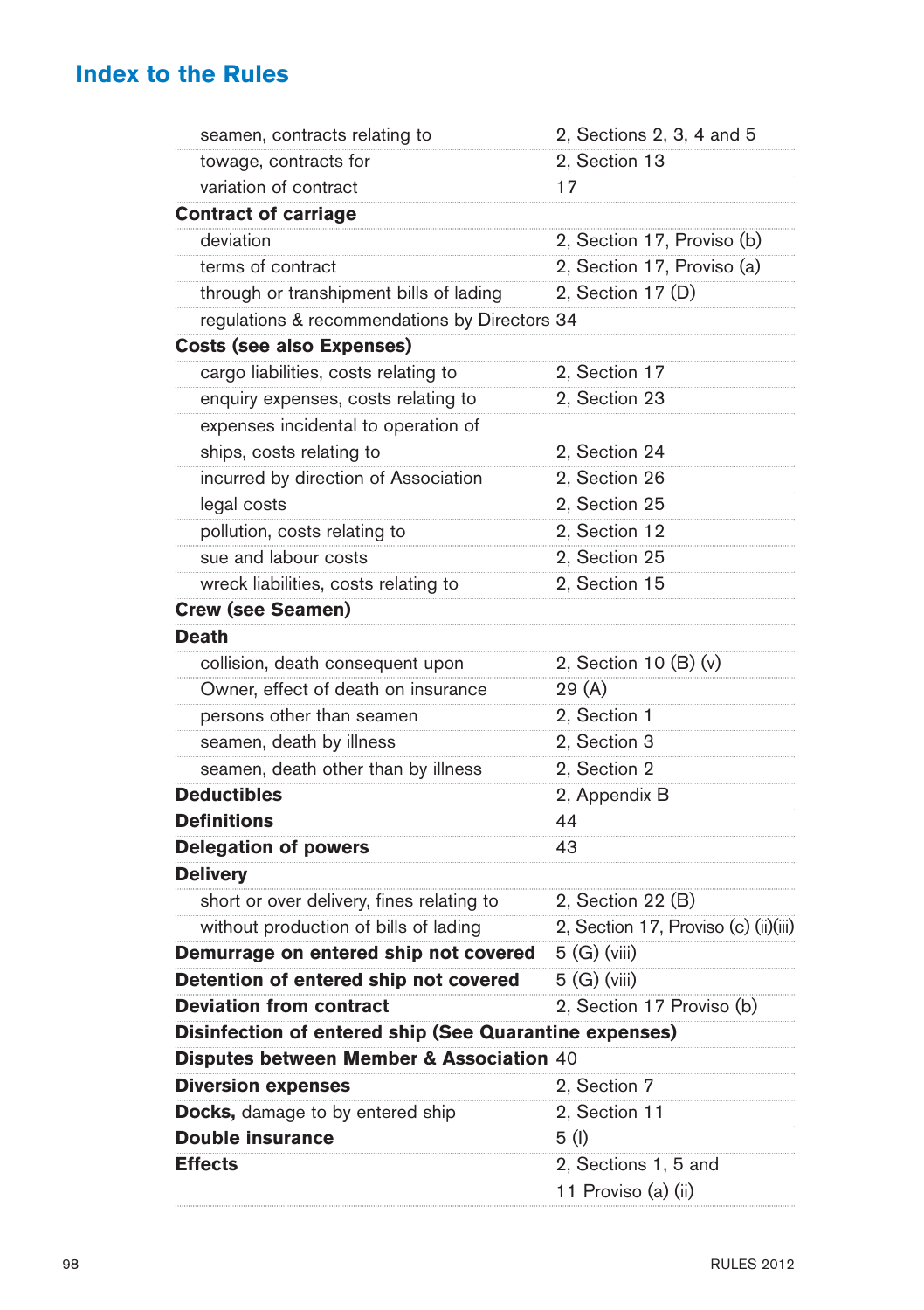# Index to the Rules

| | |
|---|---|
| seamen, contracts relating to | 2, Sections 2, 3, 4 and 5 |
| towage, contracts for | 2, Section 13 |
| variation of contract | 17 |
| **Contract of carriage** | |
| deviation | 2, Section 17, Proviso (b) |
| terms of contract | 2, Section 17, Proviso (a) |
| through or transhipment bills of lading | 2, Section 17 (D) |
| regulations & recommendations by Directors | 34 |
| **Costs (see also Expenses)** | |
| cargo liabilities, costs relating to | 2, Section 17 |
| enquiry expenses, costs relating to | 2, Section 23 |
| expenses incidental to operation of ships, costs relating to | 2, Section 24 |
| incurred by direction of Association | 2, Section 26 |
| legal costs | 2, Section 25 |
| pollution, costs relating to | 2, Section 12 |
| sue and labour costs | 2, Section 25 |
| wreck liabilities, costs relating to | 2, Section 15 |
| **Crew (see Seamen)** | |
| **Death** | |
| collision, death consequent upon | 2, Section 10 (B) (v) |
| Owner, effect of death on insurance | 29 (A) |
| persons other than seamen | 2, Section 1 |
| seamen, death by illness | 2, Section 3 |
| seamen, death other than by illness | 2, Section 2 |
| **Deductibles** | 2, Appendix B |
| **Definitions** | 44 |
| **Delegation of powers** | 43 |
| **Delivery** | |
| short or over delivery, fines relating to | 2, Section 22 (B) |
| without production of bills of lading | 2, Section 17, Proviso (c) (ii)(iii) |
| **Demurrage on entered ship not covered** | 5 (G) (viii) |
| **Detention of entered ship not covered** | 5 (G) (viii) |
| **Deviation from contract** | 2, Section 17 Proviso (b) |
| **Disinfection of entered ship (See Quarantine expenses)** | |
| **Disputes between Member & Association** | 40 |
| **Diversion expenses** | 2, Section 7 |
| **Docks,** damage to by entered ship | 2, Section 11 |
| **Double insurance** | 5 (I) |
| **Effects** | 2, Sections 1, 5 and 11 Proviso (a) (ii) |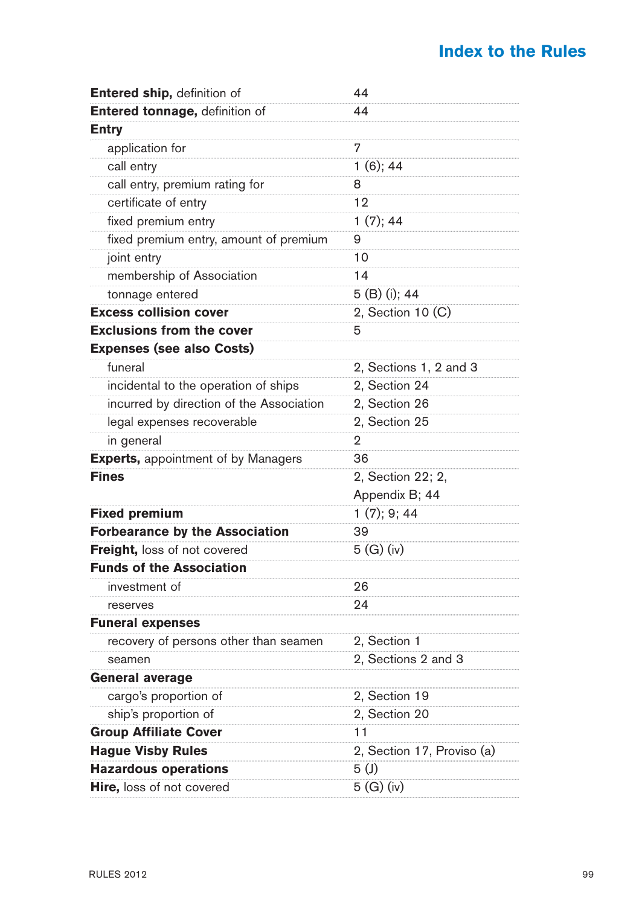## Index to the Rules

| | |
|---|---|
| **Entered ship,** definition of | 44 |
| **Entered tonnage,** definition of | 44 |
| **Entry** | |
| application for | 7 |
| call entry | 1 (6); 44 |
| call entry, premium rating for | 8 |
| certificate of entry | 12 |
| fixed premium entry | 1 (7); 44 |
| fixed premium entry, amount of premium | 9 |
| joint entry | 10 |
| membership of Association | 14 |
| tonnage entered | 5 (B) (i); 44 |
| **Excess collision cover** | 2, Section 10 (C) |
| **Exclusions from the cover** | 5 |
| **Expenses (see also Costs)** | |
| funeral | 2, Sections 1, 2 and 3 |
| incidental to the operation of ships | 2, Section 24 |
| incurred by direction of the Association | 2, Section 26 |
| legal expenses recoverable | 2, Section 25 |
| in general | 2 |
| **Experts,** appointment of by Managers | 36 |
| **Fines** | 2, Section 22; 2, Appendix B; 44 |
| **Fixed premium** | 1 (7); 9; 44 |
| **Forbearance by the Association** | 39 |
| **Freight,** loss of not covered | 5 (G) (iv) |
| **Funds of the Association** | |
| investment of | 26 |
| reserves | 24 |
| **Funeral expenses** | |
| recovery of persons other than seamen | 2, Section 1 |
| seamen | 2, Sections 2 and 3 |
| **General average** | |
| cargo's proportion of | 2, Section 19 |
| ship's proportion of | 2, Section 20 |
| **Group Affiliate Cover** | 11 |
| **Hague Visby Rules** | 2, Section 17, Proviso (a) |
| **Hazardous operations** | 5 (J) |
| **Hire,** loss of not covered | 5 (G) (iv) |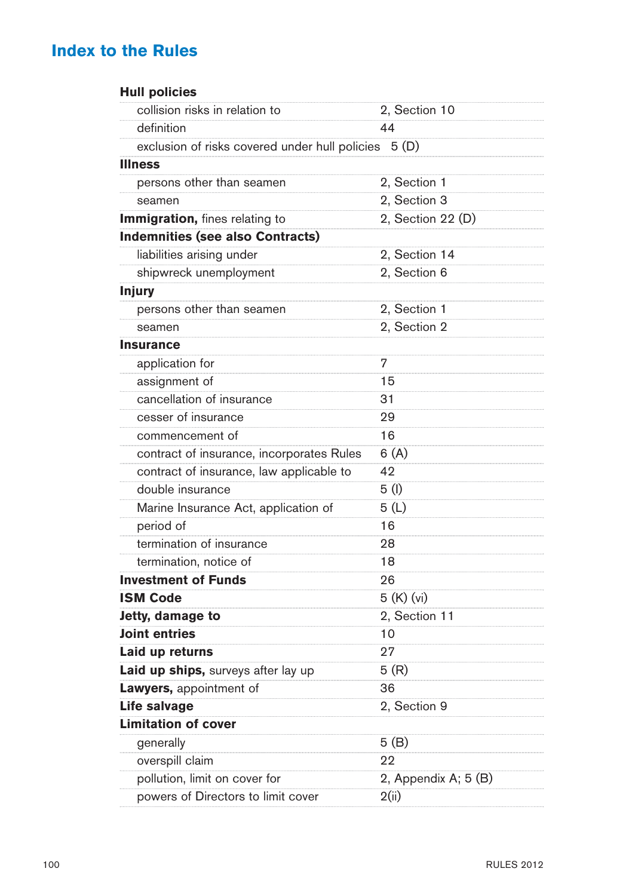## Index to the Rules

| | |
|---|---|
| **Hull policies** | |
| collision risks in relation to | 2, Section 10 |
| definition | 44 |
| exclusion of risks covered under hull policies | 5 (D) |
| **Illness** | |
| persons other than seamen | 2, Section 1 |
| seamen | 2, Section 3 |
| **Immigration,** fines relating to | 2, Section 22 (D) |
| **Indemnities (see also Contracts)** | |
| liabilities arising under | 2, Section 14 |
| shipwreck unemployment | 2, Section 6 |
| **Injury** | |
| persons other than seamen | 2, Section 1 |
| seamen | 2, Section 2 |
| **Insurance** | |
| application for | 7 |
| assignment of | 15 |
| cancellation of insurance | 31 |
| cesser of insurance | 29 |
| commencement of | 16 |
| contract of insurance, incorporates Rules | 6 (A) |
| contract of insurance, law applicable to | 42 |
| double insurance | 5 (I) |
| Marine Insurance Act, application of | 5 (L) |
| period of | 16 |
| termination of insurance | 28 |
| termination, notice of | 18 |
| **Investment of Funds** | 26 |
| **ISM Code** | 5 (K) (vi) |
| **Jetty, damage to** | 2, Section 11 |
| **Joint entries** | 10 |
| **Laid up returns** | 27 |
| **Laid up ships,** surveys after lay up | 5 (R) |
| **Lawyers,** appointment of | 36 |
| **Life salvage** | 2, Section 9 |
| **Limitation of cover** | |
| generally | 5 (B) |
| overspill claim | 22 |
| pollution, limit on cover for | 2, Appendix A; 5 (B) |
| powers of Directors to limit cover | 2(ii) |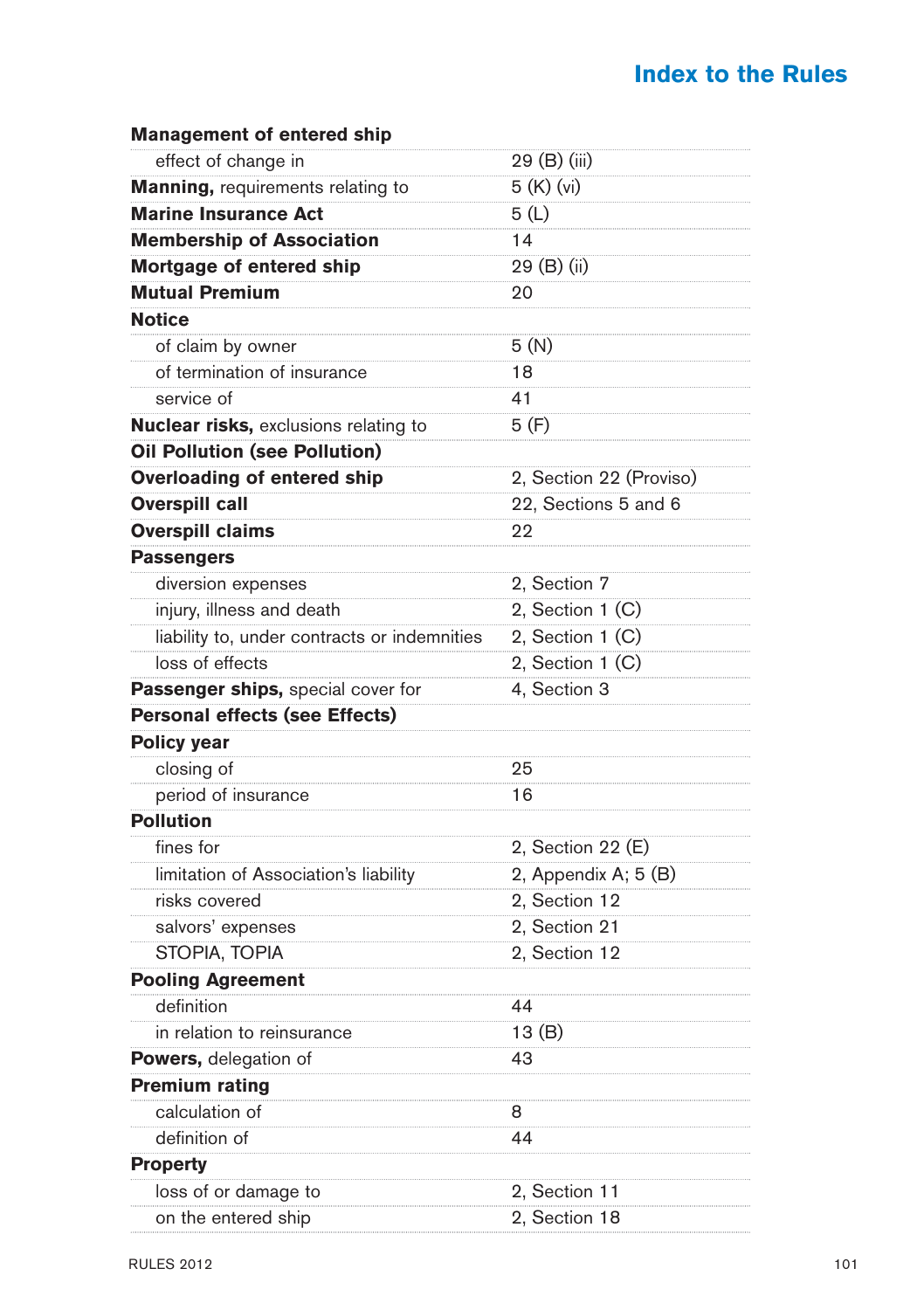## Index to the Rules

| | |
|---|---|
| **Management of entered ship** | |
| effect of change in | 29 (B) (iii) |
| **Manning,** requirements relating to | 5 (K) (vi) |
| **Marine Insurance Act** | 5 (L) |
| **Membership of Association** | 14 |
| **Mortgage of entered ship** | 29 (B) (ii) |
| **Mutual Premium** | 20 |
| **Notice** | |
| of claim by owner | 5 (N) |
| of termination of insurance | 18 |
| service of | 41 |
| **Nuclear risks,** exclusions relating to | 5 (F) |
| **Oil Pollution (see Pollution)** | |
| **Overloading of entered ship** | 2, Section 22 (Proviso) |
| **Overspill call** | 22, Sections 5 and 6 |
| **Overspill claims** | 22 |
| **Passengers** | |
| diversion expenses | 2, Section 7 |
| injury, illness and death | 2, Section 1 (C) |
| liability to, under contracts or indemnities | 2, Section 1 (C) |
| loss of effects | 2, Section 1 (C) |
| **Passenger ships,** special cover for | 4, Section 3 |
| **Personal effects (see Effects)** | |
| **Policy year** | |
| closing of | 25 |
| period of insurance | 16 |
| **Pollution** | |
| fines for | 2, Section 22 (E) |
| limitation of Association's liability | 2, Appendix A; 5 (B) |
| risks covered | 2, Section 12 |
| salvors' expenses | 2, Section 21 |
| STOPIA, TOPIA | 2, Section 12 |
| **Pooling Agreement** | |
| definition | 44 |
| in relation to reinsurance | 13 (B) |
| **Powers,** delegation of | 43 |
| **Premium rating** | |
| calculation of | 8 |
| definition of | 44 |
| **Property** | |
| loss of or damage to | 2, Section 11 |
| on the entered ship | 2, Section 18 |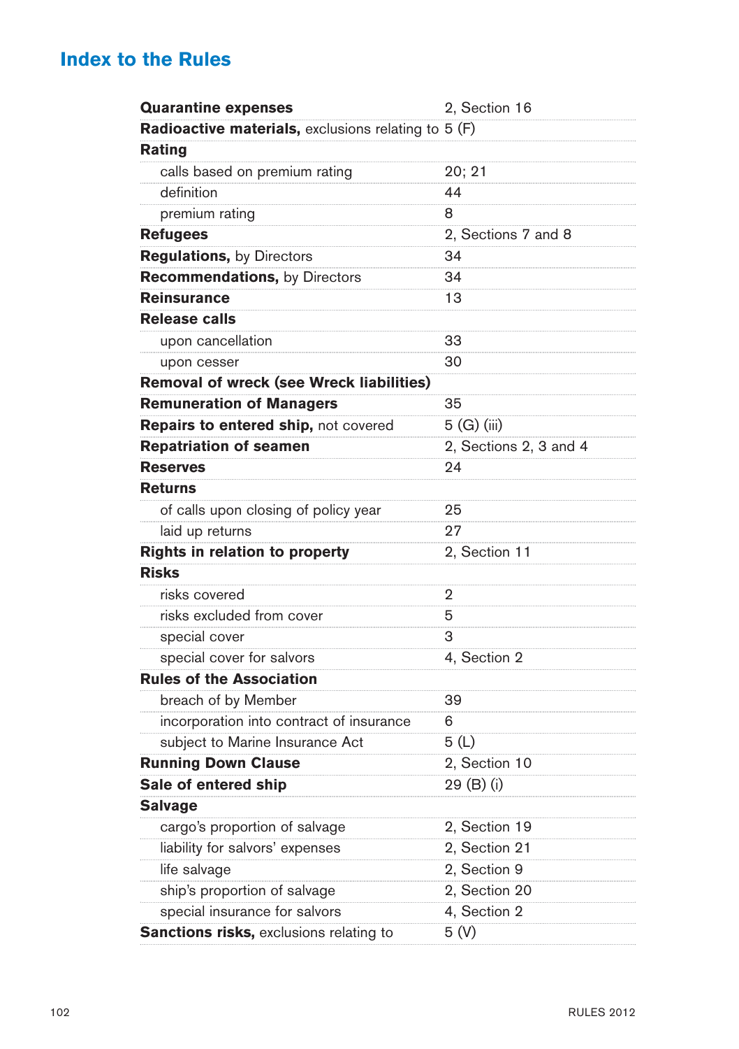## Index to the Rules

| | |
|---|---|
| **Quarantine expenses** | 2, Section 16 |
| **Radioactive materials,** exclusions relating to | 5 (F) |
| **Rating** | |
| calls based on premium rating | 20; 21 |
| definition | 44 |
| premium rating | 8 |
| **Refugees** | 2, Sections 7 and 8 |
| **Regulations,** by Directors | 34 |
| **Recommendations,** by Directors | 34 |
| **Reinsurance** | 13 |
| **Release calls** | |
| upon cancellation | 33 |
| upon cesser | 30 |
| **Removal of wreck (see Wreck liabilities)** | |
| **Remuneration of Managers** | 35 |
| **Repairs to entered ship,** not covered | 5 (G) (iii) |
| **Repatriation of seamen** | 2, Sections 2, 3 and 4 |
| **Reserves** | 24 |
| **Returns** | |
| of calls upon closing of policy year | 25 |
| laid up returns | 27 |
| **Rights in relation to property** | 2, Section 11 |
| **Risks** | |
| risks covered | 2 |
| risks excluded from cover | 5 |
| special cover | 3 |
| special cover for salvors | 4, Section 2 |
| **Rules of the Association** | |
| breach of by Member | 39 |
| incorporation into contract of insurance | 6 |
| subject to Marine Insurance Act | 5 (L) |
| **Running Down Clause** | 2, Section 10 |
| **Sale of entered ship** | 29 (B) (i) |
| **Salvage** | |
| cargo's proportion of salvage | 2, Section 19 |
| liability for salvors' expenses | 2, Section 21 |
| life salvage | 2, Section 9 |
| ship's proportion of salvage | 2, Section 20 |
| special insurance for salvors | 4, Section 2 |
| **Sanctions risks,** exclusions relating to | 5 (V) |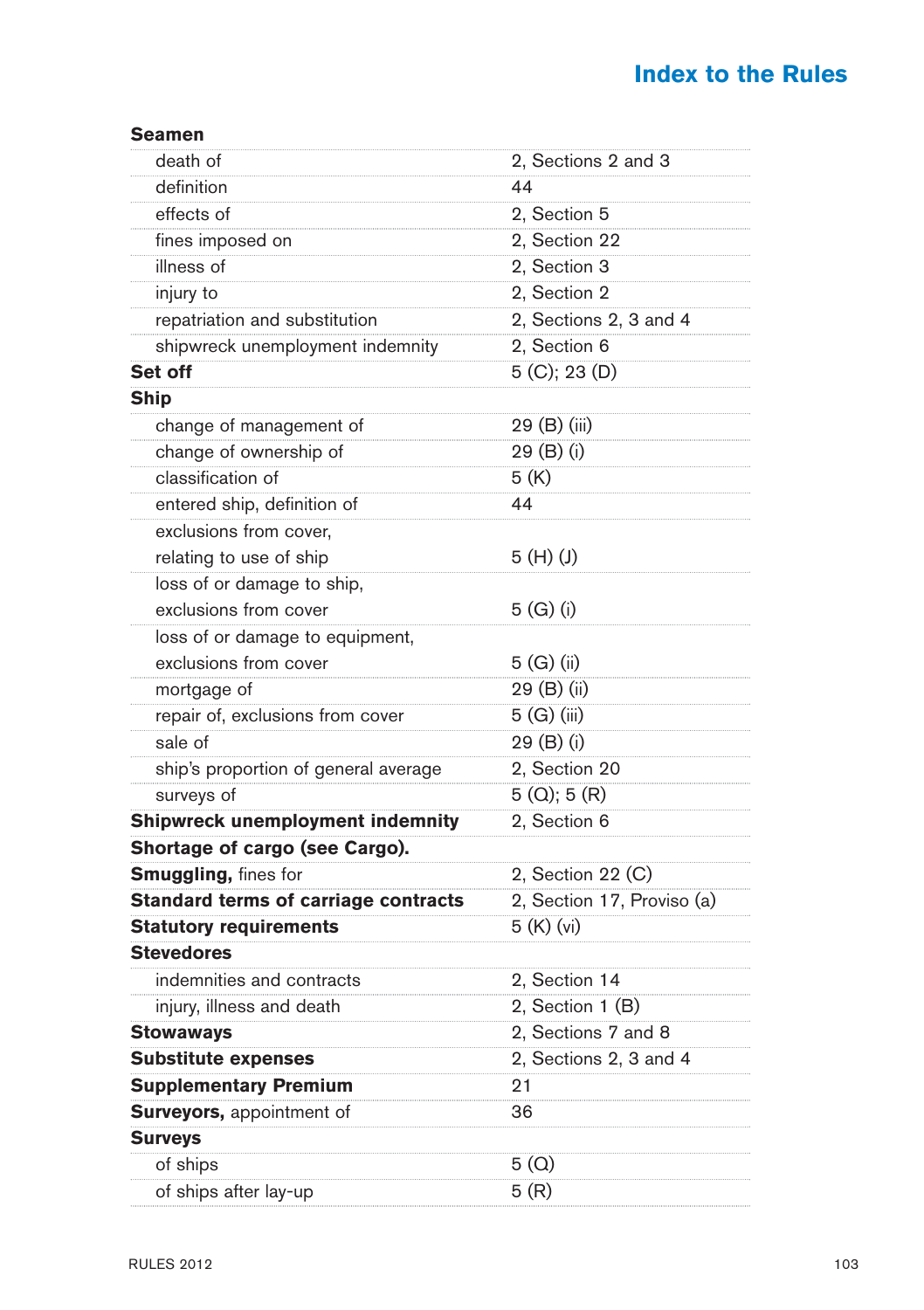## Index to the Rules

| | |
|---|---|
| **Seamen** | |
| death of | 2, Sections 2 and 3 |
| definition | 44 |
| effects of | 2, Section 5 |
| fines imposed on | 2, Section 22 |
| illness of | 2, Section 3 |
| injury to | 2, Section 2 |
| repatriation and substitution | 2, Sections 2, 3 and 4 |
| shipwreck unemployment indemnity | 2, Section 6 |
| **Set off** | 5 (C); 23 (D) |
| **Ship** | |
| change of management of | 29 (B) (iii) |
| change of ownership of | 29 (B) (i) |
| classification of | 5 (K) |
| entered ship, definition of | 44 |
| exclusions from cover, relating to use of ship | 5 (H) (J) |
| loss of or damage to ship, exclusions from cover | 5 (G) (i) |
| loss of or damage to equipment, exclusions from cover | 5 (G) (ii) |
| mortgage of | 29 (B) (ii) |
| repair of, exclusions from cover | 5 (G) (iii) |
| sale of | 29 (B) (i) |
| ship's proportion of general average | 2, Section 20 |
| surveys of | 5 (Q); 5 (R) |
| **Shipwreck unemployment indemnity** | 2, Section 6 |
| **Shortage of cargo (see Cargo).** | |
| **Smuggling,** fines for | 2, Section 22 (C) |
| **Standard terms of carriage contracts** | 2, Section 17, Proviso (a) |
| **Statutory requirements** | 5 (K) (vi) |
| **Stevedores** | |
| indemnities and contracts | 2, Section 14 |
| injury, illness and death | 2, Section 1 (B) |
| **Stowaways** | 2, Sections 7 and 8 |
| **Substitute expenses** | 2, Sections 2, 3 and 4 |
| **Supplementary Premium** | 21 |
| **Surveyors,** appointment of | 36 |
| **Surveys** | |
| of ships | 5 (Q) |
| of ships after lay-up | 5 (R) |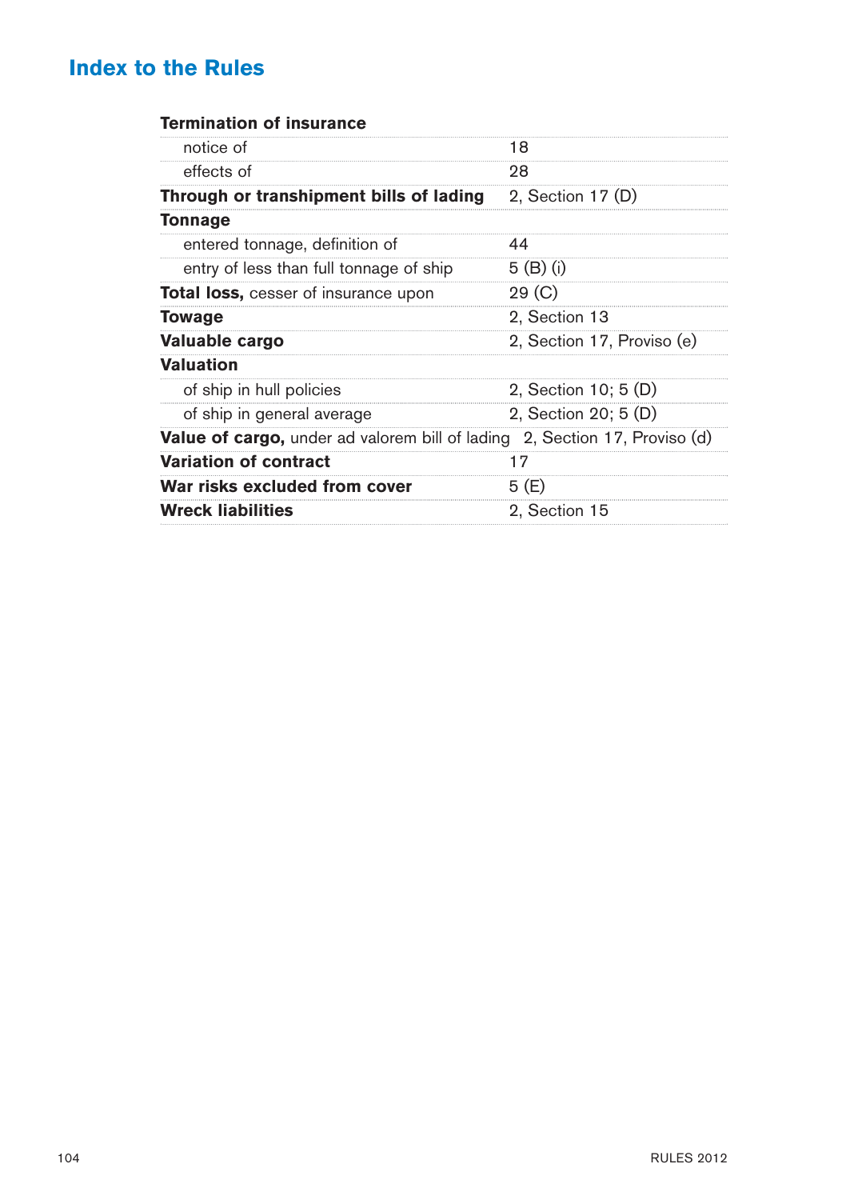## Index to the Rules

| | |
|---|---|
| **Termination of insurance** | |
| notice of | 18 |
| effects of | 28 |
| **Through or transhipment bills of lading** | 2, Section 17 (D) |
| **Tonnage** | |
| entered tonnage, definition of | 44 |
| entry of less than full tonnage of ship | 5 (B) (i) |
| **Total loss,** cesser of insurance upon | 29 (C) |
| **Towage** | 2, Section 13 |
| **Valuable cargo** | 2, Section 17, Proviso (e) |
| **Valuation** | |
| of ship in hull policies | 2, Section 10; 5 (D) |
| of ship in general average | 2, Section 20; 5 (D) |
| **Value of cargo,** under ad valorem bill of lading | 2, Section 17, Proviso (d) |
| **Variation of contract** | 17 |
| **War risks excluded from cover** | 5 (E) |
| **Wreck liabilities** | 2, Section 15 |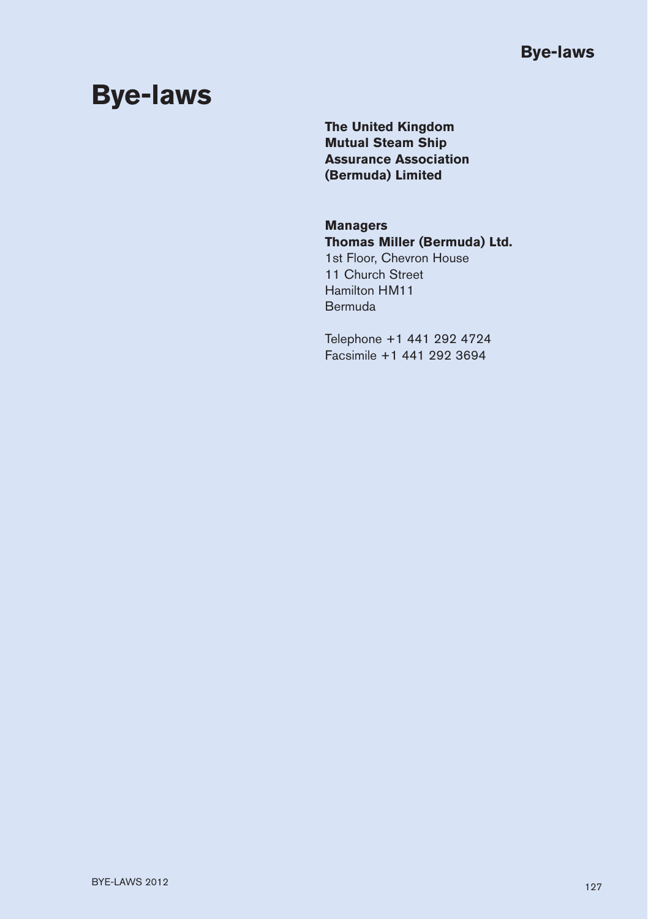# Bye-laws

**The United Kingdom Mutual Steam Ship Assurance Association (Bermuda) Limited**

**Managers**
**Thomas Miller (Bermuda) Ltd.**
1st Floor, Chevron House
11 Church Street
Hamilton HM11
Bermuda

Telephone +1 441 292 4724
Facsimile +1 441 292 3694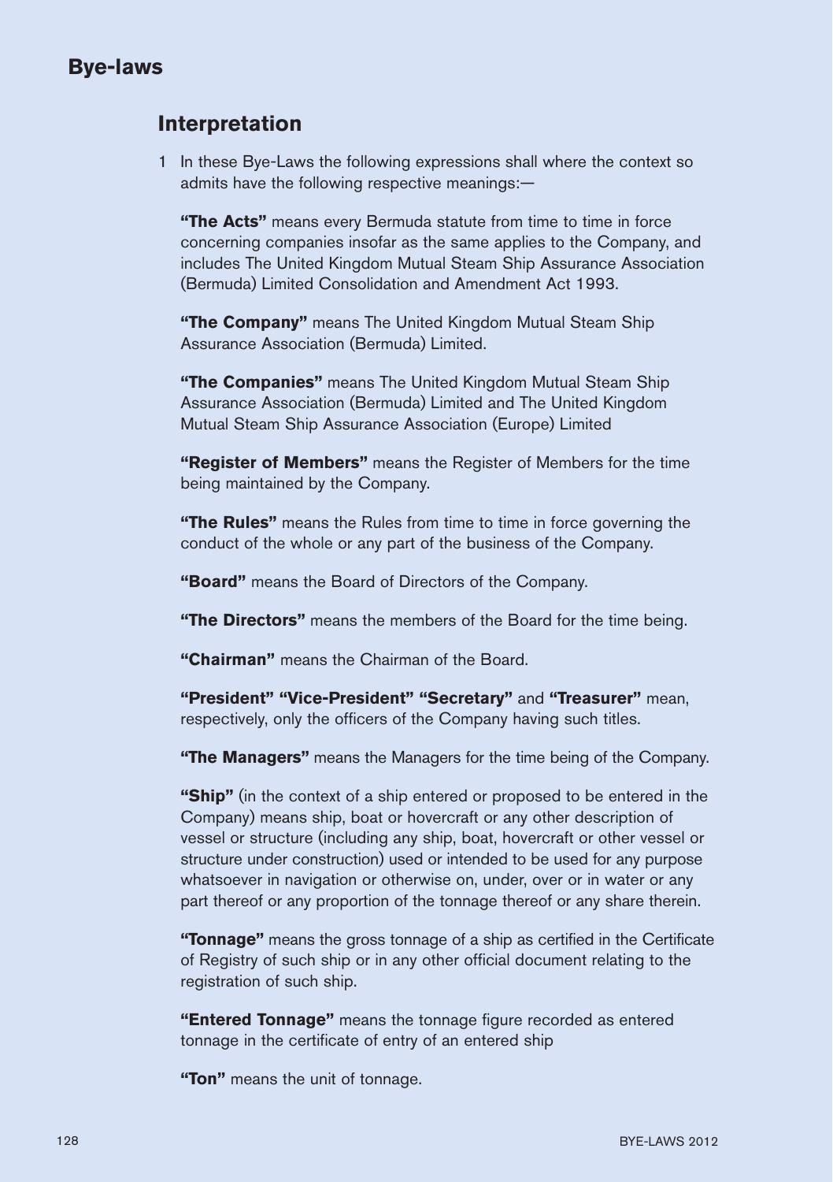# Bye-laws

## Interpretation

1 In these Bye-Laws the following expressions shall where the context so admits have the following respective meanings:—

**"The Acts"** means every Bermuda statute from time to time in force concerning companies insofar as the same applies to the Company, and includes The United Kingdom Mutual Steam Ship Assurance Association (Bermuda) Limited Consolidation and Amendment Act 1993.

**"The Company"** means The United Kingdom Mutual Steam Ship Assurance Association (Bermuda) Limited.

**"The Companies"** means The United Kingdom Mutual Steam Ship Assurance Association (Bermuda) Limited and The United Kingdom Mutual Steam Ship Assurance Association (Europe) Limited

**"Register of Members"** means the Register of Members for the time being maintained by the Company.

**"The Rules"** means the Rules from time to time in force governing the conduct of the whole or any part of the business of the Company.

**"Board"** means the Board of Directors of the Company.

**"The Directors"** means the members of the Board for the time being.

**"Chairman"** means the Chairman of the Board.

**"President" "Vice-President" "Secretary"** and **"Treasurer"** mean, respectively, only the officers of the Company having such titles.

**"The Managers"** means the Managers for the time being of the Company.

**"Ship"** (in the context of a ship entered or proposed to be entered in the Company) means ship, boat or hovercraft or any other description of vessel or structure (including any ship, boat, hovercraft or other vessel or structure under construction) used or intended to be used for any purpose whatsoever in navigation or otherwise on, under, over or in water or any part thereof or any proportion of the tonnage thereof or any share therein.

**"Tonnage"** means the gross tonnage of a ship as certified in the Certificate of Registry of such ship or in any other official document relating to the registration of such ship.

**"Entered Tonnage"** means the tonnage figure recorded as entered tonnage in the certificate of entry of an entered ship

**"Ton"** means the unit of tonnage.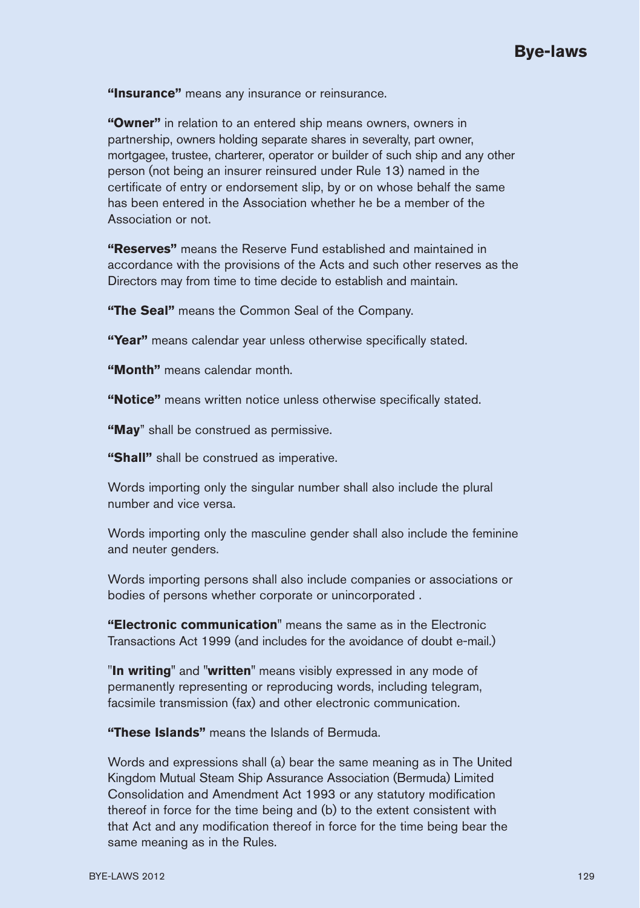**"Insurance"** means any insurance or reinsurance.

**"Owner"** in relation to an entered ship means owners, owners in partnership, owners holding separate shares in severalty, part owner, mortgagee, trustee, charterer, operator or builder of such ship and any other person (not being an insurer reinsured under Rule 13) named in the certificate of entry or endorsement slip, by or on whose behalf the same has been entered in the Association whether he be a member of the Association or not.

**"Reserves"** means the Reserve Fund established and maintained in accordance with the provisions of the Acts and such other reserves as the Directors may from time to time decide to establish and maintain.

**"The Seal"** means the Common Seal of the Company.

**"Year"** means calendar year unless otherwise specifically stated.

**"Month"** means calendar month.

**"Notice"** means written notice unless otherwise specifically stated.

**"May**" shall be construed as permissive.

**"Shall"** shall be construed as imperative.

Words importing only the singular number shall also include the plural number and vice versa.

Words importing only the masculine gender shall also include the feminine and neuter genders.

Words importing persons shall also include companies or associations or bodies of persons whether corporate or unincorporated .

**"Electronic communication**" means the same as in the Electronic Transactions Act 1999 (and includes for the avoidance of doubt e-mail.)

"**In writing**" and "**written**" means visibly expressed in any mode of permanently representing or reproducing words, including telegram, facsimile transmission (fax) and other electronic communication.

**"These Islands"** means the Islands of Bermuda.

Words and expressions shall (a) bear the same meaning as in The United Kingdom Mutual Steam Ship Assurance Association (Bermuda) Limited Consolidation and Amendment Act 1993 or any statutory modification thereof in force for the time being and (b) to the extent consistent with that Act and any modification thereof in force for the time being bear the same meaning as in the Rules.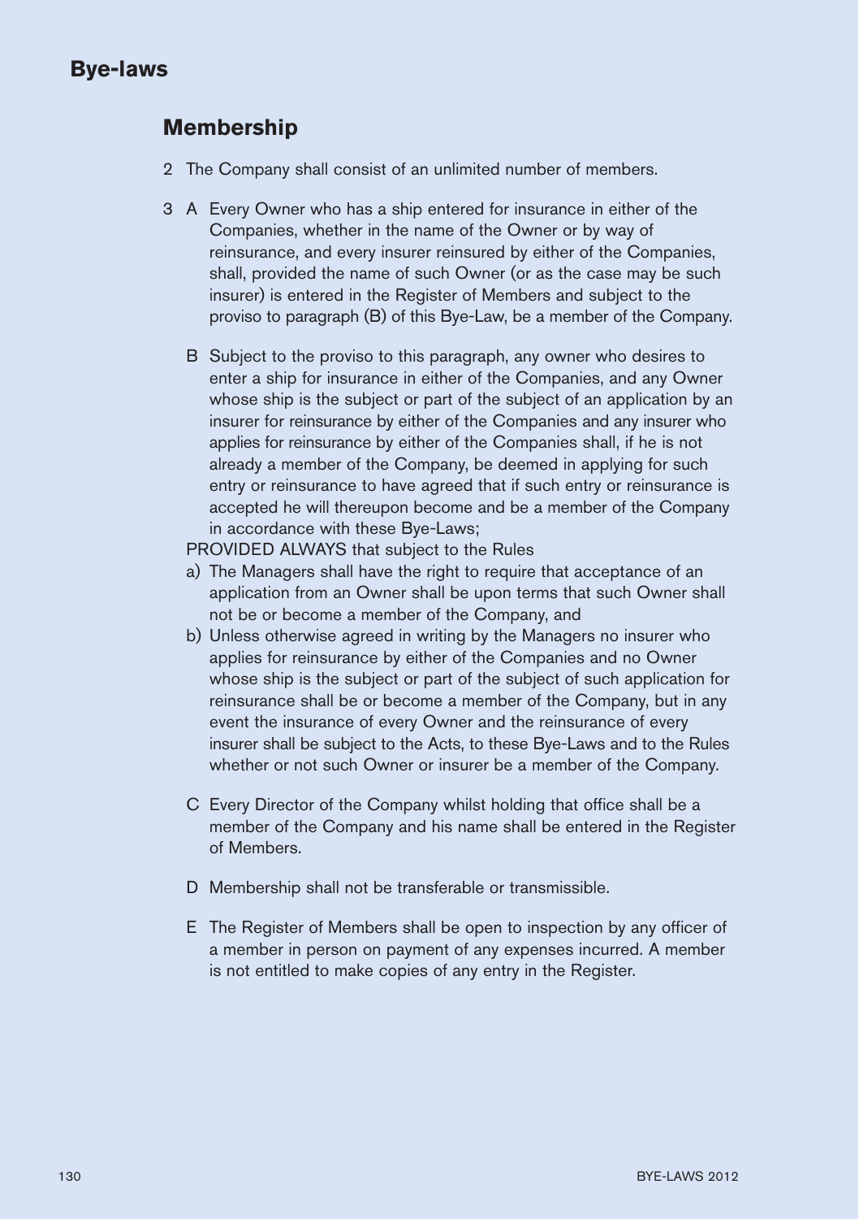## Membership

2 The Company shall consist of an unlimited number of members.

3 A Every Owner who has a ship entered for insurance in either of the Companies, whether in the name of the Owner or by way of reinsurance, and every insurer reinsured by either of the Companies, shall, provided the name of such Owner (or as the case may be such insurer) is entered in the Register of Members and subject to the proviso to paragraph (B) of this Bye-Law, be a member of the Company.

B Subject to the proviso to this paragraph, any owner who desires to enter a ship for insurance in either of the Companies, and any Owner whose ship is the subject or part of the subject of an application by an insurer for reinsurance by either of the Companies and any insurer who applies for reinsurance by either of the Companies shall, if he is not already a member of the Company, be deemed in applying for such entry or reinsurance to have agreed that if such entry or reinsurance is accepted he will thereupon become and be a member of the Company in accordance with these Bye-Laws;

PROVIDED ALWAYS that subject to the Rules

a) The Managers shall have the right to require that acceptance of an application from an Owner shall be upon terms that such Owner shall not be or become a member of the Company, and

b) Unless otherwise agreed in writing by the Managers no insurer who applies for reinsurance by either of the Companies and no Owner whose ship is the subject or part of the subject of such application for reinsurance shall be or become a member of the Company, but in any event the insurance of every Owner and the reinsurance of every insurer shall be subject to the Acts, to these Bye-Laws and to the Rules whether or not such Owner or insurer be a member of the Company.

C Every Director of the Company whilst holding that office shall be a member of the Company and his name shall be entered in the Register of Members.

D Membership shall not be transferable or transmissible.

E The Register of Members shall be open to inspection by any officer of a member in person on payment of any expenses incurred. A member is not entitled to make copies of any entry in the Register.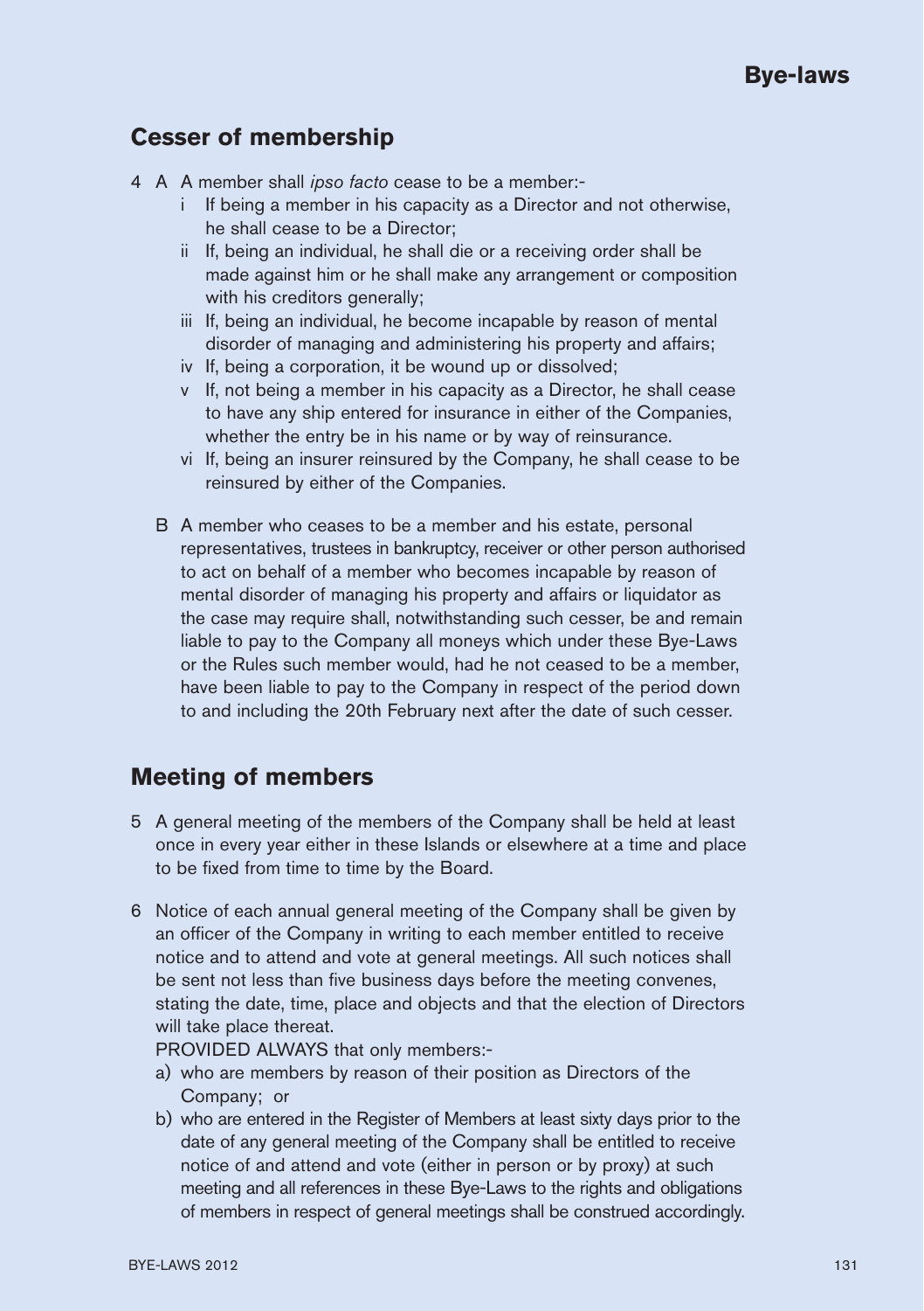## Cesser of membership

4 A A member shall *ipso facto* cease to be a member:-

  - i If being a member in his capacity as a Director and not otherwise, he shall cease to be a Director;
  - ii If, being an individual, he shall die or a receiving order shall be made against him or he shall make any arrangement or composition with his creditors generally;
  - iii If, being an individual, he become incapable by reason of mental disorder of managing and administering his property and affairs;
  - iv If, being a corporation, it be wound up or dissolved;
  - v If, not being a member in his capacity as a Director, he shall cease to have any ship entered for insurance in either of the Companies, whether the entry be in his name or by way of reinsurance.
  - vi If, being an insurer reinsured by the Company, he shall cease to be reinsured by either of the Companies.

  B A member who ceases to be a member and his estate, personal representatives, trustees in bankruptcy, receiver or other person authorised to act on behalf of a member who becomes incapable by reason of mental disorder of managing his property and affairs or liquidator as the case may require shall, notwithstanding such cesser, be and remain liable to pay to the Company all moneys which under these Bye-Laws or the Rules such member would, had he not ceased to be a member, have been liable to pay to the Company in respect of the period down to and including the 20th February next after the date of such cesser.

## Meeting of members

5 A general meeting of the members of the Company shall be held at least once in every year either in these Islands or elsewhere at a time and place to be fixed from time to time by the Board.

6 Notice of each annual general meeting of the Company shall be given by an officer of the Company in writing to each member entitled to receive notice and to attend and vote at general meetings. All such notices shall be sent not less than five business days before the meeting convenes, stating the date, time, place and objects and that the election of Directors will take place thereat.

PROVIDED ALWAYS that only members:-

  a) who are members by reason of their position as Directors of the Company; or
  b) who are entered in the Register of Members at least sixty days prior to the date of any general meeting of the Company shall be entitled to receive notice of and attend and vote (either in person or by proxy) at such meeting and all references in these Bye-Laws to the rights and obligations of members in respect of general meetings shall be construed accordingly.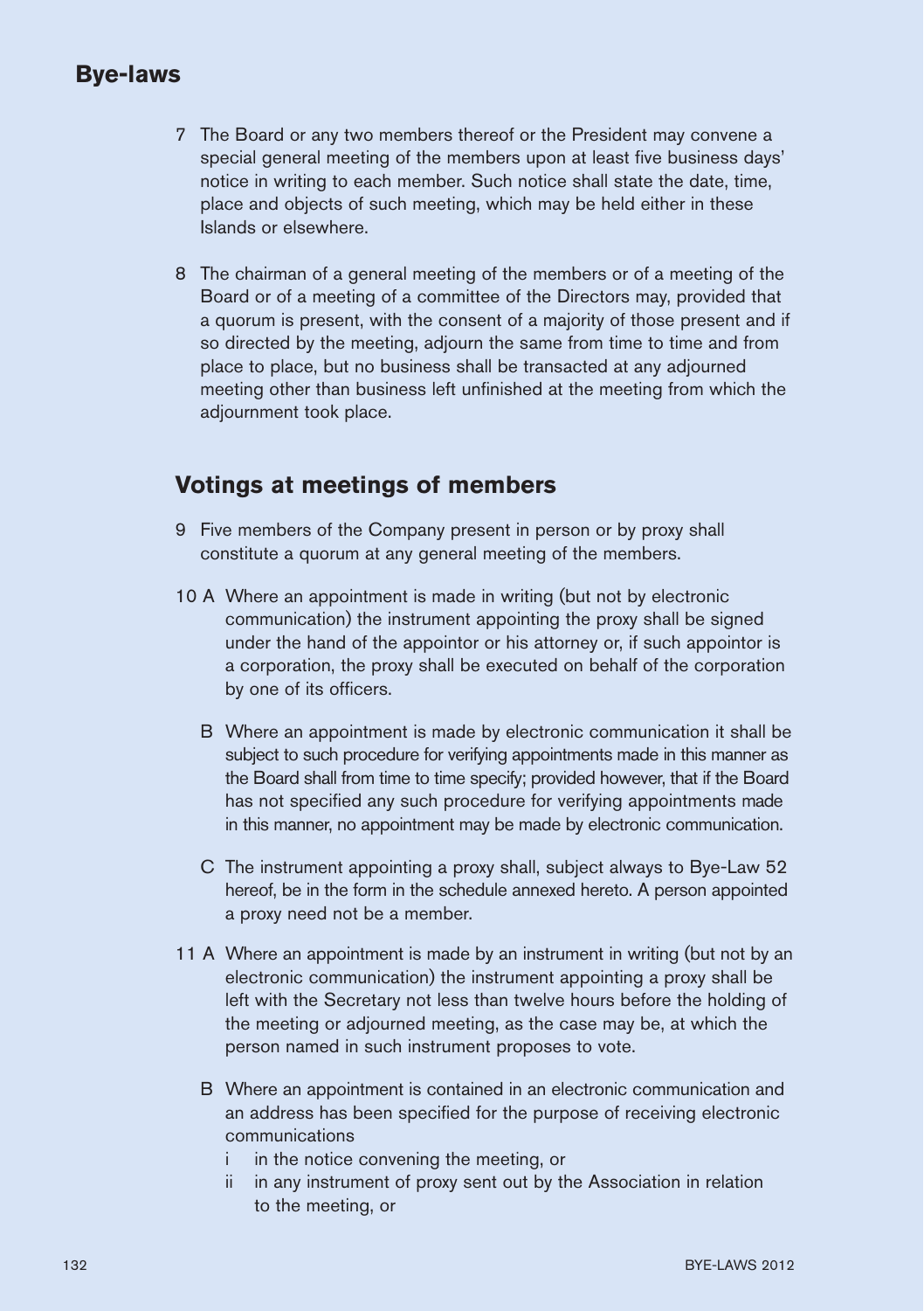## Bye-laws

7 The Board or any two members thereof or the President may convene a special general meeting of the members upon at least five business days' notice in writing to each member. Such notice shall state the date, time, place and objects of such meeting, which may be held either in these Islands or elsewhere.

8 The chairman of a general meeting of the members or of a meeting of the Board or of a meeting of a committee of the Directors may, provided that a quorum is present, with the consent of a majority of those present and if so directed by the meeting, adjourn the same from time to time and from place to place, but no business shall be transacted at any adjourned meeting other than business left unfinished at the meeting from which the adjournment took place.

## Votings at meetings of members

9 Five members of the Company present in person or by proxy shall constitute a quorum at any general meeting of the members.

10 A Where an appointment is made in writing (but not by electronic communication) the instrument appointing the proxy shall be signed under the hand of the appointor or his attorney or, if such appointor is a corporation, the proxy shall be executed on behalf of the corporation by one of its officers.

B Where an appointment is made by electronic communication it shall be subject to such procedure for verifying appointments made in this manner as the Board shall from time to time specify; provided however, that if the Board has not specified any such procedure for verifying appointments made in this manner, no appointment may be made by electronic communication.

C The instrument appointing a proxy shall, subject always to Bye-Law 52 hereof, be in the form in the schedule annexed hereto. A person appointed a proxy need not be a member.

11 A Where an appointment is made by an instrument in writing (but not by an electronic communication) the instrument appointing a proxy shall be left with the Secretary not less than twelve hours before the holding of the meeting or adjourned meeting, as the case may be, at which the person named in such instrument proposes to vote.

B Where an appointment is contained in an electronic communication and an address has been specified for the purpose of receiving electronic communications

i in the notice convening the meeting, or

ii in any instrument of proxy sent out by the Association in relation to the meeting, or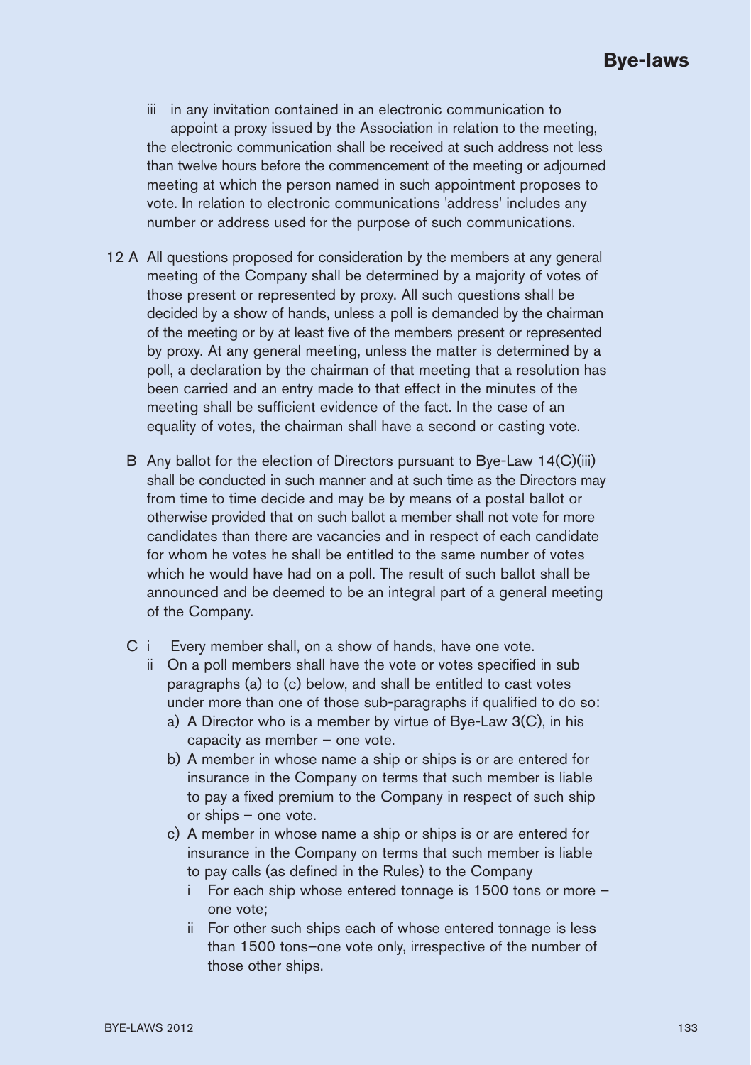iii in any invitation contained in an electronic communication to appoint a proxy issued by the Association in relation to the meeting, the electronic communication shall be received at such address not less than twelve hours before the commencement of the meeting or adjourned meeting at which the person named in such appointment proposes to vote. In relation to electronic communications 'address' includes any number or address used for the purpose of such communications.

12 A All questions proposed for consideration by the members at any general meeting of the Company shall be determined by a majority of votes of those present or represented by proxy. All such questions shall be decided by a show of hands, unless a poll is demanded by the chairman of the meeting or by at least five of the members present or represented by proxy. At any general meeting, unless the matter is determined by a poll, a declaration by the chairman of that meeting that a resolution has been carried and an entry made to that effect in the minutes of the meeting shall be sufficient evidence of the fact. In the case of an equality of votes, the chairman shall have a second or casting vote.

B Any ballot for the election of Directors pursuant to Bye-Law 14(C)(iii) shall be conducted in such manner and at such time as the Directors may from time to time decide and may be by means of a postal ballot or otherwise provided that on such ballot a member shall not vote for more candidates than there are vacancies and in respect of each candidate for whom he votes he shall be entitled to the same number of votes which he would have had on a poll. The result of such ballot shall be announced and be deemed to be an integral part of a general meeting of the Company.

C i Every member shall, on a show of hands, have one vote.

ii On a poll members shall have the vote or votes specified in sub paragraphs (a) to (c) below, and shall be entitled to cast votes under more than one of those sub-paragraphs if qualified to do so:

a) A Director who is a member by virtue of Bye-Law 3(C), in his capacity as member – one vote.

b) A member in whose name a ship or ships is or are entered for insurance in the Company on terms that such member is liable to pay a fixed premium to the Company in respect of such ship or ships – one vote.

c) A member in whose name a ship or ships is or are entered for insurance in the Company on terms that such member is liable to pay calls (as defined in the Rules) to the Company

i For each ship whose entered tonnage is 1500 tons or more – one vote;

ii For other such ships each of whose entered tonnage is less than 1500 tons–one vote only, irrespective of the number of those other ships.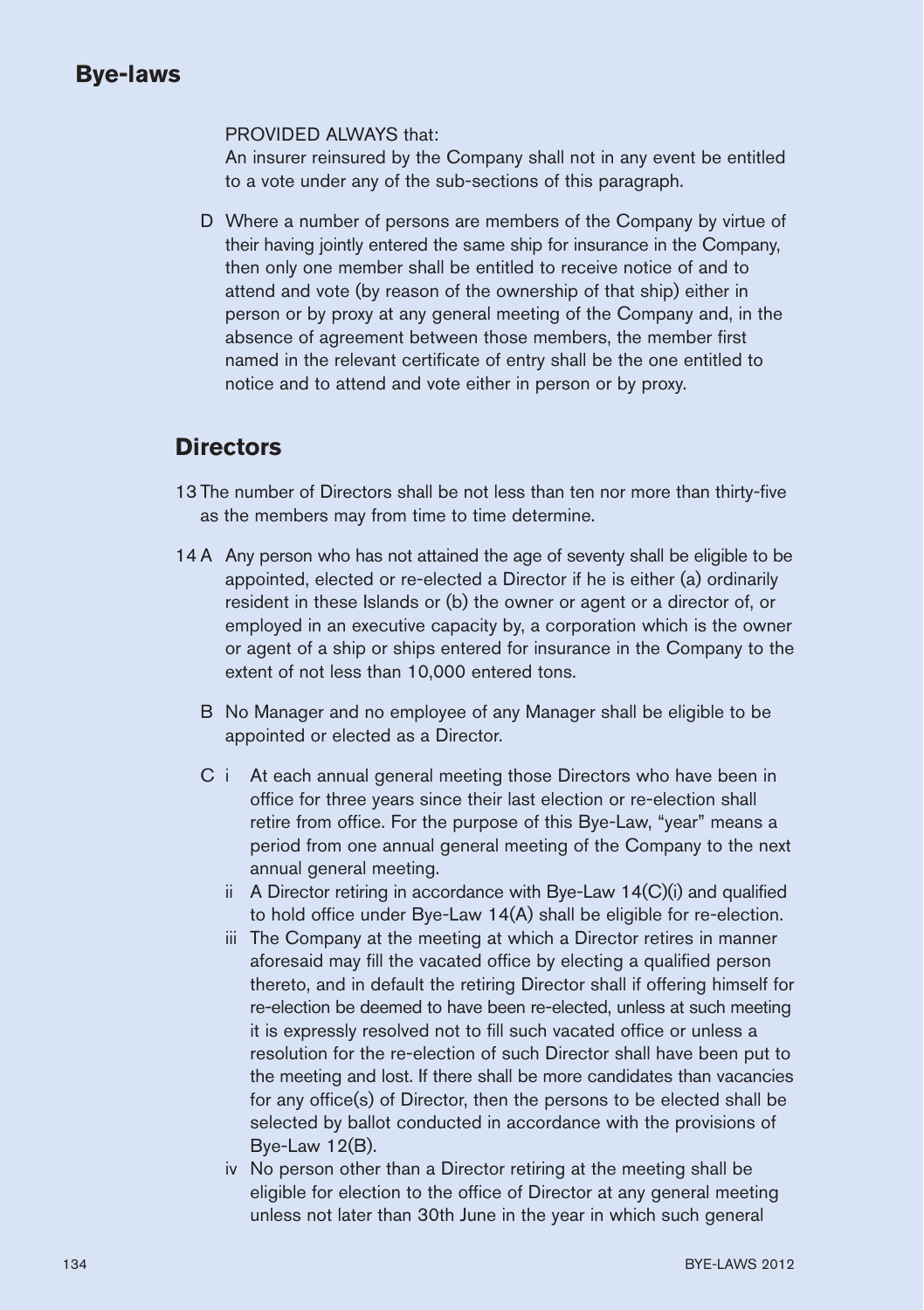PROVIDED ALWAYS that:

An insurer reinsured by the Company shall not in any event be entitled to a vote under any of the sub-sections of this paragraph.

D Where a number of persons are members of the Company by virtue of their having jointly entered the same ship for insurance in the Company, then only one member shall be entitled to receive notice of and to attend and vote (by reason of the ownership of that ship) either in person or by proxy at any general meeting of the Company and, in the absence of agreement between those members, the member first named in the relevant certificate of entry shall be the one entitled to notice and to attend and vote either in person or by proxy.

## Directors

13 The number of Directors shall be not less than ten nor more than thirty-five as the members may from time to time determine.

14 A Any person who has not attained the age of seventy shall be eligible to be appointed, elected or re-elected a Director if he is either (a) ordinarily resident in these Islands or (b) the owner or agent or a director of, or employed in an executive capacity by, a corporation which is the owner or agent of a ship or ships entered for insurance in the Company to the extent of not less than 10,000 entered tons.

B No Manager and no employee of any Manager shall be eligible to be appointed or elected as a Director.

C i At each annual general meeting those Directors who have been in office for three years since their last election or re-election shall retire from office. For the purpose of this Bye-Law, "year" means a period from one annual general meeting of the Company to the next annual general meeting.

ii A Director retiring in accordance with Bye-Law 14(C)(i) and qualified to hold office under Bye-Law 14(A) shall be eligible for re-election.

iii The Company at the meeting at which a Director retires in manner aforesaid may fill the vacated office by electing a qualified person thereto, and in default the retiring Director shall if offering himself for re-election be deemed to have been re-elected, unless at such meeting it is expressly resolved not to fill such vacated office or unless a resolution for the re-election of such Director shall have been put to the meeting and lost. If there shall be more candidates than vacancies for any office(s) of Director, then the persons to be elected shall be selected by ballot conducted in accordance with the provisions of Bye-Law 12(B).

iv No person other than a Director retiring at the meeting shall be eligible for election to the office of Director at any general meeting unless not later than 30th June in the year in which such general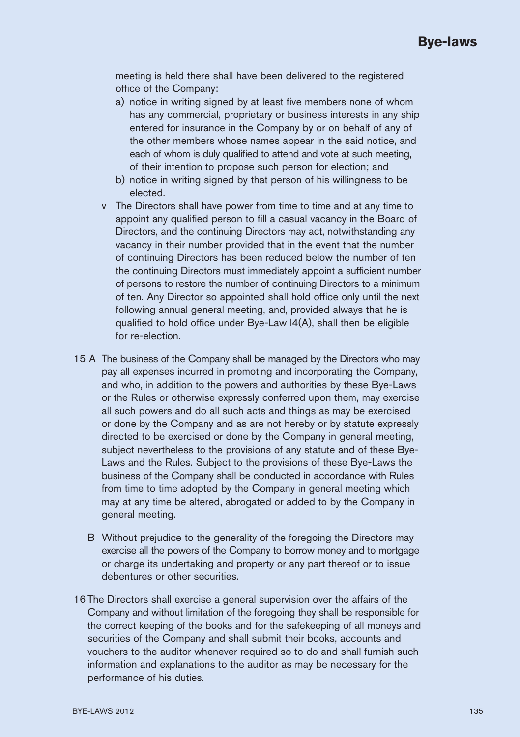meeting is held there shall have been delivered to the registered office of the Company:

a) notice in writing signed by at least five members none of whom has any commercial, proprietary or business interests in any ship entered for insurance in the Company by or on behalf of any of the other members whose names appear in the said notice, and each of whom is duly qualified to attend and vote at such meeting, of their intention to propose such person for election; and

b) notice in writing signed by that person of his willingness to be elected.

v The Directors shall have power from time to time and at any time to appoint any qualified person to fill a casual vacancy in the Board of Directors, and the continuing Directors may act, notwithstanding any vacancy in their number provided that in the event that the number of continuing Directors has been reduced below the number of ten the continuing Directors must immediately appoint a sufficient number of persons to restore the number of continuing Directors to a minimum of ten. Any Director so appointed shall hold office only until the next following annual general meeting, and, provided always that he is qualified to hold office under Bye-Law l4(A), shall then be eligible for re-election.

15 A The business of the Company shall be managed by the Directors who may pay all expenses incurred in promoting and incorporating the Company, and who, in addition to the powers and authorities by these Bye-Laws or the Rules or otherwise expressly conferred upon them, may exercise all such powers and do all such acts and things as may be exercised or done by the Company and as are not hereby or by statute expressly directed to be exercised or done by the Company in general meeting, subject nevertheless to the provisions of any statute and of these Bye-Laws and the Rules. Subject to the provisions of these Bye-Laws the business of the Company shall be conducted in accordance with Rules from time to time adopted by the Company in general meeting which may at any time be altered, abrogated or added to by the Company in general meeting.

B Without prejudice to the generality of the foregoing the Directors may exercise all the powers of the Company to borrow money and to mortgage or charge its undertaking and property or any part thereof or to issue debentures or other securities.

16 The Directors shall exercise a general supervision over the affairs of the Company and without limitation of the foregoing they shall be responsible for the correct keeping of the books and for the safekeeping of all moneys and securities of the Company and shall submit their books, accounts and vouchers to the auditor whenever required so to do and shall furnish such information and explanations to the auditor as may be necessary for the performance of his duties.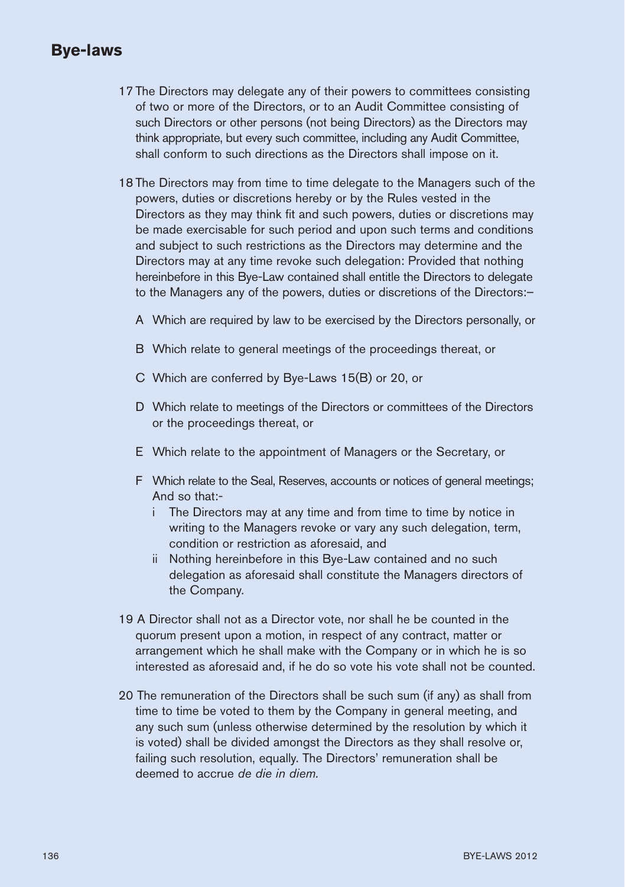## Bye-laws

17 The Directors may delegate any of their powers to committees consisting of two or more of the Directors, or to an Audit Committee consisting of such Directors or other persons (not being Directors) as the Directors may think appropriate, but every such committee, including any Audit Committee, shall conform to such directions as the Directors shall impose on it.

18 The Directors may from time to time delegate to the Managers such of the powers, duties or discretions hereby or by the Rules vested in the Directors as they may think fit and such powers, duties or discretions may be made exercisable for such period and upon such terms and conditions and subject to such restrictions as the Directors may determine and the Directors may at any time revoke such delegation: Provided that nothing hereinbefore in this Bye-Law contained shall entitle the Directors to delegate to the Managers any of the powers, duties or discretions of the Directors:–

A Which are required by law to be exercised by the Directors personally, or

B Which relate to general meetings of the proceedings thereat, or

C Which are conferred by Bye-Laws 15(B) or 20, or

D Which relate to meetings of the Directors or committees of the Directors or the proceedings thereat, or

E Which relate to the appointment of Managers or the Secretary, or

F Which relate to the Seal, Reserves, accounts or notices of general meetings; And so that:-

i The Directors may at any time and from time to time by notice in writing to the Managers revoke or vary any such delegation, term, condition or restriction as aforesaid, and

ii Nothing hereinbefore in this Bye-Law contained and no such delegation as aforesaid shall constitute the Managers directors of the Company.

19 A Director shall not as a Director vote, nor shall he be counted in the quorum present upon a motion, in respect of any contract, matter or arrangement which he shall make with the Company or in which he is so interested as aforesaid and, if he do so vote his vote shall not be counted.

20 The remuneration of the Directors shall be such sum (if any) as shall from time to time be voted to them by the Company in general meeting, and any such sum (unless otherwise determined by the resolution by which it is voted) shall be divided amongst the Directors as they shall resolve or, failing such resolution, equally. The Directors' remuneration shall be deemed to accrue *de die in diem.*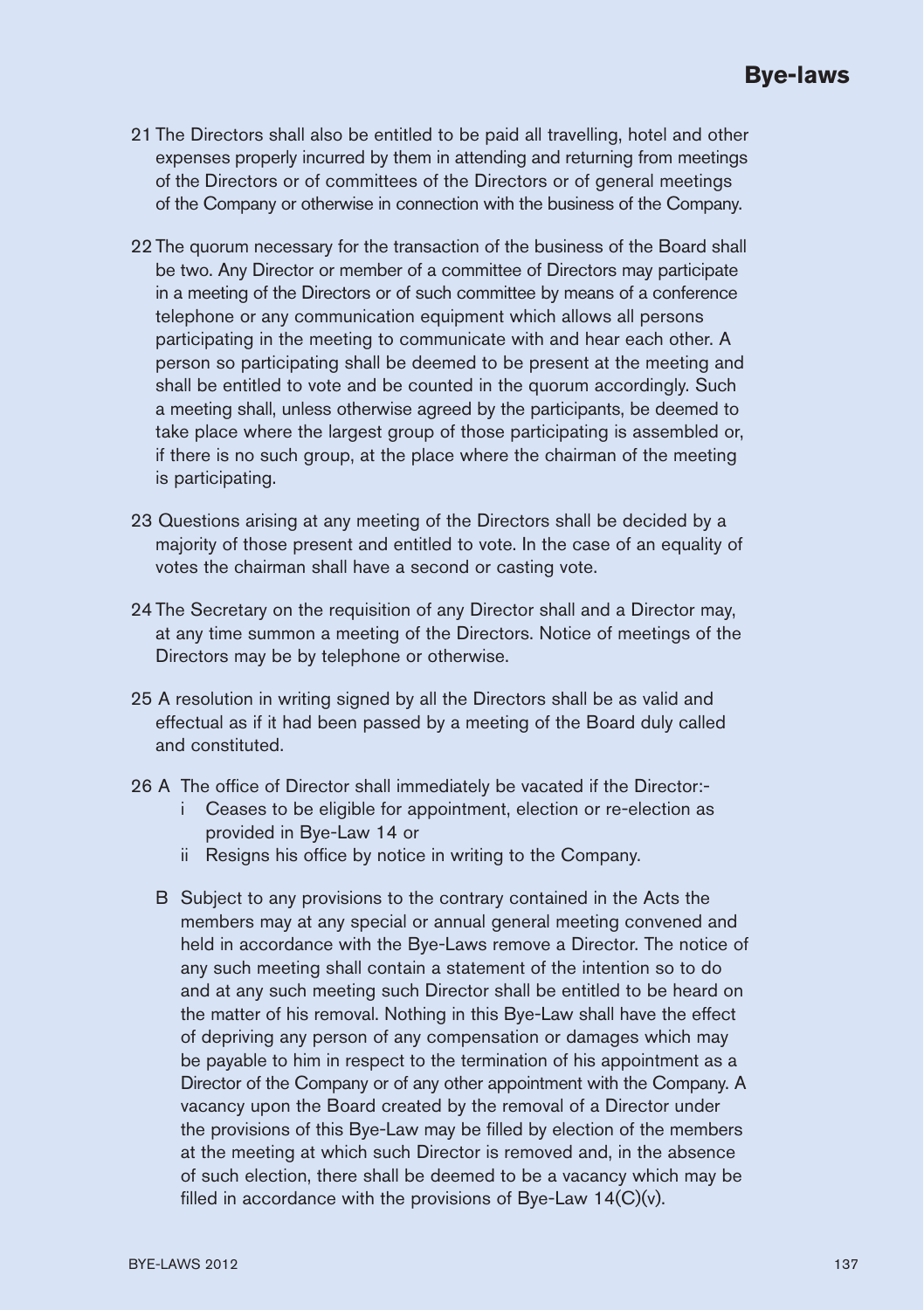21 The Directors shall also be entitled to be paid all travelling, hotel and other expenses properly incurred by them in attending and returning from meetings of the Directors or of committees of the Directors or of general meetings of the Company or otherwise in connection with the business of the Company.

22 The quorum necessary for the transaction of the business of the Board shall be two. Any Director or member of a committee of Directors may participate in a meeting of the Directors or of such committee by means of a conference telephone or any communication equipment which allows all persons participating in the meeting to communicate with and hear each other. A person so participating shall be deemed to be present at the meeting and shall be entitled to vote and be counted in the quorum accordingly. Such a meeting shall, unless otherwise agreed by the participants, be deemed to take place where the largest group of those participating is assembled or, if there is no such group, at the place where the chairman of the meeting is participating.

23 Questions arising at any meeting of the Directors shall be decided by a majority of those present and entitled to vote. In the case of an equality of votes the chairman shall have a second or casting vote.

24 The Secretary on the requisition of any Director shall and a Director may, at any time summon a meeting of the Directors. Notice of meetings of the Directors may be by telephone or otherwise.

25 A resolution in writing signed by all the Directors shall be as valid and effectual as if it had been passed by a meeting of the Board duly called and constituted.

26 A The office of Director shall immediately be vacated if the Director:-

i Ceases to be eligible for appointment, election or re-election as provided in Bye-Law 14 or

ii Resigns his office by notice in writing to the Company.

B Subject to any provisions to the contrary contained in the Acts the members may at any special or annual general meeting convened and held in accordance with the Bye-Laws remove a Director. The notice of any such meeting shall contain a statement of the intention so to do and at any such meeting such Director shall be entitled to be heard on the matter of his removal. Nothing in this Bye-Law shall have the effect of depriving any person of any compensation or damages which may be payable to him in respect to the termination of his appointment as a Director of the Company or of any other appointment with the Company. A vacancy upon the Board created by the removal of a Director under the provisions of this Bye-Law may be filled by election of the members at the meeting at which such Director is removed and, in the absence of such election, there shall be deemed to be a vacancy which may be filled in accordance with the provisions of Bye-Law 14(C)(v).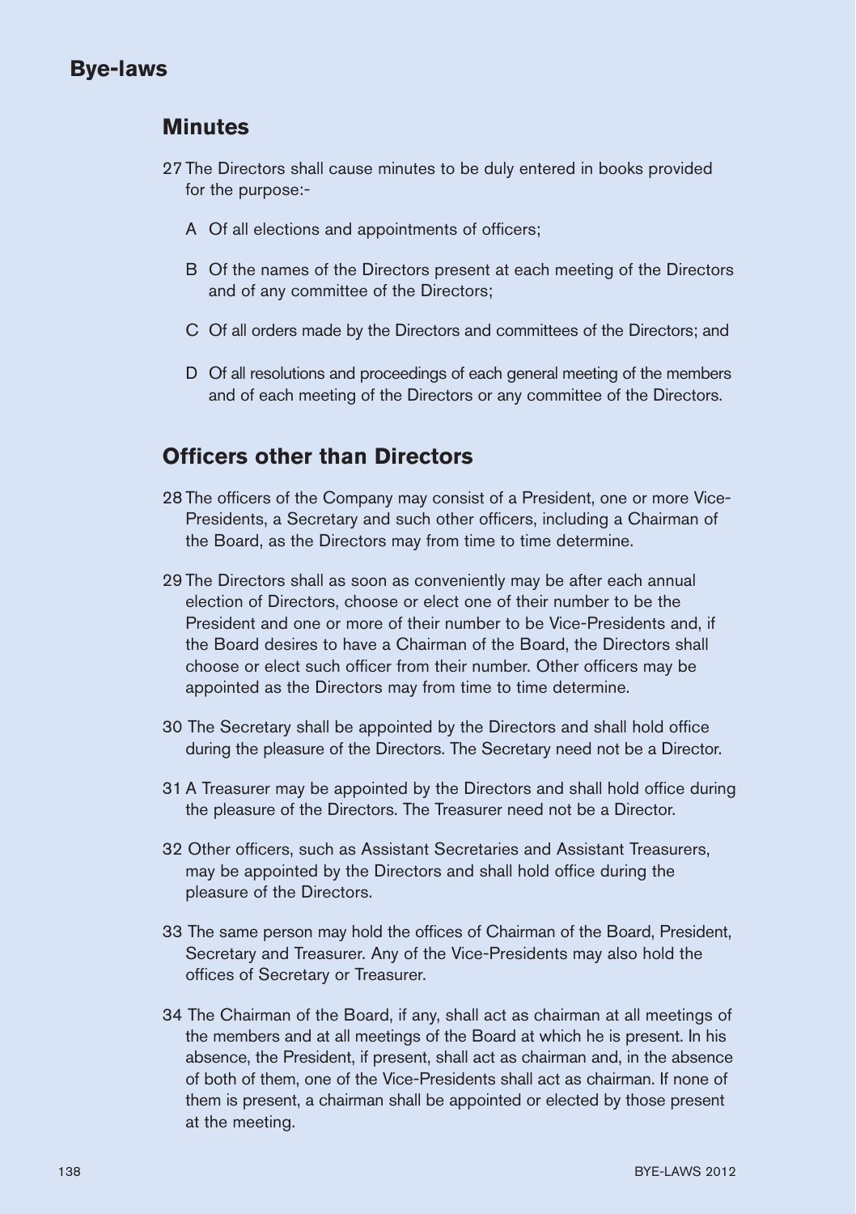## Bye-laws

### Minutes

27 The Directors shall cause minutes to be duly entered in books provided for the purpose:-

- A Of all elections and appointments of officers;
- B Of the names of the Directors present at each meeting of the Directors and of any committee of the Directors;
- C Of all orders made by the Directors and committees of the Directors; and
- D Of all resolutions and proceedings of each general meeting of the members and of each meeting of the Directors or any committee of the Directors.

### Officers other than Directors

28 The officers of the Company may consist of a President, one or more Vice-Presidents, a Secretary and such other officers, including a Chairman of the Board, as the Directors may from time to time determine.

29 The Directors shall as soon as conveniently may be after each annual election of Directors, choose or elect one of their number to be the President and one or more of their number to be Vice-Presidents and, if the Board desires to have a Chairman of the Board, the Directors shall choose or elect such officer from their number. Other officers may be appointed as the Directors may from time to time determine.

30 The Secretary shall be appointed by the Directors and shall hold office during the pleasure of the Directors. The Secretary need not be a Director.

31 A Treasurer may be appointed by the Directors and shall hold office during the pleasure of the Directors. The Treasurer need not be a Director.

32 Other officers, such as Assistant Secretaries and Assistant Treasurers, may be appointed by the Directors and shall hold office during the pleasure of the Directors.

33 The same person may hold the offices of Chairman of the Board, President, Secretary and Treasurer. Any of the Vice-Presidents may also hold the offices of Secretary or Treasurer.

34 The Chairman of the Board, if any, shall act as chairman at all meetings of the members and at all meetings of the Board at which he is present. In his absence, the President, if present, shall act as chairman and, in the absence of both of them, one of the Vice-Presidents shall act as chairman. If none of them is present, a chairman shall be appointed or elected by those present at the meeting.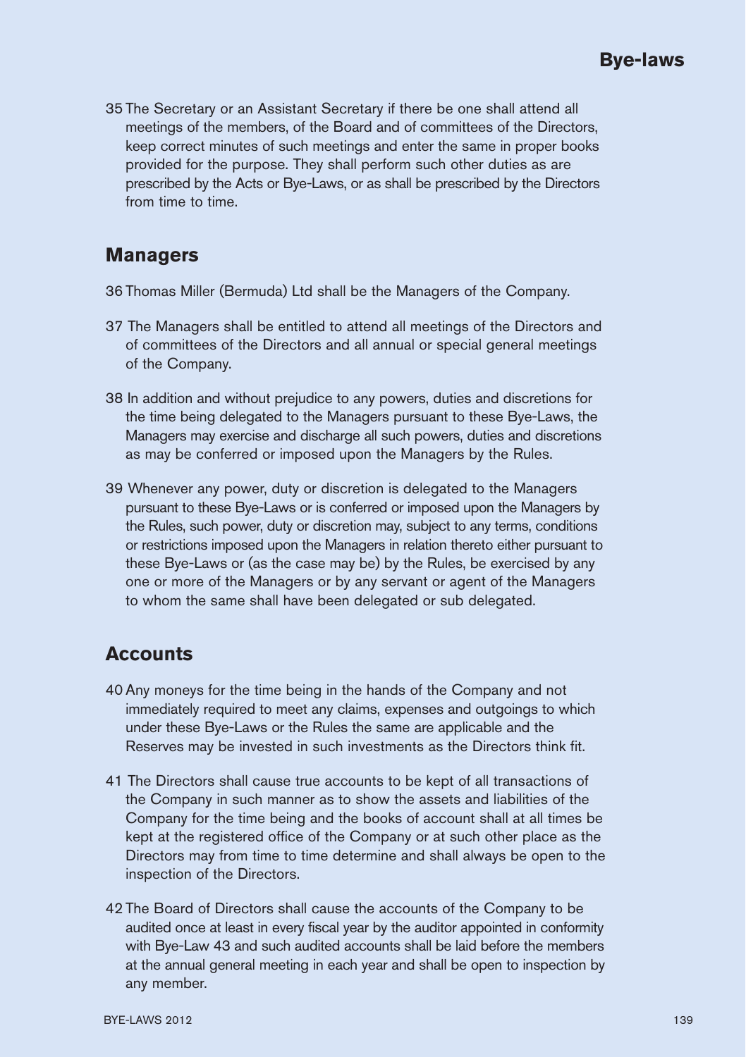35 The Secretary or an Assistant Secretary if there be one shall attend all meetings of the members, of the Board and of committees of the Directors, keep correct minutes of such meetings and enter the same in proper books provided for the purpose. They shall perform such other duties as are prescribed by the Acts or Bye-Laws, or as shall be prescribed by the Directors from time to time.

## Managers

36 Thomas Miller (Bermuda) Ltd shall be the Managers of the Company.

37 The Managers shall be entitled to attend all meetings of the Directors and of committees of the Directors and all annual or special general meetings of the Company.

38 In addition and without prejudice to any powers, duties and discretions for the time being delegated to the Managers pursuant to these Bye-Laws, the Managers may exercise and discharge all such powers, duties and discretions as may be conferred or imposed upon the Managers by the Rules.

39 Whenever any power, duty or discretion is delegated to the Managers pursuant to these Bye-Laws or is conferred or imposed upon the Managers by the Rules, such power, duty or discretion may, subject to any terms, conditions or restrictions imposed upon the Managers in relation thereto either pursuant to these Bye-Laws or (as the case may be) by the Rules, be exercised by any one or more of the Managers or by any servant or agent of the Managers to whom the same shall have been delegated or sub delegated.

## Accounts

40 Any moneys for the time being in the hands of the Company and not immediately required to meet any claims, expenses and outgoings to which under these Bye-Laws or the Rules the same are applicable and the Reserves may be invested in such investments as the Directors think fit.

41 The Directors shall cause true accounts to be kept of all transactions of the Company in such manner as to show the assets and liabilities of the Company for the time being and the books of account shall at all times be kept at the registered office of the Company or at such other place as the Directors may from time to time determine and shall always be open to the inspection of the Directors.

42 The Board of Directors shall cause the accounts of the Company to be audited once at least in every fiscal year by the auditor appointed in conformity with Bye-Law 43 and such audited accounts shall be laid before the members at the annual general meeting in each year and shall be open to inspection by any member.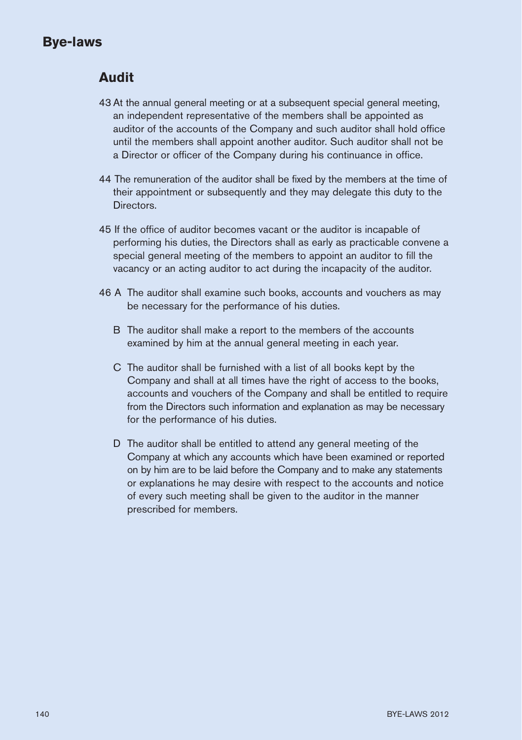# Bye-laws

## Audit

43 At the annual general meeting or at a subsequent special general meeting, an independent representative of the members shall be appointed as auditor of the accounts of the Company and such auditor shall hold office until the members shall appoint another auditor. Such auditor shall not be a Director or officer of the Company during his continuance in office.

44 The remuneration of the auditor shall be fixed by the members at the time of their appointment or subsequently and they may delegate this duty to the Directors.

45 If the office of auditor becomes vacant or the auditor is incapable of performing his duties, the Directors shall as early as practicable convene a special general meeting of the members to appoint an auditor to fill the vacancy or an acting auditor to act during the incapacity of the auditor.

46 A The auditor shall examine such books, accounts and vouchers as may be necessary for the performance of his duties.

B The auditor shall make a report to the members of the accounts examined by him at the annual general meeting in each year.

C The auditor shall be furnished with a list of all books kept by the Company and shall at all times have the right of access to the books, accounts and vouchers of the Company and shall be entitled to require from the Directors such information and explanation as may be necessary for the performance of his duties.

D The auditor shall be entitled to attend any general meeting of the Company at which any accounts which have been examined or reported on by him are to be laid before the Company and to make any statements or explanations he may desire with respect to the accounts and notice of every such meeting shall be given to the auditor in the manner prescribed for members.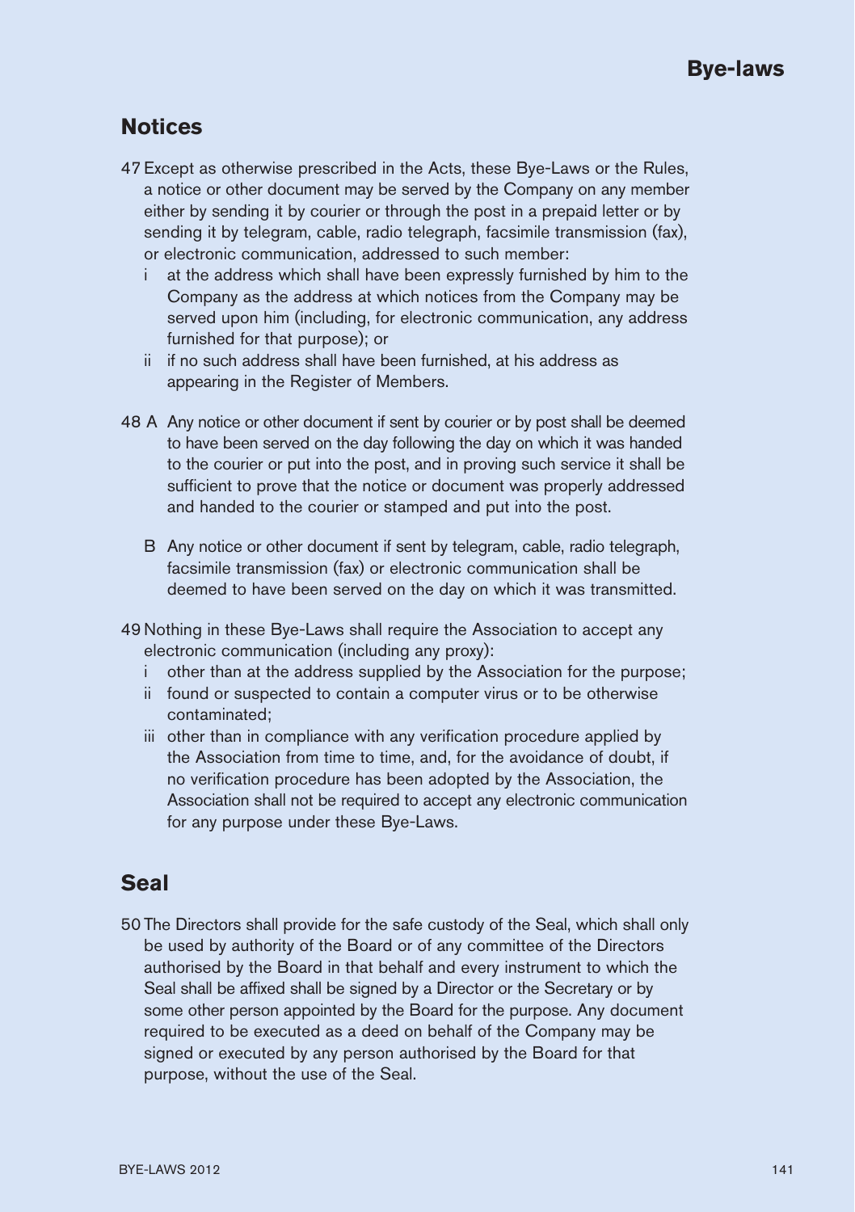## Notices

47 Except as otherwise prescribed in the Acts, these Bye-Laws or the Rules, a notice or other document may be served by the Company on any member either by sending it by courier or through the post in a prepaid letter or by sending it by telegram, cable, radio telegraph, facsimile transmission (fax), or electronic communication, addressed to such member:

- i at the address which shall have been expressly furnished by him to the Company as the address at which notices from the Company may be served upon him (including, for electronic communication, any address furnished for that purpose); or
- ii if no such address shall have been furnished, at his address as appearing in the Register of Members.

48 A Any notice or other document if sent by courier or by post shall be deemed to have been served on the day following the day on which it was handed to the courier or put into the post, and in proving such service it shall be sufficient to prove that the notice or document was properly addressed and handed to the courier or stamped and put into the post.

B Any notice or other document if sent by telegram, cable, radio telegraph, facsimile transmission (fax) or electronic communication shall be deemed to have been served on the day on which it was transmitted.

49 Nothing in these Bye-Laws shall require the Association to accept any electronic communication (including any proxy):

- i other than at the address supplied by the Association for the purpose;
- ii found or suspected to contain a computer virus or to be otherwise contaminated;
- iii other than in compliance with any verification procedure applied by the Association from time to time, and, for the avoidance of doubt, if no verification procedure has been adopted by the Association, the Association shall not be required to accept any electronic communication for any purpose under these Bye-Laws.

## Seal

50 The Directors shall provide for the safe custody of the Seal, which shall only be used by authority of the Board or of any committee of the Directors authorised by the Board in that behalf and every instrument to which the Seal shall be affixed shall be signed by a Director or the Secretary or by some other person appointed by the Board for the purpose. Any document required to be executed as a deed on behalf of the Company may be signed or executed by any person authorised by the Board for that purpose, without the use of the Seal.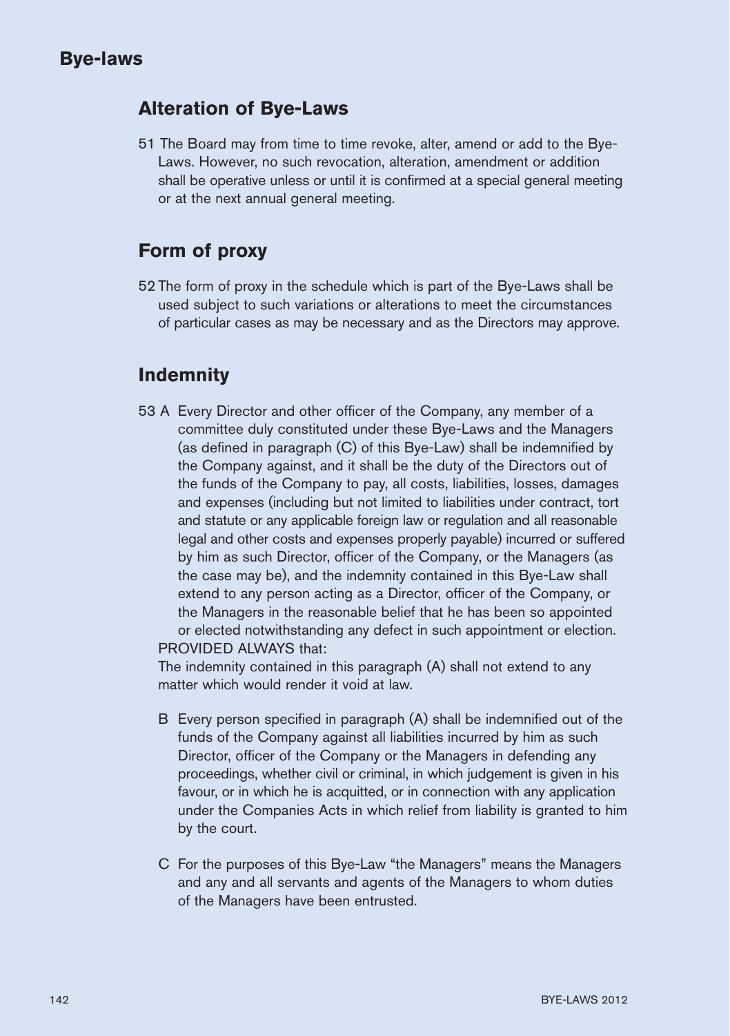## Alteration of Bye-Laws

51 The Board may from time to time revoke, alter, amend or add to the Bye-Laws. However, no such revocation, alteration, amendment or addition shall be operative unless or until it is confirmed at a special general meeting or at the next annual general meeting.

## Form of proxy

52 The form of proxy in the schedule which is part of the Bye-Laws shall be used subject to such variations or alterations to meet the circumstances of particular cases as may be necessary and as the Directors may approve.

## Indemnity

53 A Every Director and other officer of the Company, any member of a committee duly constituted under these Bye-Laws and the Managers (as defined in paragraph (C) of this Bye-Law) shall be indemnified by the Company against, and it shall be the duty of the Directors out of the funds of the Company to pay, all costs, liabilities, losses, damages and expenses (including but not limited to liabilities under contract, tort and statute or any applicable foreign law or regulation and all reasonable legal and other costs and expenses properly payable) incurred or suffered by him as such Director, officer of the Company, or the Managers (as the case may be), and the indemnity contained in this Bye-Law shall extend to any person acting as a Director, officer of the Company, or the Managers in the reasonable belief that he has been so appointed or elected notwithstanding any defect in such appointment or election.

PROVIDED ALWAYS that:

The indemnity contained in this paragraph (A) shall not extend to any matter which would render it void at law.

B Every person specified in paragraph (A) shall be indemnified out of the funds of the Company against all liabilities incurred by him as such Director, officer of the Company or the Managers in defending any proceedings, whether civil or criminal, in which judgement is given in his favour, or in which he is acquitted, or in connection with any application under the Companies Acts in which relief from liability is granted to him by the court.

C For the purposes of this Bye-Law "the Managers" means the Managers and any and all servants and agents of the Managers to whom duties of the Managers have been entrusted.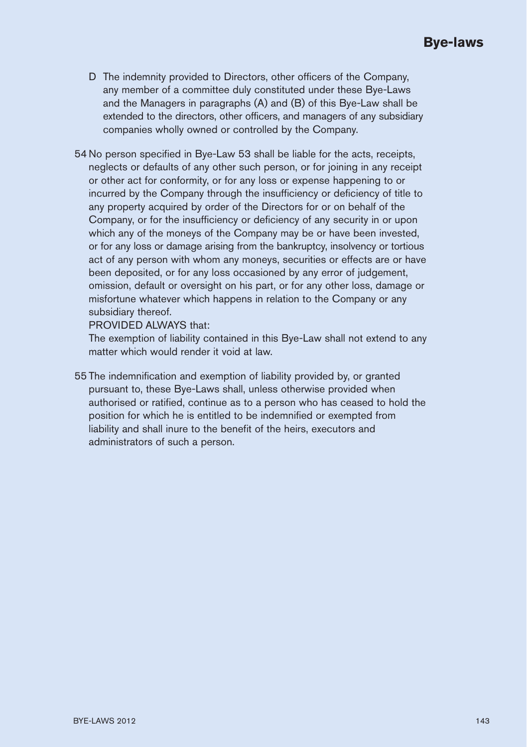D The indemnity provided to Directors, other officers of the Company, any member of a committee duly constituted under these Bye-Laws and the Managers in paragraphs (A) and (B) of this Bye-Law shall be extended to the directors, other officers, and managers of any subsidiary companies wholly owned or controlled by the Company.

54 No person specified in Bye-Law 53 shall be liable for the acts, receipts, neglects or defaults of any other such person, or for joining in any receipt or other act for conformity, or for any loss or expense happening to or incurred by the Company through the insufficiency or deficiency of title to any property acquired by order of the Directors for or on behalf of the Company, or for the insufficiency or deficiency of any security in or upon which any of the moneys of the Company may be or have been invested, or for any loss or damage arising from the bankruptcy, insolvency or tortious act of any person with whom any moneys, securities or effects are or have been deposited, or for any loss occasioned by any error of judgement, omission, default or oversight on his part, or for any other loss, damage or misfortune whatever which happens in relation to the Company or any subsidiary thereof.

PROVIDED ALWAYS that:

The exemption of liability contained in this Bye-Law shall not extend to any matter which would render it void at law.

55 The indemnification and exemption of liability provided by, or granted pursuant to, these Bye-Laws shall, unless otherwise provided when authorised or ratified, continue as to a person who has ceased to hold the position for which he is entitled to be indemnified or exempted from liability and shall inure to the benefit of the heirs, executors and administrators of such a person.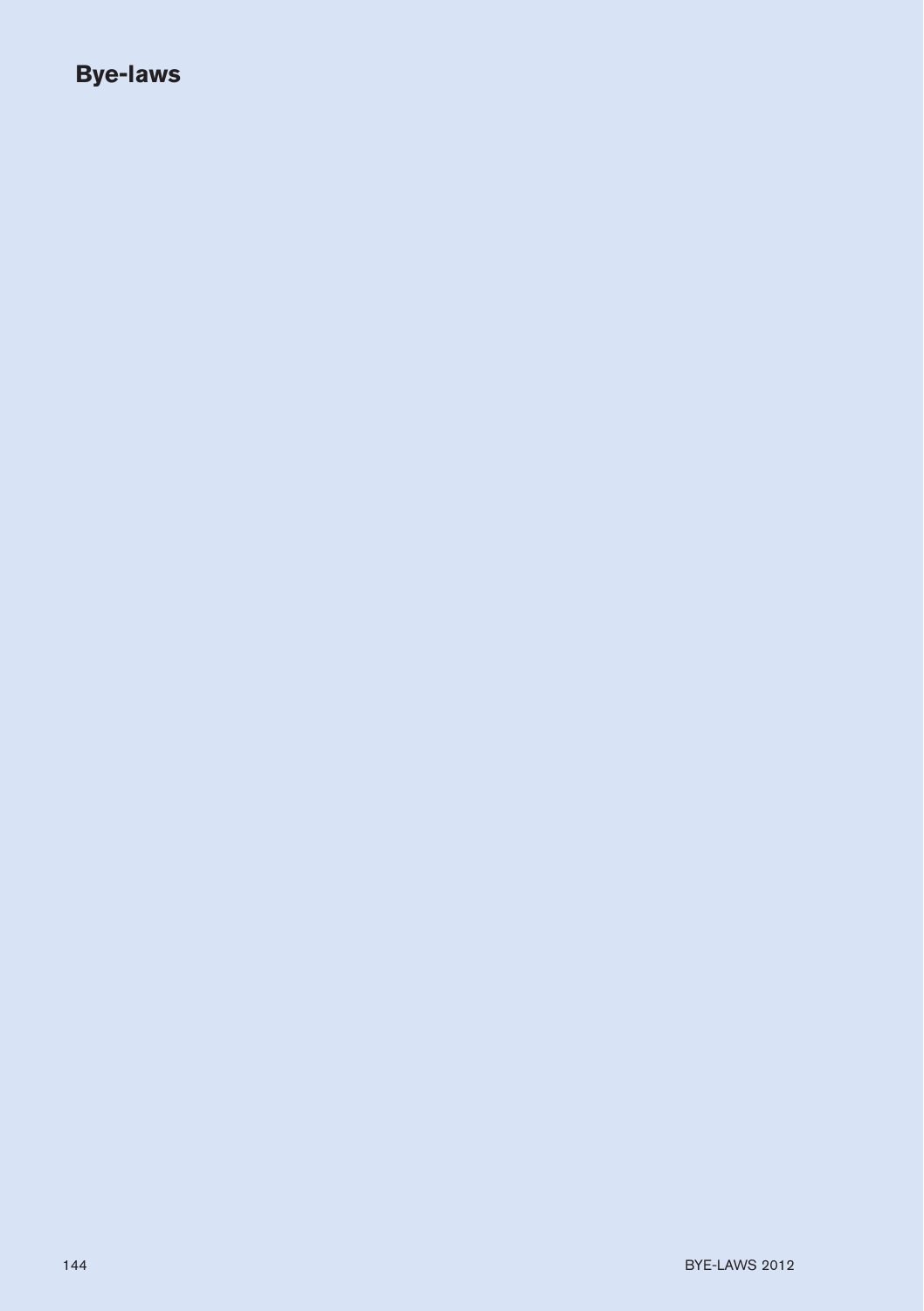# Bye-laws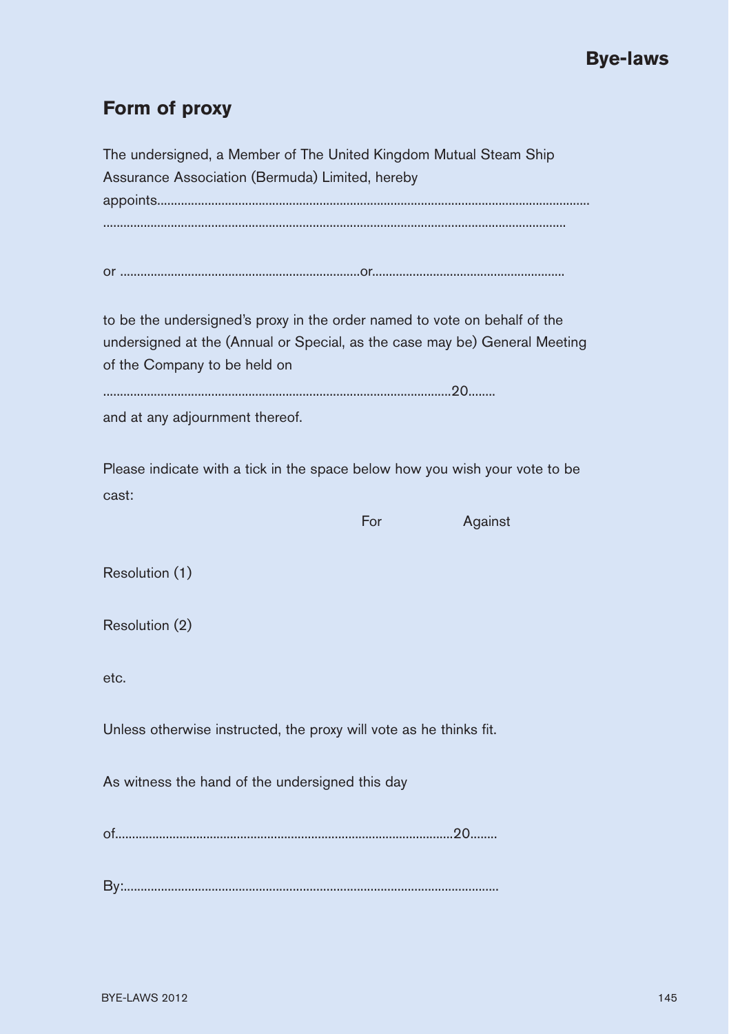## Form of proxy

The undersigned, a Member of The United Kingdom Mutual Steam Ship Assurance Association (Bermuda) Limited, hereby appoints..............................................................................................................................
..............................................................................................................................

or ......................................................................or........................................................

to be the undersigned's proxy in the order named to vote on behalf of the undersigned at the (Annual or Special, as the case may be) General Meeting of the Company to be held on

.....................................................................................................20........

and at any adjournment thereof.

Please indicate with a tick in the space below how you wish your vote to be cast:

| | For | Against |
|---|---|---|
| Resolution (1) | | |
| Resolution (2) | | |
| etc. | | |

Unless otherwise instructed, the proxy will vote as he thinks fit.

As witness the hand of the undersigned this day

of..................................................................................................20........

By:.............................................................................................................